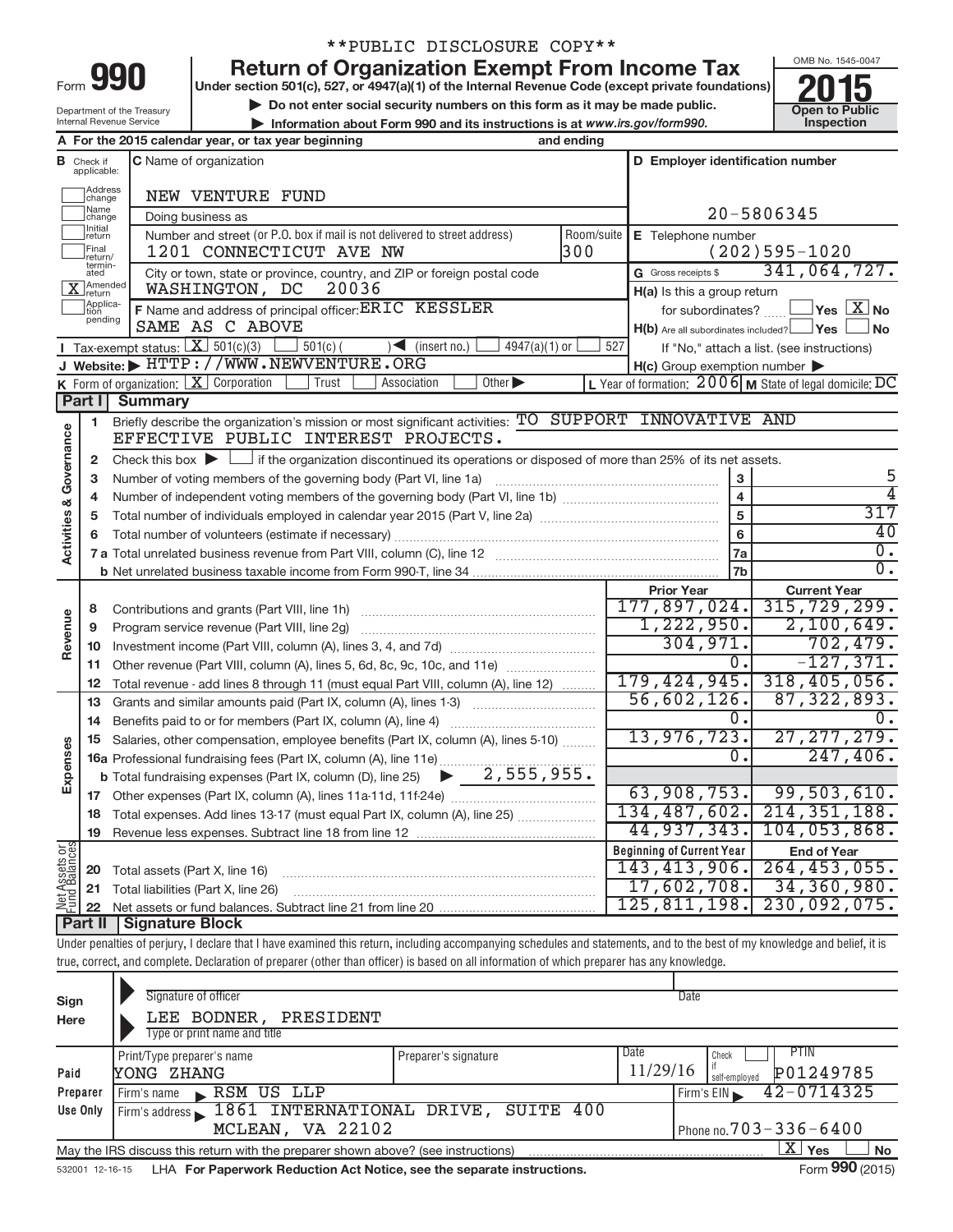**PUBLIC DISCLOSURE COPY**

# Form 990 — Return of Organization Exempt From Income Tax

Under section 501(c), 527, or 4947(a)(1) of the Internal Revenue Code (except private foundations)

▶ Do not enter social security numbers on this form as it may be made public.

▶ Information about Form 990 and its instructions is at www.irs.gov/form990.

Department of the Treasury
Internal Revenue Service

OMB No. 1545-0047

**2015**

**Open to Public Inspection**

**A** For the 2015 calendar year, or tax year beginning and ending

**B** Check if applicable:
- Address change
- Name change
- Initial return
- Final return/terminated
- [X] Amended return
- Application pending

**C** Name of organization: NEW VENTURE FUND

Doing business as

Number and street (or P.O. box if mail is not delivered to street address): 1201 CONNECTICUT AVE NW — Room/suite: 300

City or town, state or province, country, and ZIP or foreign postal code: WASHINGTON, DC 20036

**D** Employer identification number: 20-5806345

**E** Telephone number: (202)595-1020

**G** Gross receipts $ 341,064,727.

**F** Name and address of principal officer: ERIC KESSLER, SAME AS C ABOVE

**H(a)** Is this a group return for subordinates? Yes [X] No

**H(b)** Are all subordinates included? Yes No — If "No," attach a list. (see instructions)

**H(c)** Group exemption number ▶

**I** Tax-exempt status: [X] 501(c)(3) 501(c) ( ) ◀ (insert no.) 4947(a)(1) or 527

**J** Website: ▶ HTTP://WWW.NEWVENTURE.ORG

**K** Form of organization: [X] Corporation Trust Association Other ▶

**L** Year of formation: 2006 **M** State of legal domicile: DC

## Part I Summary

### Activities & Governance

1. Briefly describe the organization's mission or most significant activities: TO SUPPORT INNOVATIVE AND EFFECTIVE PUBLIC INTEREST PROJECTS.
2. Check this box ▶ if the organization discontinued its operations or disposed of more than 25% of its net assets.

| | | Line | |
|---|---|---|---|
| 3 | Number of voting members of the governing body (Part VI, line 1a) | 3 | 5 |
| 4 | Number of independent voting members of the governing body (Part VI, line 1b) | 4 | 4 |
| 5 | Total number of individuals employed in calendar year 2015 (Part V, line 2a) | 5 | 317 |
| 6 | Total number of volunteers (estimate if necessary) | 6 | 40 |
| 7a | Total unrelated business revenue from Part VIII, column (C), line 12 | 7a | 0. |
| b | Net unrelated business taxable income from Form 990-T, line 34 | 7b | 0. |

| | | Prior Year | Current Year |
|---|---|---|---|
| **Revenue** | | | |
| 8 | Contributions and grants (Part VIII, line 1h) | 177,897,024. | 315,729,299. |
| 9 | Program service revenue (Part VIII, line 2g) | 1,222,950. | 2,100,649. |
| 10 | Investment income (Part VIII, column (A), lines 3, 4, and 7d) | 304,971. | 702,479. |
| 11 | Other revenue (Part VIII, column (A), lines 5, 6d, 8c, 9c, 10c, and 11e) | 0. | -127,371. |
| 12 | Total revenue - add lines 8 through 11 (must equal Part VIII, column (A), line 12) | 179,424,945. | 318,405,056. |
| **Expenses** | | | |
| 13 | Grants and similar amounts paid (Part IX, column (A), lines 1-3) | 56,602,126. | 87,322,893. |
| 14 | Benefits paid to or for members (Part IX, column (A), line 4) | 0. | 0. |
| 15 | Salaries, other compensation, employee benefits (Part IX, column (A), lines 5-10) | 13,976,723. | 27,277,279. |
| 16a | Professional fundraising fees (Part IX, column (A), line 11e) | 0. | 247,406. |
| b | Total fundraising expenses (Part IX, column (D), line 25) ▶ 2,555,955. | | |
| 17 | Other expenses (Part IX, column (A), lines 11a-11d, 11f-24e) | 63,908,753. | 99,503,610. |
| 18 | Total expenses. Add lines 13-17 (must equal Part IX, column (A), line 25) | 134,487,602. | 214,351,188. |
| 19 | Revenue less expenses. Subtract line 18 from line 12 | 44,937,343. | 104,053,868. |

| **Net Assets or Fund Balances** | | Beginning of Current Year | End of Year |
|---|---|---|---|
| 20 | Total assets (Part X, line 16) | 143,413,906. | 264,453,055. |
| 21 | Total liabilities (Part X, line 26) | 17,602,708. | 34,360,980. |
| 22 | Net assets or fund balances. Subtract line 21 from line 20 | 125,811,198. | 230,092,075. |

## Part II Signature Block

Under penalties of perjury, I declare that I have examined this return, including accompanying schedules and statements, and to the best of my knowledge and belief, it is true, correct, and complete. Declaration of preparer (other than officer) is based on all information of which preparer has any knowledge.

**Sign Here**

Signature of officer — Date

LEE BODNER, PRESIDENT
Type or print name and title

**Paid Preparer Use Only**

| Print/Type preparer's name | Preparer's signature | Date | Check if self-employed | PTIN |
|---|---|---|---|---|
| YONG ZHANG | | 11/29/16 | | P01249785 |

Firm's name ▶ RSM US LLP — Firm's EIN ▶ 42-0714325

Firm's address ▶ 1861 INTERNATIONAL DRIVE, SUITE 400, MCLEAN, VA 22102 — Phone no. 703-336-6400

May the IRS discuss this return with the preparer shown above? (see instructions) [X] Yes No

532001 12-16-15 LHA For Paperwork Reduction Act Notice, see the separate instructions. Form 990 (2015)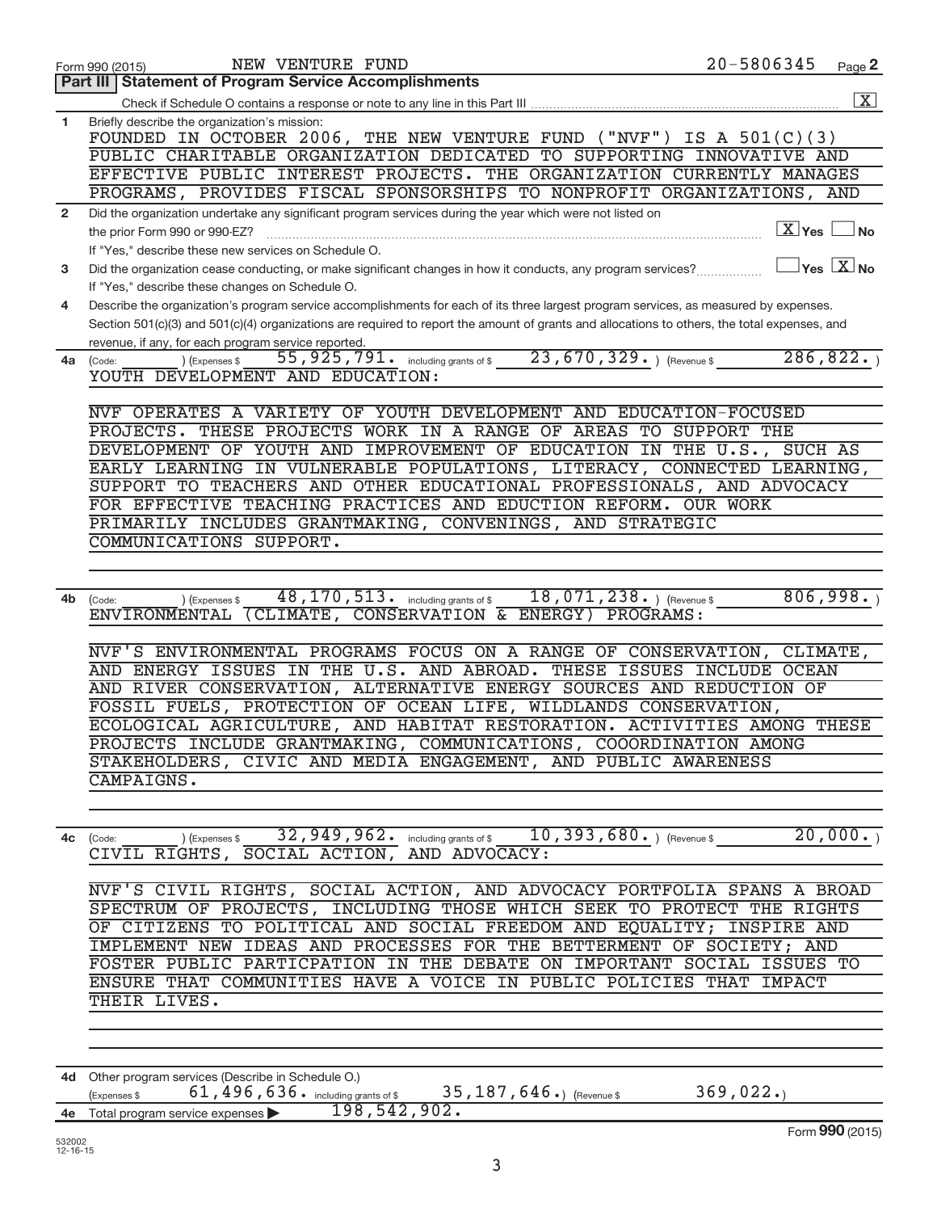Form 990 (2015) NEW VENTURE FUND 20-5806345 Page **2**

## Part III | Statement of Program Service Accomplishments

Check if Schedule O contains a response or note to any line in this Part III .......... [X]

**1** Briefly describe the organization's mission:

FOUNDED IN OCTOBER 2006, THE NEW VENTURE FUND ("NVF") IS A 501(C)(3) PUBLIC CHARITABLE ORGANIZATION DEDICATED TO SUPPORTING INNOVATIVE AND EFFECTIVE PUBLIC INTEREST PROJECTS. THE ORGANIZATION CURRENTLY MANAGES PROGRAMS, PROVIDES FISCAL SPONSORSHIPS TO NONPROFIT ORGANIZATIONS, AND

**2** Did the organization undertake any significant program services during the year which were not listed on the prior Form 990 or 990-EZ? .......... [X] Yes [ ] No

If "Yes," describe these new services on Schedule O.

**3** Did the organization cease conducting, or make significant changes in how it conducts, any program services? .......... [ ] Yes [X] No

If "Yes," describe these changes on Schedule O.

**4** Describe the organization's program service accomplishments for each of its three largest program services, as measured by expenses. Section 501(c)(3) and 501(c)(4) organizations are required to report the amount of grants and allocations to others, the total expenses, and revenue, if any, for each program service reported.

**4a** (Code: ) (Expenses $ 55,925,791. including grants of $ 23,670,329. ) (Revenue $ 286,822. )

YOUTH DEVELOPMENT AND EDUCATION:

NVF OPERATES A VARIETY OF YOUTH DEVELOPMENT AND EDUCATION-FOCUSED PROJECTS. THESE PROJECTS WORK IN A RANGE OF AREAS TO SUPPORT THE DEVELOPMENT OF YOUTH AND IMPROVEMENT OF EDUCATION IN THE U.S., SUCH AS EARLY LEARNING IN VULNERABLE POPULATIONS, LITERACY, CONNECTED LEARNING, SUPPORT TO TEACHERS AND OTHER EDUCATIONAL PROFESSIONALS, AND ADVOCACY FOR EFFECTIVE TEACHING PRACTICES AND EDUCTION REFORM. OUR WORK PRIMARILY INCLUDES GRANTMAKING, CONVENINGS, AND STRATEGIC COMMUNICATIONS SUPPORT.

**4b** (Code: ) (Expenses $ 48,170,513. including grants of $ 18,071,238. ) (Revenue $ 806,998. )

ENVIRONMENTAL (CLIMATE, CONSERVATION & ENERGY) PROGRAMS:

NVF'S ENVIRONMENTAL PROGRAMS FOCUS ON A RANGE OF CONSERVATION, CLIMATE, AND ENERGY ISSUES IN THE U.S. AND ABROAD. THESE ISSUES INCLUDE OCEAN AND RIVER CONSERVATION, ALTERNATIVE ENERGY SOURCES AND REDUCTION OF FOSSIL FUELS, PROTECTION OF OCEAN LIFE, WILDLANDS CONSERVATION, ECOLOGICAL AGRICULTURE, AND HABITAT RESTORATION. ACTIVITIES AMONG THESE PROJECTS INCLUDE GRANTMAKING, COMMUNICATIONS, COOORDINATION AMONG STAKEHOLDERS, CIVIC AND MEDIA ENGAGEMENT, AND PUBLIC AWARENESS CAMPAIGNS.

**4c** (Code: ) (Expenses $ 32,949,962. including grants of $ 10,393,680. ) (Revenue $ 20,000. )

CIVIL RIGHTS, SOCIAL ACTION, AND ADVOCACY:

NVF'S CIVIL RIGHTS, SOCIAL ACTION, AND ADVOCACY PORTFOLIA SPANS A BROAD SPECTRUM OF PROJECTS, INCLUDING THOSE WHICH SEEK TO PROTECT THE RIGHTS OF CITIZENS TO POLITICAL AND SOCIAL FREEDOM AND EQUALITY; INSPIRE AND IMPLEMENT NEW IDEAS AND PROCESSES FOR THE BETTERMENT OF SOCIETY; AND FOSTER PUBLIC PARTICPATION IN THE DEBATE ON IMPORTANT SOCIAL ISSUES TO ENSURE THAT COMMUNITIES HAVE A VOICE IN PUBLIC POLICIES THAT IMPACT THEIR LIVES.

**4d** Other program services (Describe in Schedule O.)

(Expenses $ 61,496,636. including grants of $ 35,187,646.) (Revenue $ 369,022.)

**4e** Total program service expenses ▶ 198,542,902.

532002 12-16-15

Form **990** (2015)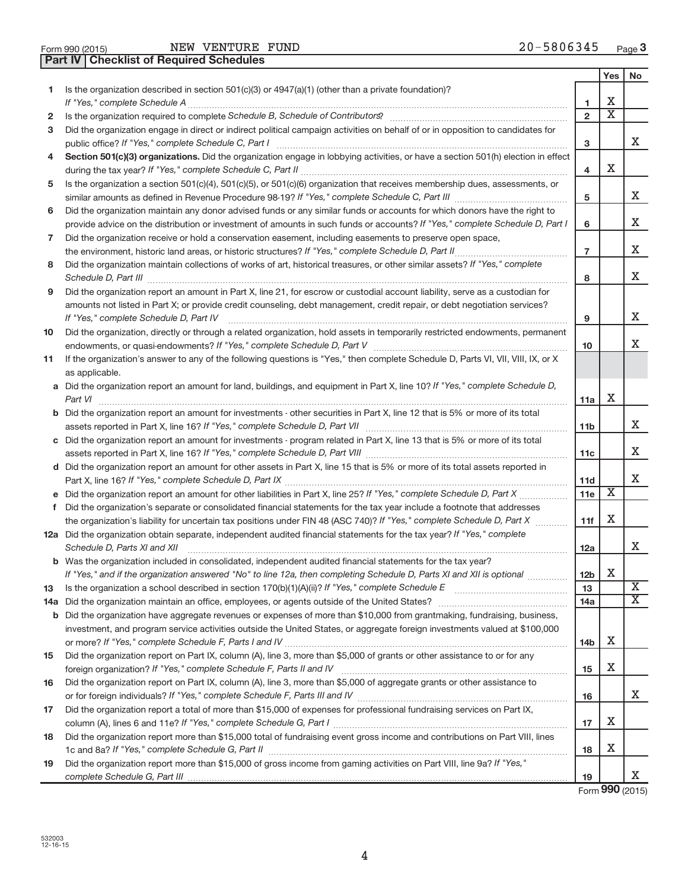Form 990 (2015) NEW VENTURE FUND 20-5806345

## Part IV Checklist of Required Schedules

| | | | Yes | No |
|---|---|---|---|---|
| 1 | Is the organization described in section 501(c)(3) or 4947(a)(1) (other than a private foundation)? *If "Yes," complete Schedule A* | 1 | X | |
| 2 | Is the organization required to complete *Schedule B, Schedule of Contributors*? | 2 | X | |
| 3 | Did the organization engage in direct or indirect political campaign activities on behalf of or in opposition to candidates for public office? *If "Yes," complete Schedule C, Part I* | 3 | | X |
| 4 | **Section 501(c)(3) organizations.** Did the organization engage in lobbying activities, or have a section 501(h) election in effect during the tax year? *If "Yes," complete Schedule C, Part II* | 4 | X | |
| 5 | Is the organization a section 501(c)(4), 501(c)(5), or 501(c)(6) organization that receives membership dues, assessments, or similar amounts as defined in Revenue Procedure 98-19? *If "Yes," complete Schedule C, Part III* | 5 | | X |
| 6 | Did the organization maintain any donor advised funds or any similar funds or accounts for which donors have the right to provide advice on the distribution or investment of amounts in such funds or accounts? *If "Yes," complete Schedule D, Part I* | 6 | | X |
| 7 | Did the organization receive or hold a conservation easement, including easements to preserve open space, the environment, historic land areas, or historic structures? *If "Yes," complete Schedule D, Part II* | 7 | | X |
| 8 | Did the organization maintain collections of works of art, historical treasures, or other similar assets? *If "Yes," complete Schedule D, Part III* | 8 | | X |
| 9 | Did the organization report an amount in Part X, line 21, for escrow or custodial account liability, serve as a custodian for amounts not listed in Part X; or provide credit counseling, debt management, credit repair, or debt negotiation services? *If "Yes," complete Schedule D, Part IV* | 9 | | X |
| 10 | Did the organization, directly or through a related organization, hold assets in temporarily restricted endowments, permanent endowments, or quasi-endowments? *If "Yes," complete Schedule D, Part V* | 10 | | X |
| 11 | If the organization's answer to any of the following questions is "Yes," then complete Schedule D, Parts VI, VII, VIII, IX, or X as applicable. | | | |
| a | Did the organization report an amount for land, buildings, and equipment in Part X, line 10? *If "Yes," complete Schedule D, Part VI* | 11a | X | |
| b | Did the organization report an amount for investments - other securities in Part X, line 12 that is 5% or more of its total assets reported in Part X, line 16? *If "Yes," complete Schedule D, Part VII* | 11b | | X |
| c | Did the organization report an amount for investments - program related in Part X, line 13 that is 5% or more of its total assets reported in Part X, line 16? *If "Yes," complete Schedule D, Part VIII* | 11c | | X |
| d | Did the organization report an amount for other assets in Part X, line 15 that is 5% or more of its total assets reported in Part X, line 16? *If "Yes," complete Schedule D, Part IX* | 11d | | X |
| e | Did the organization report an amount for other liabilities in Part X, line 25? *If "Yes," complete Schedule D, Part X* | 11e | X | |
| f | Did the organization's separate or consolidated financial statements for the tax year include a footnote that addresses the organization's liability for uncertain tax positions under FIN 48 (ASC 740)? *If "Yes," complete Schedule D, Part X* | 11f | X | |
| 12a | Did the organization obtain separate, independent audited financial statements for the tax year? *If "Yes," complete Schedule D, Parts XI and XII* | 12a | | X |
| b | Was the organization included in consolidated, independent audited financial statements for the tax year? *If "Yes," and if the organization answered "No" to line 12a, then completing Schedule D, Parts XI and XII is optional* | 12b | X | |
| 13 | Is the organization a school described in section 170(b)(1)(A)(ii)? *If "Yes," complete Schedule E* | 13 | | X |
| 14a | Did the organization maintain an office, employees, or agents outside of the United States? | 14a | | X |
| b | Did the organization have aggregate revenues or expenses of more than $10,000 from grantmaking, fundraising, business, investment, and program service activities outside the United States, or aggregate foreign investments valued at $100,000 or more? *If "Yes," complete Schedule F, Parts I and IV* | 14b | X | |
| 15 | Did the organization report on Part IX, column (A), line 3, more than $5,000 of grants or other assistance to or for any foreign organization? *If "Yes," complete Schedule F, Parts II and IV* | 15 | X | |
| 16 | Did the organization report on Part IX, column (A), line 3, more than $5,000 of aggregate grants or other assistance to or for foreign individuals? *If "Yes," complete Schedule F, Parts III and IV* | 16 | | X |
| 17 | Did the organization report a total of more than $15,000 of expenses for professional fundraising services on Part IX, column (A), lines 6 and 11e? *If "Yes," complete Schedule G, Part I* | 17 | X | |
| 18 | Did the organization report more than $15,000 total of fundraising event gross income and contributions on Part VIII, lines 1c and 8a? *If "Yes," complete Schedule G, Part II* | 18 | X | |
| 19 | Did the organization report more than $15,000 of gross income from gaming activities on Part VIII, line 9a? *If "Yes," complete Schedule G, Part III* | 19 | | X |

Form **990** (2015)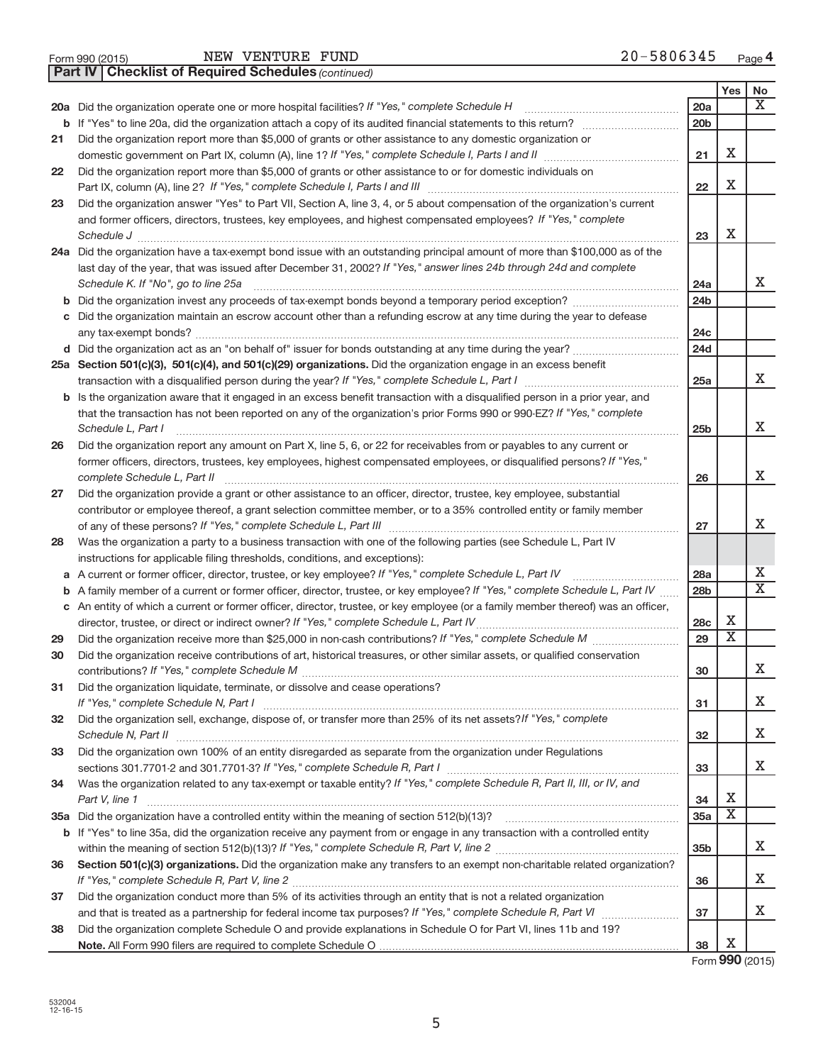Form 990 (2015) NEW VENTURE FUND 20-5806345 Page 4

**Part IV | Checklist of Required Schedules** *(continued)*

| | | | Yes | No |
|---|---|---|---|---|
| 20a | Did the organization operate one or more hospital facilities? *If "Yes," complete Schedule H* | 20a | | X |
| b | If "Yes" to line 20a, did the organization attach a copy of its audited financial statements to this return? | 20b | | |
| 21 | Did the organization report more than $5,000 of grants or other assistance to any domestic organization or domestic government on Part IX, column (A), line 1? *If "Yes," complete Schedule I, Parts I and II* | 21 | X | |
| 22 | Did the organization report more than $5,000 of grants or other assistance to or for domestic individuals on Part IX, column (A), line 2? *If "Yes," complete Schedule I, Parts I and III* | 22 | X | |
| 23 | Did the organization answer "Yes" to Part VII, Section A, line 3, 4, or 5 about compensation of the organization's current and former officers, directors, trustees, key employees, and highest compensated employees? *If "Yes," complete Schedule J* | 23 | X | |
| 24a | Did the organization have a tax-exempt bond issue with an outstanding principal amount of more than $100,000 as of the last day of the year, that was issued after December 31, 2002? *If "Yes," answer lines 24b through 24d and complete Schedule K. If "No", go to line 25a* | 24a | | X |
| b | Did the organization invest any proceeds of tax-exempt bonds beyond a temporary period exception? | 24b | | |
| c | Did the organization maintain an escrow account other than a refunding escrow at any time during the year to defease any tax-exempt bonds? | 24c | | |
| d | Did the organization act as an "on behalf of" issuer for bonds outstanding at any time during the year? | 24d | | |
| 25a | **Section 501(c)(3), 501(c)(4), and 501(c)(29) organizations.** Did the organization engage in an excess benefit transaction with a disqualified person during the year? *If "Yes," complete Schedule L, Part I* | 25a | | X |
| b | Is the organization aware that it engaged in an excess benefit transaction with a disqualified person in a prior year, and that the transaction has not been reported on any of the organization's prior Forms 990 or 990-EZ? *If "Yes," complete Schedule L, Part I* | 25b | | X |
| 26 | Did the organization report any amount on Part X, line 5, 6, or 22 for receivables from or payables to any current or former officers, directors, trustees, key employees, highest compensated employees, or disqualified persons? *If "Yes," complete Schedule L, Part II* | 26 | | X |
| 27 | Did the organization provide a grant or other assistance to an officer, director, trustee, key employee, substantial contributor or employee thereof, a grant selection committee member, or to a 35% controlled entity or family member of any of these persons? *If "Yes," complete Schedule L, Part III* | 27 | | X |
| 28 | Was the organization a party to a business transaction with one of the following parties (see Schedule L, Part IV instructions for applicable filing thresholds, conditions, and exceptions): | | | |
| a | A current or former officer, director, trustee, or key employee? *If "Yes," complete Schedule L, Part IV* | 28a | | X |
| b | A family member of a current or former officer, director, trustee, or key employee? *If "Yes," complete Schedule L, Part IV* | 28b | | X |
| c | An entity of which a current or former officer, director, trustee, or key employee (or a family member thereof) was an officer, director, trustee, or direct or indirect owner? *If "Yes," complete Schedule L, Part IV* | 28c | X | |
| 29 | Did the organization receive more than $25,000 in non-cash contributions? *If "Yes," complete Schedule M* | 29 | X | |
| 30 | Did the organization receive contributions of art, historical treasures, or other similar assets, or qualified conservation contributions? *If "Yes," complete Schedule M* | 30 | | X |
| 31 | Did the organization liquidate, terminate, or dissolve and cease operations? *If "Yes," complete Schedule N, Part I* | 31 | | X |
| 32 | Did the organization sell, exchange, dispose of, or transfer more than 25% of its net assets? *If "Yes," complete Schedule N, Part II* | 32 | | X |
| 33 | Did the organization own 100% of an entity disregarded as separate from the organization under Regulations sections 301.7701-2 and 301.7701-3? *If "Yes," complete Schedule R, Part I* | 33 | | X |
| 34 | Was the organization related to any tax-exempt or taxable entity? *If "Yes," complete Schedule R, Part II, III, or IV, and Part V, line 1* | 34 | X | |
| 35a | Did the organization have a controlled entity within the meaning of section 512(b)(13)? | 35a | X | |
| b | If "Yes" to line 35a, did the organization receive any payment from or engage in any transaction with a controlled entity within the meaning of section 512(b)(13)? *If "Yes," complete Schedule R, Part V, line 2* | 35b | | X |
| 36 | **Section 501(c)(3) organizations.** Did the organization make any transfers to an exempt non-charitable related organization? *If "Yes," complete Schedule R, Part V, line 2* | 36 | | X |
| 37 | Did the organization conduct more than 5% of its activities through an entity that is not a related organization and that is treated as a partnership for federal income tax purposes? *If "Yes," complete Schedule R, Part VI* | 37 | | X |
| 38 | Did the organization complete Schedule O and provide explanations in Schedule O for Part VI, lines 11b and 19? **Note.** All Form 990 filers are required to complete Schedule O | 38 | X | |

Form **990** (2015)

532004 12-16-15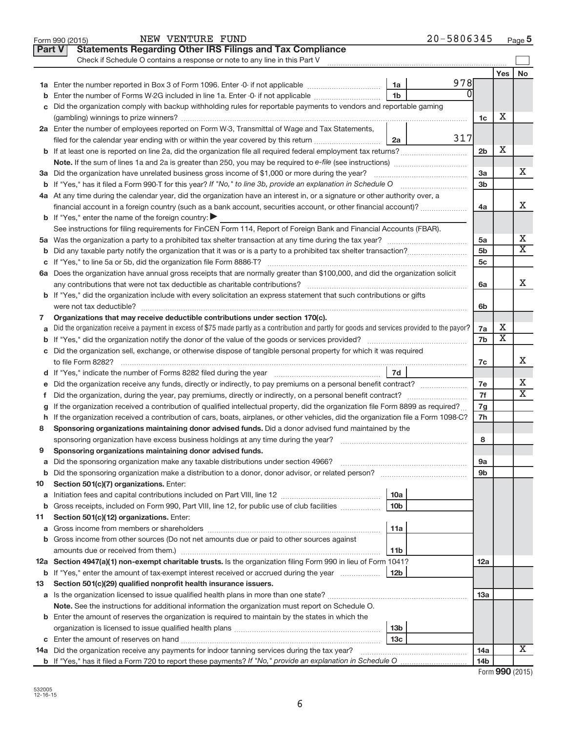Form 990 (2015) NEW VENTURE FUND 20-5806345

## Part V Statements Regarding Other IRS Filings and Tax Compliance

Check if Schedule O contains a response or note to any line in this Part V

| | | | | | Yes | No |
|---|---|---|---|---|---|---|
| **1a** | Enter the number reported in Box 3 of Form 1096. Enter -0- if not applicable | 1a | 978 | | | |
| **b** | Enter the number of Forms W-2G included in line 1a. Enter -0- if not applicable | 1b | 0 | | | |
| **c** | Did the organization comply with backup withholding rules for reportable payments to vendors and reportable gaming (gambling) winnings to prize winners? | | | 1c | X | |
| **2a** | Enter the number of employees reported on Form W-3, Transmittal of Wage and Tax Statements, filed for the calendar year ending with or within the year covered by this return | 2a | 317 | | | |
| **b** | If at least one is reported on line 2a, did the organization file all required federal employment tax returns? | | | 2b | X | |
| | **Note.** If the sum of lines 1a and 2a is greater than 250, you may be required to *e-file* (see instructions) | | | | | |
| **3a** | Did the organization have unrelated business gross income of $1,000 or more during the year? | | | 3a | | X |
| **b** | If "Yes," has it filed a Form 990-T for this year? *If "No," to line 3b, provide an explanation in Schedule O* | | | 3b | | |
| **4a** | At any time during the calendar year, did the organization have an interest in, or a signature or other authority over, a financial account in a foreign country (such as a bank account, securities account, or other financial account)? | | | 4a | | X |
| **b** | If "Yes," enter the name of the foreign country: ▶ | | | | | |
| | See instructions for filing requirements for FinCEN Form 114, Report of Foreign Bank and Financial Accounts (FBAR). | | | | | |
| **5a** | Was the organization a party to a prohibited tax shelter transaction at any time during the tax year? | | | 5a | | X |
| **b** | Did any taxable party notify the organization that it was or is a party to a prohibited tax shelter transaction? | | | 5b | | X |
| **c** | If "Yes," to line 5a or 5b, did the organization file Form 8886-T? | | | 5c | | |
| **6a** | Does the organization have annual gross receipts that are normally greater than $100,000, and did the organization solicit any contributions that were not tax deductible as charitable contributions? | | | 6a | | X |
| **b** | If "Yes," did the organization include with every solicitation an express statement that such contributions or gifts were not tax deductible? | | | 6b | | |
| **7** | **Organizations that may receive deductible contributions under section 170(c).** | | | | | |
| **a** | Did the organization receive a payment in excess of $75 made partly as a contribution and partly for goods and services provided to the payor? | | | 7a | X | |
| **b** | If "Yes," did the organization notify the donor of the value of the goods or services provided? | | | 7b | X | |
| **c** | Did the organization sell, exchange, or otherwise dispose of tangible personal property for which it was required to file Form 8282? | | | 7c | | X |
| **d** | If "Yes," indicate the number of Forms 8282 filed during the year | 7d | | | | |
| **e** | Did the organization receive any funds, directly or indirectly, to pay premiums on a personal benefit contract? | | | 7e | | X |
| **f** | Did the organization, during the year, pay premiums, directly or indirectly, on a personal benefit contract? | | | 7f | | X |
| **g** | If the organization received a contribution of qualified intellectual property, did the organization file Form 8899 as required? | | | 7g | | |
| **h** | If the organization received a contribution of cars, boats, airplanes, or other vehicles, did the organization file a Form 1098-C? | | | 7h | | |
| **8** | **Sponsoring organizations maintaining donor advised funds.** Did a donor advised fund maintained by the sponsoring organization have excess business holdings at any time during the year? | | | 8 | | |
| **9** | **Sponsoring organizations maintaining donor advised funds.** | | | | | |
| **a** | Did the sponsoring organization make any taxable distributions under section 4966? | | | 9a | | |
| **b** | Did the sponsoring organization make a distribution to a donor, donor advisor, or related person? | | | 9b | | |
| **10** | **Section 501(c)(7) organizations.** Enter: | | | | | |
| **a** | Initiation fees and capital contributions included on Part VIII, line 12 | 10a | | | | |
| **b** | Gross receipts, included on Form 990, Part VIII, line 12, for public use of club facilities | 10b | | | | |
| **11** | **Section 501(c)(12) organizations.** Enter: | | | | | |
| **a** | Gross income from members or shareholders | 11a | | | | |
| **b** | Gross income from other sources (Do not net amounts due or paid to other sources against amounts due or received from them.) | 11b | | | | |
| **12a** | **Section 4947(a)(1) non-exempt charitable trusts.** Is the organization filing Form 990 in lieu of Form 1041? | | | 12a | | |
| **b** | If "Yes," enter the amount of tax-exempt interest received or accrued during the year | 12b | | | | |
| **13** | **Section 501(c)(29) qualified nonprofit health insurance issuers.** | | | | | |
| **a** | Is the organization licensed to issue qualified health plans in more than one state? | | | 13a | | |
| | **Note.** See the instructions for additional information the organization must report on Schedule O. | | | | | |
| **b** | Enter the amount of reserves the organization is required to maintain by the states in which the organization is licensed to issue qualified health plans | 13b | | | | |
| **c** | Enter the amount of reserves on hand | 13c | | | | |
| **14a** | Did the organization receive any payments for indoor tanning services during the tax year? | | | 14a | | X |
| **b** | If "Yes," has it filed a Form 720 to report these payments? *If "No," provide an explanation in Schedule O* | | | 14b | | |

Form **990** (2015)

532005 12-16-15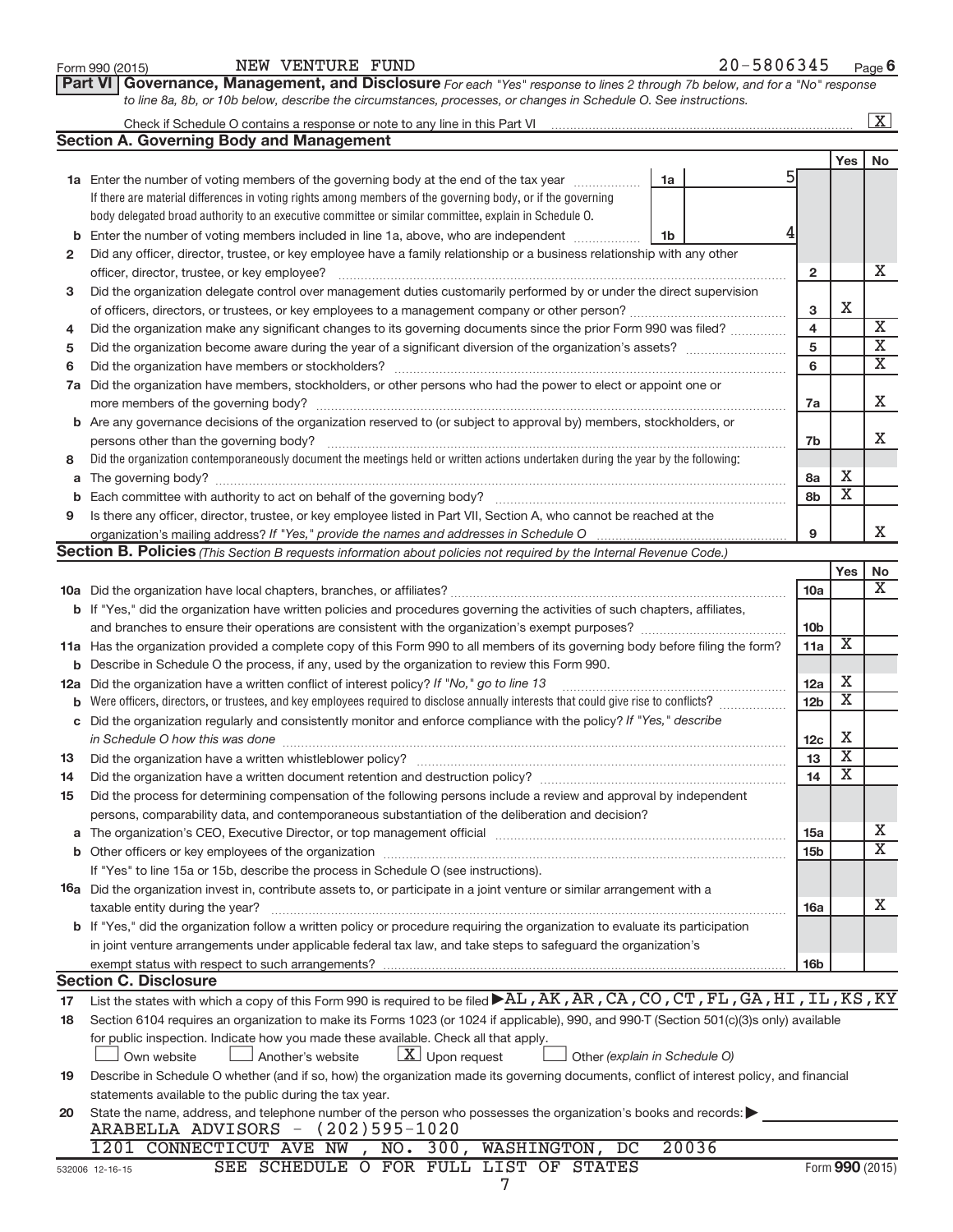Form 990 (2015) NEW VENTURE FUND 20-5806345 Page 6

**Part VI Governance, Management, and Disclosure** *For each "Yes" response to lines 2 through 7b below, and for a "No" response to line 8a, 8b, or 10b below, describe the circumstances, processes, or changes in Schedule O. See instructions.*

Check if Schedule O contains a response or note to any line in this Part VI .......... [X]

## Section A. Governing Body and Management

| | | | | Yes | No |
|---|---|---|---|---|---|
| **1a** | Enter the number of voting members of the governing body at the end of the tax year ... If there are material differences in voting rights among members of the governing body, or if the governing body delegated broad authority to an executive committee or similar committee, explain in Schedule O. | 1a: 5 | | | |
| **b** | Enter the number of voting members included in line 1a, above, who are independent ... | 1b: 4 | | | |
| **2** | Did any officer, director, trustee, or key employee have a family relationship or a business relationship with any other officer, director, trustee, or key employee? | | 2 | | X |
| **3** | Did the organization delegate control over management duties customarily performed by or under the direct supervision of officers, directors, or trustees, or key employees to a management company or other person? | | 3 | X | |
| **4** | Did the organization make any significant changes to its governing documents since the prior Form 990 was filed? | | 4 | | X |
| **5** | Did the organization become aware during the year of a significant diversion of the organization's assets? | | 5 | | X |
| **6** | Did the organization have members or stockholders? | | 6 | | X |
| **7a** | Did the organization have members, stockholders, or other persons who had the power to elect or appoint one or more members of the governing body? | | 7a | | X |
| **b** | Are any governance decisions of the organization reserved to (or subject to approval by) members, stockholders, or persons other than the governing body? | | 7b | | X |
| **8** | Did the organization contemporaneously document the meetings held or written actions undertaken during the year by the following: | | | | |
| **a** | The governing body? | | 8a | X | |
| **b** | Each committee with authority to act on behalf of the governing body? | | 8b | X | |
| **9** | Is there any officer, director, trustee, or key employee listed in Part VII, Section A, who cannot be reached at the organization's mailing address? *If "Yes," provide the names and addresses in Schedule O* | | 9 | | X |

## Section B. Policies *(This Section B requests information about policies not required by the Internal Revenue Code.)*

| | | | Yes | No |
|---|---|---|---|---|
| **10a** | Did the organization have local chapters, branches, or affiliates? | 10a | | X |
| **b** | If "Yes," did the organization have written policies and procedures governing the activities of such chapters, affiliates, and branches to ensure their operations are consistent with the organization's exempt purposes? | 10b | | |
| **11a** | Has the organization provided a complete copy of this Form 990 to all members of its governing body before filing the form? | 11a | X | |
| **b** | Describe in Schedule O the process, if any, used by the organization to review this Form 990. | | | |
| **12a** | Did the organization have a written conflict of interest policy? *If "No," go to line 13* | 12a | X | |
| **b** | Were officers, directors, or trustees, and key employees required to disclose annually interests that could give rise to conflicts? | 12b | X | |
| **c** | Did the organization regularly and consistently monitor and enforce compliance with the policy? *If "Yes," describe in Schedule O how this was done* | 12c | X | |
| **13** | Did the organization have a written whistleblower policy? | 13 | X | |
| **14** | Did the organization have a written document retention and destruction policy? | 14 | X | |
| **15** | Did the process for determining compensation of the following persons include a review and approval by independent persons, comparability data, and contemporaneous substantiation of the deliberation and decision? | | | |
| **a** | The organization's CEO, Executive Director, or top management official | 15a | | X |
| **b** | Other officers or key employees of the organization | 15b | | X |
| | If "Yes" to line 15a or 15b, describe the process in Schedule O (see instructions). | | | |
| **16a** | Did the organization invest in, contribute assets to, or participate in a joint venture or similar arrangement with a taxable entity during the year? | 16a | | X |
| **b** | If "Yes," did the organization follow a written policy or procedure requiring the organization to evaluate its participation in joint venture arrangements under applicable federal tax law, and take steps to safeguard the organization's exempt status with respect to such arrangements? | 16b | | |

## Section C. Disclosure

**17** List the states with which a copy of this Form 990 is required to be filed ▶ AL,AK,AR,CA,CO,CT,FL,GA,HI,IL,KS,KY

**18** Section 6104 requires an organization to make its Forms 1023 (or 1024 if applicable), 990, and 990-T (Section 501(c)(3)s only) available for public inspection. Indicate how you made these available. Check all that apply.

[ ] Own website [ ] Another's website [X] Upon request [ ] Other *(explain in Schedule O)*

**19** Describe in Schedule O whether (and if so, how) the organization made its governing documents, conflict of interest policy, and financial statements available to the public during the tax year.

**20** State the name, address, and telephone number of the person who possesses the organization's books and records: ▶
ARABELLA ADVISORS - (202)595-1020
1201 CONNECTICUT AVE NW , NO. 300, WASHINGTON, DC 20036

SEE SCHEDULE O FOR FULL LIST OF STATES

Form **990** (2015)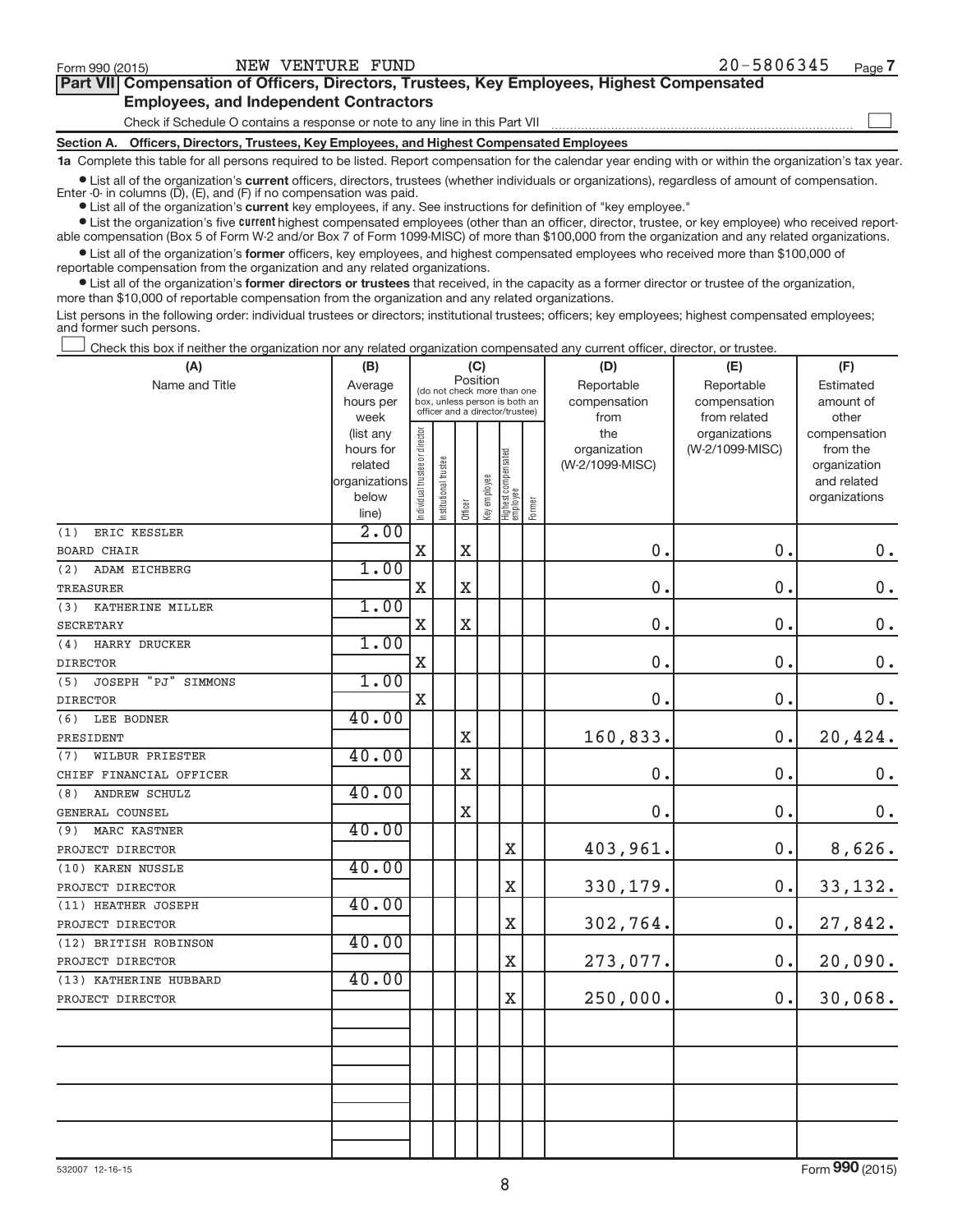Form 990 (2015) NEW VENTURE FUND 20-5806345 Page 7

## Part VII Compensation of Officers, Directors, Trustees, Key Employees, Highest Compensated Employees, and Independent Contractors

Check if Schedule O contains a response or note to any line in this Part VII

### Section A. Officers, Directors, Trustees, Key Employees, and Highest Compensated Employees

**1a** Complete this table for all persons required to be listed. Report compensation for the calendar year ending with or within the organization's tax year.

- List all of the organization's **current** officers, directors, trustees (whether individuals or organizations), regardless of amount of compensation. Enter -0- in columns (D), (E), and (F) if no compensation was paid.
- List all of the organization's **current** key employees, if any. See instructions for definition of "key employee."
- List the organization's five **current** highest compensated employees (other than an officer, director, trustee, or key employee) who received reportable compensation (Box 5 of Form W-2 and/or Box 7 of Form 1099-MISC) of more than $100,000 from the organization and any related organizations.
- List all of the organization's **former** officers, key employees, and highest compensated employees who received more than $100,000 of reportable compensation from the organization and any related organizations.
- List all of the organization's **former directors or trustees** that received, in the capacity as a former director or trustee of the organization, more than $10,000 of reportable compensation from the organization and any related organizations.

List persons in the following order: individual trustees or directors; institutional trustees; officers; key employees; highest compensated employees; and former such persons.

☐ Check this box if neither the organization nor any related organization compensated any current officer, director, or trustee.

| (A) Name and Title | (B) Average hours per week (list any hours for related organizations below line) | (C) Position: Individual trustee or director | Institutional trustee | Officer | Key employee | Highest compensated employee | Former | (D) Reportable compensation from the organization (W-2/1099-MISC) | (E) Reportable compensation from related organizations (W-2/1099-MISC) | (F) Estimated amount of other compensation from the organization and related organizations |
|---|---|---|---|---|---|---|---|---|---|---|
| (1) ERIC KESSLER<br>BOARD CHAIR | 2.00 | X | | X | | | | 0. | 0. | 0. |
| (2) ADAM EICHBERG<br>TREASURER | 1.00 | X | | X | | | | 0. | 0. | 0. |
| (3) KATHERINE MILLER<br>SECRETARY | 1.00 | X | | X | | | | 0. | 0. | 0. |
| (4) HARRY DRUCKER<br>DIRECTOR | 1.00 | X | | | | | | 0. | 0. | 0. |
| (5) JOSEPH "PJ" SIMMONS<br>DIRECTOR | 1.00 | X | | | | | | 0. | 0. | 0. |
| (6) LEE BODNER<br>PRESIDENT | 40.00 | | | X | | | | 160,833. | 0. | 20,424. |
| (7) WILBUR PRIESTER<br>CHIEF FINANCIAL OFFICER | 40.00 | | | X | | | | 0. | 0. | 0. |
| (8) ANDREW SCHULZ<br>GENERAL COUNSEL | 40.00 | | | X | | | | 0. | 0. | 0. |
| (9) MARC KASTNER<br>PROJECT DIRECTOR | 40.00 | | | | | X | | 403,961. | 0. | 8,626. |
| (10) KAREN NUSSLE<br>PROJECT DIRECTOR | 40.00 | | | | | X | | 330,179. | 0. | 33,132. |
| (11) HEATHER JOSEPH<br>PROJECT DIRECTOR | 40.00 | | | | | X | | 302,764. | 0. | 27,842. |
| (12) BRITISH ROBINSON<br>PROJECT DIRECTOR | 40.00 | | | | | X | | 273,077. | 0. | 20,090. |
| (13) KATHERINE HUBBARD<br>PROJECT DIRECTOR | 40.00 | | | | | X | | 250,000. | 0. | 30,068. |
| | | | | | | | | | | |
| | | | | | | | | | | |
| | | | | | | | | | | |
| | | | | | | | | | | |

532007 12-16-15 Form 990 (2015)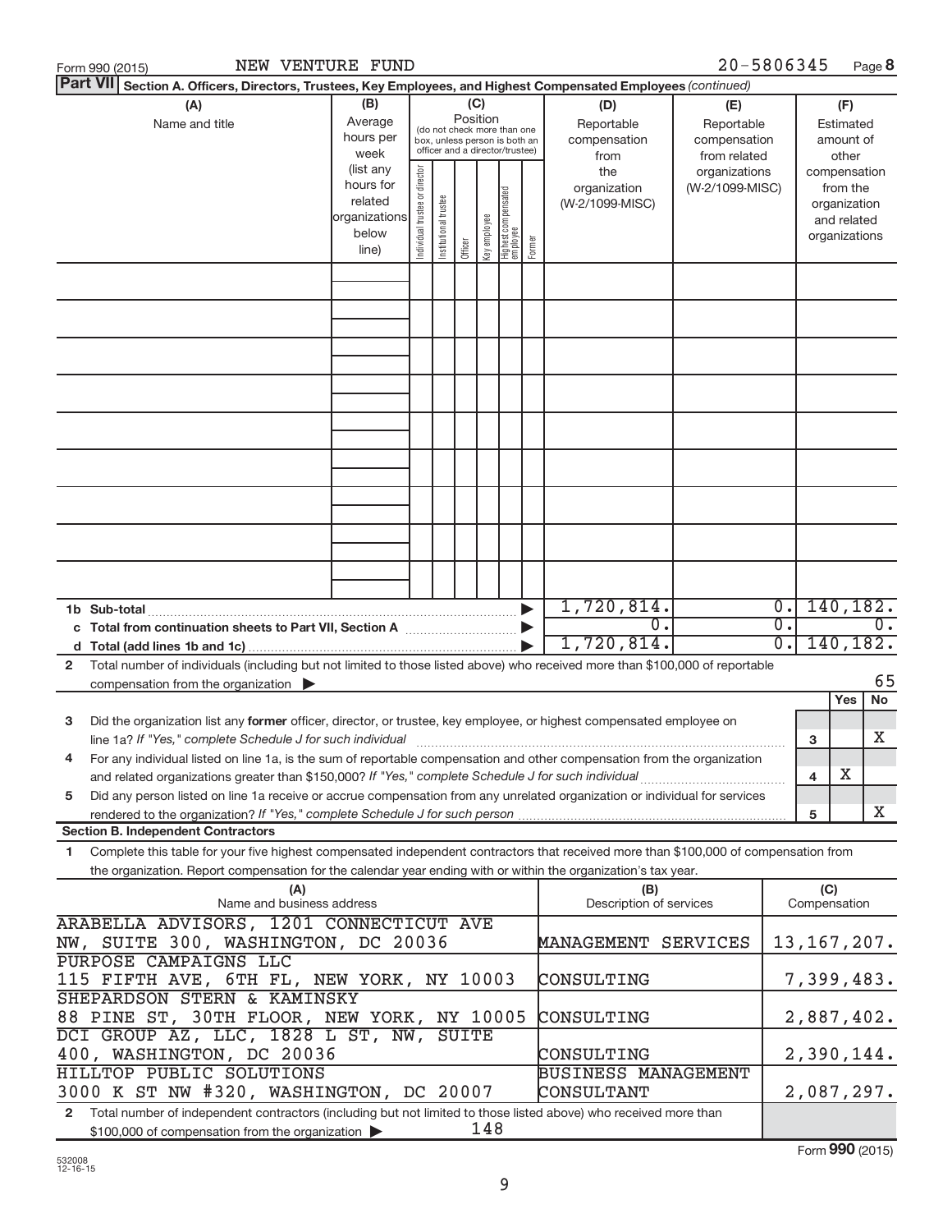Form 990 (2015) NEW VENTURE FUND 20-5806345 Page 8

**Part VII Section A. Officers, Directors, Trustees, Key Employees, and Highest Compensated Employees** *(continued)*

| (A) Name and title | (B) Average hours per week (list any hours for related organizations below line) | (C) Position (do not check more than one box, unless person is both an officer and a director/trustee): Individual trustee or director | Institutional trustee | Officer | Key employee | Highest compensated employee | Former | (D) Reportable compensation from the organization (W-2/1099-MISC) | (E) Reportable compensation from related organizations (W-2/1099-MISC) | (F) Estimated amount of other compensation from the organization and related organizations |
|---|---|---|---|---|---|---|---|---|---|---|
| | | | | | | | | | | |

| | (D) | (E) | (F) |
|---|---|---|---|
| **1b Sub-total** | 1,720,814. | 0. | 140,182. |
| **c Total from continuation sheets to Part VII, Section A** | 0. | 0. | 0. |
| **d Total (add lines 1b and 1c)** | 1,720,814. | 0. | 140,182. |

**2** Total number of individuals (including but not limited to those listed above) who received more than $100,000 of reportable compensation from the organization ▶ 65

| | | | Yes | No |
|---|---|---|---|---|
| **3** | Did the organization list any **former** officer, director, or trustee, key employee, or highest compensated employee on line 1a? *If "Yes," complete Schedule J for such individual* | 3 | | X |
| **4** | For any individual listed on line 1a, is the sum of reportable compensation and other compensation from the organization and related organizations greater than $150,000? *If "Yes," complete Schedule J for such individual* | 4 | X | |
| **5** | Did any person listed on line 1a receive or accrue compensation from any unrelated organization or individual for services rendered to the organization? *If "Yes," complete Schedule J for such person* | 5 | | X |

**Section B. Independent Contractors**

**1** Complete this table for your five highest compensated independent contractors that received more than $100,000 of compensation from the organization. Report compensation for the calendar year ending with or within the organization's tax year.

| (A) Name and business address | (B) Description of services | (C) Compensation |
|---|---|---|
| ARABELLA ADVISORS, 1201 CONNECTICUT AVE NW, SUITE 300, WASHINGTON, DC 20036 | MANAGEMENT SERVICES | 13,167,207. |
| PURPOSE CAMPAIGNS LLC 115 FIFTH AVE, 6TH FL, NEW YORK, NY 10003 | CONSULTING | 7,399,483. |
| SHEPARDSON STERN & KAMINSKY 88 PINE ST, 30TH FLOOR, NEW YORK, NY 10005 | CONSULTING | 2,887,402. |
| DCI GROUP AZ, LLC, 1828 L ST, NW, SUITE 400, WASHINGTON, DC 20036 | CONSULTING | 2,390,144. |
| HILLTOP PUBLIC SOLUTIONS 3000 K ST NW #320, WASHINGTON, DC 20007 | BUSINESS MANAGEMENT CONSULTANT | 2,087,297. |

**2** Total number of independent contractors (including but not limited to those listed above) who received more than $100,000 of compensation from the organization ▶ 148

Form **990** (2015)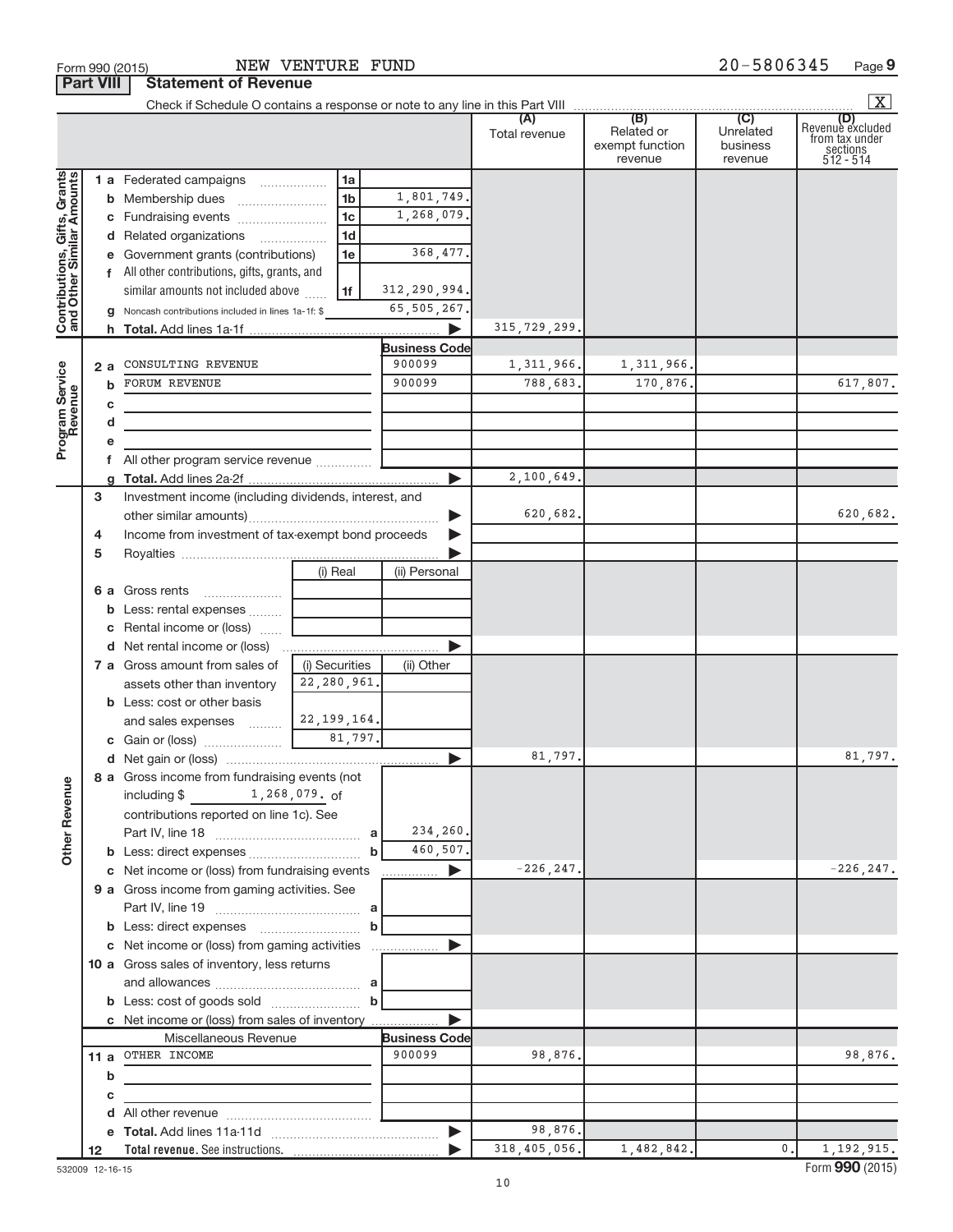Form 990 (2015) NEW VENTURE FUND 20-5806345 Page 9

**Part VIII | Statement of Revenue**

Check if Schedule O contains a response or note to any line in this Part VIII ... [X]

| | | | (A) Total revenue | (B) Related or exempt function revenue | (C) Unrelated business revenue | (D) Revenue excluded from tax under sections 512 - 514 |
|---|---|---|---|---|---|---|
| **Contributions, Gifts, Grants and Other Similar Amounts** | 1 a Federated campaigns ... 1a | | | | | |
| | b Membership dues ... 1b | 1,801,749. | | | | |
| | c Fundraising events ... 1c | 1,268,079. | | | | |
| | d Related organizations ... 1d | | | | | |
| | e Government grants (contributions) 1e | 368,477. | | | | |
| | f All other contributions, gifts, grants, and similar amounts not included above ... 1f | 312,290,994. | | | | |
| | g Noncash contributions included in lines 1a-1f: $ | 65,505,267. | | | | |
| | h **Total.** Add lines 1a-1f ... ▶ | | 315,729,299. | | | |
| **Program Service Revenue** | | **Business Code** | | | | |
| | 2 a CONSULTING REVENUE | 900099 | 1,311,966. | 1,311,966. | | |
| | b FORUM REVENUE | 900099 | 788,683. | 170,876. | | 617,807. |
| | c | | | | | |
| | d | | | | | |
| | e | | | | | |
| | f All other program service revenue ... | | | | | |
| | g **Total.** Add lines 2a-2f ... ▶ | | 2,100,649. | | | |
| **Other Revenue** | 3 Investment income (including dividends, interest, and other similar amounts) ... ▶ | | 620,682. | | | 620,682. |
| | 4 Income from investment of tax-exempt bond proceeds ▶ | | | | | |
| | 5 Royalties ... ▶ | | | | | |
| | | (i) Real / (ii) Personal | | | | |
| | 6 a Gross rents | | | | | |
| | b Less: rental expenses | | | | | |
| | c Rental income or (loss) | | | | | |
| | d Net rental income or (loss) ... ▶ | | | | | |
| | 7 a Gross amount from sales of assets other than inventory — (i) Securities: 22,280,961. (ii) Other: | | | | | |
| | b Less: cost or other basis and sales expenses — (i) Securities: 22,199,164. | | | | | |
| | c Gain or (loss) — (i) Securities: 81,797. | | | | | |
| | d Net gain or (loss) ... ▶ | | 81,797. | | | 81,797. |
| | 8 a Gross income from fundraising events (not including $ 1,268,079. of contributions reported on line 1c). See Part IV, line 18 ... a | 234,260. | | | | |
| | b Less: direct expenses ... b | 460,507. | | | | |
| | c Net income or (loss) from fundraising events ... ▶ | | -226,247. | | | -226,247. |
| | 9 a Gross income from gaming activities. See Part IV, line 19 ... a | | | | | |
| | b Less: direct expenses ... b | | | | | |
| | c Net income or (loss) from gaming activities ... ▶ | | | | | |
| | 10 a Gross sales of inventory, less returns and allowances ... a | | | | | |
| | b Less: cost of goods sold ... b | | | | | |
| | c Net income or (loss) from sales of inventory ... ▶ | | | | | |
| | Miscellaneous Revenue | **Business Code** | | | | |
| | 11 a OTHER INCOME | 900099 | 98,876. | | | 98,876. |
| | b | | | | | |
| | c | | | | | |
| | d All other revenue ... | | | | | |
| | e **Total.** Add lines 11a-11d ... ▶ | | 98,876. | | | |
| | 12 **Total revenue.** See instructions. ... ▶ | | 318,405,056. | 1,482,842. | 0. | 1,192,915. |

532009 12-16-15 Form **990** (2015)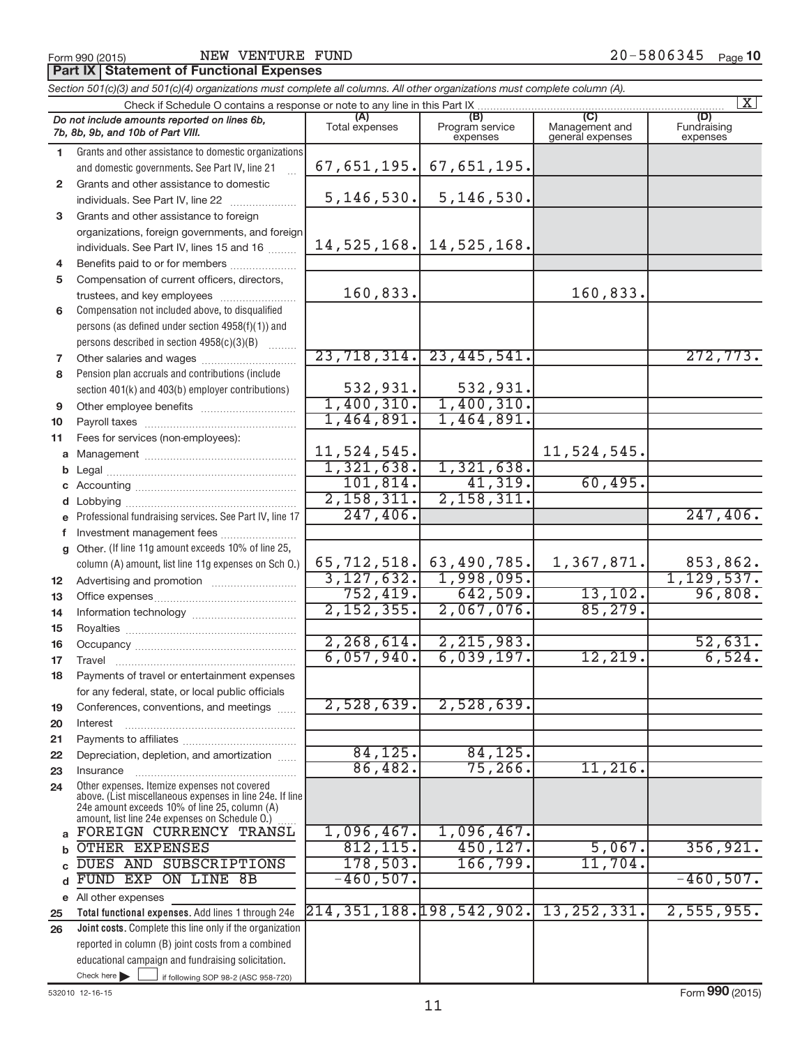Form 990 (2015) NEW VENTURE FUND 20-5806345 Page 10

**Part IX Statement of Functional Expenses**

*Section 501(c)(3) and 501(c)(4) organizations must complete all columns. All other organizations must complete column (A).*

Check if Schedule O contains a response or note to any line in this Part IX [X]

| | *Do not include amounts reported on lines 6b, 7b, 8b, 9b, and 10b of Part VIII.* | (A) Total expenses | (B) Program service expenses | (C) Management and general expenses | (D) Fundraising expenses |
|---|---|---|---|---|---|
| 1 | Grants and other assistance to domestic organizations and domestic governments. See Part IV, line 21 | 67,651,195. | 67,651,195. | | |
| 2 | Grants and other assistance to domestic individuals. See Part IV, line 22 | 5,146,530. | 5,146,530. | | |
| 3 | Grants and other assistance to foreign organizations, foreign governments, and foreign individuals. See Part IV, lines 15 and 16 | 14,525,168. | 14,525,168. | | |
| 4 | Benefits paid to or for members | | | | |
| 5 | Compensation of current officers, directors, trustees, and key employees | 160,833. | | 160,833. | |
| 6 | Compensation not included above, to disqualified persons (as defined under section 4958(f)(1)) and persons described in section 4958(c)(3)(B) | | | | |
| 7 | Other salaries and wages | 23,718,314. | 23,445,541. | | 272,773. |
| 8 | Pension plan accruals and contributions (include section 401(k) and 403(b) employer contributions) | 532,931. | 532,931. | | |
| 9 | Other employee benefits | 1,400,310. | 1,400,310. | | |
| 10 | Payroll taxes | 1,464,891. | 1,464,891. | | |
| 11 | Fees for services (non-employees): | | | | |
| a | Management | 11,524,545. | | 11,524,545. | |
| b | Legal | 1,321,638. | 1,321,638. | | |
| c | Accounting | 101,814. | 41,319. | 60,495. | |
| d | Lobbying | 2,158,311. | 2,158,311. | | |
| e | Professional fundraising services. See Part IV, line 17 | 247,406. | | | 247,406. |
| f | Investment management fees | | | | |
| g | Other. (If line 11g amount exceeds 10% of line 25, column (A) amount, list line 11g expenses on Sch O.) | 65,712,518. | 63,490,785. | 1,367,871. | 853,862. |
| 12 | Advertising and promotion | 3,127,632. | 1,998,095. | | 1,129,537. |
| 13 | Office expenses | 752,419. | 642,509. | 13,102. | 96,808. |
| 14 | Information technology | 2,152,355. | 2,067,076. | 85,279. | |
| 15 | Royalties | | | | |
| 16 | Occupancy | 2,268,614. | 2,215,983. | | 52,631. |
| 17 | Travel | 6,057,940. | 6,039,197. | 12,219. | 6,524. |
| 18 | Payments of travel or entertainment expenses for any federal, state, or local public officials | | | | |
| 19 | Conferences, conventions, and meetings | 2,528,639. | 2,528,639. | | |
| 20 | Interest | | | | |
| 21 | Payments to affiliates | | | | |
| 22 | Depreciation, depletion, and amortization | 84,125. | 84,125. | | |
| 23 | Insurance | 86,482. | 75,266. | 11,216. | |
| 24 | Other expenses. Itemize expenses not covered above. (List miscellaneous expenses in line 24e. If line 24e amount exceeds 10% of line 25, column (A) amount, list line 24e expenses on Schedule O.) | | | | |
| a | FOREIGN CURRENCY TRANSL | 1,096,467. | 1,096,467. | | |
| b | OTHER EXPENSES | 812,115. | 450,127. | 5,067. | 356,921. |
| c | DUES AND SUBSCRIPTIONS | 178,503. | 166,799. | 11,704. | |
| d | FUND EXP ON LINE 8B | -460,507. | | | -460,507. |
| e | All other expenses | | | | |
| 25 | **Total functional expenses.** Add lines 1 through 24e | 214,351,188. | 198,542,902. | 13,252,331. | 2,555,955. |
| 26 | **Joint costs.** Complete this line only if the organization reported in column (B) joint costs from a combined educational campaign and fundraising solicitation. Check here [ ] if following SOP 98-2 (ASC 958-720) | | | | |

532010 12-16-15 Form **990** (2015)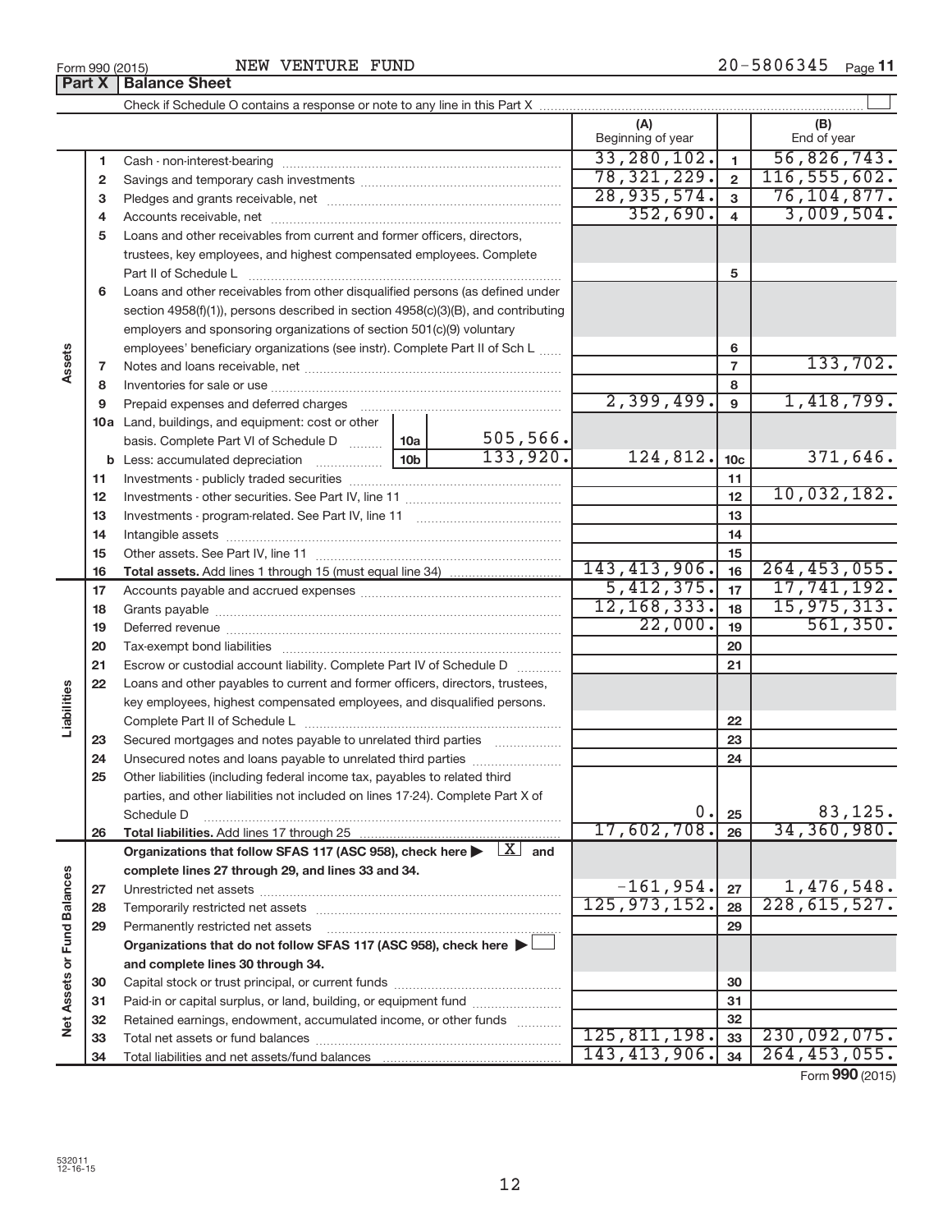Form 990 (2015) NEW VENTURE FUND 20-5806345 Page 11

**Part X Balance Sheet**

Check if Schedule O contains a response or note to any line in this Part X

| | | | (A) Beginning of year | | (B) End of year |
|---|---|---|---|---|---|
| Assets | 1 | Cash - non-interest-bearing | 33,280,102. | 1 | 56,826,743. |
| | 2 | Savings and temporary cash investments | 78,321,229. | 2 | 116,555,602. |
| | 3 | Pledges and grants receivable, net | 28,935,574. | 3 | 76,104,877. |
| | 4 | Accounts receivable, net | 352,690. | 4 | 3,009,504. |
| | 5 | Loans and other receivables from current and former officers, directors, trustees, key employees, and highest compensated employees. Complete Part II of Schedule L | | 5 | |
| | 6 | Loans and other receivables from other disqualified persons (as defined under section 4958(f)(1)), persons described in section 4958(c)(3)(B), and contributing employers and sponsoring organizations of section 501(c)(9) voluntary employees' beneficiary organizations (see instr). Complete Part II of Sch L | | 6 | |
| | 7 | Notes and loans receivable, net | | 7 | 133,702. |
| | 8 | Inventories for sale or use | | 8 | |
| | 9 | Prepaid expenses and deferred charges | 2,399,499. | 9 | 1,418,799. |
| | 10a | Land, buildings, and equipment: cost or other basis. Complete Part VI of Schedule D — 10a: 505,566. | | | |
| | b | Less: accumulated depreciation — 10b: 133,920. | 124,812. | 10c | 371,646. |
| | 11 | Investments - publicly traded securities | | 11 | |
| | 12 | Investments - other securities. See Part IV, line 11 | | 12 | 10,032,182. |
| | 13 | Investments - program-related. See Part IV, line 11 | | 13 | |
| | 14 | Intangible assets | | 14 | |
| | 15 | Other assets. See Part IV, line 11 | | 15 | |
| | 16 | **Total assets.** Add lines 1 through 15 (must equal line 34) | 143,413,906. | 16 | 264,453,055. |
| Liabilities | 17 | Accounts payable and accrued expenses | 5,412,375. | 17 | 17,741,192. |
| | 18 | Grants payable | 12,168,333. | 18 | 15,975,313. |
| | 19 | Deferred revenue | 22,000. | 19 | 561,350. |
| | 20 | Tax-exempt bond liabilities | | 20 | |
| | 21 | Escrow or custodial account liability. Complete Part IV of Schedule D | | 21 | |
| | 22 | Loans and other payables to current and former officers, directors, trustees, key employees, highest compensated employees, and disqualified persons. Complete Part II of Schedule L | | 22 | |
| | 23 | Secured mortgages and notes payable to unrelated third parties | | 23 | |
| | 24 | Unsecured notes and loans payable to unrelated third parties | | 24 | |
| | 25 | Other liabilities (including federal income tax, payables to related third parties, and other liabilities not included on lines 17-24). Complete Part X of Schedule D | 0. | 25 | 83,125. |
| | 26 | **Total liabilities.** Add lines 17 through 25 | 17,602,708. | 26 | 34,360,980. |
| Net Assets or Fund Balances | | **Organizations that follow SFAS 117 (ASC 958), check here ▶ [X] and complete lines 27 through 29, and lines 33 and 34.** | | | |
| | 27 | Unrestricted net assets | -161,954. | 27 | 1,476,548. |
| | 28 | Temporarily restricted net assets | 125,973,152. | 28 | 228,615,527. |
| | 29 | Permanently restricted net assets | | 29 | |
| | | **Organizations that do not follow SFAS 117 (ASC 958), check here ▶ [ ] and complete lines 30 through 34.** | | | |
| | 30 | Capital stock or trust principal, or current funds | | 30 | |
| | 31 | Paid-in or capital surplus, or land, building, or equipment fund | | 31 | |
| | 32 | Retained earnings, endowment, accumulated income, or other funds | | 32 | |
| | 33 | Total net assets or fund balances | 125,811,198. | 33 | 230,092,075. |
| | 34 | Total liabilities and net assets/fund balances | 143,413,906. | 34 | 264,453,055. |

Form **990** (2015)

532011 12-16-15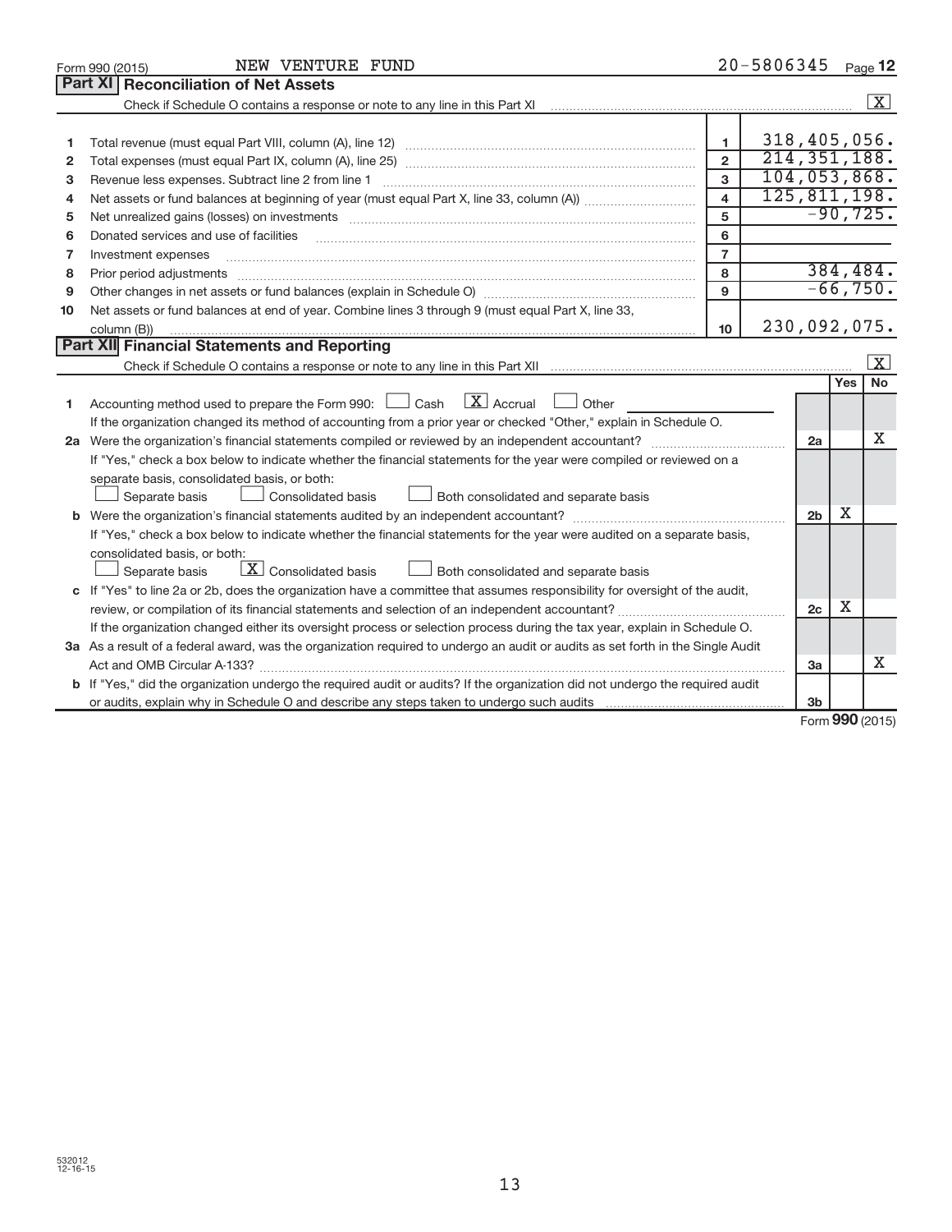Form 990 (2015) NEW VENTURE FUND 20-5806345 Page 12

## Part XI Reconciliation of Net Assets

Check if Schedule O contains a response or note to any line in this Part XI ..... [X]

| | | | |
|---|---|---|---|
| 1 | Total revenue (must equal Part VIII, column (A), line 12) | 1 | 318,405,056. |
| 2 | Total expenses (must equal Part IX, column (A), line 25) | 2 | 214,351,188. |
| 3 | Revenue less expenses. Subtract line 2 from line 1 | 3 | 104,053,868. |
| 4 | Net assets or fund balances at beginning of year (must equal Part X, line 33, column (A)) | 4 | 125,811,198. |
| 5 | Net unrealized gains (losses) on investments | 5 | -90,725. |
| 6 | Donated services and use of facilities | 6 | |
| 7 | Investment expenses | 7 | |
| 8 | Prior period adjustments | 8 | 384,484. |
| 9 | Other changes in net assets or fund balances (explain in Schedule O) | 9 | -66,750. |
| 10 | Net assets or fund balances at end of year. Combine lines 3 through 9 (must equal Part X, line 33, column (B)) | 10 | 230,092,075. |

## Part XII Financial Statements and Reporting

Check if Schedule O contains a response or note to any line in this Part XII ..... [X]

| | | | Yes | No |
|---|---|---|---|---|
| 1 | Accounting method used to prepare the Form 990: [ ] Cash [X] Accrual [ ] Other<br>If the organization changed its method of accounting from a prior year or checked "Other," explain in Schedule O. | | | |
| 2a | Were the organization's financial statements compiled or reviewed by an independent accountant?<br>If "Yes," check a box below to indicate whether the financial statements for the year were compiled or reviewed on a separate basis, consolidated basis, or both:<br>[ ] Separate basis [ ] Consolidated basis [ ] Both consolidated and separate basis | 2a | | X |
| b | Were the organization's financial statements audited by an independent accountant?<br>If "Yes," check a box below to indicate whether the financial statements for the year were audited on a separate basis, consolidated basis, or both:<br>[ ] Separate basis [X] Consolidated basis [ ] Both consolidated and separate basis | 2b | X | |
| c | If "Yes" to line 2a or 2b, does the organization have a committee that assumes responsibility for oversight of the audit, review, or compilation of its financial statements and selection of an independent accountant?<br>If the organization changed either its oversight process or selection process during the tax year, explain in Schedule O. | 2c | X | |
| 3a | As a result of a federal award, was the organization required to undergo an audit or audits as set forth in the Single Audit Act and OMB Circular A-133? | 3a | | X |
| b | If "Yes," did the organization undergo the required audit or audits? If the organization did not undergo the required audit or audits, explain why in Schedule O and describe any steps taken to undergo such audits | 3b | | |

Form 990 (2015)

532012 12-16-15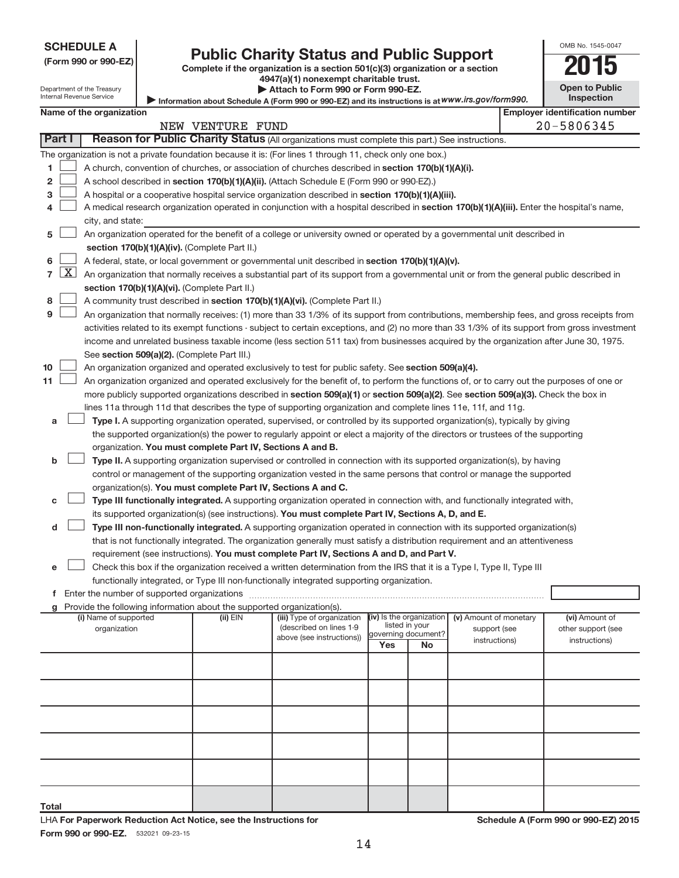**SCHEDULE A**
**(Form 990 or 990-EZ)**

Department of the Treasury
Internal Revenue Service

# Public Charity Status and Public Support

**Complete if the organization is a section 501(c)(3) organization or a section 4947(a)(1) nonexempt charitable trust.**
▶ **Attach to Form 990 or Form 990-EZ.**
▶ Information about Schedule A (Form 990 or 990-EZ) and its instructions is at *www.irs.gov/form990.*

OMB No. 1545-0047
**2015**
**Open to Public Inspection**

**Name of the organization:** NEW VENTURE FUND
**Employer identification number:** 20-5806345

## Part I — Reason for Public Charity Status (All organizations must complete this part.) See instructions.

The organization is not a private foundation because it is: (For lines 1 through 11, check only one box.)

1. [ ] A church, convention of churches, or association of churches described in **section 170(b)(1)(A)(i).**
2. [ ] A school described in **section 170(b)(1)(A)(ii).** (Attach Schedule E (Form 990 or 990-EZ).)
3. [ ] A hospital or a cooperative hospital service organization described in **section 170(b)(1)(A)(iii).**
4. [ ] A medical research organization operated in conjunction with a hospital described in **section 170(b)(1)(A)(iii).** Enter the hospital's name, city, and state:
5. [ ] An organization operated for the benefit of a college or university owned or operated by a governmental unit described in **section 170(b)(1)(A)(iv).** (Complete Part II.)
6. [ ] A federal, state, or local government or governmental unit described in **section 170(b)(1)(A)(v).**
7. [X] An organization that normally receives a substantial part of its support from a governmental unit or from the general public described in **section 170(b)(1)(A)(vi).** (Complete Part II.)
8. [ ] A community trust described in **section 170(b)(1)(A)(vi).** (Complete Part II.)
9. [ ] An organization that normally receives: (1) more than 33 1/3% of its support from contributions, membership fees, and gross receipts from activities related to its exempt functions - subject to certain exceptions, and (2) no more than 33 1/3% of its support from gross investment income and unrelated business taxable income (less section 511 tax) from businesses acquired by the organization after June 30, 1975. See **section 509(a)(2).** (Complete Part III.)
10. [ ] An organization organized and operated exclusively to test for public safety. See **section 509(a)(4).**
11. [ ] An organization organized and operated exclusively for the benefit of, to perform the functions of, or to carry out the purposes of one or more publicly supported organizations described in **section 509(a)(1)** or **section 509(a)(2).** See **section 509(a)(3).** Check the box in lines 11a through 11d that describes the type of supporting organization and complete lines 11e, 11f, and 11g.
   - a [ ] **Type I.** A supporting organization operated, supervised, or controlled by its supported organization(s), typically by giving the supported organization(s) the power to regularly appoint or elect a majority of the directors or trustees of the supporting organization. **You must complete Part IV, Sections A and B.**
   - b [ ] **Type II.** A supporting organization supervised or controlled in connection with its supported organization(s), by having control or management of the supporting organization vested in the same persons that control or manage the supported organization(s). **You must complete Part IV, Sections A and C.**
   - c [ ] **Type III functionally integrated.** A supporting organization operated in connection with, and functionally integrated with, its supported organization(s) (see instructions). **You must complete Part IV, Sections A, D, and E.**
   - d [ ] **Type III non-functionally integrated.** A supporting organization operated in connection with its supported organization(s) that is not functionally integrated. The organization generally must satisfy a distribution requirement and an attentiveness requirement (see instructions). **You must complete Part IV, Sections A and D, and Part V.**
   - e [ ] Check this box if the organization received a written determination from the IRS that it is a Type I, Type II, Type III functionally integrated, or Type III non-functionally integrated supporting organization.
   - f Enter the number of supported organizations
   - g Provide the following information about the supported organization(s).

| (i) Name of supported organization | (ii) EIN | (iii) Type of organization (described on lines 1-9 above (see instructions)) | (iv) Is the organization listed in your governing document? Yes | No | (v) Amount of monetary support (see instructions) | (vi) Amount of other support (see instructions) |
|---|---|---|---|---|---|---|
| | | | | | | |
| | | | | | | |
| | | | | | | |
| | | | | | | |
| | | | | | | |
| Total | | | | | | |

LHA **For Paperwork Reduction Act Notice, see the Instructions for Form 990 or 990-EZ.** 532021 09-23-15

**Schedule A (Form 990 or 990-EZ) 2015**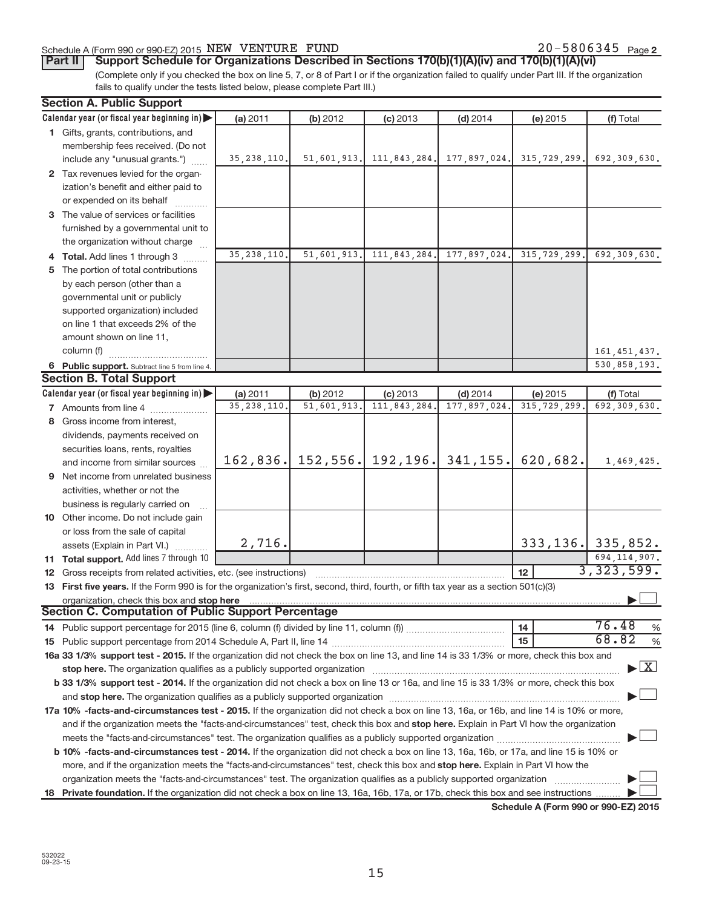Schedule A (Form 990 or 990-EZ) 2015 NEW VENTURE FUND 20-5806345 Page **2**

**Part II** **Support Schedule for Organizations Described in Sections 170(b)(1)(A)(iv) and 170(b)(1)(A)(vi)**

(Complete only if you checked the box on line 5, 7, or 8 of Part I or if the organization failed to qualify under Part III. If the organization fails to qualify under the tests listed below, please complete Part III.)

**Section A. Public Support**

| Calendar year (or fiscal year beginning in) | (a) 2011 | (b) 2012 | (c) 2013 | (d) 2014 | (e) 2015 | (f) Total |
|---|---|---|---|---|---|---|
| **1** Gifts, grants, contributions, and membership fees received. (Do not include any "unusual grants.") | 35,238,110. | 51,601,913. | 111,843,284. | 177,897,024. | 315,729,299. | 692,309,630. |
| **2** Tax revenues levied for the organization's benefit and either paid to or expended on its behalf | | | | | | |
| **3** The value of services or facilities furnished by a governmental unit to the organization without charge | | | | | | |
| **4 Total.** Add lines 1 through 3 | 35,238,110. | 51,601,913. | 111,843,284. | 177,897,024. | 315,729,299. | 692,309,630. |
| **5** The portion of total contributions by each person (other than a governmental unit or publicly supported organization) included on line 1 that exceeds 2% of the amount shown on line 11, column (f) | | | | | | 161,451,437. |
| **6 Public support.** Subtract line 5 from line 4. | | | | | | 530,858,193. |

**Section B. Total Support**

| Calendar year (or fiscal year beginning in) | (a) 2011 | (b) 2012 | (c) 2013 | (d) 2014 | (e) 2015 | (f) Total |
|---|---|---|---|---|---|---|
| **7** Amounts from line 4 | 35,238,110. | 51,601,913. | 111,843,284. | 177,897,024. | 315,729,299. | 692,309,630. |
| **8** Gross income from interest, dividends, payments received on securities loans, rents, royalties and income from similar sources | 162,836. | 152,556. | 192,196. | 341,155. | 620,682. | 1,469,425. |
| **9** Net income from unrelated business activities, whether or not the business is regularly carried on | | | | | | |
| **10** Other income. Do not include gain or loss from the sale of capital assets (Explain in Part VI.) | 2,716. | | | | 333,136. | 335,852. |
| **11 Total support.** Add lines 7 through 10 | | | | | | 694,114,907. |
| **12** Gross receipts from related activities, etc. (see instructions) | | | | | **12** | 3,323,599. |

**13 First five years.** If the Form 990 is for the organization's first, second, third, fourth, or fifth tax year as a section 501(c)(3) organization, check this box and **stop here** ☐

**Section C. Computation of Public Support Percentage**

**14** Public support percentage for 2015 (line 6, column (f) divided by line 11, column (f)) **14** 76.48 %

**15** Public support percentage from 2014 Schedule A, Part II, line 14 **15** 68.82 %

**16a 33 1/3% support test - 2015.** If the organization did not check the box on line 13, and line 14 is 33 1/3% or more, check this box and **stop here.** The organization qualifies as a publicly supported organization ☒

**b 33 1/3% support test - 2014.** If the organization did not check a box on line 13 or 16a, and line 15 is 33 1/3% or more, check this box and **stop here.** The organization qualifies as a publicly supported organization ☐

**17a 10% -facts-and-circumstances test - 2015.** If the organization did not check a box on line 13, 16a, or 16b, and line 14 is 10% or more, and if the organization meets the "facts-and-circumstances" test, check this box and **stop here.** Explain in Part VI how the organization meets the "facts-and-circumstances" test. The organization qualifies as a publicly supported organization ☐

**b 10% -facts-and-circumstances test - 2014.** If the organization did not check a box on line 13, 16a, 16b, or 17a, and line 15 is 10% or more, and if the organization meets the "facts-and-circumstances" test, check this box and **stop here.** Explain in Part VI how the organization meets the "facts-and-circumstances" test. The organization qualifies as a publicly supported organization ☐

**18 Private foundation.** If the organization did not check a box on line 13, 16a, 16b, 17a, or 17b, check this box and see instructions ☐

**Schedule A (Form 990 or 990-EZ) 2015**

532022
09-23-15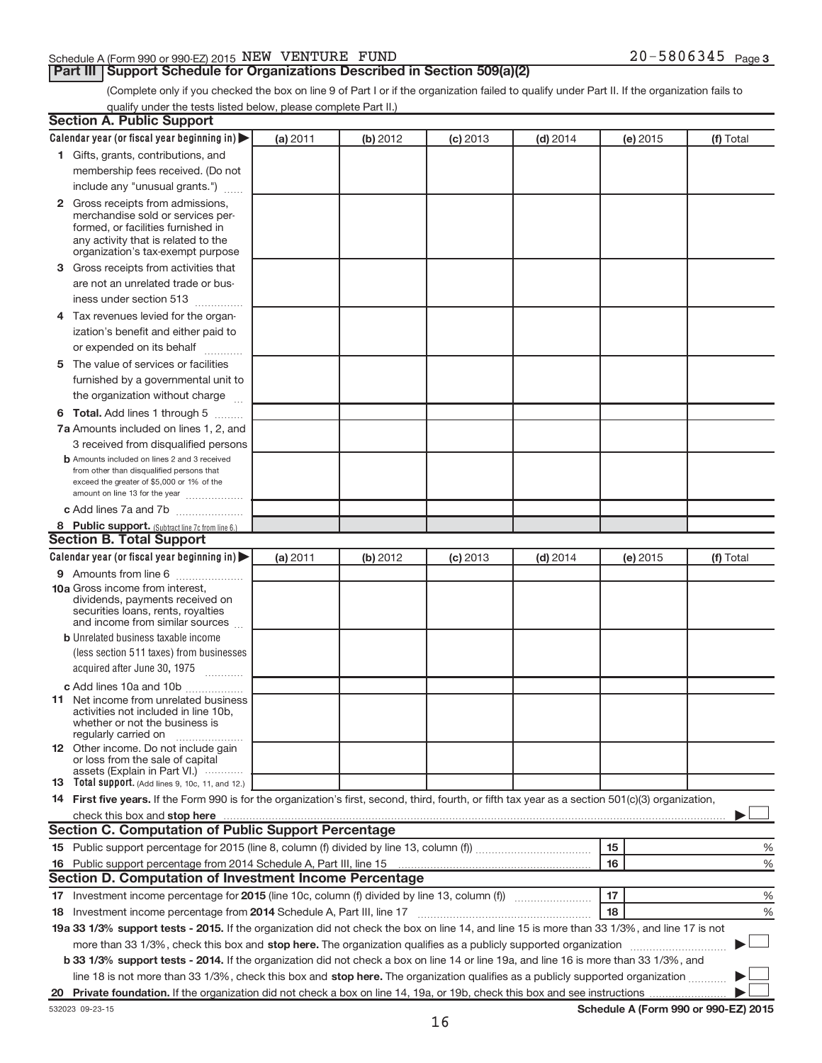Schedule A (Form 990 or 990-EZ) 2015 NEW VENTURE FUND 20-5806345 Page 3

## Part III Support Schedule for Organizations Described in Section 509(a)(2)

(Complete only if you checked the box on line 9 of Part I or if the organization failed to qualify under Part II. If the organization fails to qualify under the tests listed below, please complete Part II.)

### Section A. Public Support

| Calendar year (or fiscal year beginning in) ▶ | (a) 2011 | (b) 2012 | (c) 2013 | (d) 2014 | (e) 2015 | (f) Total |
|---|---|---|---|---|---|---|
| 1 Gifts, grants, contributions, and membership fees received. (Do not include any "unusual grants.") | | | | | | |
| 2 Gross receipts from admissions, merchandise sold or services performed, or facilities furnished in any activity that is related to the organization's tax-exempt purpose | | | | | | |
| 3 Gross receipts from activities that are not an unrelated trade or business under section 513 | | | | | | |
| 4 Tax revenues levied for the organization's benefit and either paid to or expended on its behalf | | | | | | |
| 5 The value of services or facilities furnished by a governmental unit to the organization without charge | | | | | | |
| 6 **Total.** Add lines 1 through 5 | | | | | | |
| 7a Amounts included on lines 1, 2, and 3 received from disqualified persons | | | | | | |
| b Amounts included on lines 2 and 3 received from other than disqualified persons that exceed the greater of $5,000 or 1% of the amount on line 13 for the year | | | | | | |
| c Add lines 7a and 7b | | | | | | |
| 8 **Public support.** (Subtract line 7c from line 6.) | | | | | | |

### Section B. Total Support

| Calendar year (or fiscal year beginning in) ▶ | (a) 2011 | (b) 2012 | (c) 2013 | (d) 2014 | (e) 2015 | (f) Total |
|---|---|---|---|---|---|---|
| 9 Amounts from line 6 | | | | | | |
| 10a Gross income from interest, dividends, payments received on securities loans, rents, royalties and income from similar sources | | | | | | |
| b Unrelated business taxable income (less section 511 taxes) from businesses acquired after June 30, 1975 | | | | | | |
| c Add lines 10a and 10b | | | | | | |
| 11 Net income from unrelated business activities not included in line 10b, whether or not the business is regularly carried on | | | | | | |
| 12 Other income. Do not include gain or loss from the sale of capital assets (Explain in Part VI.) | | | | | | |
| 13 **Total support.** (Add lines 9, 10c, 11, and 12.) | | | | | | |

14 **First five years.** If the Form 990 is for the organization's first, second, third, fourth, or fifth tax year as a section 501(c)(3) organization, check this box and **stop here** ▶ ☐

### Section C. Computation of Public Support Percentage

| | | | |
|---|---|---|---|
| 15 | Public support percentage for 2015 (line 8, column (f) divided by line 13, column (f)) | 15 | % |
| 16 | Public support percentage from 2014 Schedule A, Part III, line 15 | 16 | % |

### Section D. Computation of Investment Income Percentage

| | | | |
|---|---|---|---|
| 17 | Investment income percentage for **2015** (line 10c, column (f) divided by line 13, column (f)) | 17 | % |
| 18 | Investment income percentage from **2014** Schedule A, Part III, line 17 | 18 | % |

**19a 33 1/3% support tests - 2015.** If the organization did not check the box on line 14, and line 15 is more than 33 1/3%, and line 17 is not more than 33 1/3%, check this box and **stop here.** The organization qualifies as a publicly supported organization ▶ ☐

**b 33 1/3% support tests - 2014.** If the organization did not check a box on line 14 or line 19a, and line 16 is more than 33 1/3%, and line 18 is not more than 33 1/3%, check this box and **stop here.** The organization qualifies as a publicly supported organization ▶ ☐

**20 Private foundation.** If the organization did not check a box on line 14, 19a, or 19b, check this box and see instructions ▶ ☐

532023 09-23-15 **Schedule A (Form 990 or 990-EZ) 2015**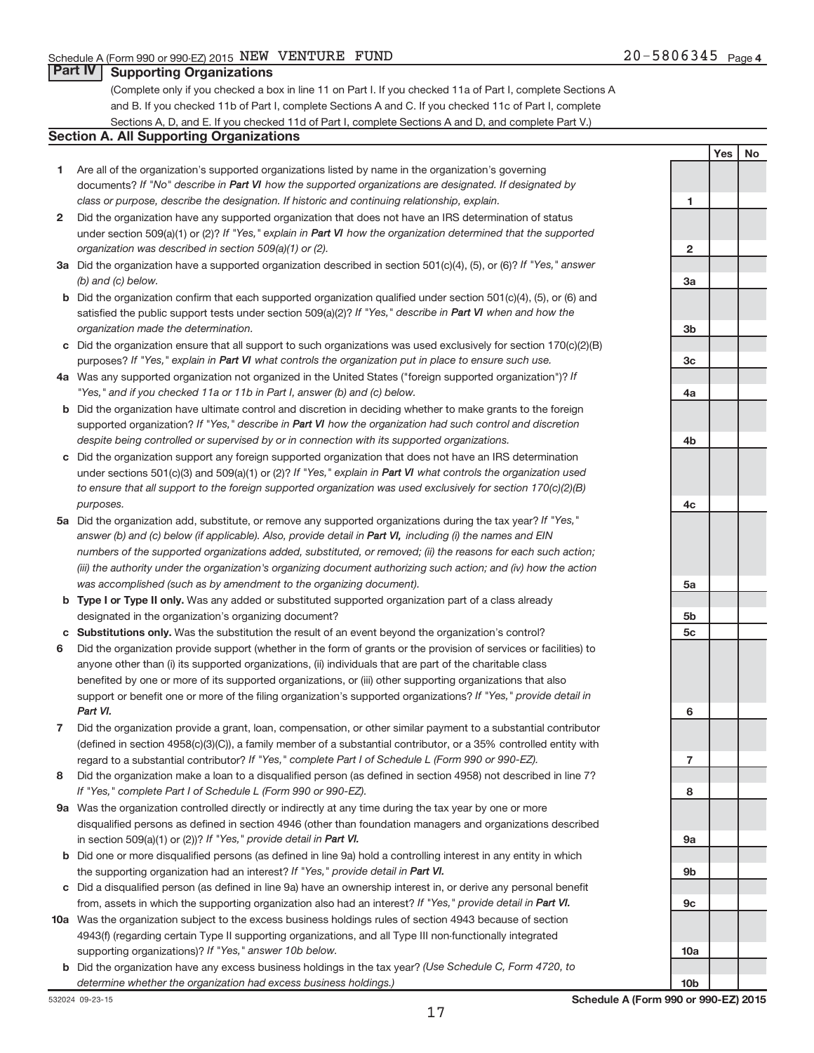Schedule A (Form 990 or 990-EZ) 2015 NEW VENTURE FUND 20-5806345 Page 4

## Part IV Supporting Organizations

(Complete only if you checked a box in line 11 on Part I. If you checked 11a of Part I, complete Sections A and B. If you checked 11b of Part I, complete Sections A and C. If you checked 11c of Part I, complete Sections A, D, and E. If you checked 11d of Part I, complete Sections A and D, and complete Part V.)

### Section A. All Supporting Organizations

| | | Line | Yes | No |
|---|---|---|---|---|
| **1** | Are all of the organization's supported organizations listed by name in the organization's governing documents? *If "No" describe in **Part VI** how the supported organizations are designated. If designated by class or purpose, describe the designation. If historic and continuing relationship, explain.* | 1 | | |
| **2** | Did the organization have any supported organization that does not have an IRS determination of status under section 509(a)(1) or (2)? *If "Yes," explain in **Part VI** how the organization determined that the supported organization was described in section 509(a)(1) or (2).* | 2 | | |
| **3a** | Did the organization have a supported organization described in section 501(c)(4), (5), or (6)? *If "Yes," answer (b) and (c) below.* | 3a | | |
| **b** | Did the organization confirm that each supported organization qualified under section 501(c)(4), (5), or (6) and satisfied the public support tests under section 509(a)(2)? *If "Yes," describe in **Part VI** when and how the organization made the determination.* | 3b | | |
| **c** | Did the organization ensure that all support to such organizations was used exclusively for section 170(c)(2)(B) purposes? *If "Yes," explain in **Part VI** what controls the organization put in place to ensure such use.* | 3c | | |
| **4a** | Was any supported organization not organized in the United States ("foreign supported organization")? *If "Yes," and if you checked 11a or 11b in Part I, answer (b) and (c) below.* | 4a | | |
| **b** | Did the organization have ultimate control and discretion in deciding whether to make grants to the foreign supported organization? *If "Yes," describe in **Part VI** how the organization had such control and discretion despite being controlled or supervised by or in connection with its supported organizations.* | 4b | | |
| **c** | Did the organization support any foreign supported organization that does not have an IRS determination under sections 501(c)(3) and 509(a)(1) or (2)? *If "Yes," explain in **Part VI** what controls the organization used to ensure that all support to the foreign supported organization was used exclusively for section 170(c)(2)(B) purposes.* | 4c | | |
| **5a** | Did the organization add, substitute, or remove any supported organizations during the tax year? *If "Yes," answer (b) and (c) below (if applicable). Also, provide detail in **Part VI,** including (i) the names and EIN numbers of the supported organizations added, substituted, or removed; (ii) the reasons for each such action; (iii) the authority under the organization's organizing document authorizing such action; and (iv) how the action was accomplished (such as by amendment to the organizing document).* | 5a | | |
| **b** | **Type I or Type II only.** Was any added or substituted supported organization part of a class already designated in the organization's organizing document? | 5b | | |
| **c** | **Substitutions only.** Was the substitution the result of an event beyond the organization's control? | 5c | | |
| **6** | Did the organization provide support (whether in the form of grants or the provision of services or facilities) to anyone other than (i) its supported organizations, (ii) individuals that are part of the charitable class benefited by one or more of its supported organizations, or (iii) other supporting organizations that also support or benefit one or more of the filing organization's supported organizations? *If "Yes," provide detail in **Part VI.*** | 6 | | |
| **7** | Did the organization provide a grant, loan, compensation, or other similar payment to a substantial contributor (defined in section 4958(c)(3)(C)), a family member of a substantial contributor, or a 35% controlled entity with regard to a substantial contributor? *If "Yes," complete Part I of Schedule L (Form 990 or 990-EZ).* | 7 | | |
| **8** | Did the organization make a loan to a disqualified person (as defined in section 4958) not described in line 7? *If "Yes," complete Part I of Schedule L (Form 990 or 990-EZ).* | 8 | | |
| **9a** | Was the organization controlled directly or indirectly at any time during the tax year by one or more disqualified persons as defined in section 4946 (other than foundation managers and organizations described in section 509(a)(1) or (2))? *If "Yes," provide detail in **Part VI.*** | 9a | | |
| **b** | Did one or more disqualified persons (as defined in line 9a) hold a controlling interest in any entity in which the supporting organization had an interest? *If "Yes," provide detail in **Part VI.*** | 9b | | |
| **c** | Did a disqualified person (as defined in line 9a) have an ownership interest in, or derive any personal benefit from, assets in which the supporting organization also had an interest? *If "Yes," provide detail in **Part VI.*** | 9c | | |
| **10a** | Was the organization subject to the excess business holdings rules of section 4943 because of section 4943(f) (regarding certain Type II supporting organizations, and all Type III non-functionally integrated supporting organizations)? *If "Yes," answer 10b below.* | 10a | | |
| **b** | Did the organization have any excess business holdings in the tax year? *(Use Schedule C, Form 4720, to determine whether the organization had excess business holdings.)* | 10b | | |

532024 09-23-15 **Schedule A (Form 990 or 990-EZ) 2015**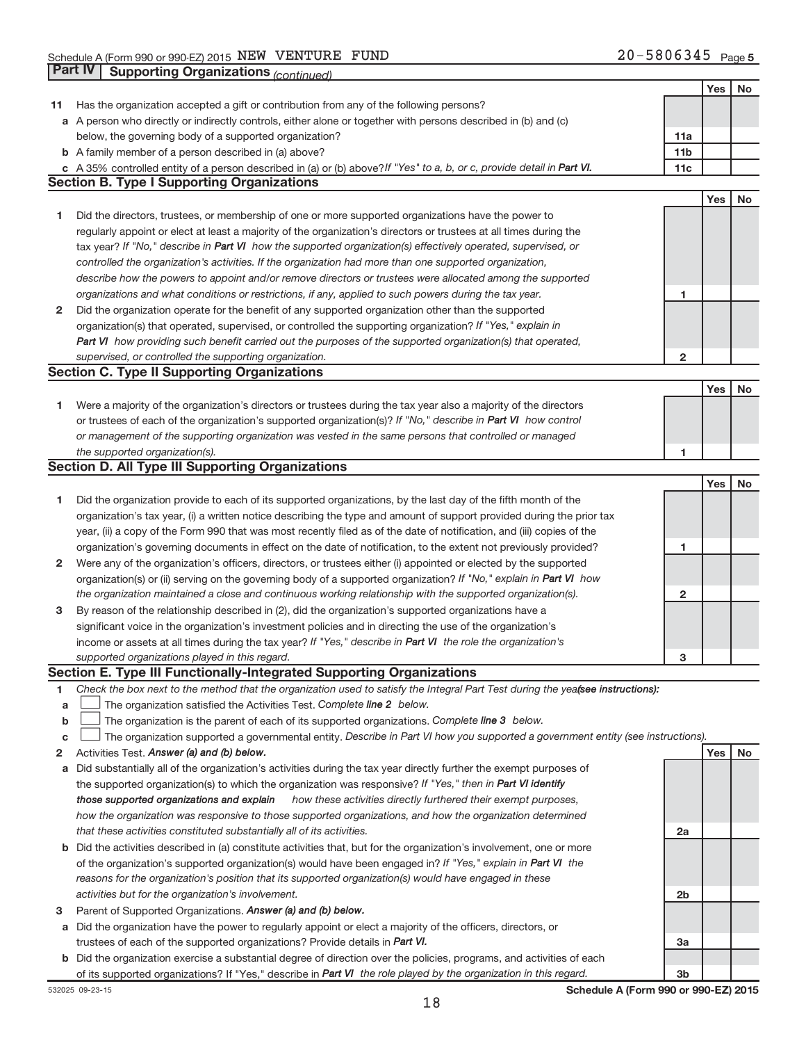Schedule A (Form 990 or 990-EZ) 2015 NEW VENTURE FUND 20-5806345 Page 5

**Part IV Supporting Organizations** *(continued)*

| | | | Yes | No |
|---|---|---|---|---|
| **11** | Has the organization accepted a gift or contribution from any of the following persons? | | | |
| **a** | A person who directly or indirectly controls, either alone or together with persons described in (b) and (c) below, the governing body of a supported organization? | 11a | | |
| **b** | A family member of a person described in (a) above? | 11b | | |
| **c** | A 35% controlled entity of a person described in (a) or (b) above? *If "Yes" to a, b, or c, provide detail in* ***Part VI.*** | 11c | | |

## Section B. Type I Supporting Organizations

| | | | Yes | No |
|---|---|---|---|---|
| **1** | Did the directors, trustees, or membership of one or more supported organizations have the power to regularly appoint or elect at least a majority of the organization's directors or trustees at all times during the tax year? *If "No," describe in* ***Part VI*** *how the supported organization(s) effectively operated, supervised, or controlled the organization's activities. If the organization had more than one supported organization, describe how the powers to appoint and/or remove directors or trustees were allocated among the supported organizations and what conditions or restrictions, if any, applied to such powers during the tax year.* | 1 | | |
| **2** | Did the organization operate for the benefit of any supported organization other than the supported organization(s) that operated, supervised, or controlled the supporting organization? *If "Yes," explain in* ***Part VI*** *how providing such benefit carried out the purposes of the supported organization(s) that operated, supervised, or controlled the supporting organization.* | 2 | | |

## Section C. Type II Supporting Organizations

| | | | Yes | No |
|---|---|---|---|---|
| **1** | Were a majority of the organization's directors or trustees during the tax year also a majority of the directors or trustees of each of the organization's supported organization(s)? *If "No," describe in* ***Part VI*** *how control or management of the supporting organization was vested in the same persons that controlled or managed the supported organization(s).* | 1 | | |

## Section D. All Type III Supporting Organizations

| | | | Yes | No |
|---|---|---|---|---|
| **1** | Did the organization provide to each of its supported organizations, by the last day of the fifth month of the organization's tax year, (i) a written notice describing the type and amount of support provided during the prior tax year, (ii) a copy of the Form 990 that was most recently filed as of the date of notification, and (iii) copies of the organization's governing documents in effect on the date of notification, to the extent not previously provided? | 1 | | |
| **2** | Were any of the organization's officers, directors, or trustees either (i) appointed or elected by the supported organization(s) or (ii) serving on the governing body of a supported organization? *If "No," explain in* ***Part VI*** *how the organization maintained a close and continuous working relationship with the supported organization(s).* | 2 | | |
| **3** | By reason of the relationship described in (2), did the organization's supported organizations have a significant voice in the organization's investment policies and in directing the use of the organization's income or assets at all times during the tax year? *If "Yes," describe in* ***Part VI*** *the role the organization's supported organizations played in this regard.* | 3 | | |

## Section E. Type III Functionally-Integrated Supporting Organizations

**1** *Check the box next to the method that the organization used to satisfy the Integral Part Test during the year* ***(see instructions):***

- **a** ☐ The organization satisfied the Activities Test. *Complete* ***line 2*** *below.*
- **b** ☐ The organization is the parent of each of its supported organizations. *Complete* ***line 3*** *below.*
- **c** ☐ The organization supported a governmental entity. *Describe in Part VI how you supported a government entity (see instructions).*

| | | | Yes | No |
|---|---|---|---|---|
| **2** | Activities Test. ***Answer (a) and (b) below.*** | | | |
| **a** | Did substantially all of the organization's activities during the tax year directly further the exempt purposes of the supported organization(s) to which the organization was responsive? *If "Yes," then in* ***Part VI identify those supported organizations and explain*** *how these activities directly furthered their exempt purposes, how the organization was responsive to those supported organizations, and how the organization determined that these activities constituted substantially all of its activities.* | 2a | | |
| **b** | Did the activities described in (a) constitute activities that, but for the organization's involvement, one or more of the organization's supported organization(s) would have been engaged in? *If "Yes," explain in* ***Part VI*** *the reasons for the organization's position that its supported organization(s) would have engaged in these activities but for the organization's involvement.* | 2b | | |
| **3** | Parent of Supported Organizations. ***Answer (a) and (b) below.*** | | | |
| **a** | Did the organization have the power to regularly appoint or elect a majority of the officers, directors, or trustees of each of the supported organizations? Provide details in ***Part VI.*** | 3a | | |
| **b** | Did the organization exercise a substantial degree of direction over the policies, programs, and activities of each of its supported organizations? If "Yes," describe in ***Part VI*** *the role played by the organization in this regard.* | 3b | | |

532025 09-23-15 **Schedule A (Form 990 or 990-EZ) 2015**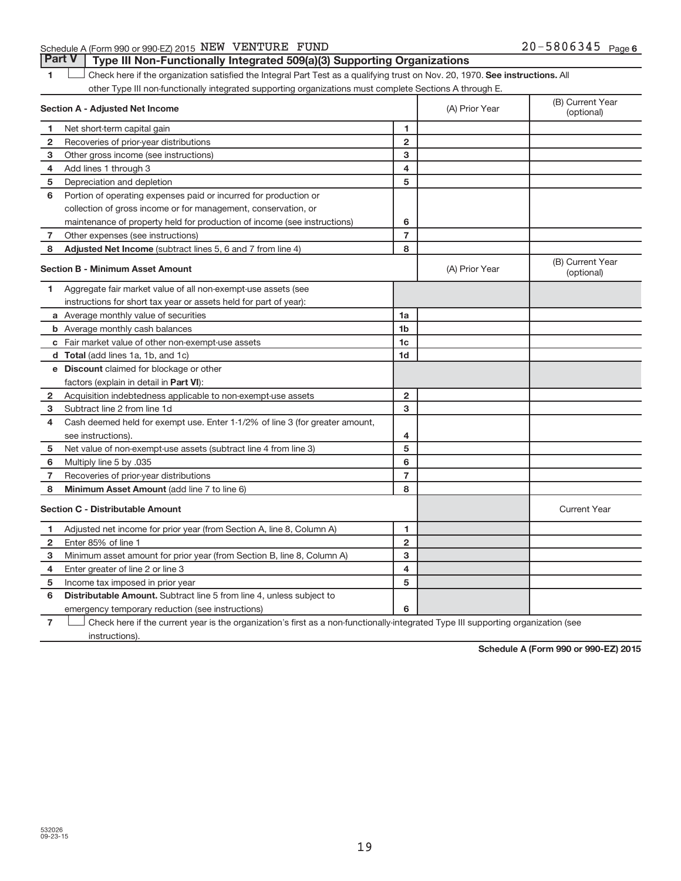Schedule A (Form 990 or 990-EZ) 2015 NEW VENTURE FUND 20-5806345 Page 6

## Part V Type III Non-Functionally Integrated 509(a)(3) Supporting Organizations

1 ☐ Check here if the organization satisfied the Integral Part Test as a qualifying trust on Nov. 20, 1970. **See instructions.** All other Type III non-functionally integrated supporting organizations must complete Sections A through E.

| **Section A - Adjusted Net Income** | | | (A) Prior Year | (B) Current Year (optional) |
|---|---|---|---|---|
| 1 | Net short-term capital gain | 1 | | |
| 2 | Recoveries of prior-year distributions | 2 | | |
| 3 | Other gross income (see instructions) | 3 | | |
| 4 | Add lines 1 through 3 | 4 | | |
| 5 | Depreciation and depletion | 5 | | |
| 6 | Portion of operating expenses paid or incurred for production or collection of gross income or for management, conservation, or maintenance of property held for production of income (see instructions) | 6 | | |
| 7 | Other expenses (see instructions) | 7 | | |
| 8 | **Adjusted Net Income** (subtract lines 5, 6 and 7 from line 4) | 8 | | |

| **Section B - Minimum Asset Amount** | | | (A) Prior Year | (B) Current Year (optional) |
|---|---|---|---|---|
| 1 | Aggregate fair market value of all non-exempt-use assets (see instructions for short tax year or assets held for part of year): | | | |
| a | Average monthly value of securities | 1a | | |
| b | Average monthly cash balances | 1b | | |
| c | Fair market value of other non-exempt-use assets | 1c | | |
| d | **Total** (add lines 1a, 1b, and 1c) | 1d | | |
| e | **Discount** claimed for blockage or other factors (explain in detail in **Part VI**): | | | |
| 2 | Acquisition indebtedness applicable to non-exempt-use assets | 2 | | |
| 3 | Subtract line 2 from line 1d | 3 | | |
| 4 | Cash deemed held for exempt use. Enter 1-1/2% of line 3 (for greater amount, see instructions). | 4 | | |
| 5 | Net value of non-exempt-use assets (subtract line 4 from line 3) | 5 | | |
| 6 | Multiply line 5 by .035 | 6 | | |
| 7 | Recoveries of prior-year distributions | 7 | | |
| 8 | **Minimum Asset Amount** (add line 7 to line 6) | 8 | | |

| **Section C - Distributable Amount** | | | | Current Year |
|---|---|---|---|---|
| 1 | Adjusted net income for prior year (from Section A, line 8, Column A) | 1 | | |
| 2 | Enter 85% of line 1 | 2 | | |
| 3 | Minimum asset amount for prior year (from Section B, line 8, Column A) | 3 | | |
| 4 | Enter greater of line 2 or line 3 | 4 | | |
| 5 | Income tax imposed in prior year | 5 | | |
| 6 | **Distributable Amount.** Subtract line 5 from line 4, unless subject to emergency temporary reduction (see instructions) | 6 | | |

7 ☐ Check here if the current year is the organization's first as a non-functionally-integrated Type III supporting organization (see instructions).

**Schedule A (Form 990 or 990-EZ) 2015**

532026 09-23-15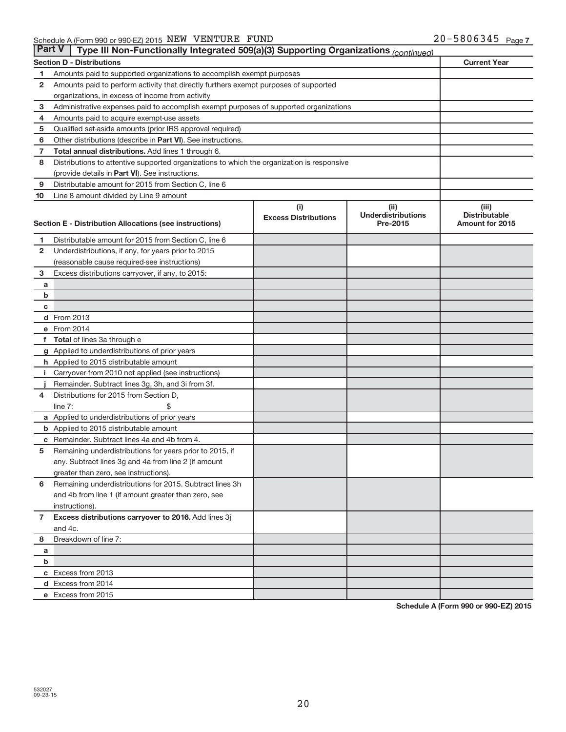Schedule A (Form 990 or 990-EZ) 2015 NEW VENTURE FUND 20-5806345 Page 7

## Part V Type III Non-Functionally Integrated 509(a)(3) Supporting Organizations *(continued)*

| Section D - Distributions | | Current Year |
|---|---|---|
| 1 | Amounts paid to supported organizations to accomplish exempt purposes | |
| 2 | Amounts paid to perform activity that directly furthers exempt purposes of supported organizations, in excess of income from activity | |
| 3 | Administrative expenses paid to accomplish exempt purposes of supported organizations | |
| 4 | Amounts paid to acquire exempt-use assets | |
| 5 | Qualified set-aside amounts (prior IRS approval required) | |
| 6 | Other distributions (describe in **Part VI**). See instructions. | |
| 7 | **Total annual distributions.** Add lines 1 through 6. | |
| 8 | Distributions to attentive supported organizations to which the organization is responsive (provide details in **Part VI**). See instructions. | |
| 9 | Distributable amount for 2015 from Section C, line 6 | |
| 10 | Line 8 amount divided by Line 9 amount | |

| | Section E - Distribution Allocations (see instructions) | (i) Excess Distributions | (ii) Underdistributions Pre-2015 | (iii) Distributable Amount for 2015 |
|---|---|---|---|---|
| 1 | Distributable amount for 2015 from Section C, line 6 | | | |
| 2 | Underdistributions, if any, for years prior to 2015 (reasonable cause required-see instructions) | | | |
| 3 | Excess distributions carryover, if any, to 2015: | | | |
| a | | | | |
| b | | | | |
| c | | | | |
| d | From 2013 | | | |
| e | From 2014 | | | |
| f | **Total** of lines 3a through e | | | |
| g | Applied to underdistributions of prior years | | | |
| h | Applied to 2015 distributable amount | | | |
| i | Carryover from 2010 not applied (see instructions) | | | |
| j | Remainder. Subtract lines 3g, 3h, and 3i from 3f. | | | |
| 4 | Distributions for 2015 from Section D, line 7: $ | | | |
| a | Applied to underdistributions of prior years | | | |
| b | Applied to 2015 distributable amount | | | |
| c | Remainder. Subtract lines 4a and 4b from 4. | | | |
| 5 | Remaining underdistributions for years prior to 2015, if any. Subtract lines 3g and 4a from line 2 (if amount greater than zero, see instructions). | | | |
| 6 | Remaining underdistributions for 2015. Subtract lines 3h and 4b from line 1 (if amount greater than zero, see instructions). | | | |
| 7 | **Excess distributions carryover to 2016.** Add lines 3j and 4c. | | | |
| 8 | Breakdown of line 7: | | | |
| a | | | | |
| b | | | | |
| c | Excess from 2013 | | | |
| d | Excess from 2014 | | | |
| e | Excess from 2015 | | | |

**Schedule A (Form 990 or 990-EZ) 2015**

532027 09-23-15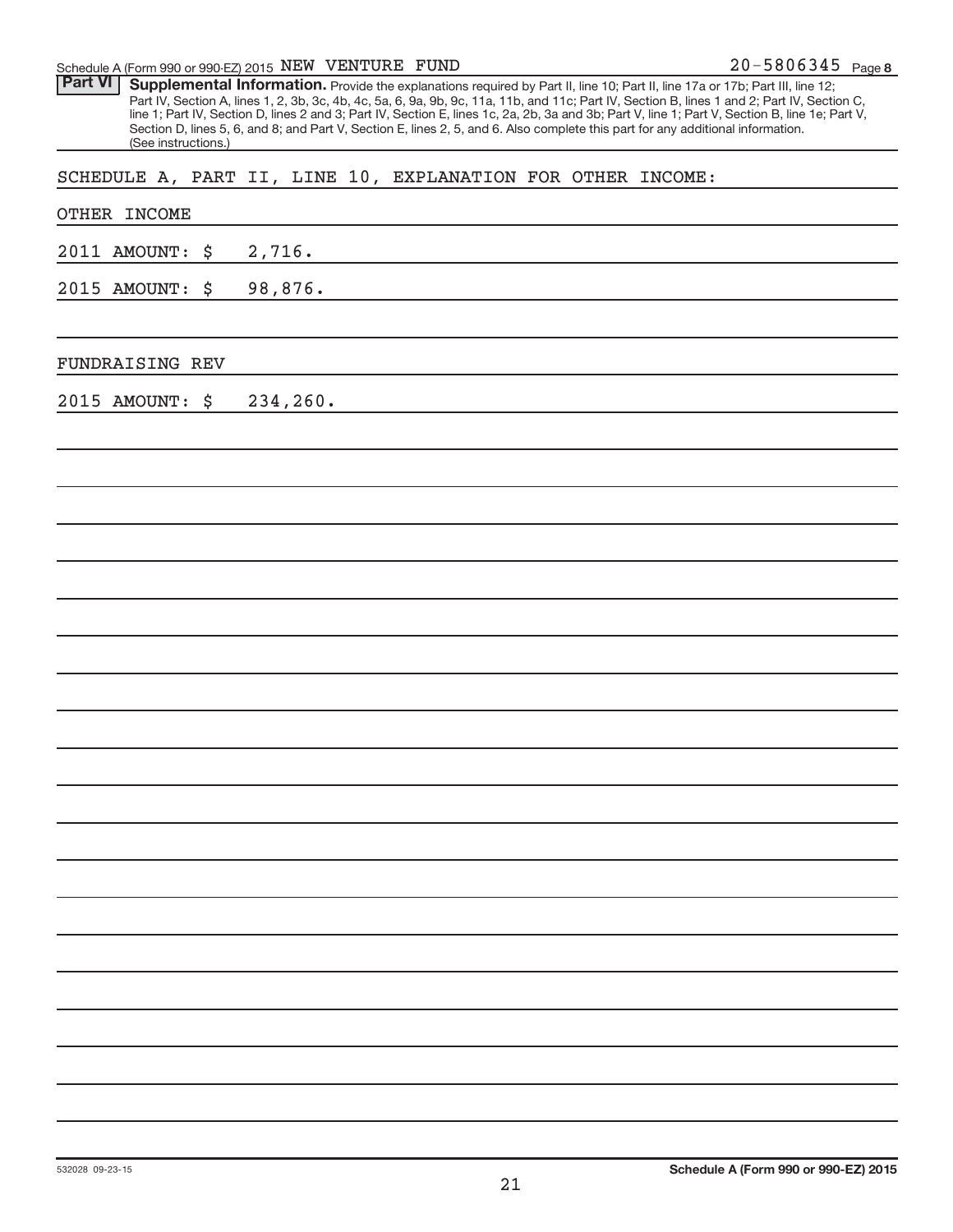Schedule A (Form 990 or 990-EZ) 2015 NEW VENTURE FUND 20-5806345 Page 8

**Part VI** **Supplemental Information.** Provide the explanations required by Part II, line 10; Part II, line 17a or 17b; Part III, line 12; Part IV, Section A, lines 1, 2, 3b, 3c, 4b, 4c, 5a, 6, 9a, 9b, 9c, 11a, 11b, and 11c; Part IV, Section B, lines 1 and 2; Part IV, Section C, line 1; Part IV, Section D, lines 2 and 3; Part IV, Section E, lines 1c, 2a, 2b, 3a and 3b; Part V, line 1; Part V, Section B, line 1e; Part V, Section D, lines 5, 6, and 8; and Part V, Section E, lines 2, 5, and 6. Also complete this part for any additional information. (See instructions.)

SCHEDULE A, PART II, LINE 10, EXPLANATION FOR OTHER INCOME:

OTHER INCOME

2011 AMOUNT: $ 2,716.

2015 AMOUNT: $ 98,876.

FUNDRAISING REV

2015 AMOUNT: $ 234,260.

532028 09-23-15 **Schedule A (Form 990 or 990-EZ) 2015**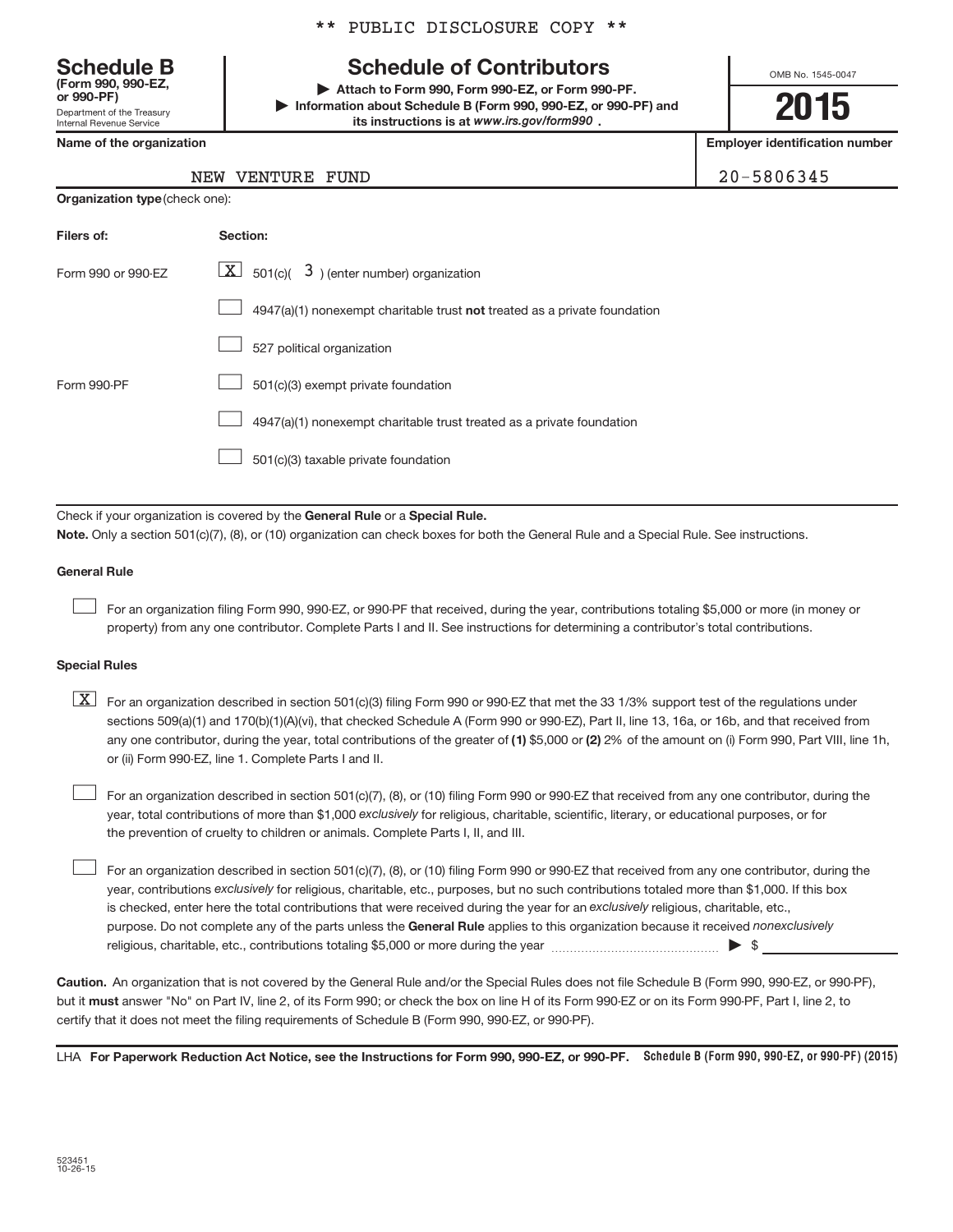** PUBLIC DISCLOSURE COPY **

**Schedule B**
**(Form 990, 990-EZ, or 990-PF)**
Department of the Treasury
Internal Revenue Service

# Schedule of Contributors

▶ **Attach to Form 990, Form 990-EZ, or Form 990-PF.**
▶ **Information about Schedule B (Form 990, 990-EZ, or 990-PF) and its instructions is at** ***www.irs.gov/form990*** **.**

OMB No. 1545-0047

**2015**

| **Name of the organization** | **Employer identification number** |
|---|---|
| NEW VENTURE FUND | 20-5806345 |

**Organization type** (check one):

| **Filers of:** | **Section:** |
|---|---|
| Form 990 or 990-EZ | [X] 501(c)( 3 ) (enter number) organization |
| | [ ] 4947(a)(1) nonexempt charitable trust **not** treated as a private foundation |
| | [ ] 527 political organization |
| Form 990-PF | [ ] 501(c)(3) exempt private foundation |
| | [ ] 4947(a)(1) nonexempt charitable trust treated as a private foundation |
| | [ ] 501(c)(3) taxable private foundation |

Check if your organization is covered by the **General Rule** or a **Special Rule.**

**Note.** Only a section 501(c)(7), (8), or (10) organization can check boxes for both the General Rule and a Special Rule. See instructions.

**General Rule**

[ ] For an organization filing Form 990, 990-EZ, or 990-PF that received, during the year, contributions totaling $5,000 or more (in money or property) from any one contributor. Complete Parts I and II. See instructions for determining a contributor's total contributions.

**Special Rules**

[X] For an organization described in section 501(c)(3) filing Form 990 or 990-EZ that met the 33 1/3% support test of the regulations under sections 509(a)(1) and 170(b)(1)(A)(vi), that checked Schedule A (Form 990 or 990-EZ), Part II, line 13, 16a, or 16b, and that received from any one contributor, during the year, total contributions of the greater of **(1)** $5,000 or **(2)** 2% of the amount on (i) Form 990, Part VIII, line 1h, or (ii) Form 990-EZ, line 1. Complete Parts I and II.

[ ] For an organization described in section 501(c)(7), (8), or (10) filing Form 990 or 990-EZ that received from any one contributor, during the year, total contributions of more than $1,000 *exclusively* for religious, charitable, scientific, literary, or educational purposes, or for the prevention of cruelty to children or animals. Complete Parts I, II, and III.

[ ] For an organization described in section 501(c)(7), (8), or (10) filing Form 990 or 990-EZ that received from any one contributor, during the year, contributions *exclusively* for religious, charitable, etc., purposes, but no such contributions totaled more than $1,000. If this box is checked, enter here the total contributions that were received during the year for an *exclusively* religious, charitable, etc., purpose. Do not complete any of the parts unless the **General Rule** applies to this organization because it received *nonexclusively* religious, charitable, etc., contributions totaling $5,000 or more during the year ........ ▶ $ ________

**Caution.** An organization that is not covered by the General Rule and/or the Special Rules does not file Schedule B (Form 990, 990-EZ, or 990-PF), but it **must** answer "No" on Part IV, line 2, of its Form 990; or check the box on line H of its Form 990-EZ or on its Form 990-PF, Part I, line 2, to certify that it does not meet the filing requirements of Schedule B (Form 990, 990-EZ, or 990-PF).

LHA **For Paperwork Reduction Act Notice, see the Instructions for Form 990, 990-EZ, or 990-PF.** **Schedule B (Form 990, 990-EZ, or 990-PF) (2015)**

523451
10-26-15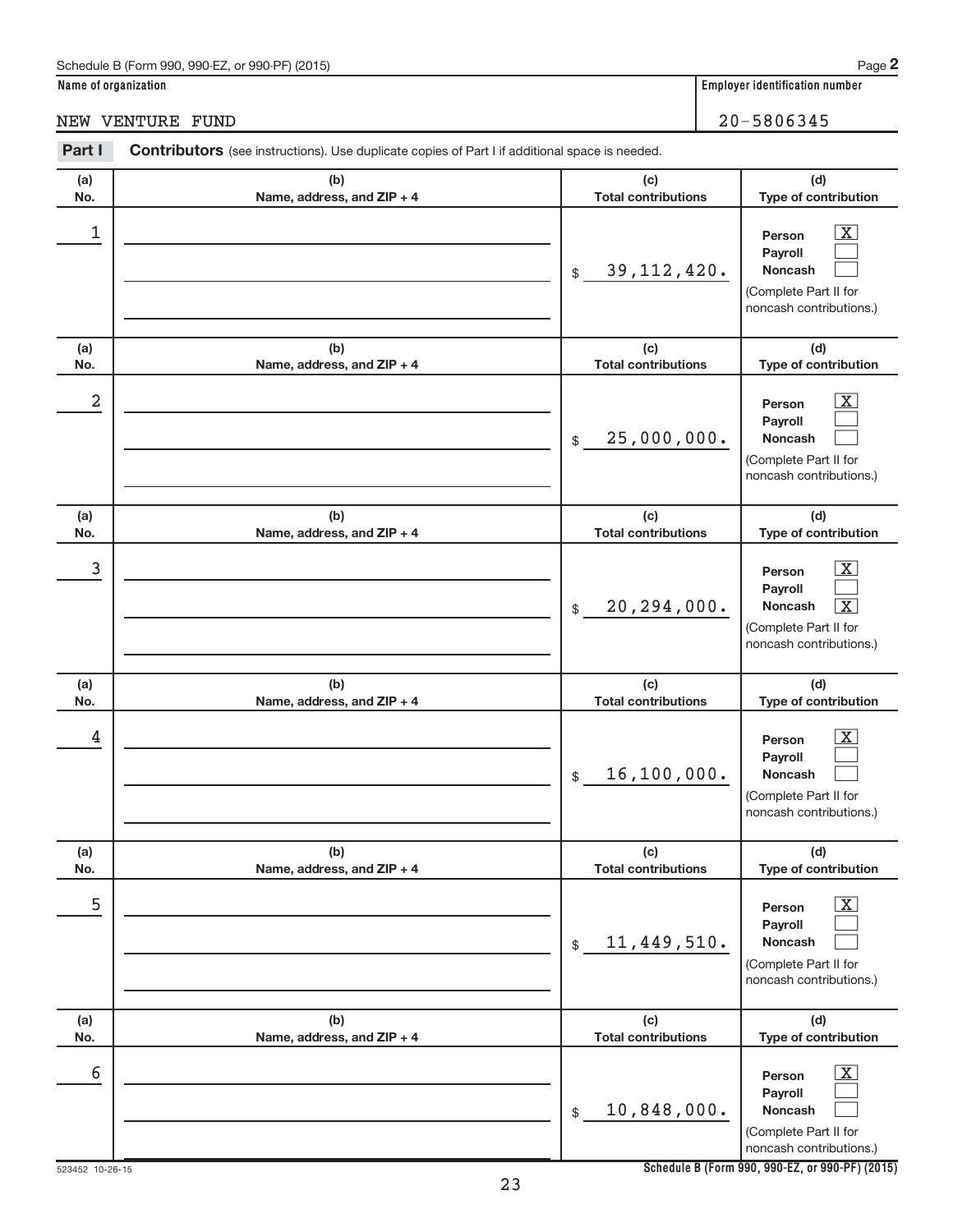Schedule B (Form 990, 990-EZ, or 990-PF) (2015) Page **2**

**Name of organization**

NEW VENTURE FUND

**Employer identification number**

20-5806345

**Part I** **Contributors** (see instructions). Use duplicate copies of Part I if additional space is needed.

| (a) No. | (b) Name, address, and ZIP + 4 | (c) Total contributions | (d) Type of contribution |
|---|---|---|---|
| 1 | | $ 39,112,420. | Person [X] Payroll [ ] Noncash [ ] (Complete Part II for noncash contributions.) |
| 2 | | $ 25,000,000. | Person [X] Payroll [ ] Noncash [ ] (Complete Part II for noncash contributions.) |
| 3 | | $ 20,294,000. | Person [X] Payroll [ ] Noncash [X] (Complete Part II for noncash contributions.) |
| 4 | | $ 16,100,000. | Person [X] Payroll [ ] Noncash [ ] (Complete Part II for noncash contributions.) |
| 5 | | $ 11,449,510. | Person [X] Payroll [ ] Noncash [ ] (Complete Part II for noncash contributions.) |
| 6 | | $ 10,848,000. | Person [X] Payroll [ ] Noncash [ ] (Complete Part II for noncash contributions.) |

523452 10-26-15 **Schedule B (Form 990, 990-EZ, or 990-PF) (2015)**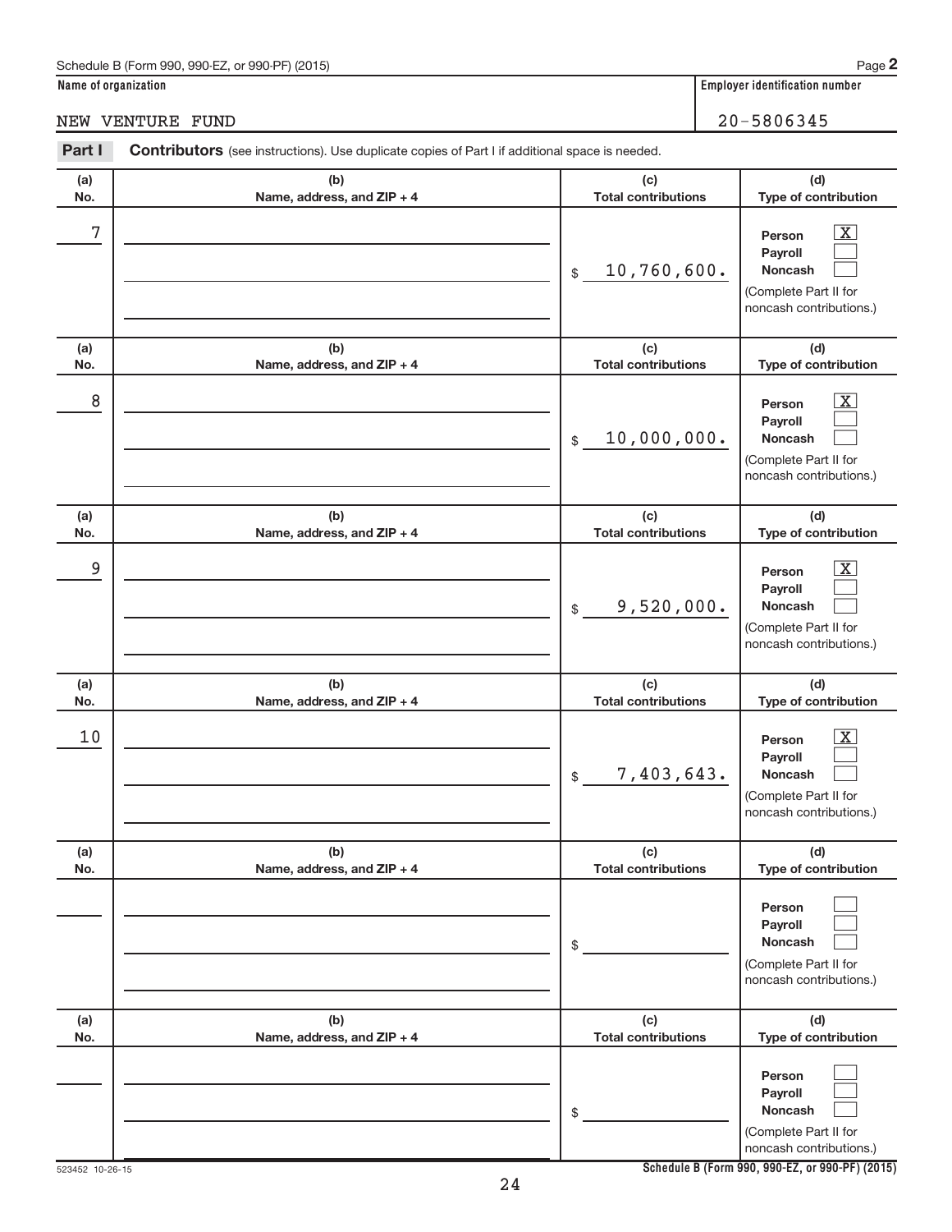Schedule B (Form 990, 990-EZ, or 990-PF) (2015) Page **2**

| Name of organization | Employer identification number |
|---|---|
| NEW VENTURE FUND | 20-5806345 |

**Part I** **Contributors** (see instructions). Use duplicate copies of Part I if additional space is needed.

| (a) No. | (b) Name, address, and ZIP + 4 | (c) Total contributions | (d) Type of contribution |
|---|---|---|---|
| 7 | | $ 10,760,600. | Person [X] Payroll [ ] Noncash [ ] (Complete Part II for noncash contributions.) |
| 8 | | $ 10,000,000. | Person [X] Payroll [ ] Noncash [ ] (Complete Part II for noncash contributions.) |
| 9 | | $ 9,520,000. | Person [X] Payroll [ ] Noncash [ ] (Complete Part II for noncash contributions.) |
| 10 | | $ 7,403,643. | Person [X] Payroll [ ] Noncash [ ] (Complete Part II for noncash contributions.) |
| | | $ | Person [ ] Payroll [ ] Noncash [ ] (Complete Part II for noncash contributions.) |
| | | $ | Person [ ] Payroll [ ] Noncash [ ] (Complete Part II for noncash contributions.) |

523452 10-26-15 **Schedule B (Form 990, 990-EZ, or 990-PF) (2015)**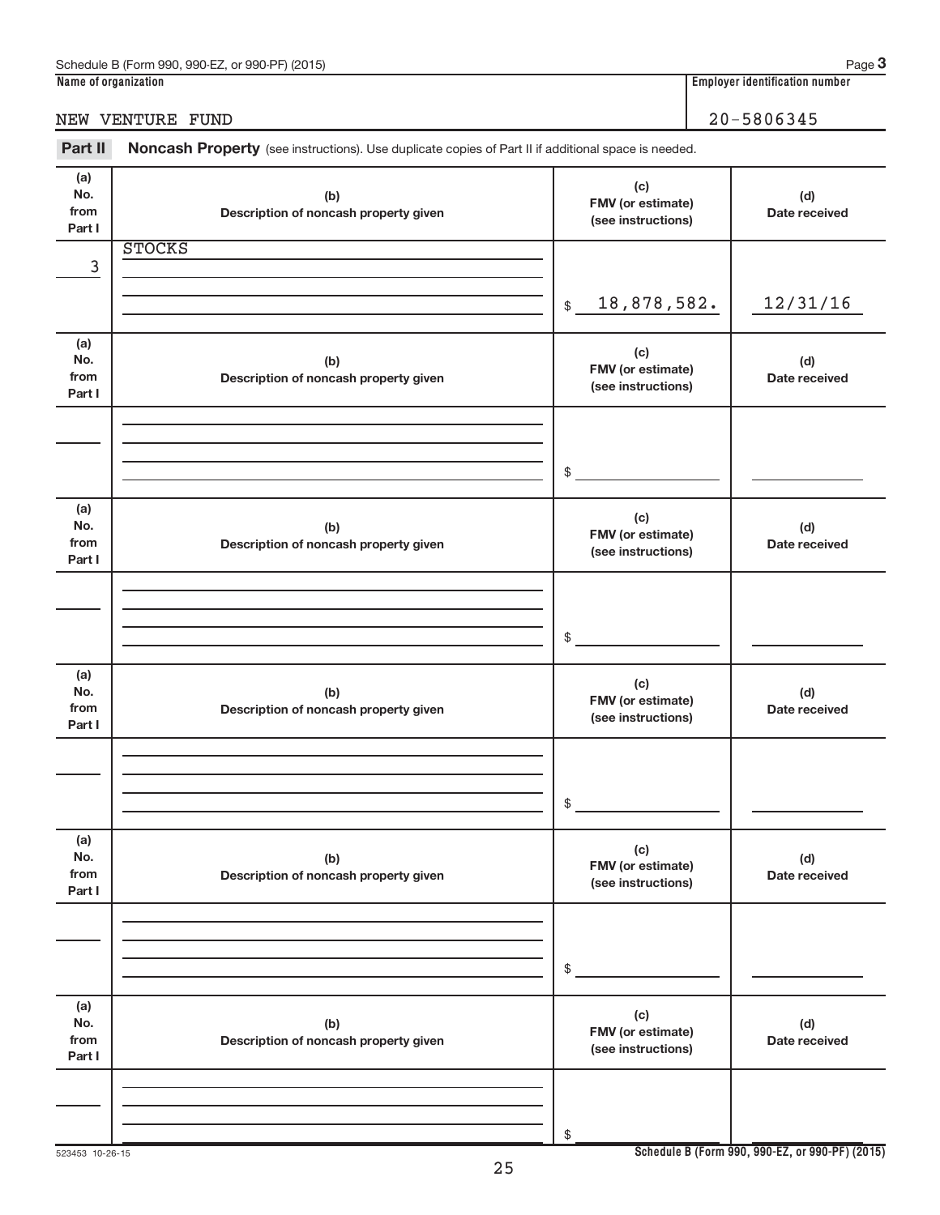Schedule B (Form 990, 990-EZ, or 990-PF) (2015) Page **3**

**Name of organization**

NEW VENTURE FUND

**Employer identification number**

20-5806345

**Part II** **Noncash Property** (see instructions). Use duplicate copies of Part II if additional space is needed.

| (a) No. from Part I | (b) Description of noncash property given | (c) FMV (or estimate) (see instructions) | (d) Date received |
|---|---|---|---|
| 3 | STOCKS | $ 18,878,582. | 12/31/16 |
| | | $ | |
| | | $ | |
| | | $ | |
| | | $ | |
| | | $ | |

523453 10-26-15

Schedule B (Form 990, 990-EZ, or 990-PF) (2015)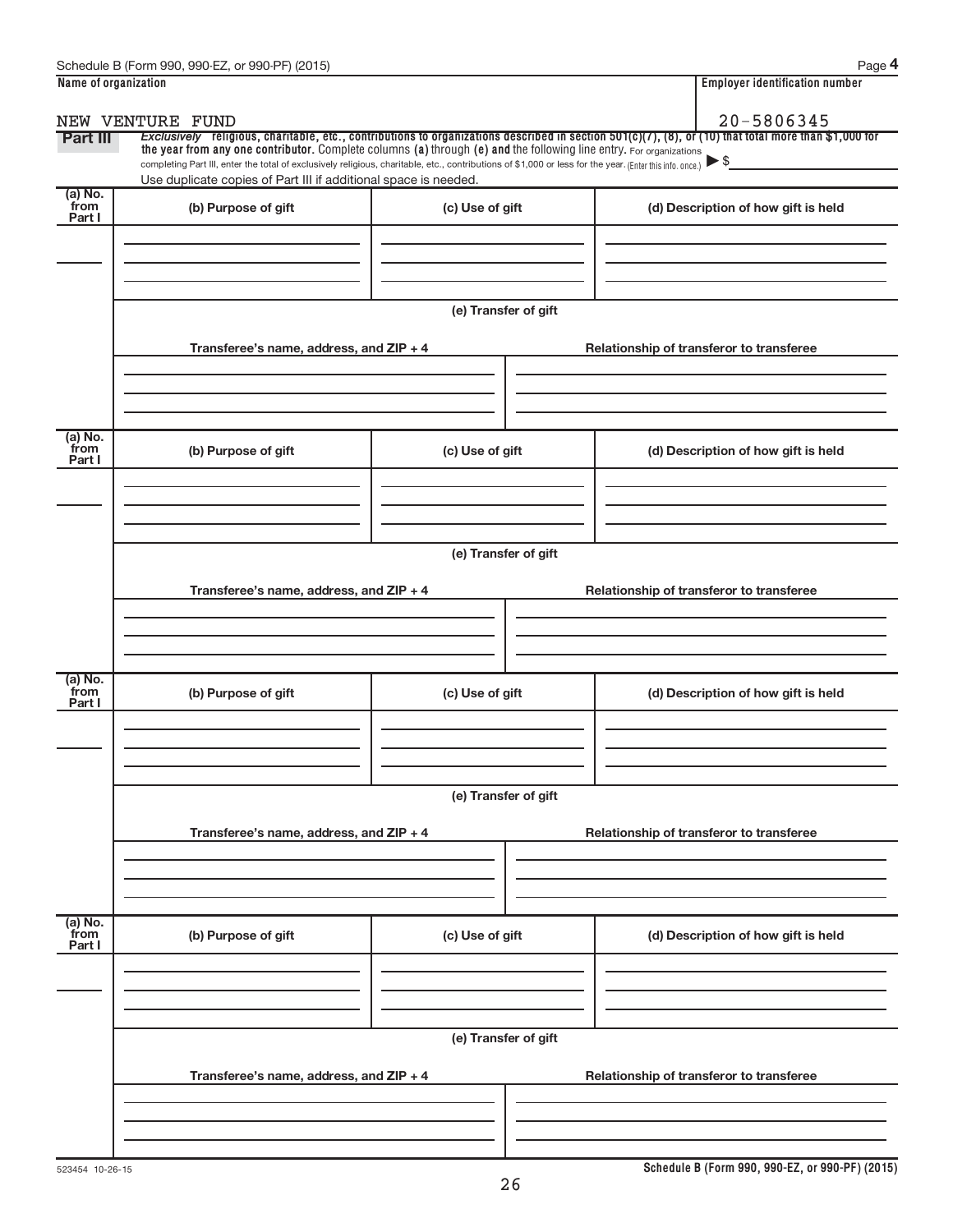Schedule B (Form 990, 990-EZ, or 990-PF) (2015) Page **4**

| **Name of organization** | **Employer identification number** |
|---|---|
| NEW VENTURE FUND | 20-5806345 |

**Part III** *Exclusively* **religious, charitable, etc., contributions to organizations described in section 501(c)(7), (8), or (10) that total more than $1,000 for the year from any one contributor.** Complete columns **(a)** through **(e)** and the following line entry. For organizations completing Part III, enter the total of exclusively religious, charitable, etc., contributions of $1,000 or less for the year. (Enter this info. once.) ▶ $

Use duplicate copies of Part III if additional space is needed.

| (a) No. from Part I | (b) Purpose of gift | (c) Use of gift | (d) Description of how gift is held |
|---|---|---|---|
| | | | |

(e) Transfer of gift

| Transferee's name, address, and ZIP + 4 | Relationship of transferor to transferee |
|---|---|
| | |

| (a) No. from Part I | (b) Purpose of gift | (c) Use of gift | (d) Description of how gift is held |
|---|---|---|---|
| | | | |

(e) Transfer of gift

| Transferee's name, address, and ZIP + 4 | Relationship of transferor to transferee |
|---|---|
| | |

| (a) No. from Part I | (b) Purpose of gift | (c) Use of gift | (d) Description of how gift is held |
|---|---|---|---|
| | | | |

(e) Transfer of gift

| Transferee's name, address, and ZIP + 4 | Relationship of transferor to transferee |
|---|---|
| | |

| (a) No. from Part I | (b) Purpose of gift | (c) Use of gift | (d) Description of how gift is held |
|---|---|---|---|
| | | | |

(e) Transfer of gift

| Transferee's name, address, and ZIP + 4 | Relationship of transferor to transferee |
|---|---|
| | |

523454 10-26-15

**Schedule B (Form 990, 990-EZ, or 990-PF) (2015)**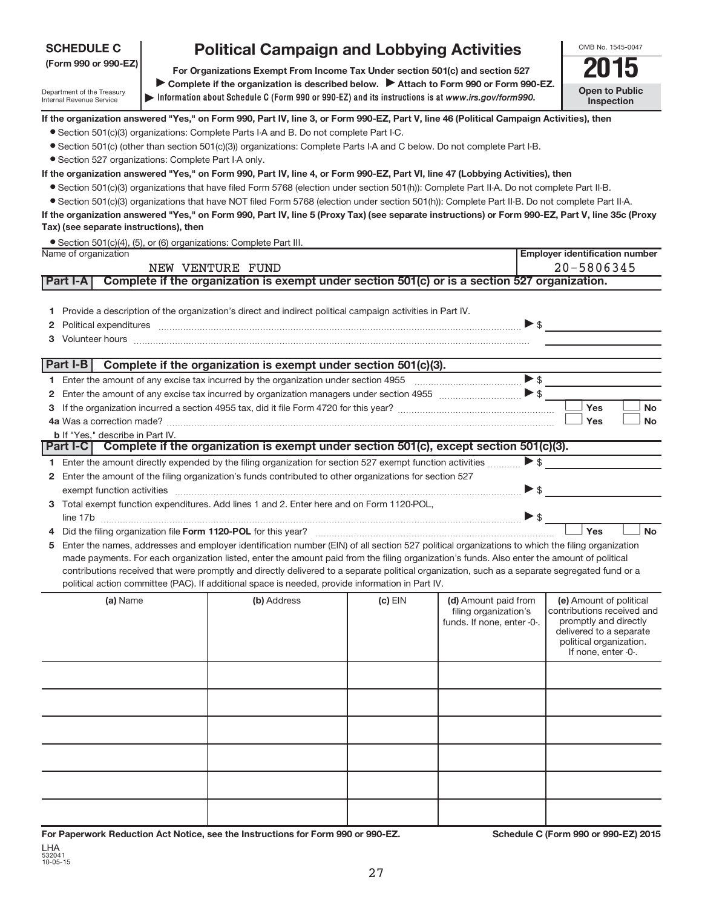**SCHEDULE C**
**(Form 990 or 990-EZ)**

Department of the Treasury
Internal Revenue Service

# Political Campaign and Lobbying Activities

**For Organizations Exempt From Income Tax Under section 501(c) and section 527**

▶ **Complete if the organization is described below.** ▶ **Attach to Form 990 or Form 990-EZ.**

▶ **Information about Schedule C (Form 990 or 990-EZ) and its instructions is at *www.irs.gov/form990.***

OMB No. 1545-0047

**2015**

**Open to Public Inspection**

**If the organization answered "Yes," on Form 990, Part IV, line 3, or Form 990-EZ, Part V, line 46 (Political Campaign Activities), then**

- Section 501(c)(3) organizations: Complete Parts I-A and B. Do not complete Part I-C.
- Section 501(c) (other than section 501(c)(3)) organizations: Complete Parts I-A and C below. Do not complete Part I-B.
- Section 527 organizations: Complete Part I-A only.

**If the organization answered "Yes," on Form 990, Part IV, line 4, or Form 990-EZ, Part VI, line 47 (Lobbying Activities), then**

- Section 501(c)(3) organizations that have filed Form 5768 (election under section 501(h)): Complete Part II-A. Do not complete Part II-B.
- Section 501(c)(3) organizations that have NOT filed Form 5768 (election under section 501(h)): Complete Part II-B. Do not complete Part II-A.

**If the organization answered "Yes," on Form 990, Part IV, line 5 (Proxy Tax) (see separate instructions) or Form 990-EZ, Part V, line 35c (Proxy Tax) (see separate instructions), then**

- Section 501(c)(4), (5), or (6) organizations: Complete Part III.

| Name of organization | Employer identification number |
|---|---|
| NEW VENTURE FUND | 20-5806345 |

## Part I-A Complete if the organization is exempt under section 501(c) or is a section 527 organization.

1 Provide a description of the organization's direct and indirect political campaign activities in Part IV.

2 Political expenditures ▶ $

3 Volunteer hours

## Part I-B Complete if the organization is exempt under section 501(c)(3).

1 Enter the amount of any excise tax incurred by the organization under section 4955 ▶ $

2 Enter the amount of any excise tax incurred by organization managers under section 4955 ▶ $

3 If the organization incurred a section 4955 tax, did it file Form 4720 for this year? ☐ Yes ☐ No

4a Was a correction made? ☐ Yes ☐ No

b If "Yes," describe in Part IV.

## Part I-C Complete if the organization is exempt under section 501(c), except section 501(c)(3).

1 Enter the amount directly expended by the filing organization for section 527 exempt function activities ▶ $

2 Enter the amount of the filing organization's funds contributed to other organizations for section 527 exempt function activities ▶ $

3 Total exempt function expenditures. Add lines 1 and 2. Enter here and on Form 1120-POL, line 17b ▶ $

4 Did the filing organization file **Form 1120-POL** for this year? ☐ Yes ☐ No

5 Enter the names, addresses and employer identification number (EIN) of all section 527 political organizations to which the filing organization made payments. For each organization listed, enter the amount paid from the filing organization's funds. Also enter the amount of political contributions received that were promptly and directly delivered to a separate political organization, such as a separate segregated fund or a political action committee (PAC). If additional space is needed, provide information in Part IV.

| (a) Name | (b) Address | (c) EIN | (d) Amount paid from filing organization's funds. If none, enter -0-. | (e) Amount of political contributions received and promptly and directly delivered to a separate political organization. If none, enter -0-. |
|---|---|---|---|---|
| | | | | |
| | | | | |
| | | | | |
| | | | | |
| | | | | |
| | | | | |

**For Paperwork Reduction Act Notice, see the Instructions for Form 990 or 990-EZ.** **Schedule C (Form 990 or 990-EZ) 2015**

LHA
532041
10-05-15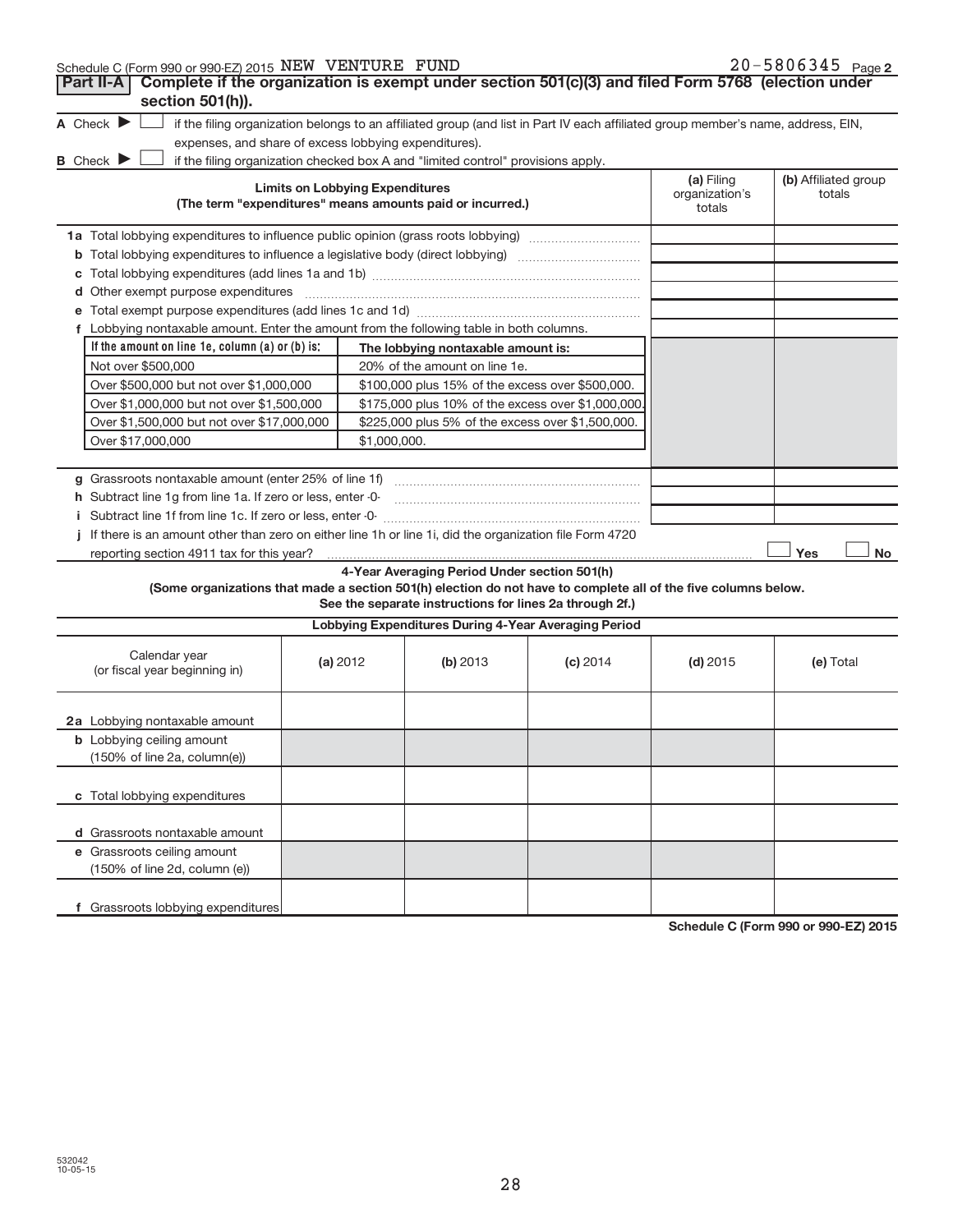Schedule C (Form 990 or 990-EZ) 2015 NEW VENTURE FUND 20-5806345 Page 2

**Part II-A** **Complete if the organization is exempt under section 501(c)(3) and filed Form 5768 (election under section 501(h)).**

A Check ▶ ☐ if the filing organization belongs to an affiliated group (and list in Part IV each affiliated group member's name, address, EIN, expenses, and share of excess lobbying expenditures).

B Check ▶ ☐ if the filing organization checked box A and "limited control" provisions apply.

| **Limits on Lobbying Expenditures** (The term "expenditures" means amounts paid or incurred.) | **(a)** Filing organization's totals | **(b)** Affiliated group totals |
|---|---|---|
| **1a** Total lobbying expenditures to influence public opinion (grass roots lobbying) | | |
| **b** Total lobbying expenditures to influence a legislative body (direct lobbying) | | |
| **c** Total lobbying expenditures (add lines 1a and 1b) | | |
| **d** Other exempt purpose expenditures | | |
| **e** Total exempt purpose expenditures (add lines 1c and 1d) | | |
| **f** Lobbying nontaxable amount. Enter the amount from the following table in both columns. | | |

| If the amount on line 1e, column (a) or (b) is: | The lobbying nontaxable amount is: |
|---|---|
| Not over $500,000 | 20% of the amount on line 1e. |
| Over $500,000 but not over $1,000,000 | $100,000 plus 15% of the excess over $500,000. |
| Over $1,000,000 but not over $1,500,000 | $175,000 plus 10% of the excess over $1,000,000. |
| Over $1,500,000 but not over $17,000,000 | $225,000 plus 5% of the excess over $1,500,000. |
| Over $17,000,000 | $1,000,000. |

| | (a) | (b) |
|---|---|---|
| **g** Grassroots nontaxable amount (enter 25% of line 1f) | | |
| **h** Subtract line 1g from line 1a. If zero or less, enter -0- | | |
| **i** Subtract line 1f from line 1c. If zero or less, enter -0- | | |
| **j** If there is an amount other than zero on either line 1h or line 1i, did the organization file Form 4720 reporting section 4911 tax for this year? | ☐ Yes | ☐ No |

**4-Year Averaging Period Under section 501(h)**

**(Some organizations that made a section 501(h) election do not have to complete all of the five columns below. See the separate instructions for lines 2a through 2f.)**

| **Lobbying Expenditures During 4-Year Averaging Period** | | | | | |
|---|---|---|---|---|---|
| Calendar year (or fiscal year beginning in) | **(a)** 2012 | **(b)** 2013 | **(c)** 2014 | **(d)** 2015 | **(e)** Total |
| **2a** Lobbying nontaxable amount | | | | | |
| **b** Lobbying ceiling amount (150% of line 2a, column(e)) | | | | | |
| **c** Total lobbying expenditures | | | | | |
| **d** Grassroots nontaxable amount | | | | | |
| **e** Grassroots ceiling amount (150% of line 2d, column (e)) | | | | | |
| **f** Grassroots lobbying expenditures | | | | | |

**Schedule C (Form 990 or 990-EZ) 2015**

532042 10-05-15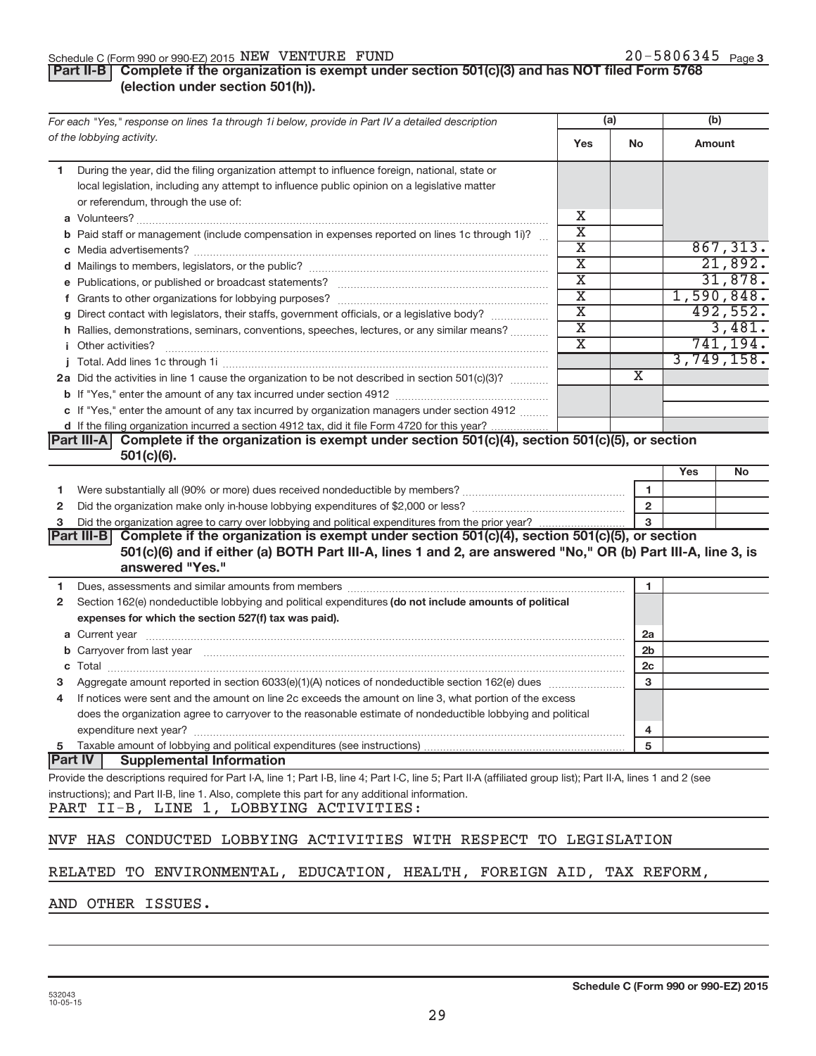Schedule C (Form 990 or 990-EZ) 2015 NEW VENTURE FUND 20-5806345 Page 3

**Part II-B** **Complete if the organization is exempt under section 501(c)(3) and has NOT filed Form 5768 (election under section 501(h)).**

| *For each "Yes," response on lines 1a through 1i below, provide in Part IV a detailed description of the lobbying activity.* | (a) Yes | (a) No | (b) Amount |
|---|---|---|---|
| **1** During the year, did the filing organization attempt to influence foreign, national, state or local legislation, including any attempt to influence public opinion on a legislative matter or referendum, through the use of: | | | |
| **a** Volunteers? | X | | |
| **b** Paid staff or management (include compensation in expenses reported on lines 1c through 1i)? | X | | |
| **c** Media advertisements? | X | | 867,313. |
| **d** Mailings to members, legislators, or the public? | X | | 21,892. |
| **e** Publications, or published or broadcast statements? | X | | 31,878. |
| **f** Grants to other organizations for lobbying purposes? | X | | 1,590,848. |
| **g** Direct contact with legislators, their staffs, government officials, or a legislative body? | X | | 492,552. |
| **h** Rallies, demonstrations, seminars, conventions, speeches, lectures, or any similar means? | X | | 3,481. |
| **i** Other activities? | X | | 741,194. |
| **j** Total. Add lines 1c through 1i | | | 3,749,158. |
| **2a** Did the activities in line 1 cause the organization to be not described in section 501(c)(3)? | | X | |
| **b** If "Yes," enter the amount of any tax incurred under section 4912 | | | |
| **c** If "Yes," enter the amount of any tax incurred by organization managers under section 4912 | | | |
| **d** If the filing organization incurred a section 4912 tax, did it file Form 4720 for this year? | | | |

**Part III-A** **Complete if the organization is exempt under section 501(c)(4), section 501(c)(5), or section 501(c)(6).**

| | | | Yes | No |
|---|---|---|---|---|
| **1** | Were substantially all (90% or more) dues received nondeductible by members? | 1 | | |
| **2** | Did the organization make only in-house lobbying expenditures of $2,000 or less? | 2 | | |
| **3** | Did the organization agree to carry over lobbying and political expenditures from the prior year? | 3 | | |

**Part III-B** **Complete if the organization is exempt under section 501(c)(4), section 501(c)(5), or section 501(c)(6) and if either (a) BOTH Part III-A, lines 1 and 2, are answered "No," OR (b) Part III-A, line 3, is answered "Yes."**

| | | | |
|---|---|---|---|
| **1** | Dues, assessments and similar amounts from members | 1 | |
| **2** | Section 162(e) nondeductible lobbying and political expenditures **(do not include amounts of political expenses for which the section 527(f) tax was paid).** | | |
| **a** | Current year | 2a | |
| **b** | Carryover from last year | 2b | |
| **c** | Total | 2c | |
| **3** | Aggregate amount reported in section 6033(e)(1)(A) notices of nondeductible section 162(e) dues | 3 | |
| **4** | If notices were sent and the amount on line 2c exceeds the amount on line 3, what portion of the excess does the organization agree to carryover to the reasonable estimate of nondeductible lobbying and political expenditure next year? | 4 | |
| **5** | Taxable amount of lobbying and political expenditures (see instructions) | 5 | |

**Part IV** **Supplemental Information**

Provide the descriptions required for Part I-A, line 1; Part I-B, line 4; Part I-C, line 5; Part II-A (affiliated group list); Part II-A, lines 1 and 2 (see instructions); and Part II-B, line 1. Also, complete this part for any additional information.

PART II-B, LINE 1, LOBBYING ACTIVITIES:

NVF HAS CONDUCTED LOBBYING ACTIVITIES WITH RESPECT TO LEGISLATION RELATED TO ENVIRONMENTAL, EDUCATION, HEALTH, FOREIGN AID, TAX REFORM, AND OTHER ISSUES.

532043 10-05-15 **Schedule C (Form 990 or 990-EZ) 2015**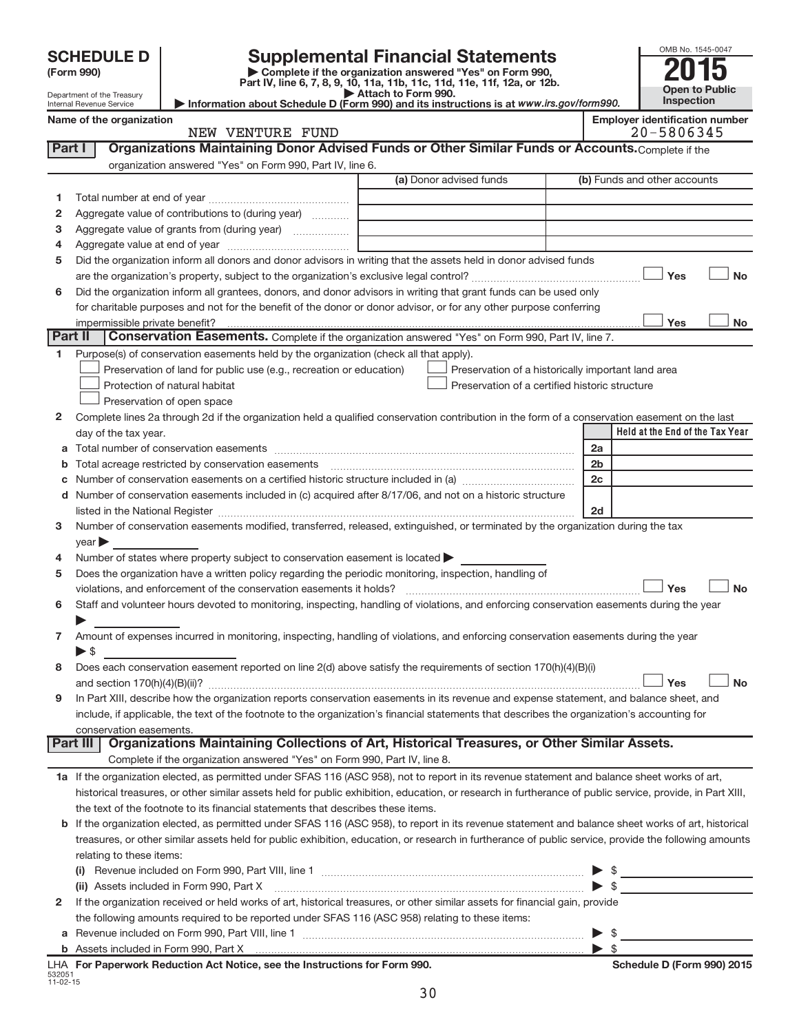**SCHEDULE D (Form 990)**

Department of the Treasury
Internal Revenue Service

# Supplemental Financial Statements

▶ Complete if the organization answered "Yes" on Form 990, Part IV, line 6, 7, 8, 9, 10, 11a, 11b, 11c, 11d, 11e, 11f, 12a, or 12b.
▶ Attach to Form 990.
▶ Information about Schedule D (Form 990) and its instructions is at *www.irs.gov/form990.*

OMB No. 1545-0047

**2015**

**Open to Public Inspection**

**Name of the organization:** NEW VENTURE FUND

**Employer identification number:** 20-5806345

## Part I Organizations Maintaining Donor Advised Funds or Other Similar Funds or Accounts. Complete if the organization answered "Yes" on Form 990, Part IV, line 6.

| | | (a) Donor advised funds | (b) Funds and other accounts |
|---|---|---|---|
| 1 | Total number at end of year | | |
| 2 | Aggregate value of contributions to (during year) | | |
| 3 | Aggregate value of grants from (during year) | | |
| 4 | Aggregate value at end of year | | |

5 Did the organization inform all donors and donor advisors in writing that the assets held in donor advised funds are the organization's property, subject to the organization's exclusive legal control? ☐ Yes ☐ No

6 Did the organization inform all grantees, donors, and donor advisors in writing that grant funds can be used only for charitable purposes and not for the benefit of the donor or donor advisor, or for any other purpose conferring impermissible private benefit? ☐ Yes ☐ No

## Part II Conservation Easements. Complete if the organization answered "Yes" on Form 990, Part IV, line 7.

1 Purpose(s) of conservation easements held by the organization (check all that apply).

☐ Preservation of land for public use (e.g., recreation or education)
☐ Protection of natural habitat
☐ Preservation of open space
☐ Preservation of a historically important land area
☐ Preservation of a certified historic structure

2 Complete lines 2a through 2d if the organization held a qualified conservation contribution in the form of a conservation easement on the last day of the tax year.

| | | | Held at the End of the Tax Year |
|---|---|---|---|
| a | Total number of conservation easements | 2a | |
| b | Total acreage restricted by conservation easements | 2b | |
| c | Number of conservation easements on a certified historic structure included in (a) | 2c | |
| d | Number of conservation easements included in (c) acquired after 8/17/06, and not on a historic structure listed in the National Register | 2d | |

3 Number of conservation easements modified, transferred, released, extinguished, or terminated by the organization during the tax year ▶

4 Number of states where property subject to conservation easement is located ▶

5 Does the organization have a written policy regarding the periodic monitoring, inspection, handling of violations, and enforcement of the conservation easements it holds? ☐ Yes ☐ No

6 Staff and volunteer hours devoted to monitoring, inspecting, handling of violations, and enforcing conservation easements during the year ▶

7 Amount of expenses incurred in monitoring, inspecting, handling of violations, and enforcing conservation easements during the year ▶ $

8 Does each conservation easement reported on line 2(d) above satisfy the requirements of section 170(h)(4)(B)(i) and section 170(h)(4)(B)(ii)? ☐ Yes ☐ No

9 In Part XIII, describe how the organization reports conservation easements in its revenue and expense statement, and balance sheet, and include, if applicable, the text of the footnote to the organization's financial statements that describes the organization's accounting for conservation easements.

## Part III Organizations Maintaining Collections of Art, Historical Treasures, or Other Similar Assets. Complete if the organization answered "Yes" on Form 990, Part IV, line 8.

1a If the organization elected, as permitted under SFAS 116 (ASC 958), not to report in its revenue statement and balance sheet works of art, historical treasures, or other similar assets held for public exhibition, education, or research in furtherance of public service, provide, in Part XIII, the text of the footnote to its financial statements that describes these items.

b If the organization elected, as permitted under SFAS 116 (ASC 958), to report in its revenue statement and balance sheet works of art, historical treasures, or other similar assets held for public exhibition, education, or research in furtherance of public service, provide the following amounts relating to these items:

(i) Revenue included on Form 990, Part VIII, line 1 ▶ $

(ii) Assets included in Form 990, Part X ▶ $

2 If the organization received or held works of art, historical treasures, or other similar assets for financial gain, provide the following amounts required to be reported under SFAS 116 (ASC 958) relating to these items:

a Revenue included on Form 990, Part VIII, line 1 ▶ $

b Assets included in Form 990, Part X ▶ $

LHA For Paperwork Reduction Act Notice, see the Instructions for Form 990. **Schedule D (Form 990) 2015**

532051
11-02-15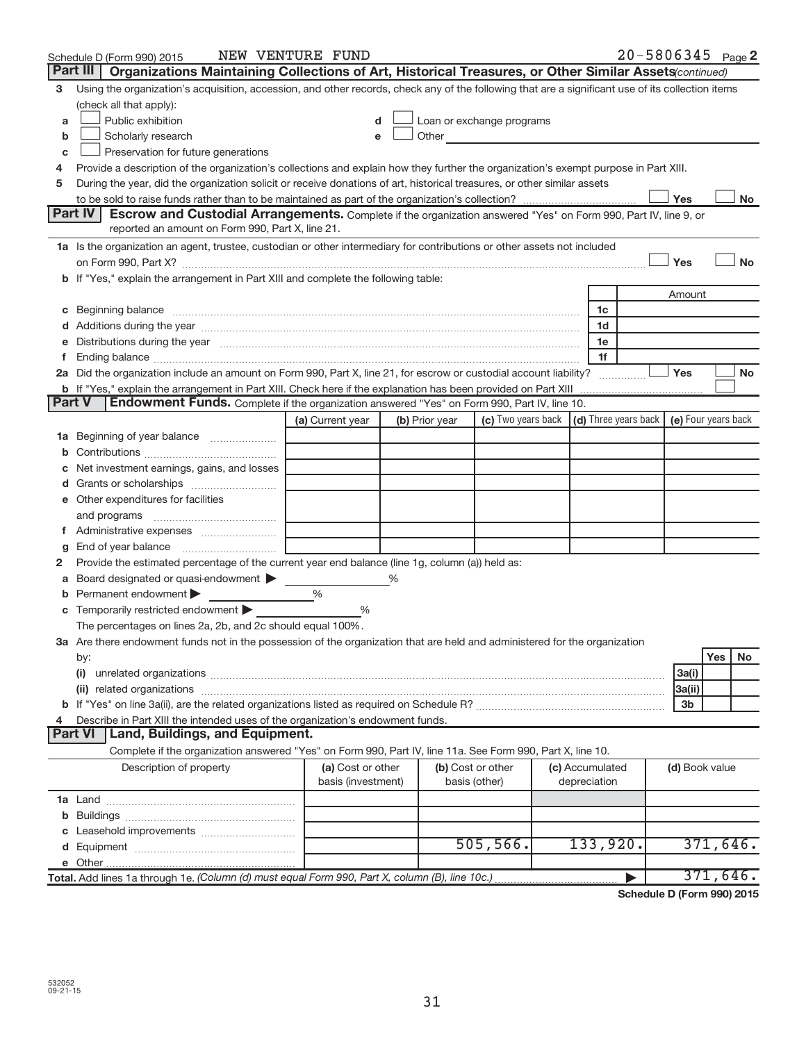Schedule D (Form 990) 2015 NEW VENTURE FUND 20-5806345 Page 2

## Part III Organizations Maintaining Collections of Art, Historical Treasures, or Other Similar Assets *(continued)*

3 Using the organization's acquisition, accession, and other records, check any of the following that are a significant use of its collection items (check all that apply):

- a ☐ Public exhibition
- b ☐ Scholarly research
- c ☐ Preservation for future generations
- d ☐ Loan or exchange programs
- e ☐ Other

4 Provide a description of the organization's collections and explain how they further the organization's exempt purpose in Part XIII.

5 During the year, did the organization solicit or receive donations of art, historical treasures, or other similar assets to be sold to raise funds rather than to be maintained as part of the organization's collection? ☐ Yes ☐ No

## Part IV Escrow and Custodial Arrangements.

Complete if the organization answered "Yes" on Form 990, Part IV, line 9, or reported an amount on Form 990, Part X, line 21.

1a Is the organization an agent, trustee, custodian or other intermediary for contributions or other assets not included on Form 990, Part X? ☐ Yes ☐ No

b If "Yes," explain the arrangement in Part XIII and complete the following table:

| | | Amount |
|---|---|---|
| c Beginning balance | 1c | |
| d Additions during the year | 1d | |
| e Distributions during the year | 1e | |
| f Ending balance | 1f | |

2a Did the organization include an amount on Form 990, Part X, line 21, for escrow or custodial account liability? ☐ Yes ☐ No

b If "Yes," explain the arrangement in Part XIII. Check here if the explanation has been provided on Part XIII ☐

## Part V Endowment Funds.

Complete if the organization answered "Yes" on Form 990, Part IV, line 10.

| | (a) Current year | (b) Prior year | (c) Two years back | (d) Three years back | (e) Four years back |
|---|---|---|---|---|---|
| 1a Beginning of year balance | | | | | |
| b Contributions | | | | | |
| c Net investment earnings, gains, and losses | | | | | |
| d Grants or scholarships | | | | | |
| e Other expenditures for facilities and programs | | | | | |
| f Administrative expenses | | | | | |
| g End of year balance | | | | | |

2 Provide the estimated percentage of the current year end balance (line 1g, column (a)) held as:

- a Board designated or quasi-endowment ▶ %
- b Permanent endowment ▶ %
- c Temporarily restricted endowment ▶ %

The percentages on lines 2a, 2b, and 2c should equal 100%.

3a Are there endowment funds not in the possession of the organization that are held and administered for the organization by:

| | | Yes | No |
|---|---|---|---|
| (i) unrelated organizations | 3a(i) | | |
| (ii) related organizations | 3a(ii) | | |
| b If "Yes" on line 3a(ii), are the related organizations listed as required on Schedule R? | 3b | | |

4 Describe in Part XIII the intended uses of the organization's endowment funds.

## Part VI Land, Buildings, and Equipment.

Complete if the organization answered "Yes" on Form 990, Part IV, line 11a. See Form 990, Part X, line 10.

| Description of property | (a) Cost or other basis (investment) | (b) Cost or other basis (other) | (c) Accumulated depreciation | (d) Book value |
|---|---|---|---|---|
| 1a Land | | | | |
| b Buildings | | | | |
| c Leasehold improvements | | | | |
| d Equipment | | 505,566. | 133,920. | 371,646. |
| e Other | | | | |
| **Total.** Add lines 1a through 1e. *(Column (d) must equal Form 990, Part X, column (B), line 10c.)* | | | ▶ | 371,646. |

**Schedule D (Form 990) 2015**

532052 09-21-15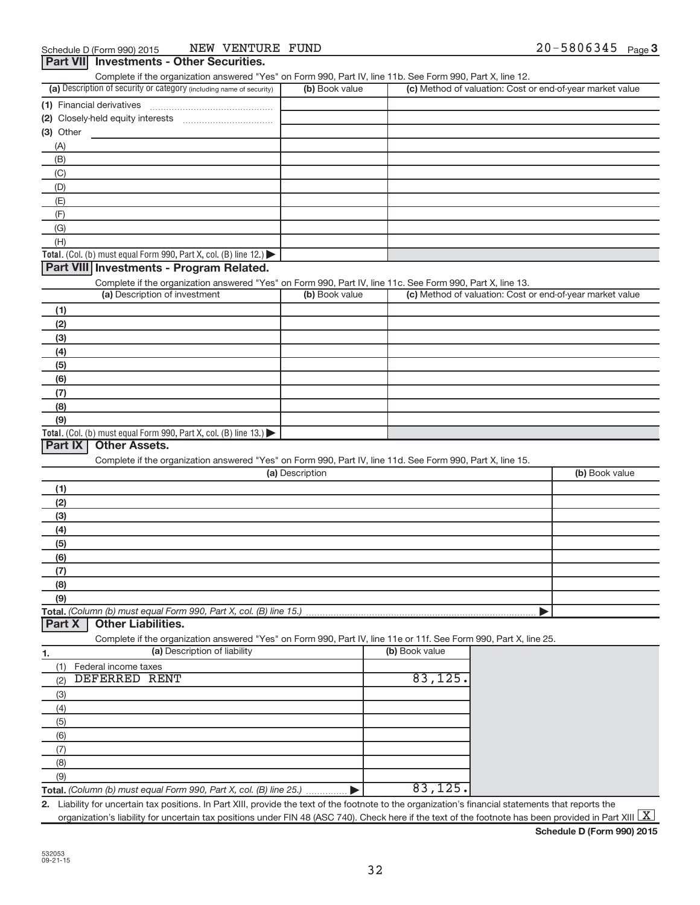Schedule D (Form 990) 2015 NEW VENTURE FUND 20-5806345 Page 3

## Part VII Investments - Other Securities.

Complete if the organization answered "Yes" on Form 990, Part IV, line 11b. See Form 990, Part X, line 12.

| (a) Description of security or category (including name of security) | (b) Book value | (c) Method of valuation: Cost or end-of-year market value |
|---|---|---|
| (1) Financial derivatives | | |
| (2) Closely-held equity interests | | |
| (3) Other | | |
| (A) | | |
| (B) | | |
| (C) | | |
| (D) | | |
| (E) | | |
| (F) | | |
| (G) | | |
| (H) | | |
| **Total.** (Col. (b) must equal Form 990, Part X, col. (B) line 12.) ▶ | | |

## Part VIII Investments - Program Related.

Complete if the organization answered "Yes" on Form 990, Part IV, line 11c. See Form 990, Part X, line 13.

| (a) Description of investment | (b) Book value | (c) Method of valuation: Cost or end-of-year market value |
|---|---|---|
| (1) | | |
| (2) | | |
| (3) | | |
| (4) | | |
| (5) | | |
| (6) | | |
| (7) | | |
| (8) | | |
| (9) | | |
| **Total.** (Col. (b) must equal Form 990, Part X, col. (B) line 13.) ▶ | | |

## Part IX Other Assets.

Complete if the organization answered "Yes" on Form 990, Part IV, line 11d. See Form 990, Part X, line 15.

| (a) Description | (b) Book value |
|---|---|
| (1) | |
| (2) | |
| (3) | |
| (4) | |
| (5) | |
| (6) | |
| (7) | |
| (8) | |
| (9) | |
| **Total.** *(Column (b) must equal Form 990, Part X, col. (B) line 15.)* ▶ | |

## Part X Other Liabilities.

Complete if the organization answered "Yes" on Form 990, Part IV, line 11e or 11f. See Form 990, Part X, line 25.

| 1. (a) Description of liability | (b) Book value |
|---|---|
| (1) Federal income taxes | |
| (2) DEFERRED RENT | 83,125. |
| (3) | |
| (4) | |
| (5) | |
| (6) | |
| (7) | |
| (8) | |
| (9) | |
| **Total.** *(Column (b) must equal Form 990, Part X, col. (B) line 25.)* ▶ | 83,125. |

2. Liability for uncertain tax positions. In Part XIII, provide the text of the footnote to the organization's financial statements that reports the organization's liability for uncertain tax positions under FIN 48 (ASC 740). Check here if the text of the footnote has been provided in Part XIII [X]

**Schedule D (Form 990) 2015**

532053
09-21-15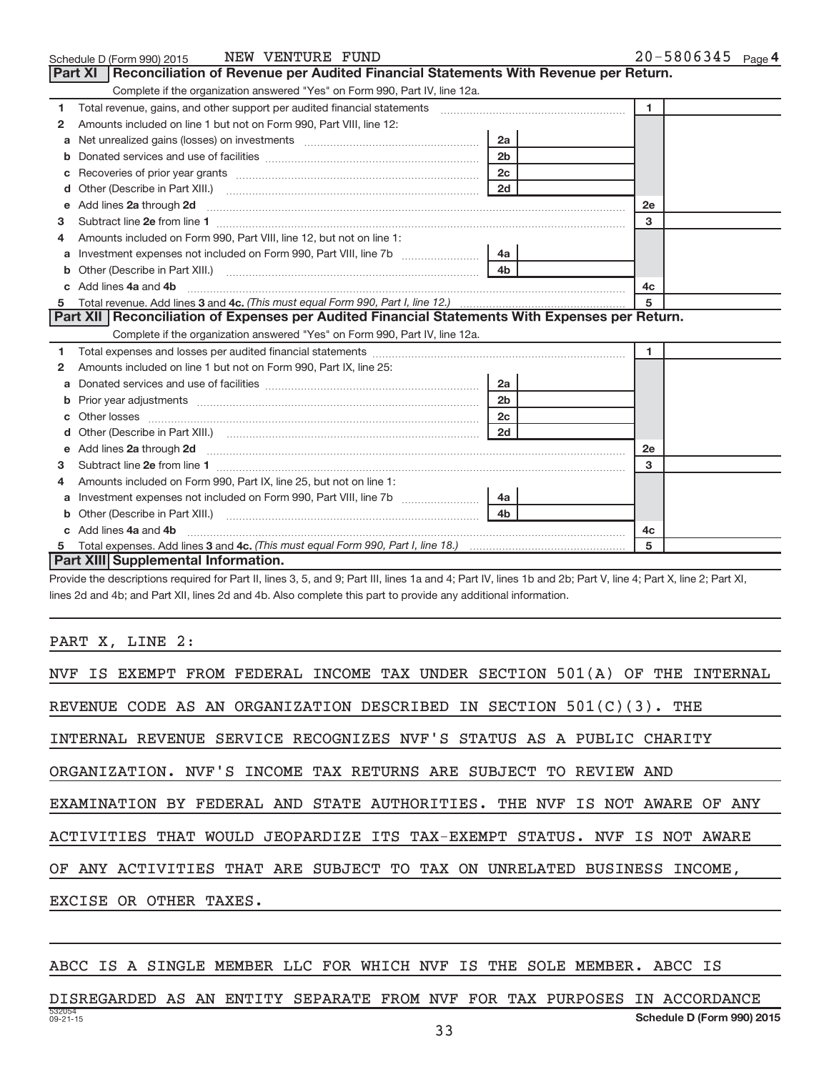Schedule D (Form 990) 2015 NEW VENTURE FUND 20-5806345 Page 4

## Part XI Reconciliation of Revenue per Audited Financial Statements With Revenue per Return.

Complete if the organization answered "Yes" on Form 990, Part IV, line 12a.

| | | | | | |
|---|---|---|---|---|---|
| 1 | Total revenue, gains, and other support per audited financial statements | | | 1 | |
| 2 | Amounts included on line 1 but not on Form 990, Part VIII, line 12: | | | | |
| a | Net unrealized gains (losses) on investments | 2a | | | |
| b | Donated services and use of facilities | 2b | | | |
| c | Recoveries of prior year grants | 2c | | | |
| d | Other (Describe in Part XIII.) | 2d | | | |
| e | Add lines 2a through 2d | | | 2e | |
| 3 | Subtract line 2e from line 1 | | | 3 | |
| 4 | Amounts included on Form 990, Part VIII, line 12, but not on line 1: | | | | |
| a | Investment expenses not included on Form 990, Part VIII, line 7b | 4a | | | |
| b | Other (Describe in Part XIII.) | 4b | | | |
| c | Add lines 4a and 4b | | | 4c | |
| 5 | Total revenue. Add lines 3 and 4c. *(This must equal Form 990, Part I, line 12.)* | | | 5 | |

## Part XII Reconciliation of Expenses per Audited Financial Statements With Expenses per Return.

Complete if the organization answered "Yes" on Form 990, Part IV, line 12a.

| | | | | | |
|---|---|---|---|---|---|
| 1 | Total expenses and losses per audited financial statements | | | 1 | |
| 2 | Amounts included on line 1 but not on Form 990, Part IX, line 25: | | | | |
| a | Donated services and use of facilities | 2a | | | |
| b | Prior year adjustments | 2b | | | |
| c | Other losses | 2c | | | |
| d | Other (Describe in Part XIII.) | 2d | | | |
| e | Add lines 2a through 2d | | | 2e | |
| 3 | Subtract line 2e from line 1 | | | 3 | |
| 4 | Amounts included on Form 990, Part IX, line 25, but not on line 1: | | | | |
| a | Investment expenses not included on Form 990, Part VIII, line 7b | 4a | | | |
| b | Other (Describe in Part XIII.) | 4b | | | |
| c | Add lines 4a and 4b | | | 4c | |
| 5 | Total expenses. Add lines 3 and 4c. *(This must equal Form 990, Part I, line 18.)* | | | 5 | |

## Part XIII Supplemental Information.

Provide the descriptions required for Part II, lines 3, 5, and 9; Part III, lines 1a and 4; Part IV, lines 1b and 2b; Part V, line 4; Part X, line 2; Part XI, lines 2d and 4b; and Part XII, lines 2d and 4b. Also complete this part to provide any additional information.

PART X, LINE 2:

NVF IS EXEMPT FROM FEDERAL INCOME TAX UNDER SECTION 501(A) OF THE INTERNAL REVENUE CODE AS AN ORGANIZATION DESCRIBED IN SECTION 501(C)(3). THE INTERNAL REVENUE SERVICE RECOGNIZES NVF'S STATUS AS A PUBLIC CHARITY ORGANIZATION. NVF'S INCOME TAX RETURNS ARE SUBJECT TO REVIEW AND EXAMINATION BY FEDERAL AND STATE AUTHORITIES. THE NVF IS NOT AWARE OF ANY ACTIVITIES THAT WOULD JEOPARDIZE ITS TAX-EXEMPT STATUS. NVF IS NOT AWARE OF ANY ACTIVITIES THAT ARE SUBJECT TO TAX ON UNRELATED BUSINESS INCOME, EXCISE OR OTHER TAXES.

ABCC IS A SINGLE MEMBER LLC FOR WHICH NVF IS THE SOLE MEMBER. ABCC IS DISREGARDED AS AN ENTITY SEPARATE FROM NVF FOR TAX PURPOSES IN ACCORDANCE

532054 09-21-15 Schedule D (Form 990) 2015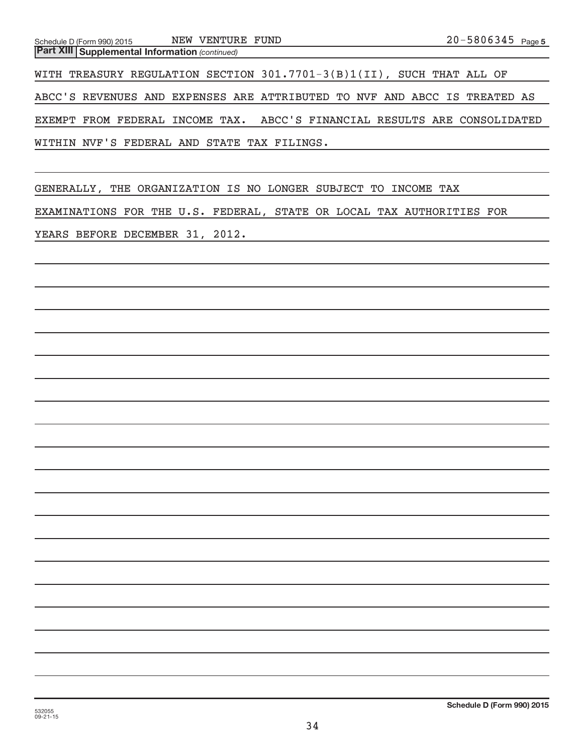Schedule D (Form 990) 2015 NEW VENTURE FUND 20-5806345 Page 5

**Part XIII Supplemental Information** *(continued)*

WITH TREASURY REGULATION SECTION 301.7701-3(B)1(II), SUCH THAT ALL OF ABCC'S REVENUES AND EXPENSES ARE ATTRIBUTED TO NVF AND ABCC IS TREATED AS EXEMPT FROM FEDERAL INCOME TAX. ABCC'S FINANCIAL RESULTS ARE CONSOLIDATED WITHIN NVF'S FEDERAL AND STATE TAX FILINGS.

GENERALLY, THE ORGANIZATION IS NO LONGER SUBJECT TO INCOME TAX EXAMINATIONS FOR THE U.S. FEDERAL, STATE OR LOCAL TAX AUTHORITIES FOR YEARS BEFORE DECEMBER 31, 2012.

532055 09-21-15

**Schedule D (Form 990) 2015**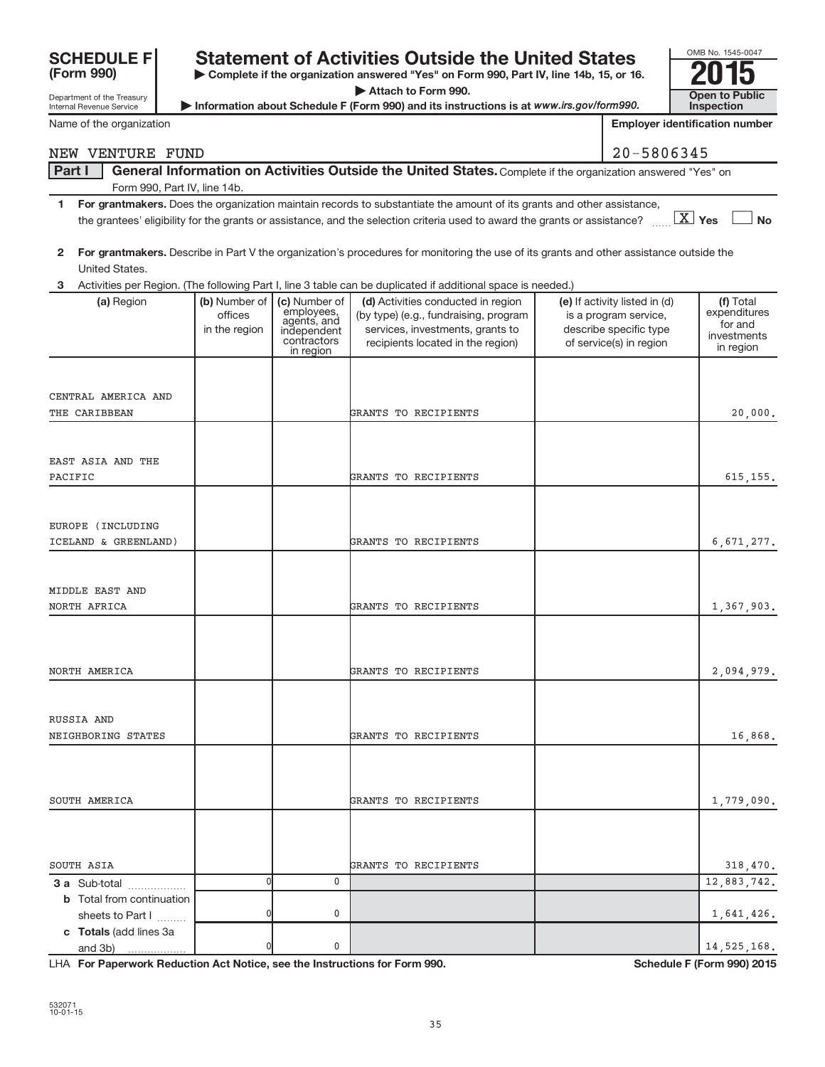**SCHEDULE F (Form 990)**

Department of the Treasury
Internal Revenue Service

# Statement of Activities Outside the United States

▶ Complete if the organization answered "Yes" on Form 990, Part IV, line 14b, 15, or 16.
▶ Attach to Form 990.
▶ Information about Schedule F (Form 990) and its instructions is at *www.irs.gov/form990.*

OMB No. 1545-0047
**2015**
**Open to Public Inspection**

Name of the organization: NEW VENTURE FUND

Employer identification number: 20-5806345

**Part I** **General Information on Activities Outside the United States.** Complete if the organization answered "Yes" on Form 990, Part IV, line 14b.

1 **For grantmakers.** Does the organization maintain records to substantiate the amount of its grants and other assistance, the grantees' eligibility for the grants or assistance, and the selection criteria used to award the grants or assistance? [X] Yes [ ] No

2 **For grantmakers.** Describe in Part V the organization's procedures for monitoring the use of its grants and other assistance outside the United States.

3 Activities per Region. (The following Part I, line 3 table can be duplicated if additional space is needed.)

| (a) Region | (b) Number of offices in the region | (c) Number of employees, agents, and independent contractors in region | (d) Activities conducted in region (by type) (e.g., fundraising, program services, investments, grants to recipients located in the region) | (e) If activity listed in (d) is a program service, describe specific type of service(s) in region | (f) Total expenditures for and investments in region |
|---|---|---|---|---|---|
| CENTRAL AMERICA AND THE CARIBBEAN | | | GRANTS TO RECIPIENTS | | 20,000. |
| EAST ASIA AND THE PACIFIC | | | GRANTS TO RECIPIENTS | | 615,155. |
| EUROPE (INCLUDING ICELAND & GREENLAND) | | | GRANTS TO RECIPIENTS | | 6,671,277. |
| MIDDLE EAST AND NORTH AFRICA | | | GRANTS TO RECIPIENTS | | 1,367,903. |
| NORTH AMERICA | | | GRANTS TO RECIPIENTS | | 2,094,979. |
| RUSSIA AND NEIGHBORING STATES | | | GRANTS TO RECIPIENTS | | 16,868. |
| SOUTH AMERICA | | | GRANTS TO RECIPIENTS | | 1,779,090. |
| SOUTH ASIA | | | GRANTS TO RECIPIENTS | | 318,470. |
| **3 a** Sub-total | 0 | 0 | | | 12,883,742. |
| **b** Total from continuation sheets to Part I | 0 | 0 | | | 1,641,426. |
| **c Totals** (add lines 3a and 3b) | 0 | 0 | | | 14,525,168. |

LHA **For Paperwork Reduction Act Notice, see the Instructions for Form 990.** **Schedule F (Form 990) 2015**

532071 10-01-15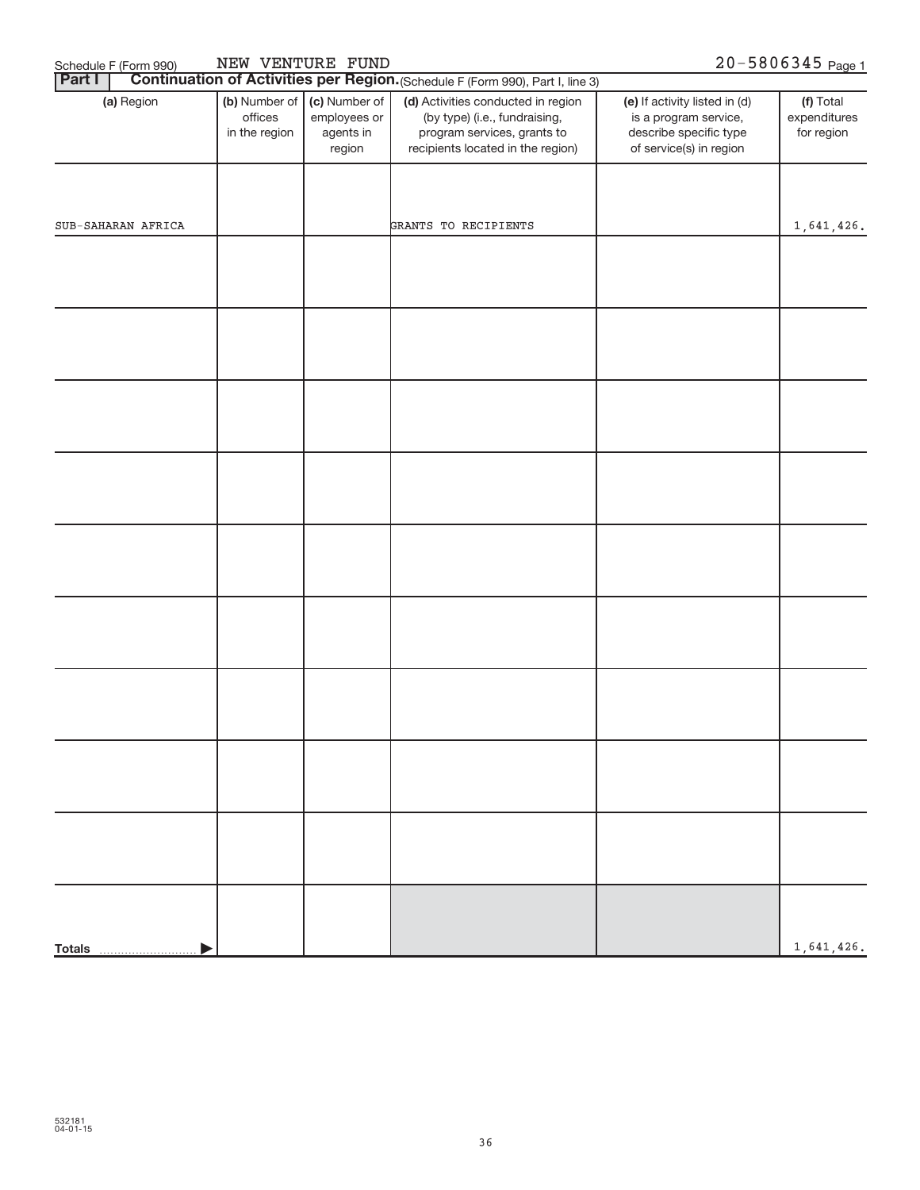Schedule F (Form 990) NEW VENTURE FUND 20-5806345 Page 1

**Part I** **Continuation of Activities per Region.** (Schedule F (Form 990), Part I, line 3)

| (a) Region | (b) Number of offices in the region | (c) Number of employees or agents in region | (d) Activities conducted in region (by type) (i.e., fundraising, program services, grants to recipients located in the region) | (e) If activity listed in (d) is a program service, describe specific type of service(s) in region | (f) Total expenditures for region |
|---|---|---|---|---|---|
| SUB-SAHARAN AFRICA | | | GRANTS TO RECIPIENTS | | 1,641,426. |
| | | | | | |
| | | | | | |
| | | | | | |
| | | | | | |
| | | | | | |
| | | | | | |
| | | | | | |
| | | | | | |
| | | | | | |
| **Totals** | | | | | 1,641,426. |

532181
04-01-15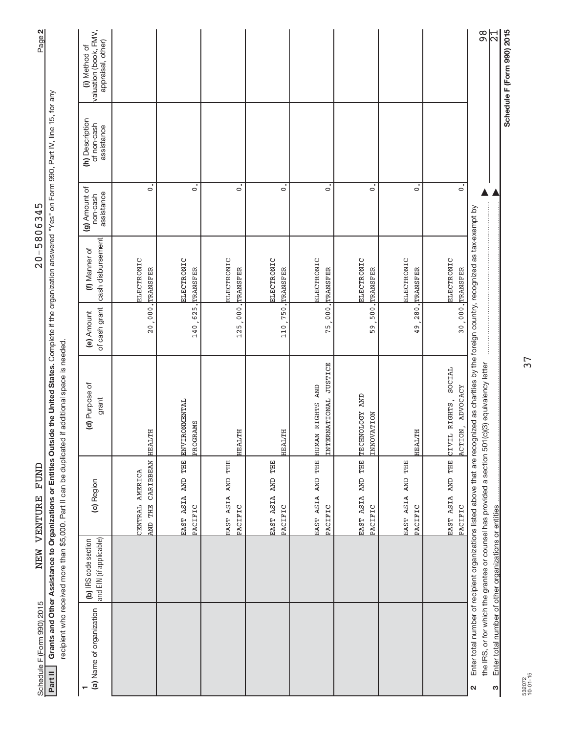Schedule F (Form 990) 2015 NEW VENTURE FUND 20-5806345 Page 2

**Part II** **Grants and Other Assistance to Organizations or Entities Outside the United States.** Complete if the organization answered "Yes" on Form 990, Part IV, line 15, for any recipient who received more than $5,000. Part II can be duplicated if additional space is needed.

| 1 (a) Name of organization | (b) IRS code section and EIN (if applicable) | (c) Region | (d) Purpose of grant | (e) Amount of cash grant | (f) Manner of cash disbursement | (g) Amount of non-cash assistance | (h) Description of non-cash assistance | (i) Method of valuation (book, FMV, appraisal, other) |
|---|---|---|---|---|---|---|---|---|
| | | CENTRAL AMERICA AND THE CARIBBEAN | HEALTH | 20,000. | ELECTRONIC TRANSFER | 0. | | |
| | | EAST ASIA AND THE PACIFIC | ENVIRONMENTAL PROGRAMS | 140,625. | ELECTRONIC TRANSFER | 0. | | |
| | | EAST ASIA AND THE PACIFIC | HEALTH | 125,000. | ELECTRONIC TRANSFER | 0. | | |
| | | EAST ASIA AND THE PACIFIC | HEALTH | 110,750. | ELECTRONIC TRANSFER | 0. | | |
| | | EAST ASIA AND THE PACIFIC | HUMAN RIGHTS AND INTERNATIONAL JUSTICE | 75,000. | ELECTRONIC TRANSFER | 0. | | |
| | | EAST ASIA AND THE PACIFIC | TECHNOLOGY AND INNOVATION | 59,500. | ELECTRONIC TRANSFER | 0. | | |
| | | EAST ASIA AND THE PACIFIC | HEALTH | 49,280. | ELECTRONIC TRANSFER | 0. | | |
| | | EAST ASIA AND THE PACIFIC | CIVIL RIGHTS, SOCIAL ACTION, ADVOCACY | 30,000. | ELECTRONIC TRANSFER | 0. | | |

2 Enter total number of recipient organizations listed above that are recognized as charities by the foreign country, recognized as tax-exempt by the IRS, or for which the grantee or counsel has provided a section 501(c)(3) equivalency letter ▶ 98

3 Enter total number of other organizations or entities ▶ 21

Schedule F (Form 990) 2015

532072 10-01-15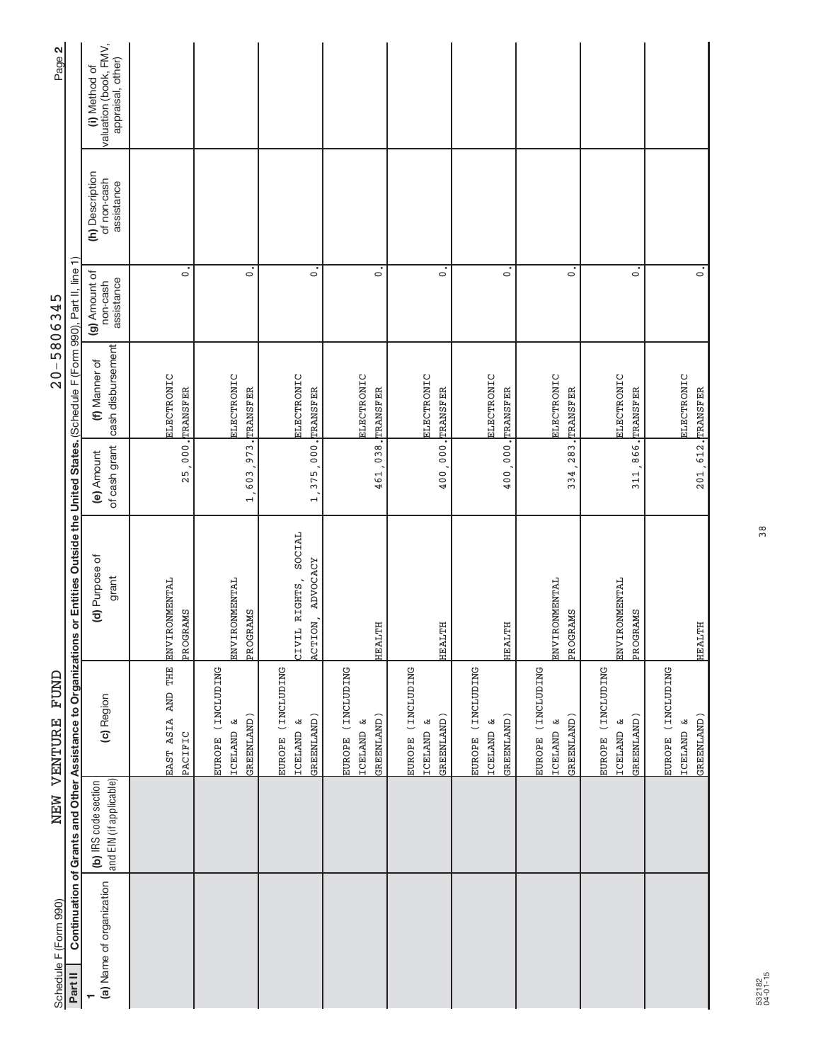Schedule F (Form 990) NEW VENTURE FUND 20-5806345

## Part II Continuation of Grants and Other Assistance to Organizations or Entities Outside the United States. (Schedule F (Form 990), Part II, line 1)

| (a) Name of organization | (b) IRS code section and EIN (if applicable) | (c) Region | (d) Purpose of grant | (e) Amount of cash grant | (f) Manner of cash disbursement | (g) Amount of non-cash assistance | (h) Description of non-cash assistance | (i) Method of valuation (book, FMV, appraisal, other) |
|---|---|---|---|---|---|---|---|---|
| | | EAST ASIA AND THE PACIFIC | ENVIRONMENTAL PROGRAMS | 25,000. | ELECTRONIC TRANSFER | 0. | | |
| | | EUROPE (INCLUDING ICELAND & GREENLAND) | ENVIRONMENTAL PROGRAMS | 1,603,973. | ELECTRONIC TRANSFER | 0. | | |
| | | EUROPE (INCLUDING ICELAND & GREENLAND) | CIVIL RIGHTS, SOCIAL ACTION, ADVOCACY | 1,375,000. | ELECTRONIC TRANSFER | 0. | | |
| | | EUROPE (INCLUDING ICELAND & GREENLAND) | HEALTH | 461,038. | ELECTRONIC TRANSFER | 0. | | |
| | | EUROPE (INCLUDING ICELAND & GREENLAND) | HEALTH | 400,000. | ELECTRONIC TRANSFER | 0. | | |
| | | EUROPE (INCLUDING ICELAND & GREENLAND) | HEALTH | 400,000. | ELECTRONIC TRANSFER | 0. | | |
| | | EUROPE (INCLUDING ICELAND & GREENLAND) | ENVIRONMENTAL PROGRAMS | 334,283. | ELECTRONIC TRANSFER | 0. | | |
| | | EUROPE (INCLUDING ICELAND & GREENLAND) | ENVIRONMENTAL PROGRAMS | 311,866. | ELECTRONIC TRANSFER | 0. | | |
| | | EUROPE (INCLUDING ICELAND & GREENLAND) | HEALTH | 201,612. | ELECTRONIC TRANSFER | 0. | | |

532182 04-01-15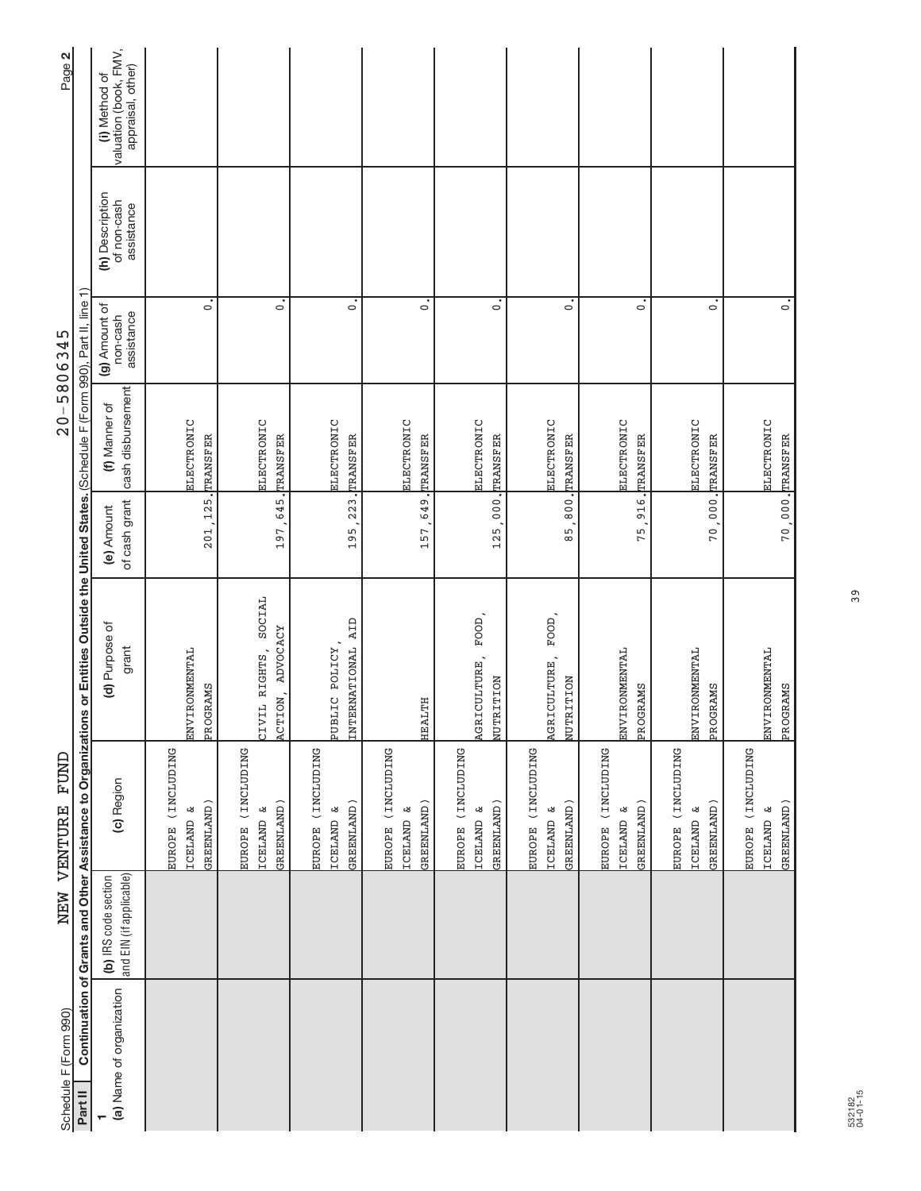Schedule F (Form 990) NEW VENTURE FUND 20-5806345 Page 2

**Part II** Continuation of Grants and Other Assistance to Organizations or Entities Outside the United States. (Schedule F (Form 990), Part II, line 1)

| (a) Name of organization | (b) IRS code section and EIN (if applicable) | (c) Region | (d) Purpose of grant | (e) Amount of cash grant | (f) Manner of cash disbursement | (g) Amount of non-cash assistance | (h) Description of non-cash assistance | (i) Method of valuation (book, FMV, appraisal, other) |
|---|---|---|---|---|---|---|---|---|
| | | EUROPE (INCLUDING ICELAND & GREENLAND) | ENVIRONMENTAL PROGRAMS | 201,125. | ELECTRONIC TRANSFER | 0. | | |
| | | EUROPE (INCLUDING ICELAND & GREENLAND) | CIVIL RIGHTS, SOCIAL ACTION, ADVOCACY | 197,645. | ELECTRONIC TRANSFER | 0. | | |
| | | EUROPE (INCLUDING ICELAND & GREENLAND) | PUBLIC POLICY, INTERNATIONAL AID | 195,223. | ELECTRONIC TRANSFER | 0. | | |
| | | EUROPE (INCLUDING ICELAND & GREENLAND) | HEALTH | 157,649. | ELECTRONIC TRANSFER | 0. | | |
| | | EUROPE (INCLUDING ICELAND & GREENLAND) | AGRICULTURE, FOOD, NUTRITION | 125,000. | ELECTRONIC TRANSFER | 0. | | |
| | | EUROPE (INCLUDING ICELAND & GREENLAND) | AGRICULTURE, FOOD, NUTRITION | 85,800. | ELECTRONIC TRANSFER | 0. | | |
| | | EUROPE (INCLUDING ICELAND & GREENLAND) | ENVIRONMENTAL PROGRAMS | 75,916. | ELECTRONIC TRANSFER | 0. | | |
| | | EUROPE (INCLUDING ICELAND & GREENLAND) | ENVIRONMENTAL PROGRAMS | 70,000. | ELECTRONIC TRANSFER | 0. | | |
| | | EUROPE (INCLUDING ICELAND & GREENLAND) | ENVIRONMENTAL PROGRAMS | 70,000. | ELECTRONIC TRANSFER | 0. | | |

532182 04-01-15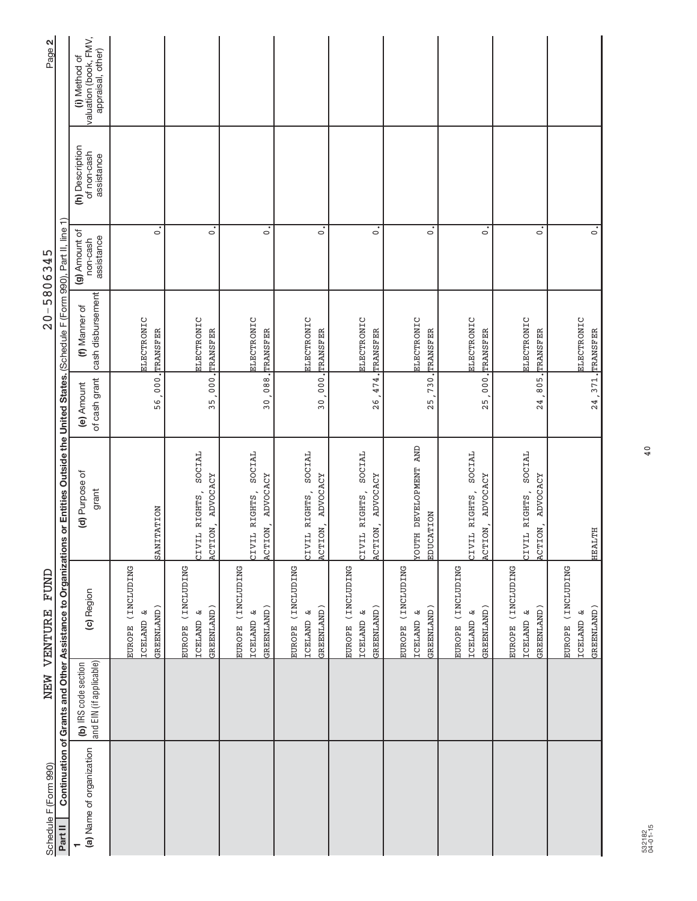Schedule F (Form 990) NEW VENTURE FUND 20-5806345

## Part II Continuation of Grants and Other Assistance to Organizations or Entities Outside the United States. (Schedule F (Form 990), Part II, line 1)

| 1 (a) Name of organization | (b) IRS code section and EIN (if applicable) | (c) Region | (d) Purpose of grant | (e) Amount of cash grant | (f) Manner of cash disbursement | (g) Amount of non-cash assistance | (h) Description of non-cash assistance | (i) Method of valuation (book, FMV, appraisal, other) |
|---|---|---|---|---|---|---|---|---|
| | | EUROPE (INCLUDING ICELAND & GREENLAND) | SANITATION | 56,000. | ELECTRONIC TRANSFER | 0. | | |
| | | EUROPE (INCLUDING ICELAND & GREENLAND) | CIVIL RIGHTS, SOCIAL ACTION, ADVOCACY | 35,000. | ELECTRONIC TRANSFER | 0. | | |
| | | EUROPE (INCLUDING ICELAND & GREENLAND) | CIVIL RIGHTS, SOCIAL ACTION, ADVOCACY | 30,088. | ELECTRONIC TRANSFER | 0. | | |
| | | EUROPE (INCLUDING ICELAND & GREENLAND) | CIVIL RIGHTS, SOCIAL ACTION, ADVOCACY | 30,000. | ELECTRONIC TRANSFER | 0. | | |
| | | EUROPE (INCLUDING ICELAND & GREENLAND) | CIVIL RIGHTS, SOCIAL ACTION, ADVOCACY | 26,474. | ELECTRONIC TRANSFER | 0. | | |
| | | EUROPE (INCLUDING ICELAND & GREENLAND) | YOUTH DEVELOPMENT AND EDUCATION | 25,730. | ELECTRONIC TRANSFER | 0. | | |
| | | EUROPE (INCLUDING ICELAND & GREENLAND) | CIVIL RIGHTS, SOCIAL ACTION, ADVOCACY | 25,000. | ELECTRONIC TRANSFER | 0. | | |
| | | EUROPE (INCLUDING ICELAND & GREENLAND) | CIVIL RIGHTS, SOCIAL ACTION, ADVOCACY | 24,805. | ELECTRONIC TRANSFER | 0. | | |
| | | EUROPE (INCLUDING ICELAND & GREENLAND) | HEALTH | 24,371. | ELECTRONIC TRANSFER | 0. | | |

532182 04-01-15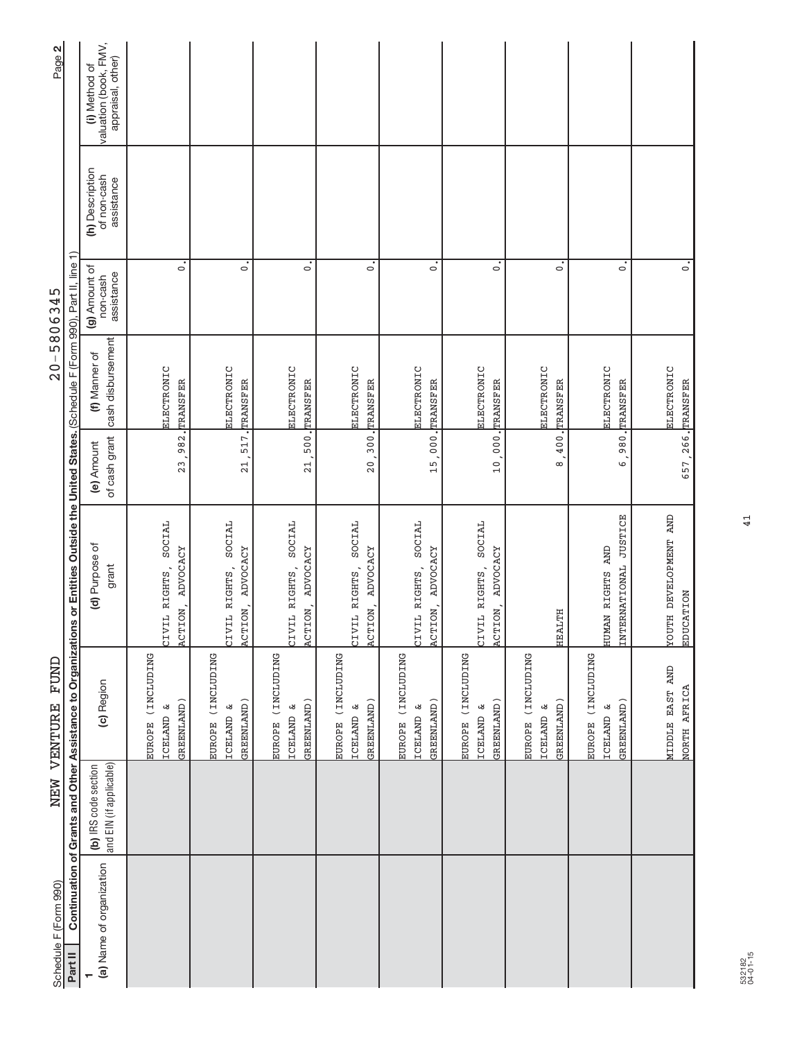Schedule F (Form 990)

NEW VENTURE FUND 20-5806345

Page 2

**Part II** **Continuation of Grants and Other Assistance to Organizations or Entities Outside the United States.** (Schedule F (Form 990), Part II, line 1)

| 1 (a) Name of organization | (b) IRS code section and EIN (if applicable) | (c) Region | (d) Purpose of grant | (e) Amount of cash grant | (f) Manner of cash disbursement | (g) Amount of non-cash assistance | (h) Description of non-cash assistance | (i) Method of valuation (book, FMV, appraisal, other) |
|---|---|---|---|---|---|---|---|---|
| | | EUROPE (INCLUDING ICELAND & GREENLAND) | CIVIL RIGHTS, SOCIAL ACTION, ADVOCACY | 23,982. | ELECTRONIC TRANSFER | 0. | | |
| | | EUROPE (INCLUDING ICELAND & GREENLAND) | CIVIL RIGHTS, SOCIAL ACTION, ADVOCACY | 21,517. | ELECTRONIC TRANSFER | 0. | | |
| | | EUROPE (INCLUDING ICELAND & GREENLAND) | CIVIL RIGHTS, SOCIAL ACTION, ADVOCACY | 21,500. | ELECTRONIC TRANSFER | 0. | | |
| | | EUROPE (INCLUDING ICELAND & GREENLAND) | CIVIL RIGHTS, SOCIAL ACTION, ADVOCACY | 20,300. | ELECTRONIC TRANSFER | 0. | | |
| | | EUROPE (INCLUDING ICELAND & GREENLAND) | CIVIL RIGHTS, SOCIAL ACTION, ADVOCACY | 15,000. | ELECTRONIC TRANSFER | 0. | | |
| | | EUROPE (INCLUDING ICELAND & GREENLAND) | CIVIL RIGHTS, SOCIAL ACTION, ADVOCACY | 10,000. | ELECTRONIC TRANSFER | 0. | | |
| | | EUROPE (INCLUDING ICELAND & GREENLAND) | HEALTH | 8,400. | ELECTRONIC TRANSFER | 0. | | |
| | | EUROPE (INCLUDING ICELAND & GREENLAND) | HUMAN RIGHTS AND INTERNATIONAL JUSTICE | 6,980. | ELECTRONIC TRANSFER | 0. | | |
| | | MIDDLE EAST AND NORTH AFRICA | YOUTH DEVELOPMENT AND EDUCATION | 657,266. | ELECTRONIC TRANSFER | 0. | | |

532182 04-01-15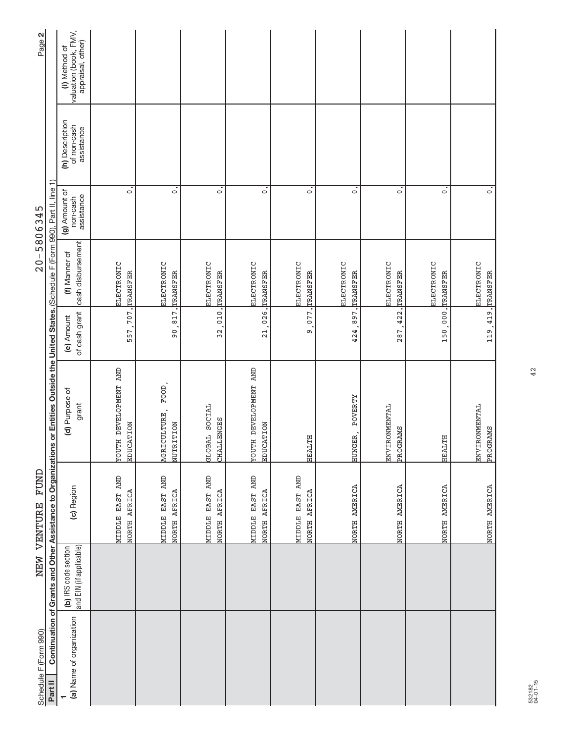Schedule F (Form 990)    NEW VENTURE FUND    20-5806345

**Part II** Continuation of Grants and Other Assistance to Organizations or Entities Outside the United States. (Schedule F (Form 990), Part II, line 1)

| 1 (a) Name of organization | (b) IRS code section and EIN (if applicable) | (c) Region | (d) Purpose of grant | (e) Amount of cash grant | (f) Manner of cash disbursement | (g) Amount of non-cash assistance | (h) Description of non-cash assistance | (i) Method of valuation (book, FMV, appraisal, other) |
|---|---|---|---|---|---|---|---|---|
| | | MIDDLE EAST AND NORTH AFRICA | YOUTH DEVELOPMENT AND EDUCATION | 557,707. | ELECTRONIC TRANSFER | 0. | | |
| | | MIDDLE EAST AND NORTH AFRICA | AGRICULTURE, FOOD, NUTRITION | 90,817. | ELECTRONIC TRANSFER | 0. | | |
| | | MIDDLE EAST AND NORTH AFRICA | GLOBAL SOCIAL CHALLENGES | 32,010. | ELECTRONIC TRANSFER | 0. | | |
| | | MIDDLE EAST AND NORTH AFRICA | YOUTH DEVELOPMENT AND EDUCATION | 21,026. | ELECTRONIC TRANSFER | 0. | | |
| | | MIDDLE EAST AND NORTH AFRICA | HEALTH | 9,077. | ELECTRONIC TRANSFER | 0. | | |
| | | NORTH AMERICA | HUNGER, POVERTY | 424,897. | ELECTRONIC TRANSFER | 0. | | |
| | | NORTH AMERICA | ENVIRONMENTAL PROGRAMS | 287,422. | ELECTRONIC TRANSFER | 0. | | |
| | | NORTH AMERICA | HEALTH | 150,000. | ELECTRONIC TRANSFER | 0. | | |
| | | NORTH AMERICA | ENVIRONMENTAL PROGRAMS | 119,419. | ELECTRONIC TRANSFER | 0. | | |

532182 04-01-15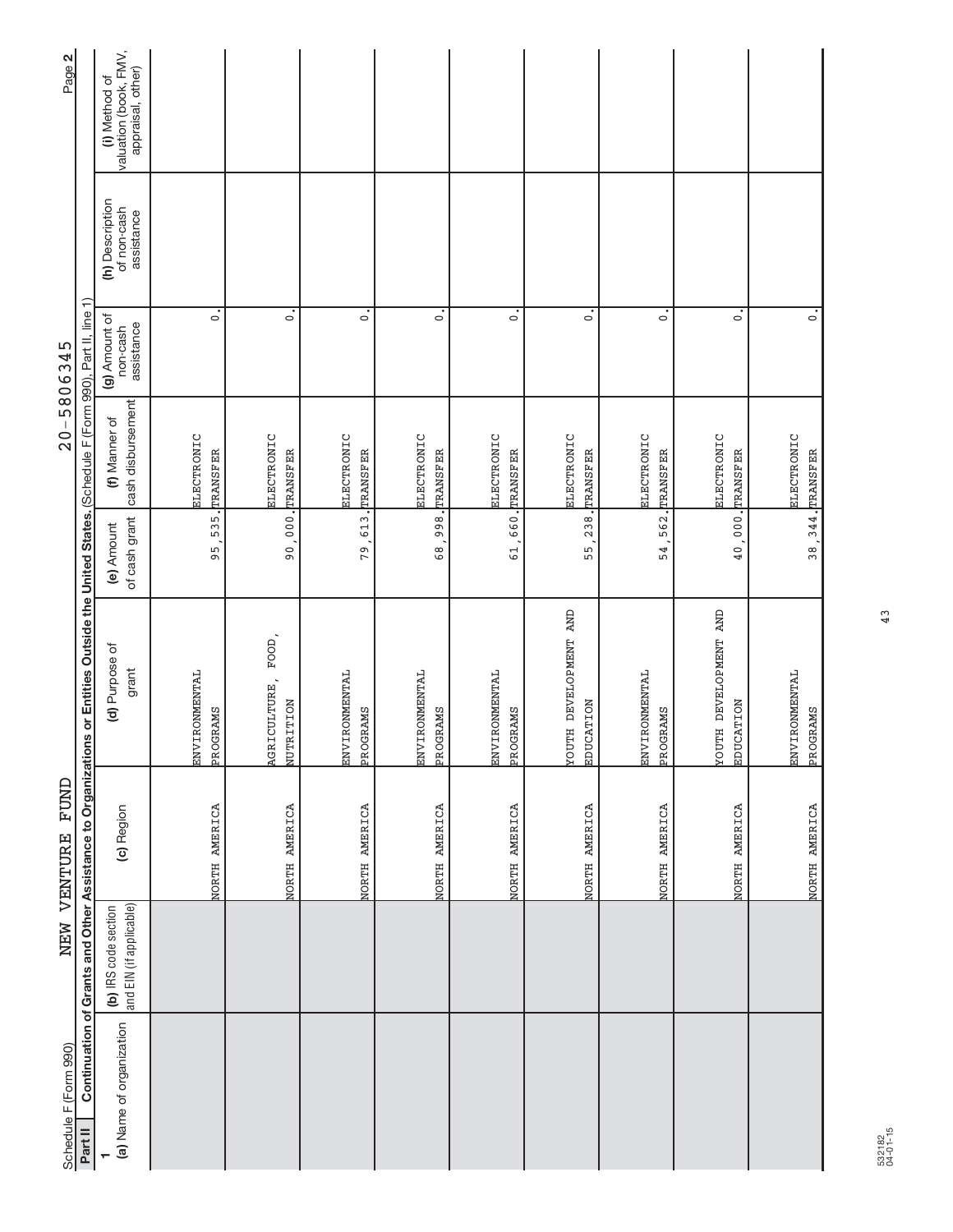Schedule F (Form 990)    NEW VENTURE FUND    20-5806345    Page 2

**Part II** **Continuation of Grants and Other Assistance to Organizations or Entities Outside the United States.** (Schedule F (Form 990), Part II, line 1)

| 1 (a) Name of organization | (b) IRS code section and EIN (if applicable) | (c) Region | (d) Purpose of grant | (e) Amount of cash grant | (f) Manner of cash disbursement | (g) Amount of non-cash assistance | (h) Description of non-cash assistance | (i) Method of valuation (book, FMV, appraisal, other) |
|---|---|---|---|---|---|---|---|---|
| | | NORTH AMERICA | ENVIRONMENTAL PROGRAMS | 95,535. | ELECTRONIC TRANSFER | 0. | | |
| | | NORTH AMERICA | AGRICULTURE, FOOD, NUTRITION | 90,000. | ELECTRONIC TRANSFER | 0. | | |
| | | NORTH AMERICA | ENVIRONMENTAL PROGRAMS | 79,613. | ELECTRONIC TRANSFER | 0. | | |
| | | NORTH AMERICA | ENVIRONMENTAL PROGRAMS | 68,998. | ELECTRONIC TRANSFER | 0. | | |
| | | NORTH AMERICA | ENVIRONMENTAL PROGRAMS | 61,660. | ELECTRONIC TRANSFER | 0. | | |
| | | NORTH AMERICA | YOUTH DEVELOPMENT AND EDUCATION | 55,238. | ELECTRONIC TRANSFER | 0. | | |
| | | NORTH AMERICA | ENVIRONMENTAL PROGRAMS | 54,562. | ELECTRONIC TRANSFER | 0. | | |
| | | NORTH AMERICA | YOUTH DEVELOPMENT AND EDUCATION | 40,000. | ELECTRONIC TRANSFER | 0. | | |
| | | NORTH AMERICA | ENVIRONMENTAL PROGRAMS | 38,344. | ELECTRONIC TRANSFER | 0. | | |

532182 04-01-15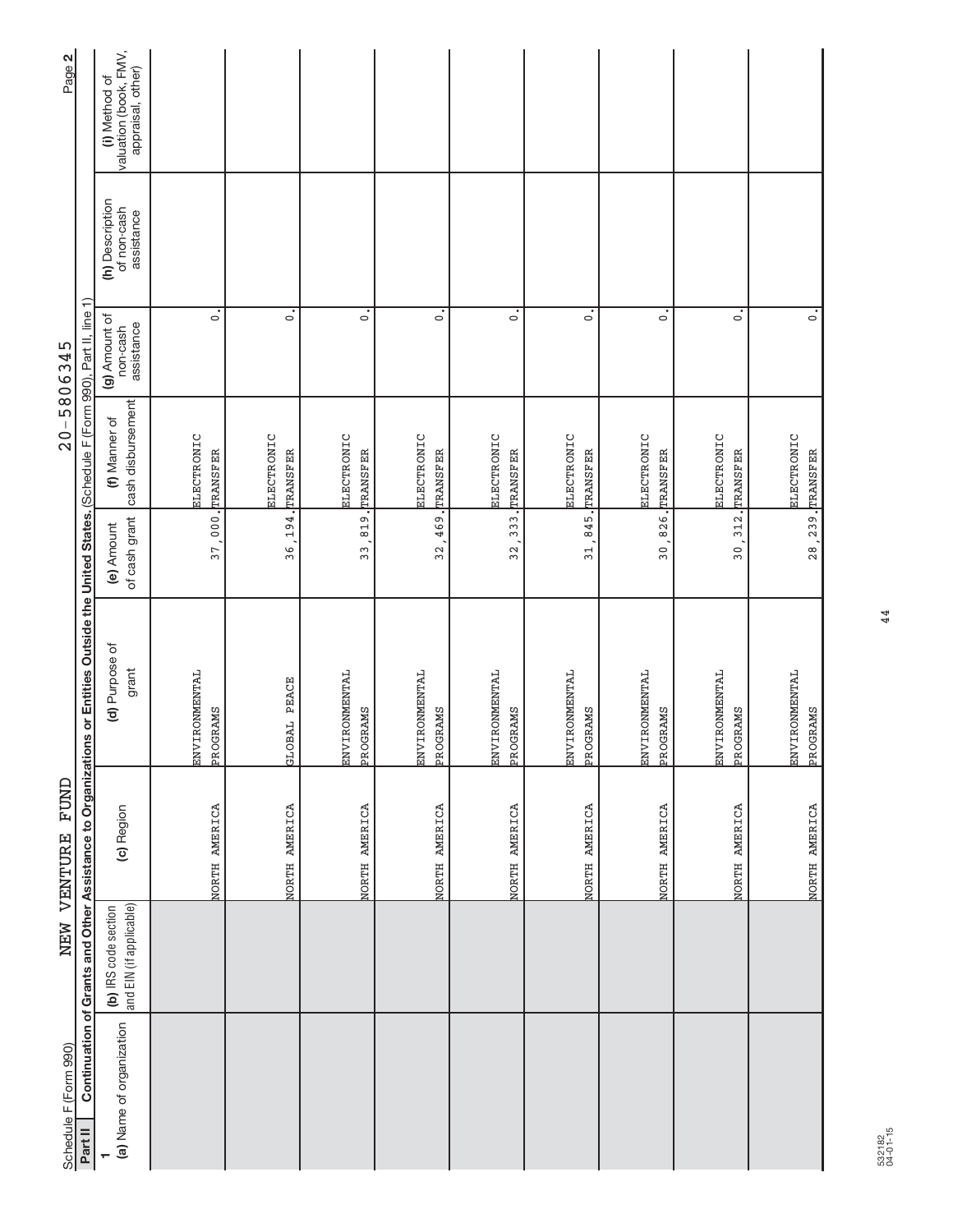Schedule F (Form 990) NEW VENTURE FUND 20-5806345 Page 2

## Part II Continuation of Grants and Other Assistance to Organizations or Entities Outside the United States. (Schedule F (Form 990), Part II, line 1)

| 1 (a) Name of organization | (b) IRS code section and EIN (if applicable) | (c) Region | (d) Purpose of grant | (e) Amount of cash grant | (f) Manner of cash disbursement | (g) Amount of non-cash assistance | (h) Description of non-cash assistance | (i) Method of valuation (book, FMV, appraisal, other) |
|---|---|---|---|---|---|---|---|---|
| | | NORTH AMERICA | ENVIRONMENTAL PROGRAMS | 37,000. | ELECTRONIC TRANSFER | 0. | | |
| | | NORTH AMERICA | GLOBAL PEACE | 36,194. | ELECTRONIC TRANSFER | 0. | | |
| | | NORTH AMERICA | ENVIRONMENTAL PROGRAMS | 33,819. | ELECTRONIC TRANSFER | 0. | | |
| | | NORTH AMERICA | ENVIRONMENTAL PROGRAMS | 32,469. | ELECTRONIC TRANSFER | 0. | | |
| | | NORTH AMERICA | ENVIRONMENTAL PROGRAMS | 32,333. | ELECTRONIC TRANSFER | 0. | | |
| | | NORTH AMERICA | ENVIRONMENTAL PROGRAMS | 31,845. | ELECTRONIC TRANSFER | 0. | | |
| | | NORTH AMERICA | ENVIRONMENTAL PROGRAMS | 30,826. | ELECTRONIC TRANSFER | 0. | | |
| | | NORTH AMERICA | ENVIRONMENTAL PROGRAMS | 30,312. | ELECTRONIC TRANSFER | 0. | | |
| | | NORTH AMERICA | ENVIRONMENTAL PROGRAMS | 28,239. | ELECTRONIC TRANSFER | 0. | | |

532182 04-01-15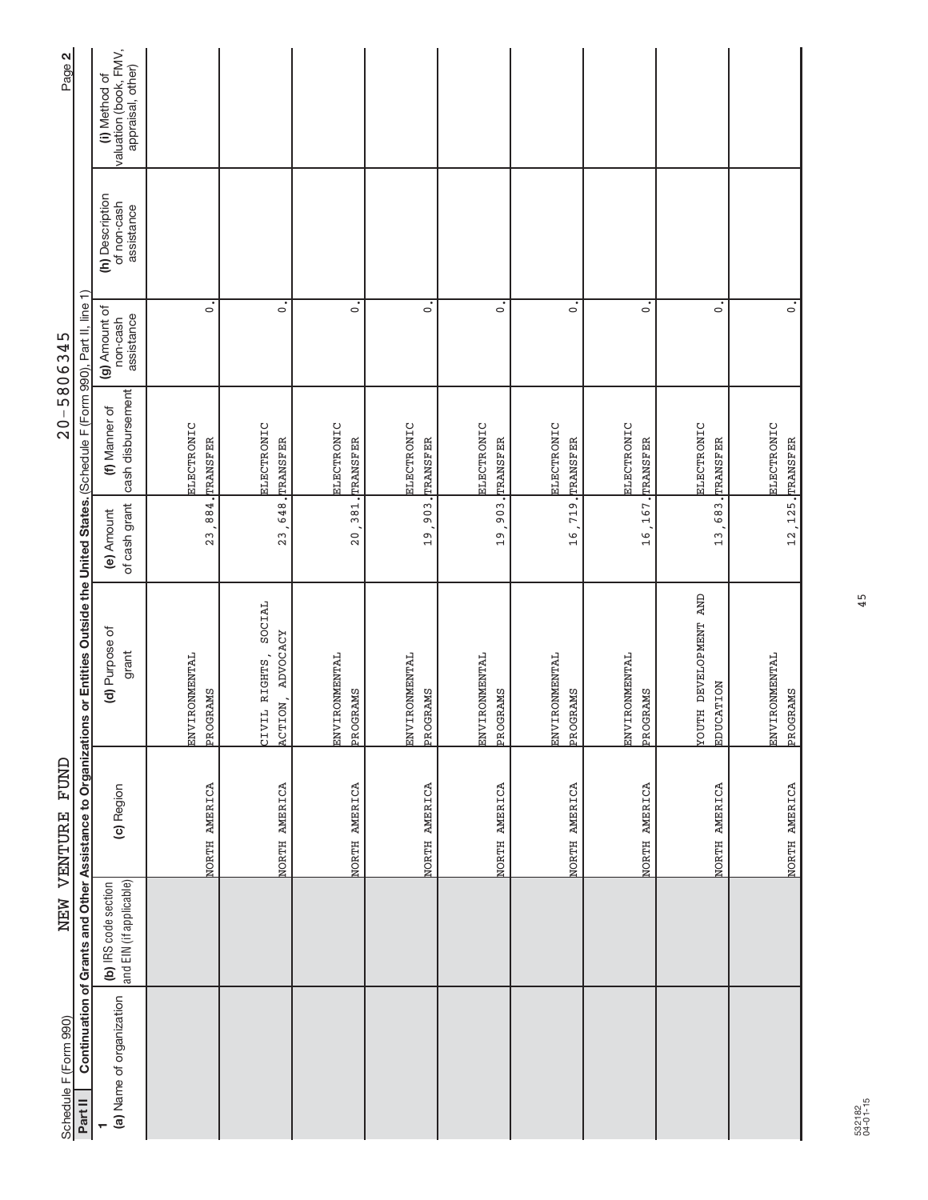Schedule F (Form 990)　　NEW VENTURE FUND　　20-5806345

**Part II** Continuation of Grants and Other Assistance to Organizations or Entities Outside the United States. (Schedule F (Form 990), Part II, line 1)

| (a) Name of organization | (b) IRS code section and EIN (if applicable) | (c) Region | (d) Purpose of grant | (e) Amount of cash grant | (f) Manner of cash disbursement | (g) Amount of non-cash assistance | (h) Description of non-cash assistance | (i) Method of valuation (book, FMV, appraisal, other) |
|---|---|---|---|---|---|---|---|---|
| | | NORTH AMERICA | ENVIRONMENTAL PROGRAMS | 23,884. | ELECTRONIC TRANSFER | 0. | | |
| | | NORTH AMERICA | CIVIL RIGHTS, SOCIAL ACTION, ADVOCACY | 23,648. | ELECTRONIC TRANSFER | 0. | | |
| | | NORTH AMERICA | ENVIRONMENTAL PROGRAMS | 20,381. | ELECTRONIC TRANSFER | 0. | | |
| | | NORTH AMERICA | ENVIRONMENTAL PROGRAMS | 19,903. | ELECTRONIC TRANSFER | 0. | | |
| | | NORTH AMERICA | ENVIRONMENTAL PROGRAMS | 19,903. | ELECTRONIC TRANSFER | 0. | | |
| | | NORTH AMERICA | ENVIRONMENTAL PROGRAMS | 16,719. | ELECTRONIC TRANSFER | 0. | | |
| | | NORTH AMERICA | ENVIRONMENTAL PROGRAMS | 16,167. | ELECTRONIC TRANSFER | 0. | | |
| | | NORTH AMERICA | YOUTH DEVELOPMENT AND EDUCATION | 13,683. | ELECTRONIC TRANSFER | 0. | | |
| | | NORTH AMERICA | ENVIRONMENTAL PROGRAMS | 12,125. | ELECTRONIC TRANSFER | 0. | | |

532182 04-01-15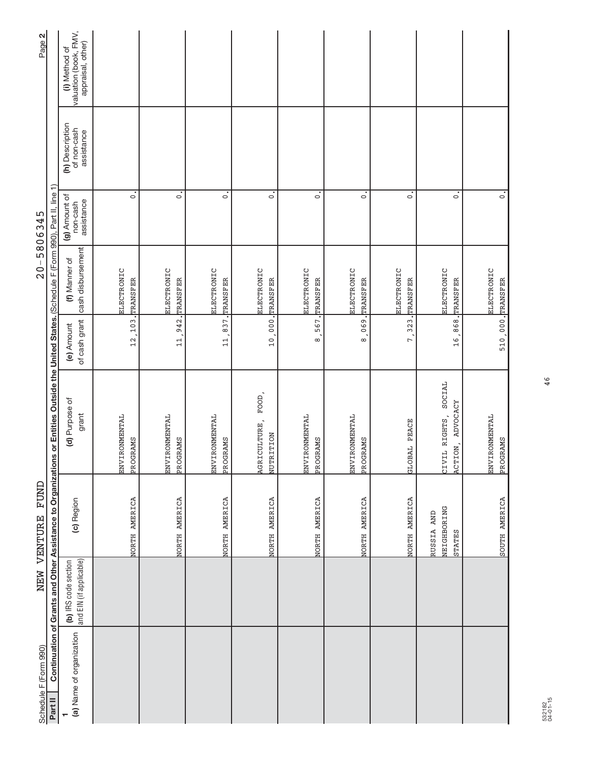Schedule F (Form 990) NEW VENTURE FUND 20-5806345 Page 2

## Part II Continuation of Grants and Other Assistance to Organizations or Entities Outside the United States. (Schedule F (Form 990), Part II, line 1)

| (a) Name of organization | (b) IRS code section and EIN (if applicable) | (c) Region | (d) Purpose of grant | (e) Amount of cash grant | (f) Manner of cash disbursement | (g) Amount of non-cash assistance | (h) Description of non-cash assistance | (i) Method of valuation (book, FMV, appraisal, other) |
|---|---|---|---|---|---|---|---|---|
| | | NORTH AMERICA | ENVIRONMENTAL PROGRAMS | 12,103. | ELECTRONIC TRANSFER | 0. | | |
| | | NORTH AMERICA | ENVIRONMENTAL PROGRAMS | 11,942. | ELECTRONIC TRANSFER | 0. | | |
| | | NORTH AMERICA | ENVIRONMENTAL PROGRAMS | 11,837. | ELECTRONIC TRANSFER | 0. | | |
| | | NORTH AMERICA | AGRICULTURE, FOOD, NUTRITION | 10,000. | ELECTRONIC TRANSFER | 0. | | |
| | | NORTH AMERICA | ENVIRONMENTAL PROGRAMS | 8,567. | ELECTRONIC TRANSFER | 0. | | |
| | | NORTH AMERICA | ENVIRONMENTAL PROGRAMS | 8,069. | ELECTRONIC TRANSFER | 0. | | |
| | | NORTH AMERICA | GLOBAL PEACE | 7,323. | ELECTRONIC TRANSFER | 0. | | |
| | | RUSSIA AND NEIGHBORING STATES | CIVIL RIGHTS, SOCIAL ACTION, ADVOCACY | 16,868. | ELECTRONIC TRANSFER | 0. | | |
| | | SOUTH AMERICA | ENVIRONMENTAL PROGRAMS | 510,000. | ELECTRONIC TRANSFER | 0. | | |

532182 04-01-15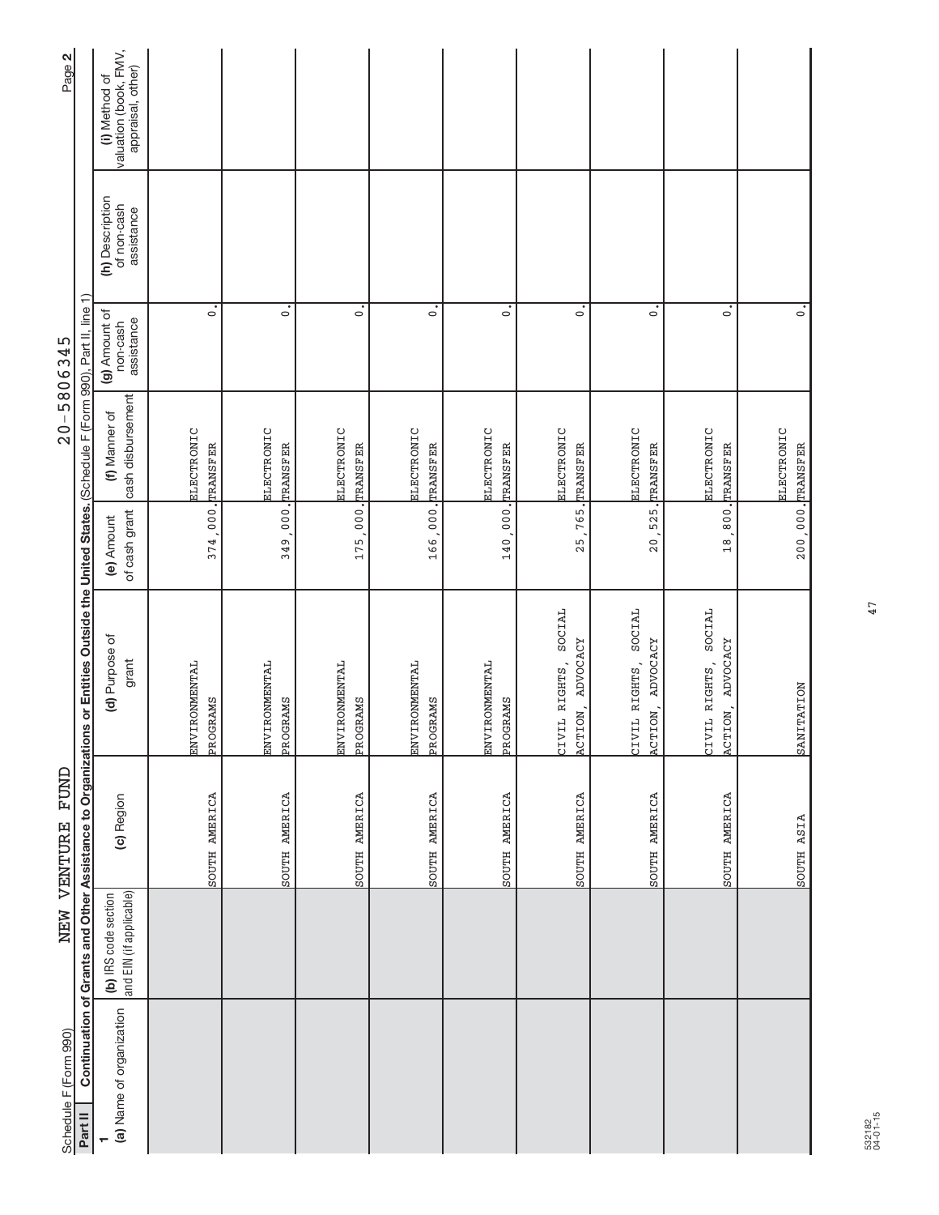Schedule F (Form 990) NEW VENTURE FUND 20-5806345 Page 2

**Part II** **Continuation of Grants and Other Assistance to Organizations or Entities Outside the United States.** (Schedule F (Form 990), Part II, line 1)

| (a) Name of organization | (b) IRS code section and EIN (if applicable) | (c) Region | (d) Purpose of grant | (e) Amount of cash grant | (f) Manner of cash disbursement | (g) Amount of non-cash assistance | (h) Description of non-cash assistance | (i) Method of valuation (book, FMV, appraisal, other) |
|---|---|---|---|---|---|---|---|---|
| | | SOUTH AMERICA | ENVIRONMENTAL PROGRAMS | 374,000. | ELECTRONIC TRANSFER | 0. | | |
| | | SOUTH AMERICA | ENVIRONMENTAL PROGRAMS | 349,000. | ELECTRONIC TRANSFER | 0. | | |
| | | SOUTH AMERICA | ENVIRONMENTAL PROGRAMS | 175,000. | ELECTRONIC TRANSFER | 0. | | |
| | | SOUTH AMERICA | ENVIRONMENTAL PROGRAMS | 166,000. | ELECTRONIC TRANSFER | 0. | | |
| | | SOUTH AMERICA | ENVIRONMENTAL PROGRAMS | 140,000. | ELECTRONIC TRANSFER | 0. | | |
| | | SOUTH AMERICA | CIVIL RIGHTS, SOCIAL ACTION, ADVOCACY | 25,765. | ELECTRONIC TRANSFER | 0. | | |
| | | SOUTH AMERICA | CIVIL RIGHTS, SOCIAL ACTION, ADVOCACY | 20,525. | ELECTRONIC TRANSFER | 0. | | |
| | | SOUTH AMERICA | CIVIL RIGHTS, SOCIAL ACTION, ADVOCACY | 18,800. | ELECTRONIC TRANSFER | 0. | | |
| | | SOUTH ASIA | SANITATION | 200,000. | ELECTRONIC TRANSFER | 0. | | |

532182
04-01-15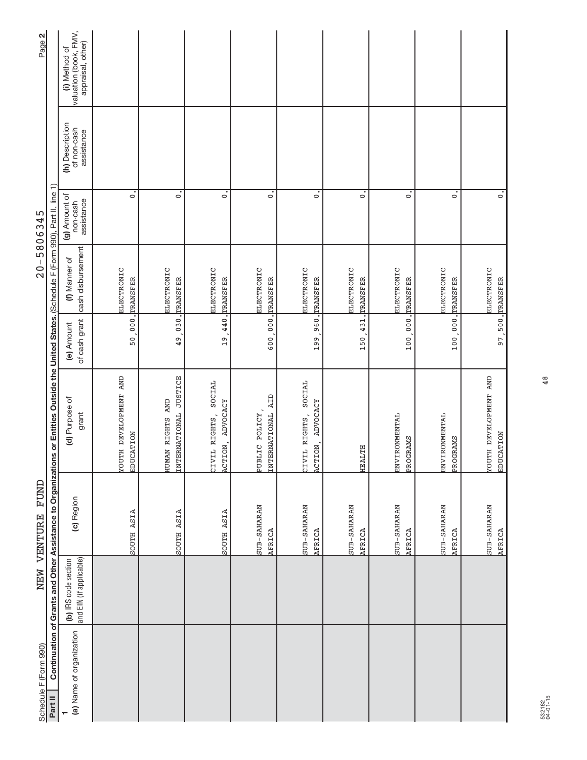Schedule F (Form 990) NEW VENTURE FUND 20-5806345 Page 2

**Part II** **Continuation of Grants and Other Assistance to Organizations or Entities Outside the United States.** (Schedule F (Form 990), Part II, line 1)

| 1 (a) Name of organization | (b) IRS code section and EIN (if applicable) | (c) Region | (d) Purpose of grant | (e) Amount of cash grant | (f) Manner of cash disbursement | (g) Amount of non-cash assistance | (h) Description of non-cash assistance | (i) Method of valuation (book, FMV, appraisal, other) |
|---|---|---|---|---|---|---|---|---|
| | | SOUTH ASIA | YOUTH DEVELOPMENT AND EDUCATION | 50,000. | ELECTRONIC TRANSFER | 0. | | |
| | | SOUTH ASIA | HUMAN RIGHTS AND INTERNATIONAL JUSTICE | 49,030. | ELECTRONIC TRANSFER | 0. | | |
| | | SOUTH ASIA | CIVIL RIGHTS, SOCIAL ACTION, ADVOCACY | 19,440. | ELECTRONIC TRANSFER | 0. | | |
| | | SUB-SAHARAN AFRICA | PUBLIC POLICY, INTERNATIONAL AID | 600,000. | ELECTRONIC TRANSFER | 0. | | |
| | | SUB-SAHARAN AFRICA | CIVIL RIGHTS, SOCIAL ACTION, ADVOCACY | 199,960. | ELECTRONIC TRANSFER | 0. | | |
| | | SUB-SAHARAN AFRICA | HEALTH | 150,431. | ELECTRONIC TRANSFER | 0. | | |
| | | SUB-SAHARAN AFRICA | ENVIRONMENTAL PROGRAMS | 100,000. | ELECTRONIC TRANSFER | 0. | | |
| | | SUB-SAHARAN AFRICA | ENVIRONMENTAL PROGRAMS | 100,000. | ELECTRONIC TRANSFER | 0. | | |
| | | SUB-SAHARAN AFRICA | YOUTH DEVELOPMENT AND EDUCATION | 97,500. | ELECTRONIC TRANSFER | 0. | | |

532182 04-01-15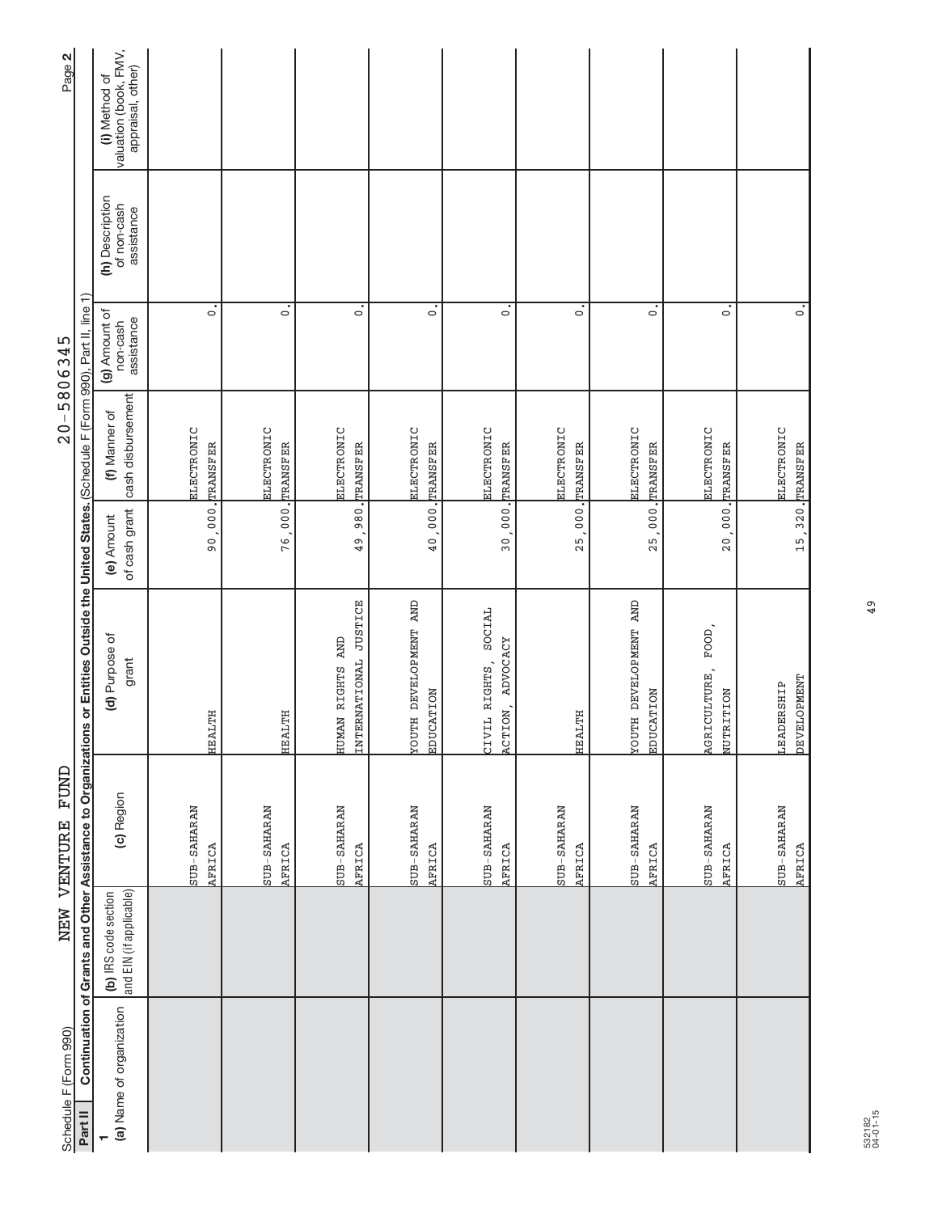Schedule F (Form 990) NEW VENTURE FUND 20-5806345

## Part II Continuation of Grants and Other Assistance to Organizations or Entities Outside the United States. (Schedule F (Form 990), Part II, line 1)

| 1 (a) Name of organization | (b) IRS code section and EIN (if applicable) | (c) Region | (d) Purpose of grant | (e) Amount of cash grant | (f) Manner of cash disbursement | (g) Amount of non-cash assistance | (h) Description of non-cash assistance | (i) Method of valuation (book, FMV, appraisal, other) |
|---|---|---|---|---|---|---|---|---|
| | | SUB-SAHARAN AFRICA | HEALTH | 90,000. | ELECTRONIC TRANSFER | 0. | | |
| | | SUB-SAHARAN AFRICA | HEALTH | 76,000. | ELECTRONIC TRANSFER | 0. | | |
| | | SUB-SAHARAN AFRICA | HUMAN RIGHTS AND INTERNATIONAL JUSTICE | 49,980. | ELECTRONIC TRANSFER | 0. | | |
| | | SUB-SAHARAN AFRICA | YOUTH DEVELOPMENT AND EDUCATION | 40,000. | ELECTRONIC TRANSFER | 0. | | |
| | | SUB-SAHARAN AFRICA | CIVIL RIGHTS, SOCIAL ACTION, ADVOCACY | 30,000. | ELECTRONIC TRANSFER | 0. | | |
| | | SUB-SAHARAN AFRICA | HEALTH | 25,000. | ELECTRONIC TRANSFER | 0. | | |
| | | SUB-SAHARAN AFRICA | YOUTH DEVELOPMENT AND EDUCATION | 25,000. | ELECTRONIC TRANSFER | 0. | | |
| | | SUB-SAHARAN AFRICA | AGRICULTURE, FOOD, NUTRITION | 20,000. | ELECTRONIC TRANSFER | 0. | | |
| | | SUB-SAHARAN AFRICA | LEADERSHIP DEVELOPMENT | 15,320. | ELECTRONIC TRANSFER | 0. | | |

532182 04-01-15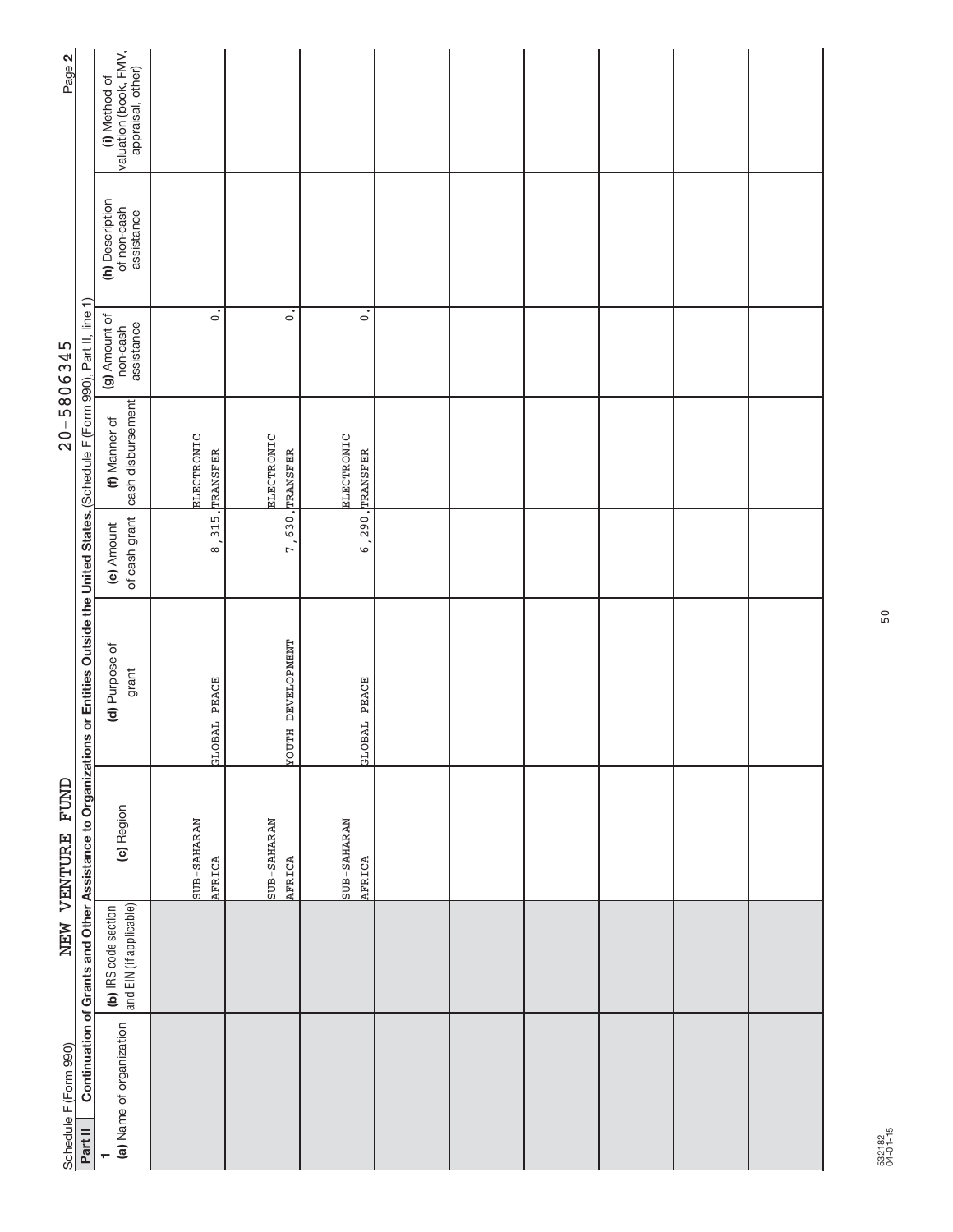Schedule F (Form 990) NEW VENTURE FUND 20-5806345

## Part II Continuation of Grants and Other Assistance to Organizations or Entities Outside the United States. (Schedule F (Form 990), Part II, line 1)

| 1 (a) Name of organization | (b) IRS code section and EIN (if applicable) | (c) Region | (d) Purpose of grant | (e) Amount of cash grant | (f) Manner of cash disbursement | (g) Amount of non-cash assistance | (h) Description of non-cash assistance | (i) Method of valuation (book, FMV, appraisal, other) |
|---|---|---|---|---|---|---|---|---|
| | | SUB-SAHARAN AFRICA | GLOBAL PEACE | 8,315. | ELECTRONIC TRANSFER | 0. | | |
| | | SUB-SAHARAN AFRICA | YOUTH DEVELOPMENT | 7,630. | ELECTRONIC TRANSFER | 0. | | |
| | | SUB-SAHARAN AFRICA | GLOBAL PEACE | 6,290. | ELECTRONIC TRANSFER | 0. | | |
| | | | | | | | | |
| | | | | | | | | |
| | | | | | | | | |
| | | | | | | | | |
| | | | | | | | | |
| | | | | | | | | |

532182 04-01-15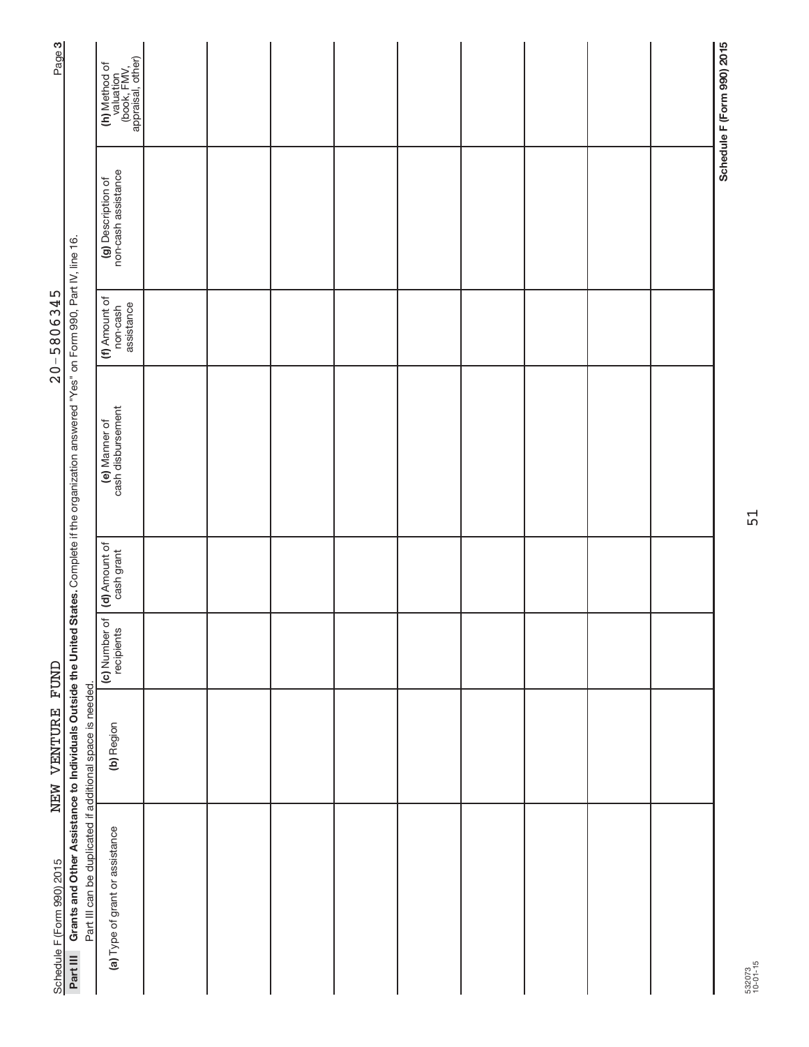Schedule F (Form 990) 2015 NEW VENTURE FUND 20-5806345

## Part III Grants and Other Assistance to Individuals Outside the United States.

Complete if the organization answered "Yes" on Form 990, Part IV, line 16.

Part III can be duplicated if additional space is needed.

| (a) Type of grant or assistance | (b) Region | (c) Number of recipients | (d) Amount of cash grant | (e) Manner of cash disbursement | (f) Amount of non-cash assistance | (g) Description of non-cash assistance | (h) Method of valuation (book, FMV, appraisal, other) |
|---|---|---|---|---|---|---|---|
| | | | | | | | |
| | | | | | | | |
| | | | | | | | |
| | | | | | | | |
| | | | | | | | |
| | | | | | | | |
| | | | | | | | |
| | | | | | | | |
| | | | | | | | |

Schedule F (Form 990) 2015

532073 10-01-15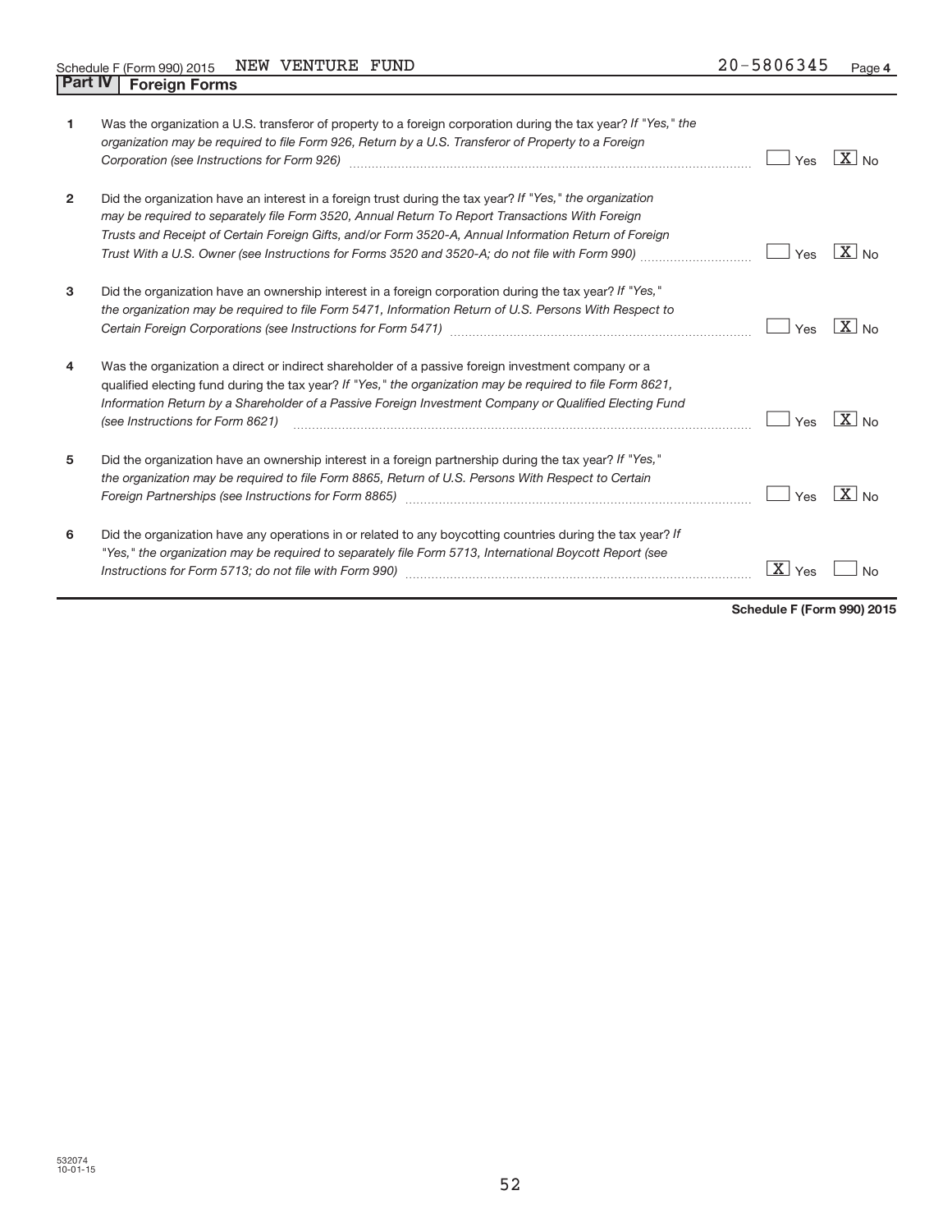Schedule F (Form 990) 2015 NEW VENTURE FUND 20-5806345 Page **4**

## Part IV Foreign Forms

| | | | |
|---|---|---|---|
| **1** | Was the organization a U.S. transferor of property to a foreign corporation during the tax year? *If "Yes," the organization may be required to file Form 926, Return by a U.S. Transferor of Property to a Foreign Corporation (see Instructions for Form 926)* | ☐ Yes | ☒ No |
| **2** | Did the organization have an interest in a foreign trust during the tax year? *If "Yes," the organization may be required to separately file Form 3520, Annual Return To Report Transactions With Foreign Trusts and Receipt of Certain Foreign Gifts, and/or Form 3520-A, Annual Information Return of Foreign Trust With a U.S. Owner (see Instructions for Forms 3520 and 3520-A; do not file with Form 990)* | ☐ Yes | ☒ No |
| **3** | Did the organization have an ownership interest in a foreign corporation during the tax year? *If "Yes," the organization may be required to file Form 5471, Information Return of U.S. Persons With Respect to Certain Foreign Corporations (see Instructions for Form 5471)* | ☐ Yes | ☒ No |
| **4** | Was the organization a direct or indirect shareholder of a passive foreign investment company or a qualified electing fund during the tax year? *If "Yes," the organization may be required to file Form 8621, Information Return by a Shareholder of a Passive Foreign Investment Company or Qualified Electing Fund (see Instructions for Form 8621)* | ☐ Yes | ☒ No |
| **5** | Did the organization have an ownership interest in a foreign partnership during the tax year? *If "Yes," the organization may be required to file Form 8865, Return of U.S. Persons With Respect to Certain Foreign Partnerships (see Instructions for Form 8865)* | ☐ Yes | ☒ No |
| **6** | Did the organization have any operations in or related to any boycotting countries during the tax year? *If "Yes," the organization may be required to separately file Form 5713, International Boycott Report (see Instructions for Form 5713; do not file with Form 990)* | ☒ Yes | ☐ No |

**Schedule F (Form 990) 2015**

532074
10-01-15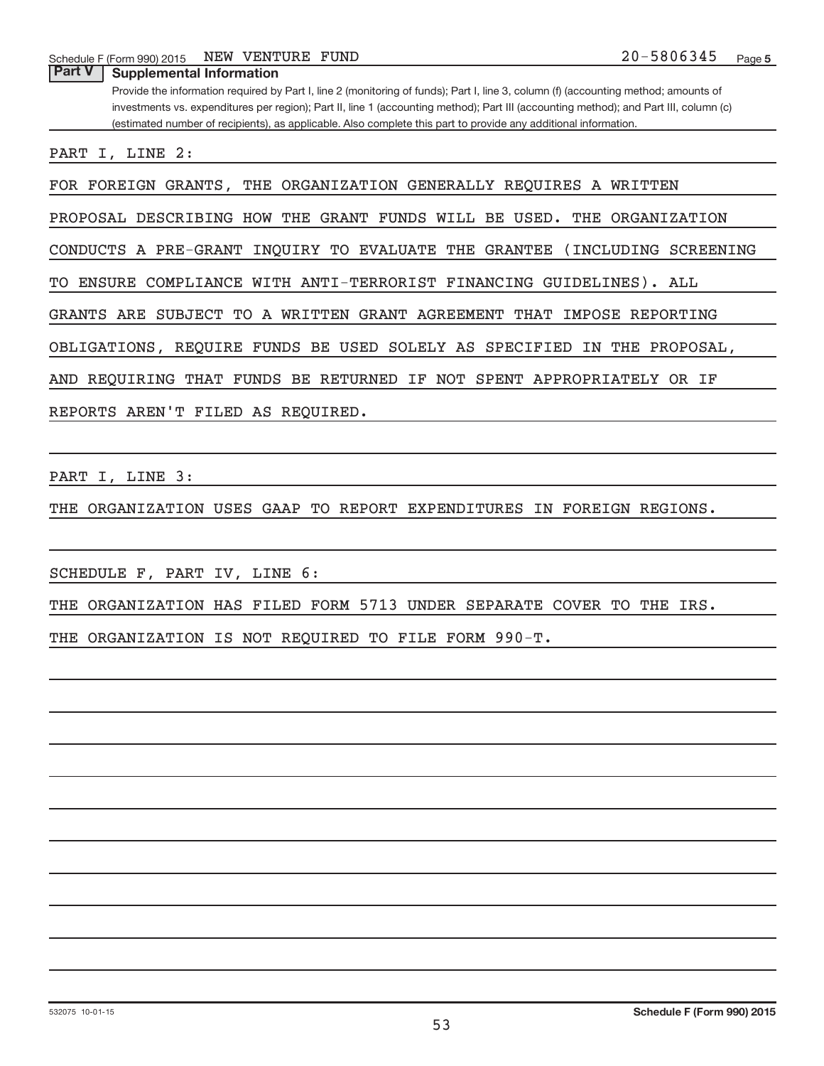## Part V Supplemental Information

Provide the information required by Part I, line 2 (monitoring of funds); Part I, line 3, column (f) (accounting method; amounts of investments vs. expenditures per region); Part II, line 1 (accounting method); Part III (accounting method); and Part III, column (c) (estimated number of recipients), as applicable. Also complete this part to provide any additional information.

PART I, LINE 2:

FOR FOREIGN GRANTS, THE ORGANIZATION GENERALLY REQUIRES A WRITTEN PROPOSAL DESCRIBING HOW THE GRANT FUNDS WILL BE USED. THE ORGANIZATION CONDUCTS A PRE-GRANT INQUIRY TO EVALUATE THE GRANTEE (INCLUDING SCREENING TO ENSURE COMPLIANCE WITH ANTI-TERRORIST FINANCING GUIDELINES). ALL GRANTS ARE SUBJECT TO A WRITTEN GRANT AGREEMENT THAT IMPOSE REPORTING OBLIGATIONS, REQUIRE FUNDS BE USED SOLELY AS SPECIFIED IN THE PROPOSAL, AND REQUIRING THAT FUNDS BE RETURNED IF NOT SPENT APPROPRIATELY OR IF REPORTS AREN'T FILED AS REQUIRED.

PART I, LINE 3:

THE ORGANIZATION USES GAAP TO REPORT EXPENDITURES IN FOREIGN REGIONS.

SCHEDULE F, PART IV, LINE 6:

THE ORGANIZATION HAS FILED FORM 5713 UNDER SEPARATE COVER TO THE IRS.

THE ORGANIZATION IS NOT REQUIRED TO FILE FORM 990-T.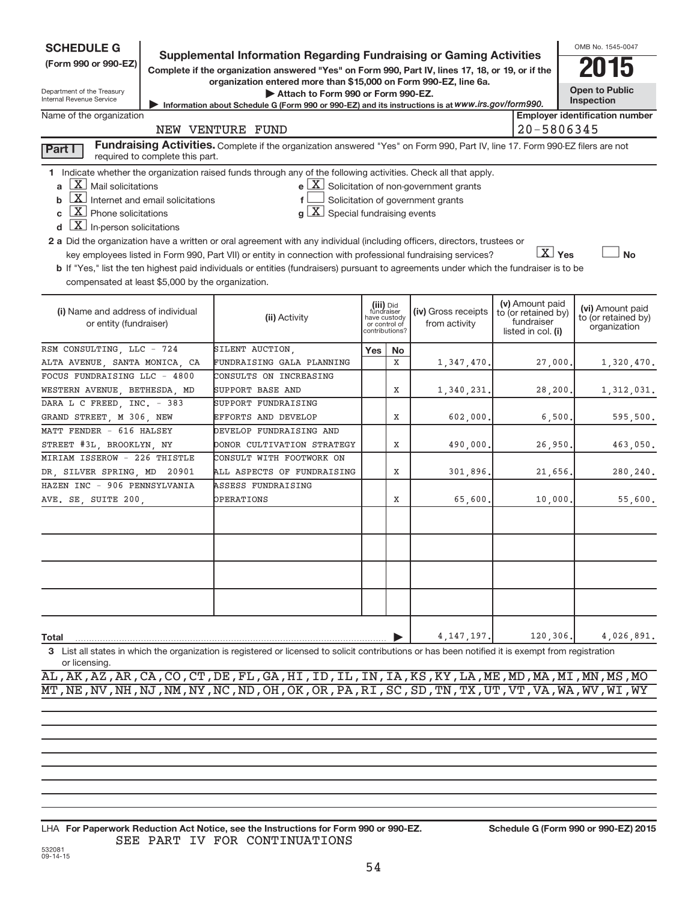**SCHEDULE G**
**(Form 990 or 990-EZ)**

Department of the Treasury
Internal Revenue Service

# Supplemental Information Regarding Fundraising or Gaming Activities

**Complete if the organization answered "Yes" on Form 990, Part IV, lines 17, 18, or 19, or if the organization entered more than $15,000 on Form 990-EZ, line 6a.**

▶ **Attach to Form 990 or Form 990-EZ.**

▶ Information about Schedule G (Form 990 or 990-EZ) and its instructions is at *www.irs.gov/form990.*

OMB No. 1545-0047

**2015**

**Open to Public Inspection**

Name of the organization: NEW VENTURE FUND

**Employer identification number:** 20-5806345

**Part I** **Fundraising Activities.** Complete if the organization answered "Yes" on Form 990, Part IV, line 17. Form 990-EZ filers are not required to complete this part.

**1** Indicate whether the organization raised funds through any of the following activities. Check all that apply.

- **a** [X] Mail solicitations
- **b** [X] Internet and email solicitations
- **c** [X] Phone solicitations
- **d** [X] In-person solicitations
- **e** [X] Solicitation of non-government grants
- **f** [ ] Solicitation of government grants
- **g** [X] Special fundraising events

**2 a** Did the organization have a written or oral agreement with any individual (including officers, directors, trustees or key employees listed in Form 990, Part VII) or entity in connection with professional fundraising services? [X] **Yes** [ ] **No**

**b** If "Yes," list the ten highest paid individuals or entities (fundraisers) pursuant to agreements under which the fundraiser is to be compensated at least $5,000 by the organization.

| (i) Name and address of individual or entity (fundraiser) | (ii) Activity | (iii) Did fundraiser have custody or control of contributions? Yes | No | (iv) Gross receipts from activity | (v) Amount paid to (or retained by) fundraiser listed in col. (i) | (vi) Amount paid to (or retained by) organization |
|---|---|---|---|---|---|---|
| RSM CONSULTING, LLC - 724 ALTA AVENUE, SANTA MONICA, CA | SILENT AUCTION, FUNDRAISING GALA PLANNING | | X | 1,347,470. | 27,000. | 1,320,470. |
| FOCUS FUNDRAISING LLC - 4800 WESTERN AVENUE, BETHESDA, MD | CONSULTS ON INCREASING SUPPORT BASE AND | | X | 1,340,231. | 28,200. | 1,312,031. |
| DARA L C FREED, INC. - 383 GRAND STREET, M 306, NEW | SUPPORT FUNDRAISING EFFORTS AND DEVELOP | | X | 602,000. | 6,500. | 595,500. |
| MATT FENDER - 616 HALSEY STREET #3L, BROOKLYN, NY | DEVELOP FUNDRAISING AND DONOR CULTIVATION STRATEGY | | X | 490,000. | 26,950. | 463,050. |
| MIRIAM ISSEROW - 226 THISTLE DR, SILVER SPRING, MD 20901 | CONSULT WITH FOOTWORK ON ALL ASPECTS OF FUNDRAISING | | X | 301,896. | 21,656. | 280,240. |
| HAZEN INC - 906 PENNSYLVANIA AVE. SE, SUITE 200, | ASSESS FUNDRAISING OPERATIONS | | X | 65,600. | 10,000. | 55,600. |
| | | | | | | |
| | | | | | | |
| | | | | | | |
| | | | | | | |
| **Total** | | | ▶ | 4,147,197. | 120,306. | 4,026,891. |

**3** List all states in which the organization is registered or licensed to solicit contributions or has been notified it is exempt from registration or licensing.

AL,AK,AZ,AR,CA,CO,CT,DE,FL,GA,HI,ID,IL,IN,IA,KS,KY,LA,ME,MD,MA,MI,MN,MS,MO
MT,NE,NV,NH,NJ,NM,NY,NC,ND,OH,OK,OR,PA,RI,SC,SD,TN,TX,UT,VT,VA,WA,WV,WI,WY

LHA **For Paperwork Reduction Act Notice, see the Instructions for Form 990 or 990-EZ.** **Schedule G (Form 990 or 990-EZ) 2015**

SEE PART IV FOR CONTINUATIONS

532081
09-14-15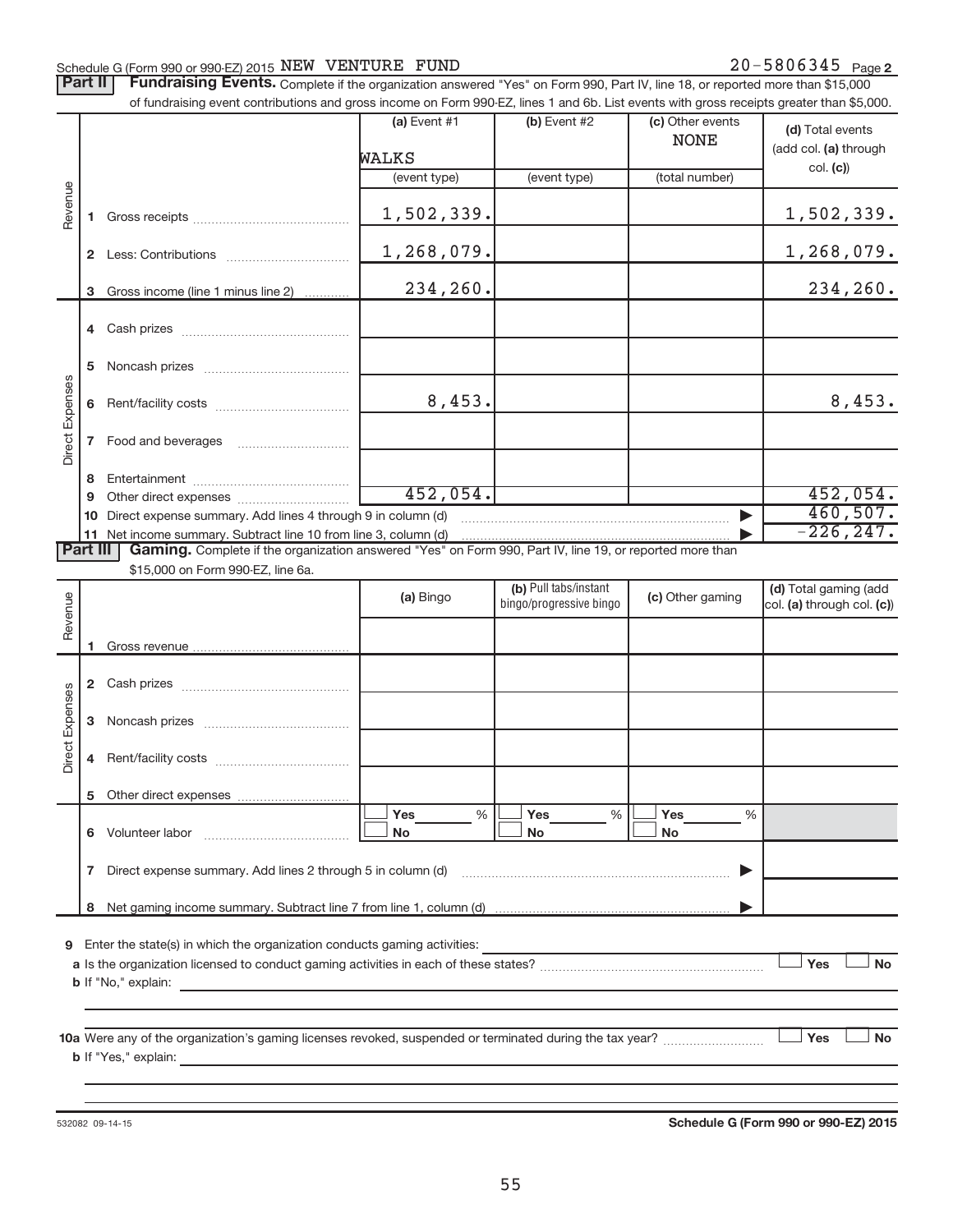Schedule G (Form 990 or 990-EZ) 2015 NEW VENTURE FUND 20-5806345 Page 2

**Part II** **Fundraising Events.** Complete if the organization answered "Yes" on Form 990, Part IV, line 18, or reported more than $15,000 of fundraising event contributions and gross income on Form 990-EZ, lines 1 and 6b. List events with gross receipts greater than $5,000.

| | | (a) Event #1<br>WALKS<br>(event type) | (b) Event #2<br>(event type) | (c) Other events<br>NONE<br>(total number) | (d) Total events (add col. (a) through col. (c)) |
|---|---|---|---|---|---|
| Revenue | 1 Gross receipts | 1,502,339. | | | 1,502,339. |
| | 2 Less: Contributions | 1,268,079. | | | 1,268,079. |
| | 3 Gross income (line 1 minus line 2) | 234,260. | | | 234,260. |
| Direct Expenses | 4 Cash prizes | | | | |
| | 5 Noncash prizes | | | | |
| | 6 Rent/facility costs | 8,453. | | | 8,453. |
| | 7 Food and beverages | | | | |
| | 8 Entertainment | | | | |
| | 9 Other direct expenses | 452,054. | | | 452,054. |
| | 10 Direct expense summary. Add lines 4 through 9 in column (d) | | | ▶ | 460,507. |
| | 11 Net income summary. Subtract line 10 from line 3, column (d) | | | ▶ | -226,247. |

**Part III** **Gaming.** Complete if the organization answered "Yes" on Form 990, Part IV, line 19, or reported more than $15,000 on Form 990-EZ, line 6a.

| | | (a) Bingo | (b) Pull tabs/instant bingo/progressive bingo | (c) Other gaming | (d) Total gaming (add col. (a) through col. (c)) |
|---|---|---|---|---|---|
| Revenue | 1 Gross revenue | | | | |
| Direct Expenses | 2 Cash prizes | | | | |
| | 3 Noncash prizes | | | | |
| | 4 Rent/facility costs | | | | |
| | 5 Other direct expenses | | | | |
| | 6 Volunteer labor | ☐ Yes ___ %<br>☐ No | ☐ Yes ___ %<br>☐ No | ☐ Yes ___ %<br>☐ No | |
| | 7 Direct expense summary. Add lines 2 through 5 in column (d) | | | ▶ | |
| | 8 Net gaming income summary. Subtract line 7 from line 1, column (d) | | | ▶ | |

9 Enter the state(s) in which the organization conducts gaming activities: ____________

a Is the organization licensed to conduct gaming activities in each of these states? ☐ Yes ☐ No

b If "No," explain: ____________

10a Were any of the organization's gaming licenses revoked, suspended or terminated during the tax year? ☐ Yes ☐ No

b If "Yes," explain: ____________

532082 09-14-15 **Schedule G (Form 990 or 990-EZ) 2015**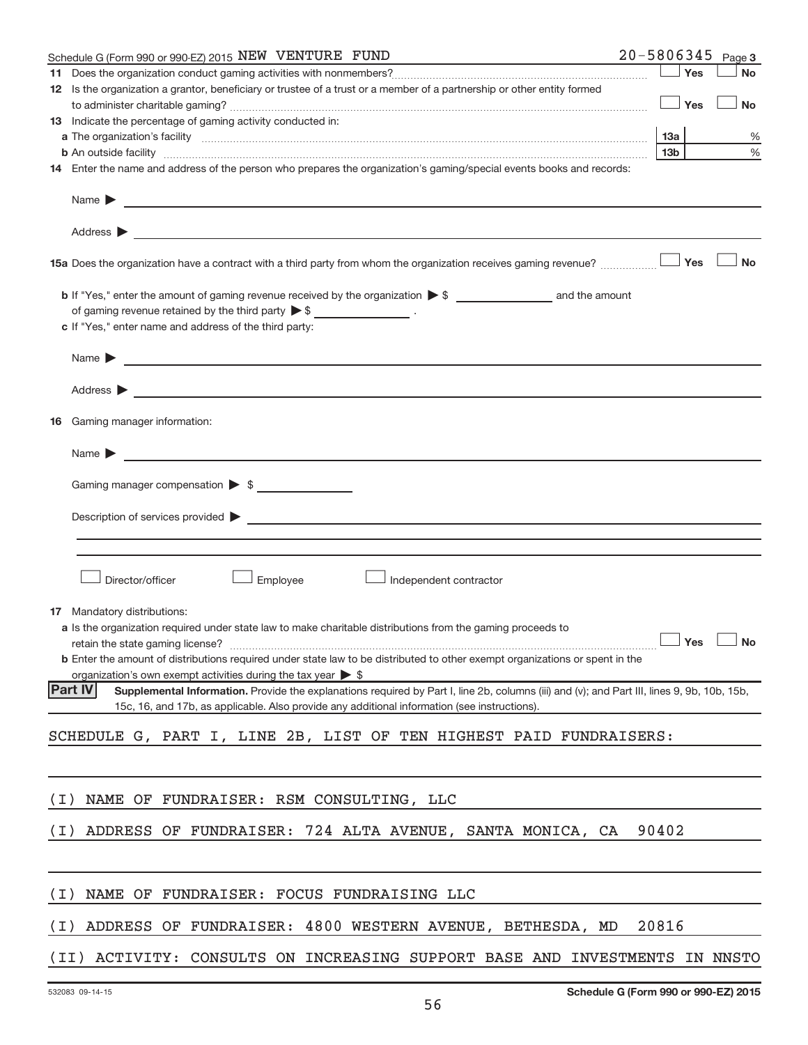Schedule G (Form 990 or 990-EZ) 2015 NEW VENTURE FUND 20-5806345 Page 3

**11** Does the organization conduct gaming activities with nonmembers? ☐ Yes ☐ No

**12** Is the organization a grantor, beneficiary or trustee of a trust or a member of a partnership or other entity formed to administer charitable gaming? ☐ Yes ☐ No

**13** Indicate the percentage of gaming activity conducted in:

**a** The organization's facility | 13a | %

**b** An outside facility | 13b | %

**14** Enter the name and address of the person who prepares the organization's gaming/special events books and records:

Name ▶

Address ▶

**15a** Does the organization have a contract with a third party from whom the organization receives gaming revenue? ☐ Yes ☐ No

**b** If "Yes," enter the amount of gaming revenue received by the organization ▶ $ ______ and the amount of gaming revenue retained by the third party ▶ $ ______ .

**c** If "Yes," enter name and address of the third party:

Name ▶

Address ▶

**16** Gaming manager information:

Name ▶

Gaming manager compensation ▶ $

Description of services provided ▶

☐ Director/officer ☐ Employee ☐ Independent contractor

**17** Mandatory distributions:

**a** Is the organization required under state law to make charitable distributions from the gaming proceeds to retain the state gaming license? ☐ Yes ☐ No

**b** Enter the amount of distributions required under state law to be distributed to other exempt organizations or spent in the organization's own exempt activities during the tax year ▶ $

**Part IV** **Supplemental Information.** Provide the explanations required by Part I, line 2b, columns (iii) and (v); and Part III, lines 9, 9b, 10b, 15b, 15c, 16, and 17b, as applicable. Also provide any additional information (see instructions).

SCHEDULE G, PART I, LINE 2B, LIST OF TEN HIGHEST PAID FUNDRAISERS:

(I) NAME OF FUNDRAISER: RSM CONSULTING, LLC

(I) ADDRESS OF FUNDRAISER: 724 ALTA AVENUE, SANTA MONICA, CA 90402

(I) NAME OF FUNDRAISER: FOCUS FUNDRAISING LLC

(I) ADDRESS OF FUNDRAISER: 4800 WESTERN AVENUE, BETHESDA, MD 20816

(II) ACTIVITY: CONSULTS ON INCREASING SUPPORT BASE AND INVESTMENTS IN NNSTO

532083 09-14-15 Schedule G (Form 990 or 990-EZ) 2015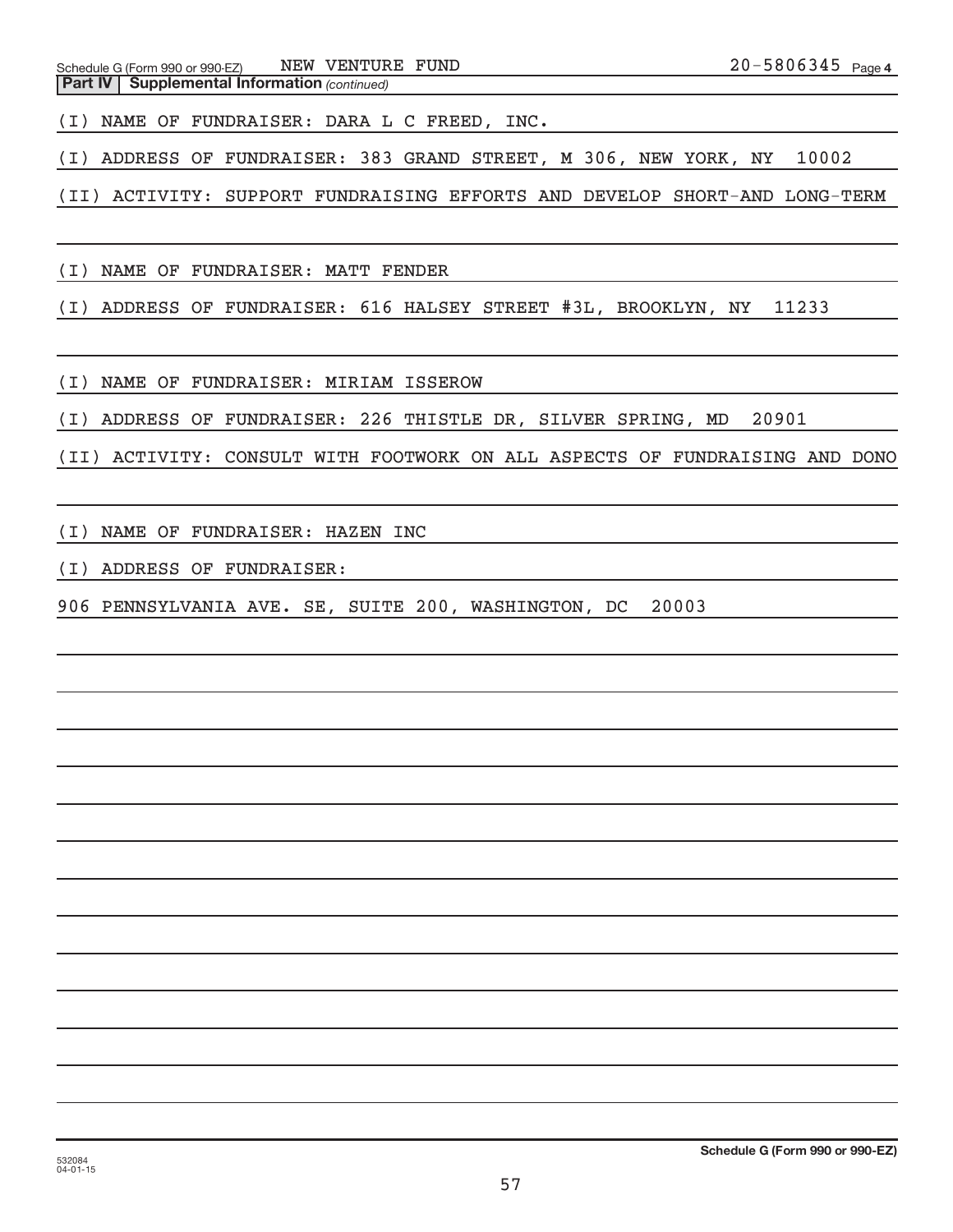Schedule G (Form 990 or 990-EZ) NEW VENTURE FUND 20-5806345 Page 4

**Part IV | Supplemental Information** *(continued)*

(I) NAME OF FUNDRAISER: DARA L C FREED, INC.

(I) ADDRESS OF FUNDRAISER: 383 GRAND STREET, M 306, NEW YORK, NY 10002

(II) ACTIVITY: SUPPORT FUNDRAISING EFFORTS AND DEVELOP SHORT-AND LONG-TERM

(I) NAME OF FUNDRAISER: MATT FENDER

(I) ADDRESS OF FUNDRAISER: 616 HALSEY STREET #3L, BROOKLYN, NY 11233

(I) NAME OF FUNDRAISER: MIRIAM ISSEROW

(I) ADDRESS OF FUNDRAISER: 226 THISTLE DR, SILVER SPRING, MD 20901

(II) ACTIVITY: CONSULT WITH FOOTWORK ON ALL ASPECTS OF FUNDRAISING AND DONO

(I) NAME OF FUNDRAISER: HAZEN INC

(I) ADDRESS OF FUNDRAISER:

906 PENNSYLVANIA AVE. SE, SUITE 200, WASHINGTON, DC 20003

532084
04-01-15

**Schedule G (Form 990 or 990-EZ)**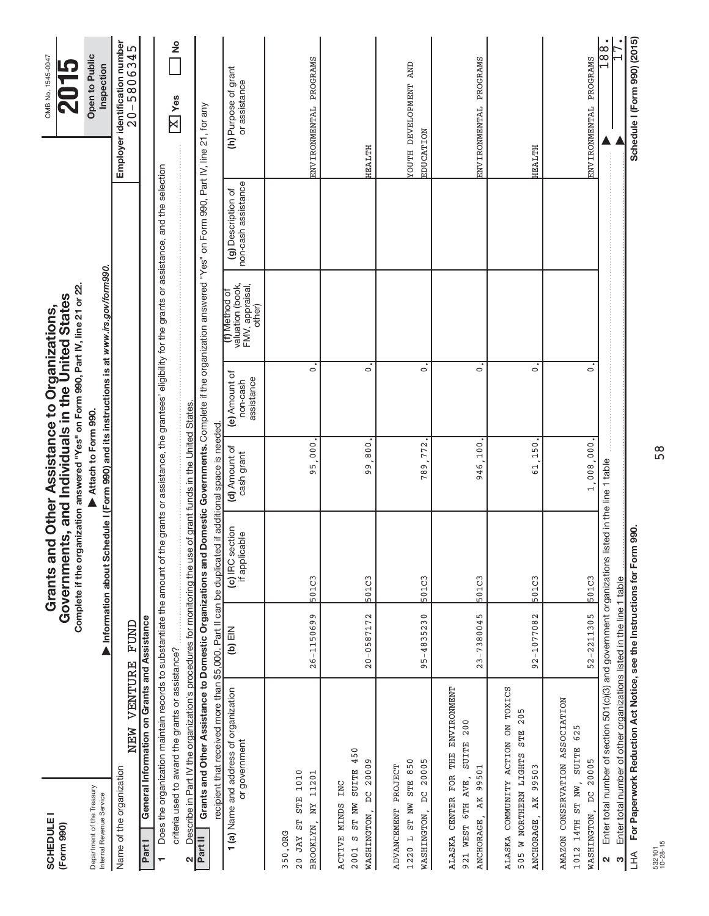**SCHEDULE I**
**(Form 990)**

Department of the Treasury
Internal Revenue Service

# Grants and Other Assistance to Organizations, Governments, and Individuals in the United States

**Complete if the organization answered "Yes" on Form 990, Part IV, line 21 or 22.**

▶ **Attach to Form 990.**

▶ **Information about Schedule I (Form 990) and its instructions is at *www.irs.gov/form990*.**

OMB No. 1545-0047

**2015**

**Open to Public Inspection**

Name of the organization: NEW VENTURE FUND

Employer identification number: 20-5806345

**Part I — General Information on Grants and Assistance**

1. Does the organization maintain records to substantiate the amount of the grants or assistance, the grantees' eligibility for the grants or assistance, and the selection criteria used to award the grants or assistance? [X] Yes [ ] No

2. Describe in Part IV the organization's procedures for monitoring the use of grant funds in the United States.

**Part II — Grants and Other Assistance to Domestic Organizations and Domestic Governments.** Complete if the organization answered "Yes" on Form 990, Part IV, line 21, for any recipient that received more than $5,000. Part II can be duplicated if additional space is needed.

| 1 (a) Name and address of organization or government | (b) EIN | (c) IRC section if applicable | (d) Amount of cash grant | (e) Amount of non-cash assistance | (f) Method of valuation (book, FMV, appraisal, other) | (g) Description of non-cash assistance | (h) Purpose of grant or assistance |
|---|---|---|---|---|---|---|---|
| 350.ORG<br>20 JAY ST STE 1010<br>BROOKLYN, NY 11201 | 26-1150699 | 501C3 | 95,000. | 0. | | | ENVIRONMENTAL PROGRAMS |
| ACTIVE MINDS INC<br>2001 S ST NW SUITE 450<br>WASHINGTON, DC 20009 | 20-0587172 | 501C3 | 99,800. | 0. | | | HEALTH |
| ADVANCEMENT PROJECT<br>1220 L ST NW STE 850<br>WASHINGTON, DC 20005 | 95-4835230 | 501C3 | 789,772. | 0. | | | YOUTH DEVELOPMENT AND EDUCATION |
| ALASKA CENTER FOR THE ENVIRONMENT<br>921 WEST 6TH AVE, SUITE 200<br>ANCHORAGE, AK 99501 | 23-7380045 | 501C3 | 946,100. | 0. | | | ENVIRONMENTAL PROGRAMS |
| ALASKA COMMUNITY ACTION ON TOXICS<br>505 W NORTHERN LIGHTS STE 205<br>ANCHORAGE, AK 99503 | 92-1077082 | 501C3 | 61,150. | 0. | | | HEALTH |
| AMAZON CONSERVATION ASSOCIATION<br>1012 14TH ST NW, SUITE 625<br>WASHINGTON, DC 20005 | 52-2211305 | 501C3 | 1,008,000. | 0. | | | ENVIRONMENTAL PROGRAMS |

2 Enter total number of section 501(c)(3) and government organizations listed in the line 1 table ▶ 188.

3 Enter total number of other organizations listed in the line 1 table ▶ 17.

LHA **For Paperwork Reduction Act Notice, see the Instructions for Form 990.** **Schedule I (Form 990) (2015)**

532101
10-28-15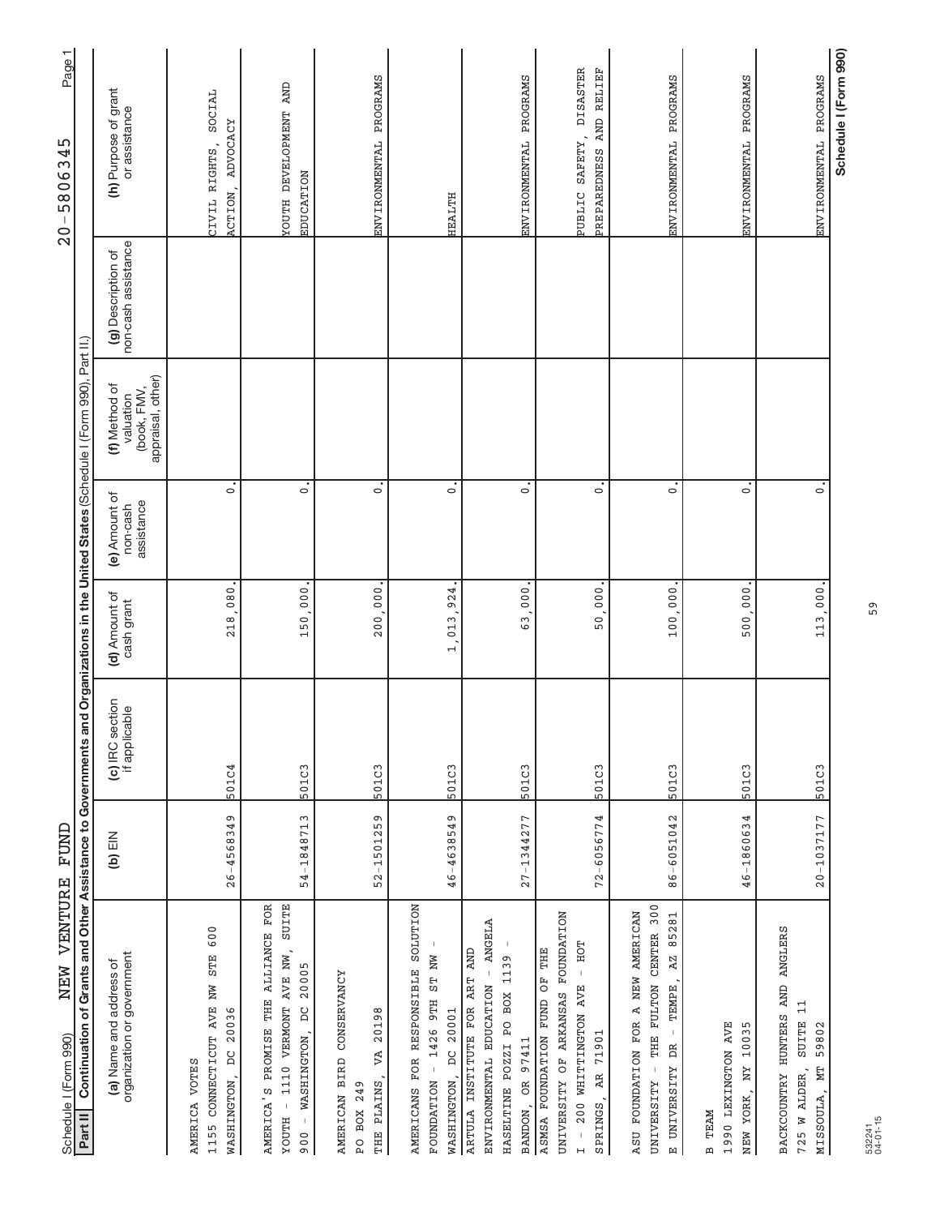Schedule I (Form 990) NEW VENTURE FUND 20-5806345

**Part II** Continuation of Grants and Other Assistance to Governments and Organizations in the United States (Schedule I (Form 990), Part II.)

| (a) Name and address of organization or government | (b) EIN | (c) IRC section if applicable | (d) Amount of cash grant | (e) Amount of non-cash assistance | (f) Method of valuation (book, FMV, appraisal, other) | (g) Description of non-cash assistance | (h) Purpose of grant or assistance |
|---|---|---|---|---|---|---|---|
| AMERICA VOTES 1155 CONNECTICUT AVE NW STE 600 WASHINGTON, DC 20036 | 26-4568349 | 501C4 | 218,080. | 0. | | | CIVIL RIGHTS, SOCIAL ACTION, ADVOCACY |
| AMERICA'S PROMISE THE ALLIANCE FOR YOUTH - 1110 VERMONT AVE NW, SUITE 900 - WASHINGTON, DC 20005 | 54-1848713 | 501C3 | 150,000. | 0. | | | YOUTH DEVELOPMENT AND EDUCATION |
| AMERICAN BIRD CONSERVANCY PO BOX 249 THE PLAINS, VA 20198 | 52-1501259 | 501C3 | 200,000. | 0. | | | ENVIRONMENTAL PROGRAMS |
| AMERICANS FOR RESPONSIBLE SOLUTION FOUNDATION - 1426 9TH ST NW - WASHINGTON, DC 20001 | 46-4638549 | 501C3 | 1,013,924. | 0. | | | HEALTH |
| ARTULA INSTITUTE FOR ART AND ENVIRONMENTAL EDUCATION - ANGELA HASELTINE POZZI PO BOX 1139 - BANDON, OR 97411 | 27-1344277 | 501C3 | 63,000. | 0. | | | ENVIRONMENTAL PROGRAMS |
| ASMSA FOUNDATION FUND OF THE UNIVERSITY OF ARKANSAS FOUNDATION I - 200 WHITTINGTON AVE - HOT SPRINGS, AR 71901 | 72-6056774 | 501C3 | 50,000. | 0. | | | PUBLIC SAFETY, DISASTER PREPAREDNESS AND RELIEF |
| ASU FOUNDATION FOR A NEW AMERICAN UNIVERSITY - THE FULTON CENTER 300 E UNIVERSITY DR - TEMPE, AZ 85281 | 86-6051042 | 501C3 | 100,000. | 0. | | | ENVIRONMENTAL PROGRAMS |
| B TEAM 1990 LEXINGTON AVE NEW YORK, NY 10035 | 46-1860634 | 501C3 | 500,000. | 0. | | | ENVIRONMENTAL PROGRAMS |
| BACKCOUNTRY HUNTERS AND ANGLERS 725 W ALDER, SUITE 11 MISSOULA, MT 59802 | 20-1037177 | 501C3 | 113,000. | 0. | | | ENVIRONMENTAL PROGRAMS |

532241 04-01-15

Schedule I (Form 990)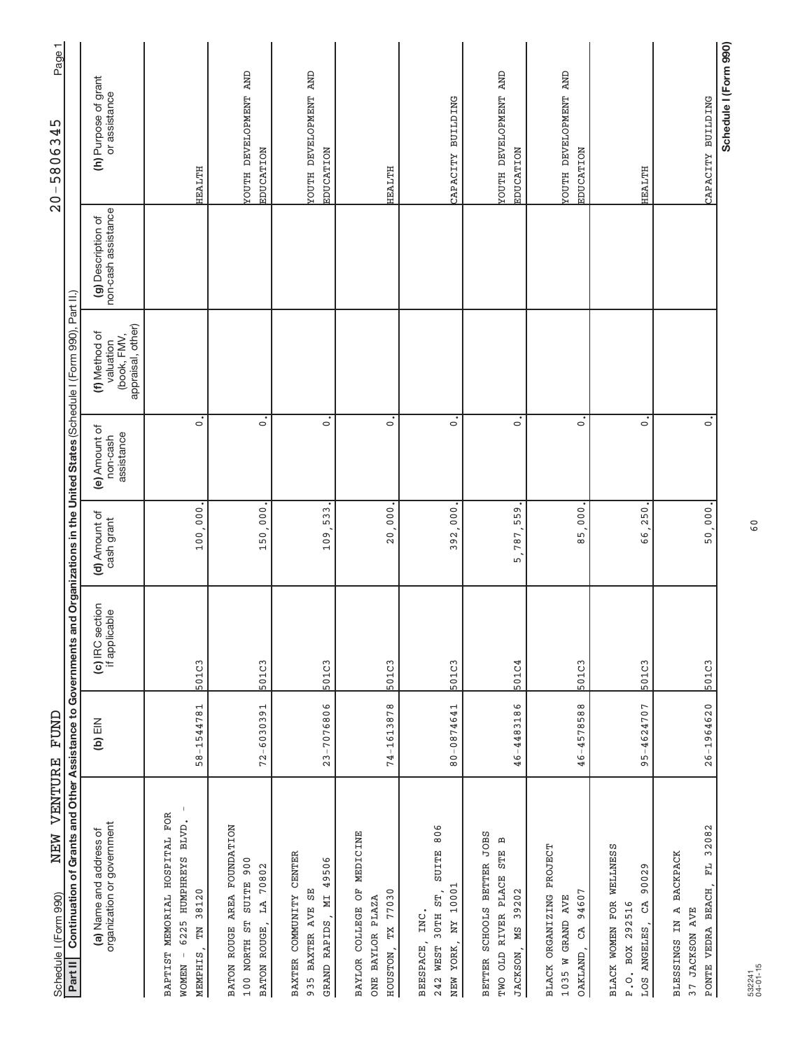Schedule I (Form 990) NEW VENTURE FUND 20-5806345

**Part II** **Continuation of Grants and Other Assistance to Governments and Organizations in the United States** (Schedule I (Form 990), Part II.)

| (a) Name and address of organization or government | (b) EIN | (c) IRC section if applicable | (d) Amount of cash grant | (e) Amount of non-cash assistance | (f) Method of valuation (book, FMV, appraisal, other) | (g) Description of non-cash assistance | (h) Purpose of grant or assistance |
|---|---|---|---|---|---|---|---|
| BAPTIST MEMORIAL HOSPITAL FOR WOMEN - 6225 HUMPHREYS BLVD. - MEMPHIS, TN 38120 | 58-1544781 | 501C3 | 100,000. | 0. | | | HEALTH |
| BATON ROUGE AREA FOUNDATION 100 NORTH ST SUITE 900 BATON ROUGE, LA 70802 | 72-6030391 | 501C3 | 150,000. | 0. | | | YOUTH DEVELOPMENT AND EDUCATION |
| BAXTER COMMUNITY CENTER 935 BAXTER AVE SE GRAND RAPIDS, MI 49506 | 23-7076806 | 501C3 | 109,533. | 0. | | | YOUTH DEVELOPMENT AND EDUCATION |
| BAYLOR COLLEGE OF MEDICINE ONE BAYLOR PLAZA HOUSTON, TX 77030 | 74-1613878 | 501C3 | 20,000. | 0. | | | HEALTH |
| BEESPACE, INC. 242 WEST 30TH ST, SUITE 806 NEW YORK, NY 10001 | 80-0874641 | 501C3 | 392,000. | 0. | | | CAPACITY BUILDING |
| BETTER SCHOOLS BETTER JOBS TWO OLD RIVER PLACE STE B JACKSON, MS 39202 | 46-4483186 | 501C4 | 5,787,559. | 0. | | | YOUTH DEVELOPMENT AND EDUCATION |
| BLACK ORGANIZING PROJECT 1035 W GRAND AVE OAKLAND, CA 94607 | 46-4578588 | 501C3 | 85,000. | 0. | | | YOUTH DEVELOPMENT AND EDUCATION |
| BLACK WOMEN FOR WELLNESS P.O. BOX 292516 LOS ANGELES, CA 90029 | 95-4624707 | 501C3 | 66,250. | 0. | | | HEALTH |
| BLESSINGS IN A BACKPACK 37 JACKSON AVE PONTE VEDRA BEACH, FL 32082 | 26-1964620 | 501C3 | 50,000. | 0. | | | CAPACITY BUILDING |

532241 04-01-15

Schedule I (Form 990)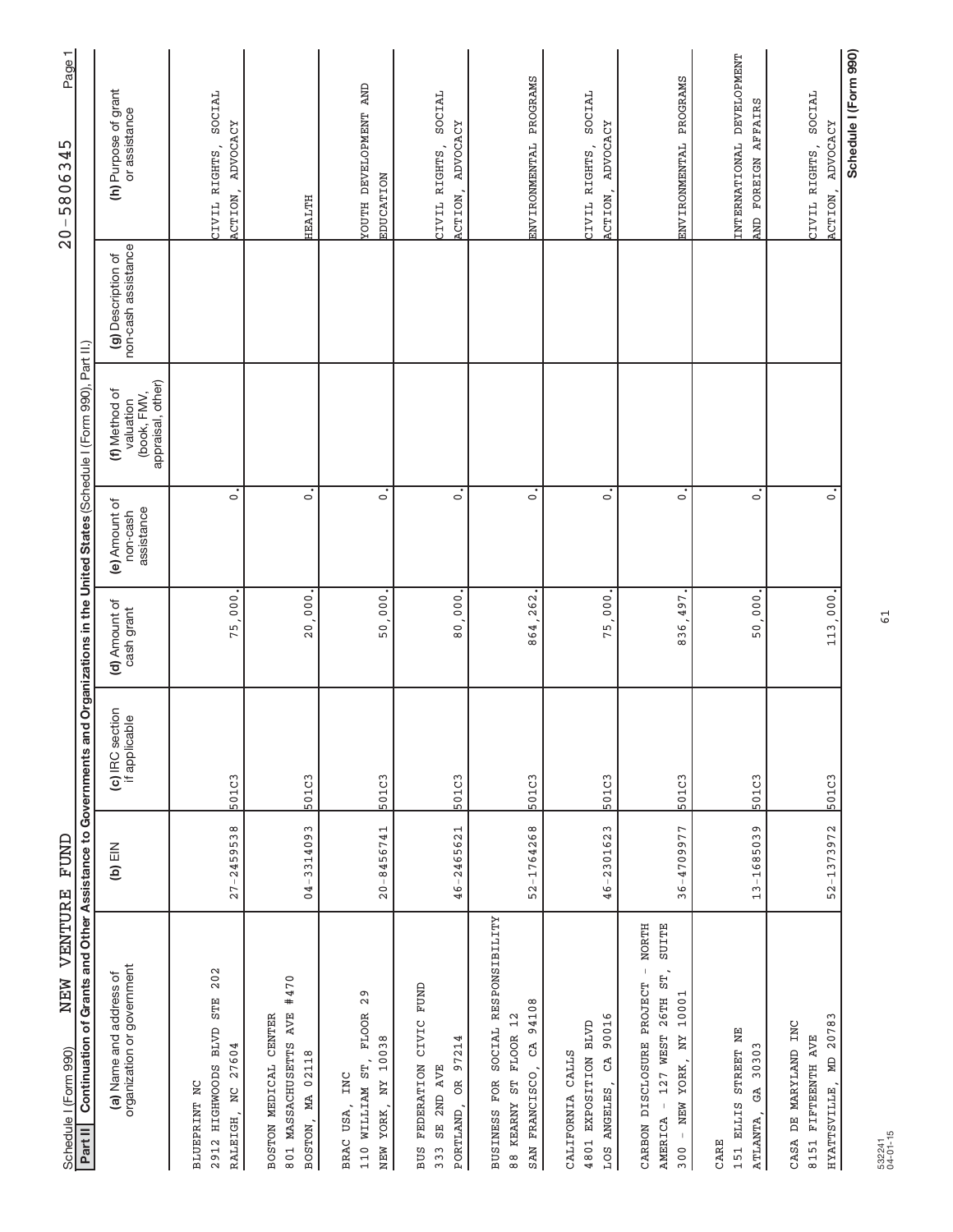Schedule I (Form 990) NEW VENTURE FUND 20-5806345

**Part II** Continuation of Grants and Other Assistance to Governments and Organizations in the United States (Schedule I (Form 990), Part II.)

| (a) Name and address of organization or government | (b) EIN | (c) IRC section if applicable | (d) Amount of cash grant | (e) Amount of non-cash assistance | (f) Method of valuation (book, FMV, appraisal, other) | (g) Description of non-cash assistance | (h) Purpose of grant or assistance |
|---|---|---|---|---|---|---|---|
| BLUEPRINT NC<br>2912 HIGHWOODS BLVD STE 202<br>RALEIGH, NC 27604 | 27-2459538 | 501C3 | 75,000. | 0. | | | CIVIL RIGHTS, SOCIAL ACTION, ADVOCACY |
| BOSTON MEDICAL CENTER<br>801 MASSACHUSETTS AVE #470<br>BOSTON, MA 02118 | 04-3314093 | 501C3 | 20,000. | 0. | | | HEALTH |
| BRAC USA, INC<br>110 WILLIAM ST, FLOOR 29<br>NEW YORK, NY 10038 | 20-8456741 | 501C3 | 50,000. | 0. | | | YOUTH DEVELOPMENT AND EDUCATION |
| BUS FEDERATION CIVIC FUND<br>333 SE 2ND AVE<br>PORTLAND, OR 97214 | 46-2465621 | 501C3 | 80,000. | 0. | | | CIVIL RIGHTS, SOCIAL ACTION, ADVOCACY |
| BUSINESS FOR SOCIAL RESPONSIBILITY<br>88 KEARNY ST FLOOR 12<br>SAN FRANCISCO, CA 94108 | 52-1764268 | 501C3 | 864,262. | 0. | | | ENVIRONMENTAL PROGRAMS |
| CALIFORNIA CALLS<br>4801 EXPOSITION BLVD<br>LOS ANGELES, CA 90016 | 46-2301623 | 501C3 | 75,000. | 0. | | | CIVIL RIGHTS, SOCIAL ACTION, ADVOCACY |
| CARBON DISCLOSURE PROJECT - NORTH AMERICA - 127 WEST 26TH ST, SUITE 300 - NEW YORK, NY 10001 | 36-4709977 | 501C3 | 836,497. | 0. | | | ENVIRONMENTAL PROGRAMS |
| CARE<br>151 ELLIS STREET NE<br>ATLANTA, GA 30303 | 13-1685039 | 501C3 | 50,000. | 0. | | | INTERNATIONAL DEVELOPMENT AND FOREIGN AFFAIRS |
| CASA DE MARYLAND INC<br>8151 FIFTEENTH AVE<br>HYATTSVILLE, MD 20783 | 52-1373972 | 501C3 | 113,000. | 0. | | | CIVIL RIGHTS, SOCIAL ACTION, ADVOCACY |

532241 04-01-15

Schedule I (Form 990)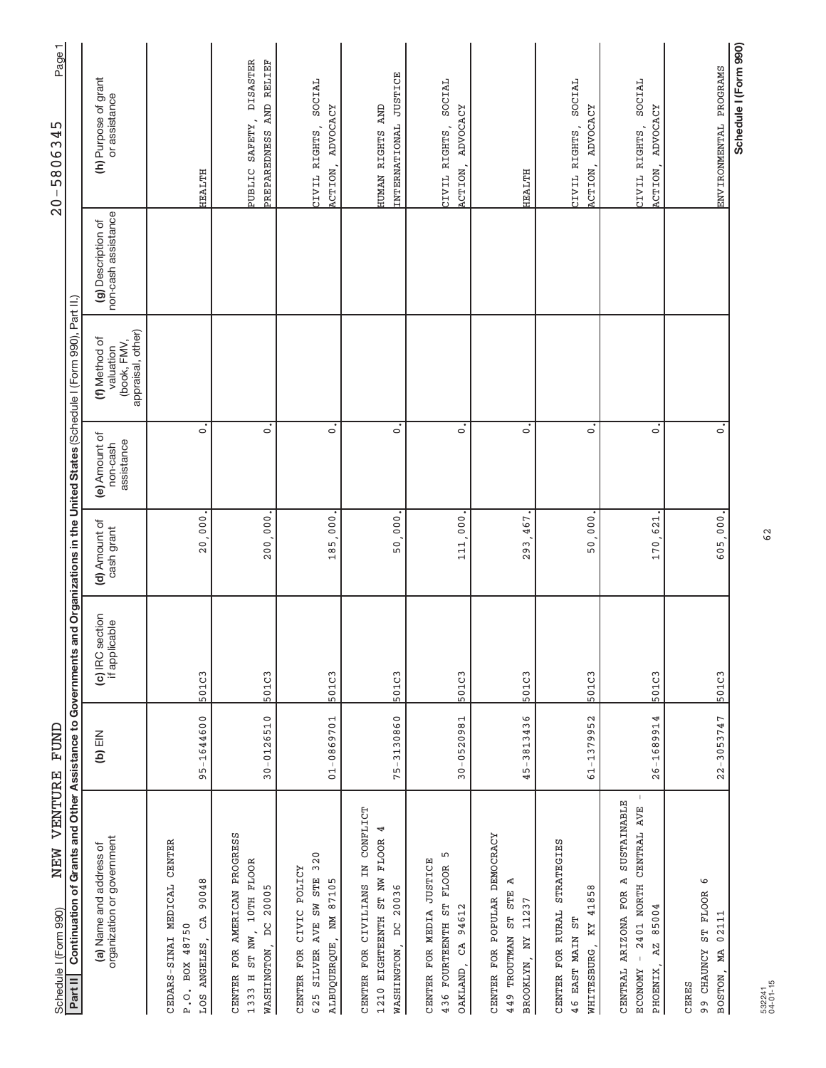Schedule I (Form 990) NEW VENTURE FUND 20-5806345

**Part II Continuation of Grants and Other Assistance to Governments and Organizations in the United States** (Schedule I (Form 990), Part II.)

| (a) Name and address of organization or government | (b) EIN | (c) IRC section if applicable | (d) Amount of cash grant | (e) Amount of non-cash assistance | (f) Method of valuation (book, FMV, appraisal, other) | (g) Description of non-cash assistance | (h) Purpose of grant or assistance |
|---|---|---|---|---|---|---|---|
| CEDARS-SINAI MEDICAL CENTER<br>P.O. BOX 48750<br>LOS ANGELES, CA 90048 | 95-1644600 | 501C3 | 20,000. | 0. | | | HEALTH |
| CENTER FOR AMERICAN PROGRESS<br>1333 H ST NW, 10TH FLOOR<br>WASHINGTON, DC 20005 | 30-0126510 | 501C3 | 200,000. | 0. | | | PUBLIC SAFETY, DISASTER PREPAREDNESS AND RELIEF |
| CENTER FOR CIVIC POLICY<br>625 SILVER AVE SW STE 320<br>ALBUQUERQUE, NM 87105 | 01-0869701 | 501C3 | 185,000. | 0. | | | CIVIL RIGHTS, SOCIAL ACTION, ADVOCACY |
| CENTER FOR CIVILIANS IN CONFLICT<br>1210 EIGHTEENTH ST NW FLOOR 4<br>WASHINGTON, DC 20036 | 75-3130860 | 501C3 | 50,000. | 0. | | | HUMAN RIGHTS AND INTERNATIONAL JUSTICE |
| CENTER FOR MEDIA JUSTICE<br>436 FOURTEENTH ST FLOOR 5<br>OAKLAND, CA 94612 | 30-0520981 | 501C3 | 111,000. | 0. | | | CIVIL RIGHTS, SOCIAL ACTION, ADVOCACY |
| CENTER FOR POPULAR DEMOCRACY<br>449 TROUTMAN ST STE A<br>BROOKLYN, NY 11237 | 45-3813436 | 501C3 | 293,467. | 0. | | | HEALTH |
| CENTER FOR RURAL STRATEGIES<br>46 EAST MAIN ST<br>WHITESBURG, KY 41858 | 61-1379952 | 501C3 | 50,000. | 0. | | | CIVIL RIGHTS, SOCIAL ACTION, ADVOCACY |
| CENTRAL ARIZONA FOR A SUSTAINABLE ECONOMY - 2401 NORTH CENTRAL AVE -<br>PHOENIX, AZ 85004 | 26-1689914 | 501C3 | 170,621. | 0. | | | CIVIL RIGHTS, SOCIAL ACTION, ADVOCACY |
| CERES<br>99 CHAUNCY ST FLOOR 6<br>BOSTON, MA 02111 | 22-3053747 | 501C3 | 605,000. | 0. | | | ENVIRONMENTAL PROGRAMS |

532241 04-01-15

Schedule I (Form 990)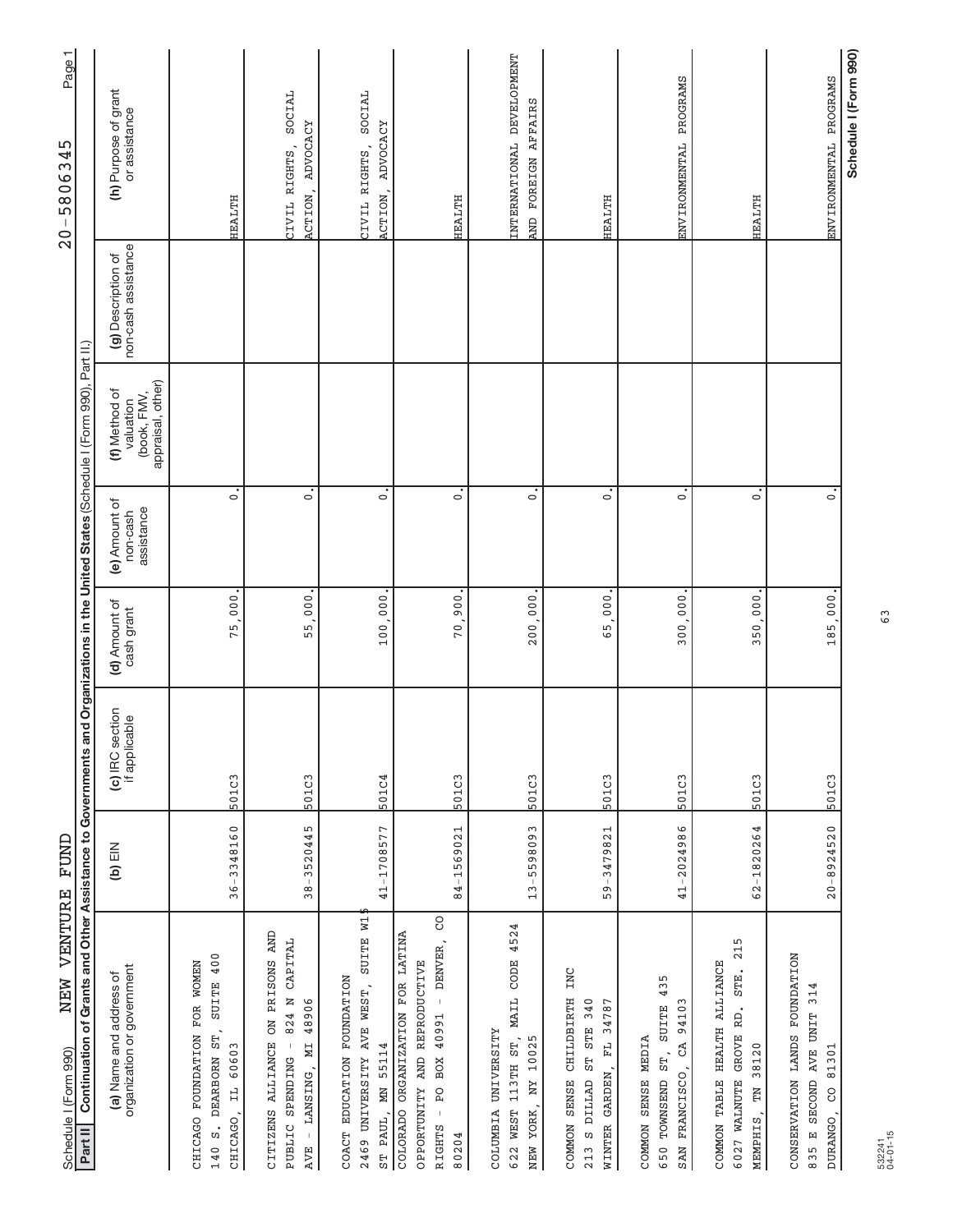Schedule I (Form 990) NEW VENTURE FUND 20-5806345

**Part II** **Continuation of Grants and Other Assistance to Governments and Organizations in the United States** (Schedule I (Form 990), Part II.)

| (a) Name and address of organization or government | (b) EIN | (c) IRC section if applicable | (d) Amount of cash grant | (e) Amount of non-cash assistance | (f) Method of valuation (book, FMV, appraisal, other) | (g) Description of non-cash assistance | (h) Purpose of grant or assistance |
|---|---|---|---|---|---|---|---|
| CHICAGO FOUNDATION FOR WOMEN 140 S. DEARBORN ST, SUITE 400 CHICAGO, IL 60603 | 36-3348160 | 501C3 | 75,000. | 0. | | | HEALTH |
| CITIZENS ALLIANCE ON PRISONS AND PUBLIC SPENDING - 824 N CAPITAL AVE - LANSING, MI 48906 | 38-3520445 | 501C3 | 55,000. | 0. | | | CIVIL RIGHTS, SOCIAL ACTION, ADVOCACY |
| COACT EDUCATION FOUNDATION 2469 UNIVERSITY AVE WEST, SUITE W15 ST PAUL, MN 55114 | 41-1708577 | 501C4 | 100,000. | 0. | | | CIVIL RIGHTS, SOCIAL ACTION, ADVOCACY |
| COLORADO ORGANIZATION FOR LATINA OPPORTUNITY AND REPRODUCTIVE RIGHTS - PO BOX 40991 - DENVER, CO 80204 | 84-1569021 | 501C3 | 70,900. | 0. | | | HEALTH |
| COLUMBIA UNIVERSITY 622 WEST 113TH ST, MAIL CODE 4524 NEW YORK, NY 10025 | 13-5598093 | 501C3 | 200,000. | 0. | | | INTERNATIONAL DEVELOPMENT AND FOREIGN AFFAIRS |
| COMMON SENSE CHILDBIRTH INC 213 S DILLAD ST STE 340 WINTER GARDEN, FL 34787 | 59-3479821 | 501C3 | 65,000. | 0. | | | HEALTH |
| COMMON SENSE MEDIA 650 TOWNSEND ST, SUITE 435 SAN FRANCISCO, CA 94103 | 41-2024986 | 501C3 | 300,000. | 0. | | | ENVIRONMENTAL PROGRAMS |
| COMMON TABLE HEALTH ALLIANCE 6027 WALNUTE GROVE RD. STE. 215 MEMPHIS, TN 38120 | 62-1820264 | 501C3 | 350,000. | 0. | | | HEALTH |
| CONSERVATION LANDS FOUNDATION 835 E SECOND AVE UNIT 314 DURANGO, CO 81301 | 20-8924520 | 501C3 | 185,000. | 0. | | | ENVIRONMENTAL PROGRAMS |

Schedule I (Form 990)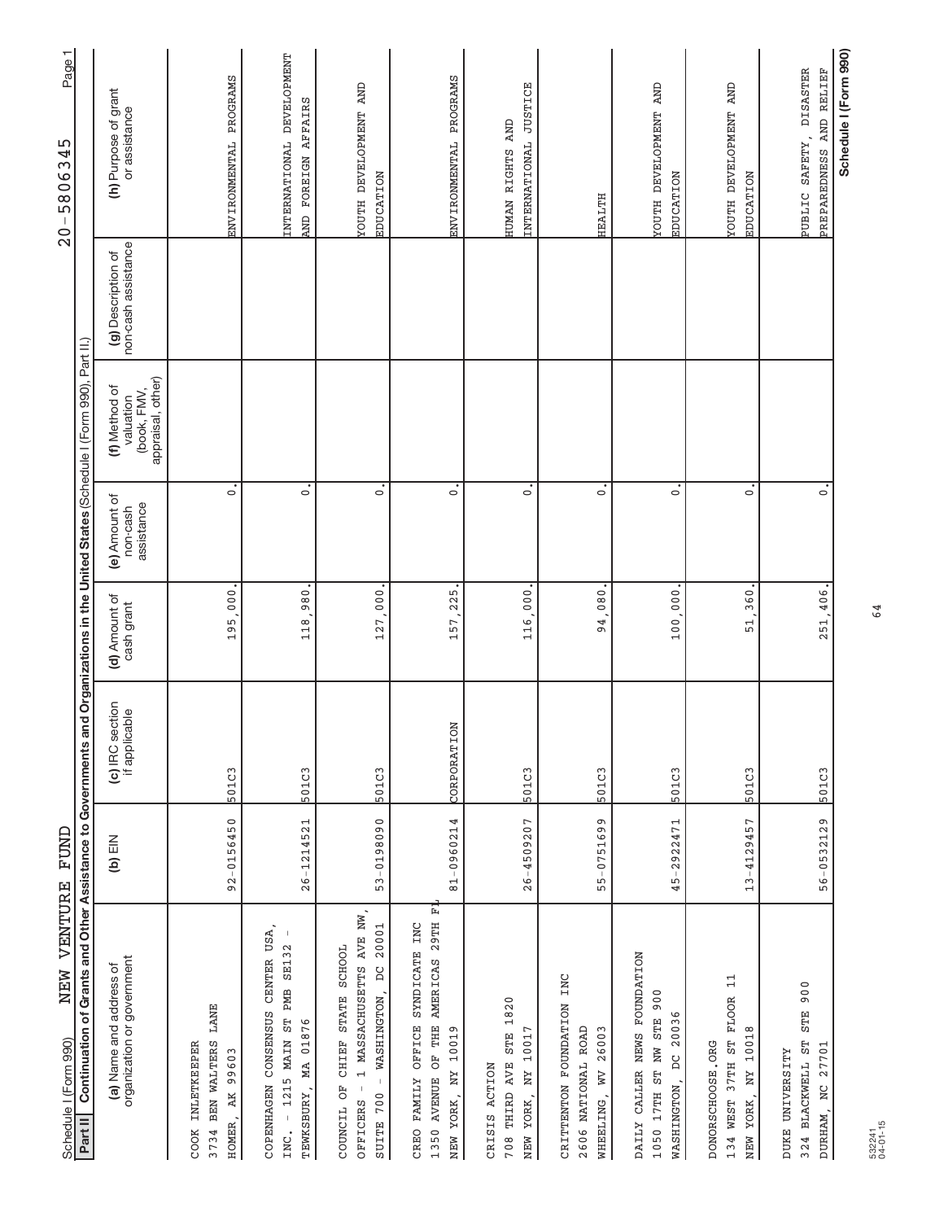Schedule I (Form 990) NEW VENTURE FUND 20-5806345

**Part II** **Continuation of Grants and Other Assistance to Governments and Organizations in the United States** (Schedule I (Form 990), Part II.)

| (a) Name and address of organization or government | (b) EIN | (c) IRC section if applicable | (d) Amount of cash grant | (e) Amount of non-cash assistance | (f) Method of valuation (book, FMV, appraisal, other) | (g) Description of non-cash assistance | (h) Purpose of grant or assistance |
|---|---|---|---|---|---|---|---|
| COOK INLETKEEPER<br>3734 BEN WALTERS LANE<br>HOMER, AK 99603 | 92-0156450 | 501C3 | 195,000. | 0. | | | ENVIRONMENTAL PROGRAMS |
| COPENHAGEN CONSENSUS CENTER USA, INC. - 1215 MAIN ST PMB SE132 -<br>TEWKSBURY, MA 01876 | 26-1214521 | 501C3 | 118,980. | 0. | | | INTERNATIONAL DEVELOPMENT AND FOREIGN AFFAIRS |
| COUNCIL OF CHIEF STATE SCHOOL OFFICERS - 1 MASSACHUSETTS AVE NW, SUITE 700 - WASHINGTON, DC 20001 | 53-0198090 | 501C3 | 127,000. | 0. | | | YOUTH DEVELOPMENT AND EDUCATION |
| CREO FAMILY OFFICE SYNDICATE INC<br>1350 AVENUE OF THE AMERICAS 29TH FL<br>NEW YORK, NY 10019 | 81-0960214 | CORPORATION | 157,225. | 0. | | | ENVIRONMENTAL PROGRAMS |
| CRISIS ACTION<br>708 THIRD AVE STE 1820<br>NEW YORK, NY 10017 | 26-4509207 | 501C3 | 116,000. | 0. | | | HUMAN RIGHTS AND INTERNATIONAL JUSTICE |
| CRITTENTON FOUNDATION INC<br>2606 NATIONAL ROAD<br>WHEELING, WV 26003 | 55-0751699 | 501C3 | 94,080. | 0. | | | HEALTH |
| DAILY CALLER NEWS FOUNDATION<br>1050 17TH ST NW STE 900<br>WASHINGTON, DC 20036 | 45-2922471 | 501C3 | 100,000. | 0. | | | YOUTH DEVELOPMENT AND EDUCATION |
| DONORSCHOOSE.ORG<br>134 WEST 37TH ST FLOOR 11<br>NEW YORK, NY 10018 | 13-4129457 | 501C3 | 51,360. | 0. | | | YOUTH DEVELOPMENT AND EDUCATION |
| DUKE UNIVERSITY<br>324 BLACKWELL ST STE 900<br>DURHAM, NC 27701 | 56-0532129 | 501C3 | 251,406. | 0. | | | PUBLIC SAFETY, DISASTER PREPAREDNESS AND RELIEF |

532241 04-01-15

**Schedule I (Form 990)**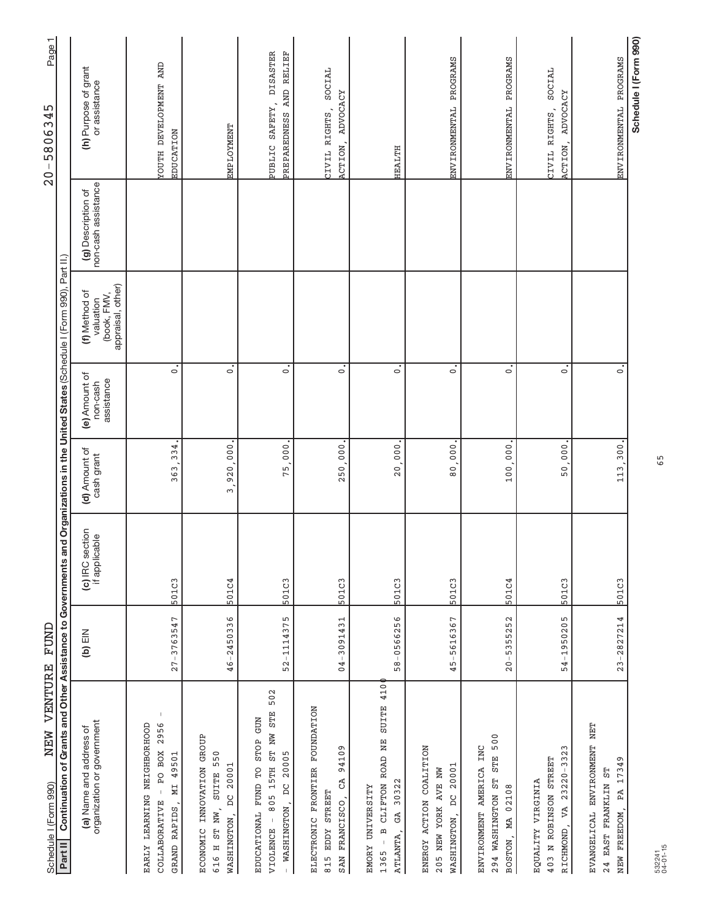Schedule I (Form 990)   NEW VENTURE FUND   20-5806345   Page 1

**Part II** **Continuation of Grants and Other Assistance to Governments and Organizations in the United States** (Schedule I (Form 990), Part II.)

| (a) Name and address of organization or government | (b) EIN | (c) IRC section if applicable | (d) Amount of cash grant | (e) Amount of non-cash assistance | (f) Method of valuation (book, FMV, appraisal, other) | (g) Description of non-cash assistance | (h) Purpose of grant or assistance |
|---|---|---|---|---|---|---|---|
| EARLY LEARNING NEIGHBORHOOD COLLABORATIVE - PO BOX 2956 - GRAND RAPIDS, MI 49501 | 27-3763547 | 501C3 | 363,334. | 0. | | | YOUTH DEVELOPMENT AND EDUCATION |
| ECONOMIC INNOVATION GROUP 616 H ST NW, SUITE 550 WASHINGTON, DC 20001 | 46-2450336 | 501C4 | 3,920,000. | 0. | | | EMPLOYMENT |
| EDUCATIONAL FUND TO STOP GUN VIOLENCE - 805 15TH ST NW STE 502 - WASHINGTON, DC 20005 | 52-1114375 | 501C3 | 75,000. | 0. | | | PUBLIC SAFETY, DISASTER PREPAREDNESS AND RELIEF |
| ELECTRONIC FRONTIER FOUNDATION 815 EDDY STREET SAN FRANCISCO, CA 94109 | 04-3091431 | 501C3 | 250,000. | 0. | | | CIVIL RIGHTS, SOCIAL ACTION, ADVOCACY |
| EMORY UNIVERSITY 1365 - B CLIFTON ROAD NE SUITE 4100 ATLANTA, GA 30322 | 58-0566256 | 501C3 | 20,000. | 0. | | | HEALTH |
| ENERGY ACTION COALITION 205 NEW YORK AVE NW WASHINGTON, DC 20001 | 45-5616367 | 501C3 | 80,000. | 0. | | | ENVIRONMENTAL PROGRAMS |
| ENVIRONMENT AMERICA INC 294 WASHINGTON ST STE 500 BOSTON, MA 02108 | 20-5355252 | 501C4 | 100,000. | 0. | | | ENVIRONMENTAL PROGRAMS |
| EQUALITY VIRGINIA 403 N ROBINSON STREET RICHMOND, VA 23220-3323 | 54-1950205 | 501C3 | 50,000. | 0. | | | CIVIL RIGHTS, SOCIAL ACTION, ADVOCACY |
| EVANGELICAL ENVIRONMENT NET 24 EAST FRANKLIN ST NEW FREEDOM, PA 17349 | 23-2827214 | 501C3 | 113,300. | 0. | | | ENVIRONMENTAL PROGRAMS |

532241 04-01-15   **Schedule I (Form 990)**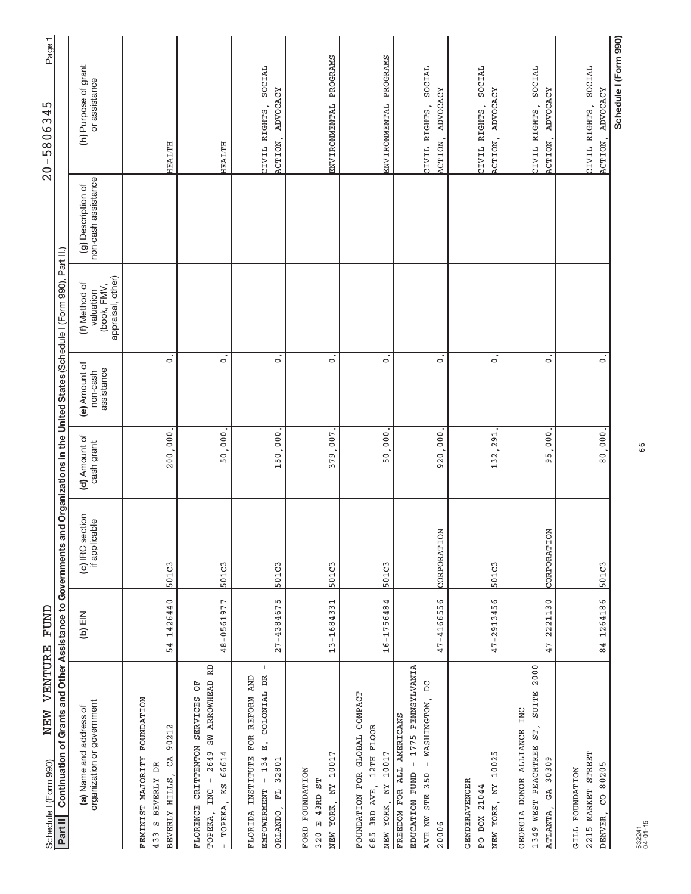Schedule I (Form 990) NEW VENTURE FUND 20-5806345

**Part II | Continuation of Grants and Other Assistance to Governments and Organizations in the United States** (Schedule I (Form 990), Part II.)

| (a) Name and address of organization or government | (b) EIN | (c) IRC section if applicable | (d) Amount of cash grant | (e) Amount of non-cash assistance | (f) Method of valuation (book, FMV, appraisal, other) | (g) Description of non-cash assistance | (h) Purpose of grant or assistance |
|---|---|---|---|---|---|---|---|
| FEMINIST MAJORITY FOUNDATION<br>433 S BEVERLY DR<br>BEVERLY HILLS, CA 90212 | 54-1426440 | 501C3 | 200,000. | 0. | | | HEALTH |
| FLORENCE CRITTENTON SERVICES OF TOPEKA, INC - 2649 SW ARROWHEAD RD - TOPEKA, KS 66614 | 48-0561977 | 501C3 | 50,000. | 0. | | | HEALTH |
| FLORIDA INSTITUTE FOR REFORM AND EMPOWERMENT - 134 E. COLONIAL DR - ORLANDO, FL 32801 | 27-4384675 | 501C3 | 150,000. | 0. | | | CIVIL RIGHTS, SOCIAL ACTION, ADVOCACY |
| FORD FOUNDATION<br>320 E 43RD ST<br>NEW YORK, NY 10017 | 13-1684331 | 501C3 | 379,007. | 0. | | | ENVIRONMENTAL PROGRAMS |
| FOUNDATION FOR GLOBAL COMPACT<br>685 3RD AVE, 12TH FLOOR<br>NEW YORK, NY 10017 | 16-1756484 | 501C3 | 50,000. | 0. | | | ENVIRONMENTAL PROGRAMS |
| FREEDOM FOR ALL AMERICANS EDUCATION FUND - 1775 PENNSYLVANIA AVE NW STE 350 - WASHINGTON, DC 20006 | 47-4166556 | CORPORATION | 920,000. | 0. | | | CIVIL RIGHTS, SOCIAL ACTION, ADVOCACY |
| GENDERAVENGER<br>PO BOX 21044<br>NEW YORK, NY 10025 | 47-2913456 | 501C3 | 132,291. | 0. | | | CIVIL RIGHTS, SOCIAL ACTION, ADVOCACY |
| GEORGIA DONOR ALLIANCE INC<br>1349 WEST PEACHTREE ST, SUITE 2000<br>ATLANTA, GA 30309 | 47-2221130 | CORPORATION | 95,000. | 0. | | | CIVIL RIGHTS, SOCIAL ACTION, ADVOCACY |
| GILL FOUNDATION<br>2215 MARKET STREET<br>DENVER, CO 80205 | 84-1264186 | 501C3 | 80,000. | 0. | | | CIVIL RIGHTS, SOCIAL ACTION, ADVOCACY |

532241 04-01-15

**Schedule I (Form 990)**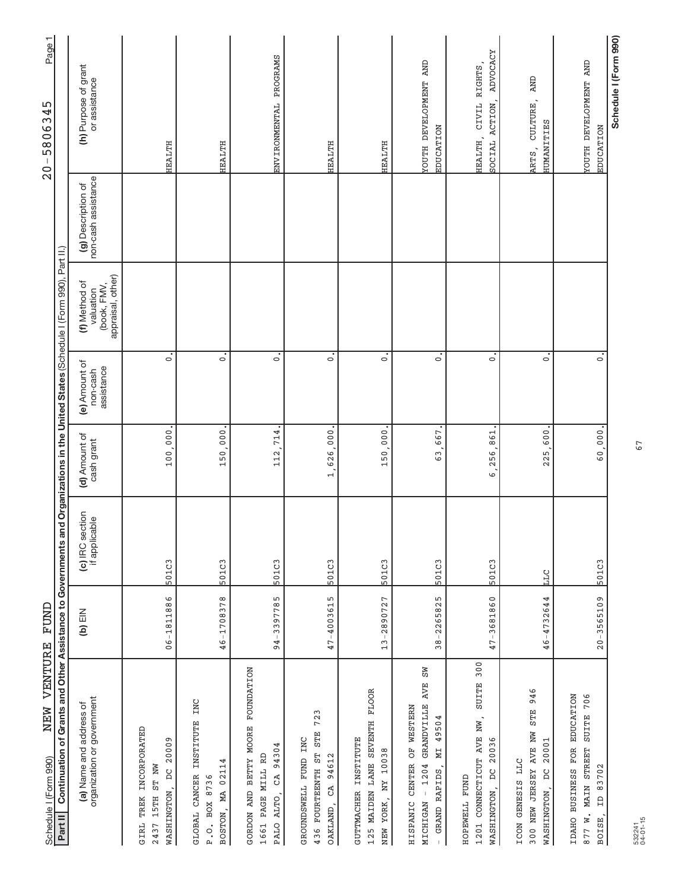Schedule I (Form 990) NEW VENTURE FUND 20-5806345

**Part II** **Continuation of Grants and Other Assistance to Governments and Organizations in the United States** (Schedule I (Form 990), Part II.)

| (a) Name and address of organization or government | (b) EIN | (c) IRC section if applicable | (d) Amount of cash grant | (e) Amount of non-cash assistance | (f) Method of valuation (book, FMV, appraisal, other) | (g) Description of non-cash assistance | (h) Purpose of grant or assistance |
|---|---|---|---|---|---|---|---|
| GIRL TREK INCORPORATED 2437 15TH ST NW WASHINGTON, DC 20009 | 06-1811886 | 501C3 | 100,000. | 0. | | | HEALTH |
| GLOBAL CANCER INSTITUTE INC P.O. BOX 8736 BOSTON, MA 02114 | 46-1708378 | 501C3 | 150,000. | 0. | | | HEALTH |
| GORDON AND BETTY MOORE FOUNDATION 1661 PAGE MILL RD PALO ALTO, CA 94304 | 94-3397785 | 501C3 | 112,714. | 0. | | | ENVIRONMENTAL PROGRAMS |
| GROUNDSWELL FUND INC 436 FOURTEENTH ST STE 723 OAKLAND, CA 94612 | 47-4003615 | 501C3 | 1,626,000. | 0. | | | HEALTH |
| GUTTMACHER INSTITUTE 125 MAIDEN LANE SEVENTH FLOOR NEW YORK, NY 10038 | 13-2890727 | 501C3 | 150,000. | 0. | | | HEALTH |
| HISPANIC CENTER OF WESTERN MICHIGAN - 1204 GRANDVILLE AVE SW - GRAND RAPIDS, MI 49504 | 38-2265825 | 501C3 | 63,667. | 0. | | | YOUTH DEVELOPMENT AND EDUCATION |
| HOPEWELL FUND 1201 CONNECTICUT AVE NW, SUITE 300 WASHINGTON, DC 20036 | 47-3681860 | 501C3 | 6,256,861. | 0. | | | HEALTH, CIVIL RIGHTS, SOCIAL ACTION, ADVOCACY |
| ICON GENESIS LLC 300 NEW JERSEY AVE NW STE 946 WASHINGTON, DC 20001 | 46-4732644 | LLC | 225,600. | 0. | | | ARTS, CULTURE, AND HUMANITIES |
| IDAHO BUSINESS FOR EDUCATION 877 W. MAIN STREET SUITE 706 BOISE, ID 83702 | 20-3565109 | 501C3 | 60,000. | 0. | | | YOUTH DEVELOPMENT AND EDUCATION |

Schedule I (Form 990)

532241 04-01-15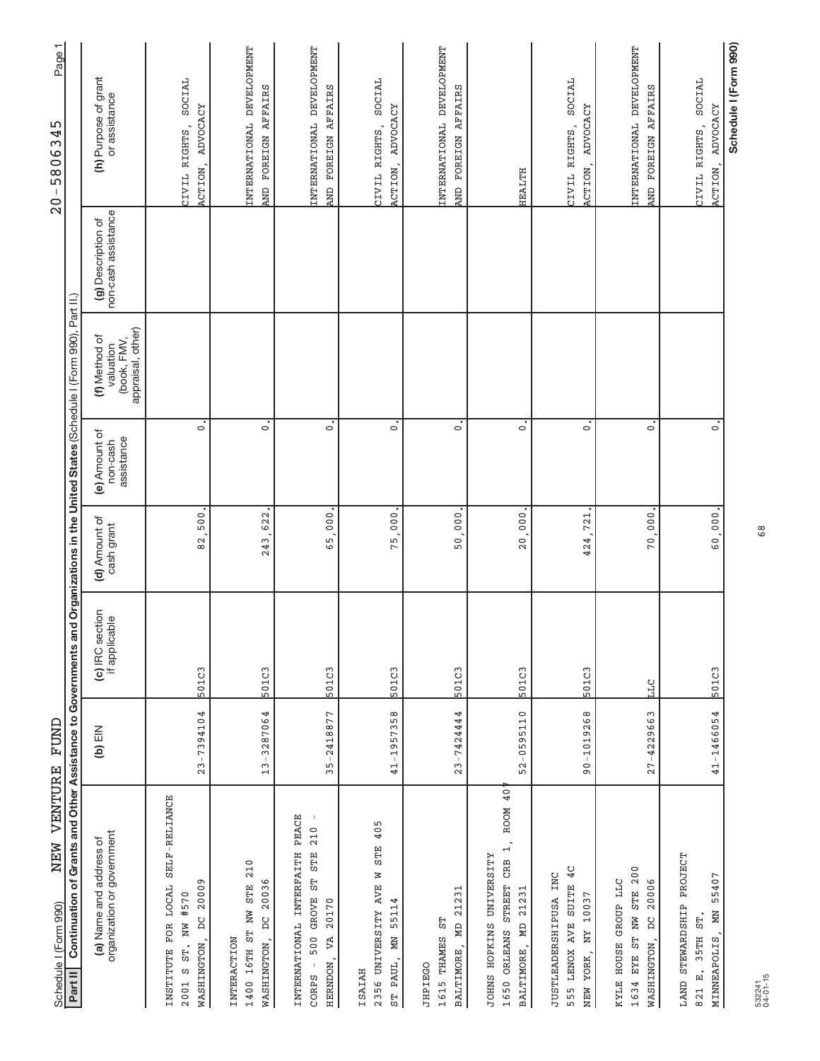Schedule I (Form 990) NEW VENTURE FUND 20-5806345

**Part II** Continuation of Grants and Other Assistance to Governments and Organizations in the United States (Schedule I (Form 990), Part II.)

| (a) Name and address of organization or government | (b) EIN | (c) IRC section if applicable | (d) Amount of cash grant | (e) Amount of non-cash assistance | (f) Method of valuation (book, FMV, appraisal, other) | (g) Description of non-cash assistance | (h) Purpose of grant or assistance |
|---|---|---|---|---|---|---|---|
| INSTITUTE FOR LOCAL SELF-RELIANCE 2001 S ST. NW #570 WASHINGTON, DC 20009 | 23-7394104 | 501C3 | 82,500. | 0. | | | CIVIL RIGHTS, SOCIAL ACTION, ADVOCACY |
| INTERACTION 1400 16TH ST NW STE 210 WASHINGTON, DC 20036 | 13-3287064 | 501C3 | 243,622. | 0. | | | INTERNATIONAL DEVELOPMENT AND FOREIGN AFFAIRS |
| INTERNATIONAL INTERFAITH PEACE CORPS - 500 GROVE ST STE 210 - HERNDON, VA 20170 | 35-2418877 | 501C3 | 65,000. | 0. | | | INTERNATIONAL DEVELOPMENT AND FOREIGN AFFAIRS |
| ISAIAH 2356 UNIVERSITY AVE W STE 405 ST PAUL, MN 55114 | 41-1957358 | 501C3 | 75,000. | 0. | | | CIVIL RIGHTS, SOCIAL ACTION, ADVOCACY |
| JHPIEGO 1615 THAMES ST BALTIMORE, MD 21231 | 23-7424444 | 501C3 | 50,000. | 0. | | | INTERNATIONAL DEVELOPMENT AND FOREIGN AFFAIRS |
| JOHNS HOPKINS UNIVERSITY 1650 ORLEANS STREET CRB 1, ROOM 407 BALTIMORE, MD 21231 | 52-0595110 | 501C3 | 20,000. | 0. | | | HEALTH |
| JUSTLEADERSHIPUSA INC 555 LENOX AVE SUITE 4C NEW YORK, NY 10037 | 90-1019268 | 501C3 | 424,721. | 0. | | | CIVIL RIGHTS, SOCIAL ACTION, ADVOCACY |
| KYLE HOUSE GROUP LLC 1634 EYE ST NW STE 200 WASHINGTON, DC 20006 | 27-4229663 | LLC | 70,000. | 0. | | | INTERNATIONAL DEVELOPMENT AND FOREIGN AFFAIRS |
| LAND STEWARDSHIP PROJECT 821 E. 35TH ST. MINNEAPOLIS, MN 55407 | 41-1466054 | 501C3 | 60,000. | 0. | | | CIVIL RIGHTS, SOCIAL ACTION, ADVOCACY |

532241 04-01-15

**Schedule I (Form 990)**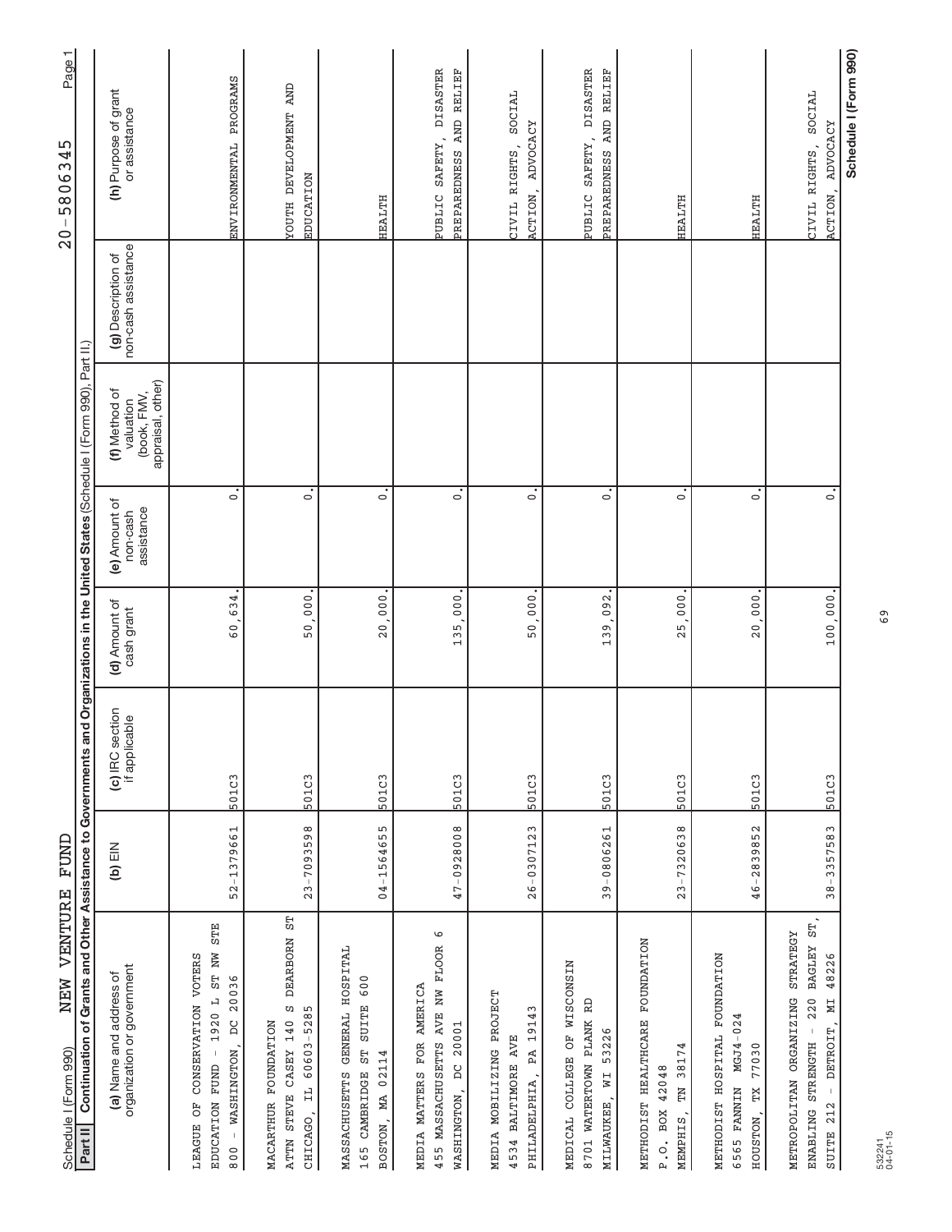Schedule I (Form 990) NEW VENTURE FUND 20-5806345

**Part II** Continuation of Grants and Other Assistance to Governments and Organizations in the United States (Schedule I (Form 990), Part II.)

| (a) Name and address of organization or government | (b) EIN | (c) IRC section if applicable | (d) Amount of cash grant | (e) Amount of non-cash assistance | (f) Method of valuation (book, FMV, appraisal, other) | (g) Description of non-cash assistance | (h) Purpose of grant or assistance |
|---|---|---|---|---|---|---|---|
| LEAGUE OF CONSERVATION VOTERS EDUCATION FUND - 1920 L ST NW STE 800 - WASHINGTON, DC 20036 | 52-1379661 | 501C3 | 60,634. | 0. | | | ENVIRONMENTAL PROGRAMS |
| MACARTHUR FOUNDATION ATTN STEVE CASEY 140 S DEARBORN ST CHICAGO, IL 60603-5285 | 23-7093598 | 501C3 | 50,000. | 0. | | | YOUTH DEVELOPMENT AND EDUCATION |
| MASSACHUSETTS GENERAL HOSPITAL 165 CAMBRIDGE ST SUITE 600 BOSTON, MA 02114 | 04-1564655 | 501C3 | 20,000. | 0. | | | HEALTH |
| MEDIA MATTERS FOR AMERICA 455 MASSACHUSETTS AVE NW FLOOR 6 WASHINGTON, DC 20001 | 47-0928008 | 501C3 | 135,000. | 0. | | | PUBLIC SAFETY, DISASTER PREPAREDNESS AND RELIEF |
| MEDIA MOBILIZING PROJECT 4534 BALTIMORE AVE PHILADELPHIA, PA 19143 | 26-0307123 | 501C3 | 50,000. | 0. | | | CIVIL RIGHTS, SOCIAL ACTION, ADVOCACY |
| MEDICAL COLLEGE OF WISCONSIN 8701 WATERTOWN PLANK RD MILWAUKEE, WI 53226 | 39-0806261 | 501C3 | 139,092. | 0. | | | PUBLIC SAFETY, DISASTER PREPAREDNESS AND RELIEF |
| METHODIST HEALTHCARE FOUNDATION P.O. BOX 42048 MEMPHIS, TN 38174 | 23-7320638 | 501C3 | 25,000. | 0. | | | HEALTH |
| METHODIST HOSPITAL FOUNDATION 6565 FANNIN MGJ4-024 HOUSTON, TX 77030 | 46-2839852 | 501C3 | 20,000. | 0. | | | HEALTH |
| METROPOLITAN ORGANIZING STRATEGY ENABLING STRENGTH - 220 BAGLEY ST, SUITE 212 - DETROIT, MI 48226 | 38-3357583 | 501C3 | 100,000. | 0. | | | CIVIL RIGHTS, SOCIAL ACTION, ADVOCACY |

532241 04-01-15

Schedule I (Form 990)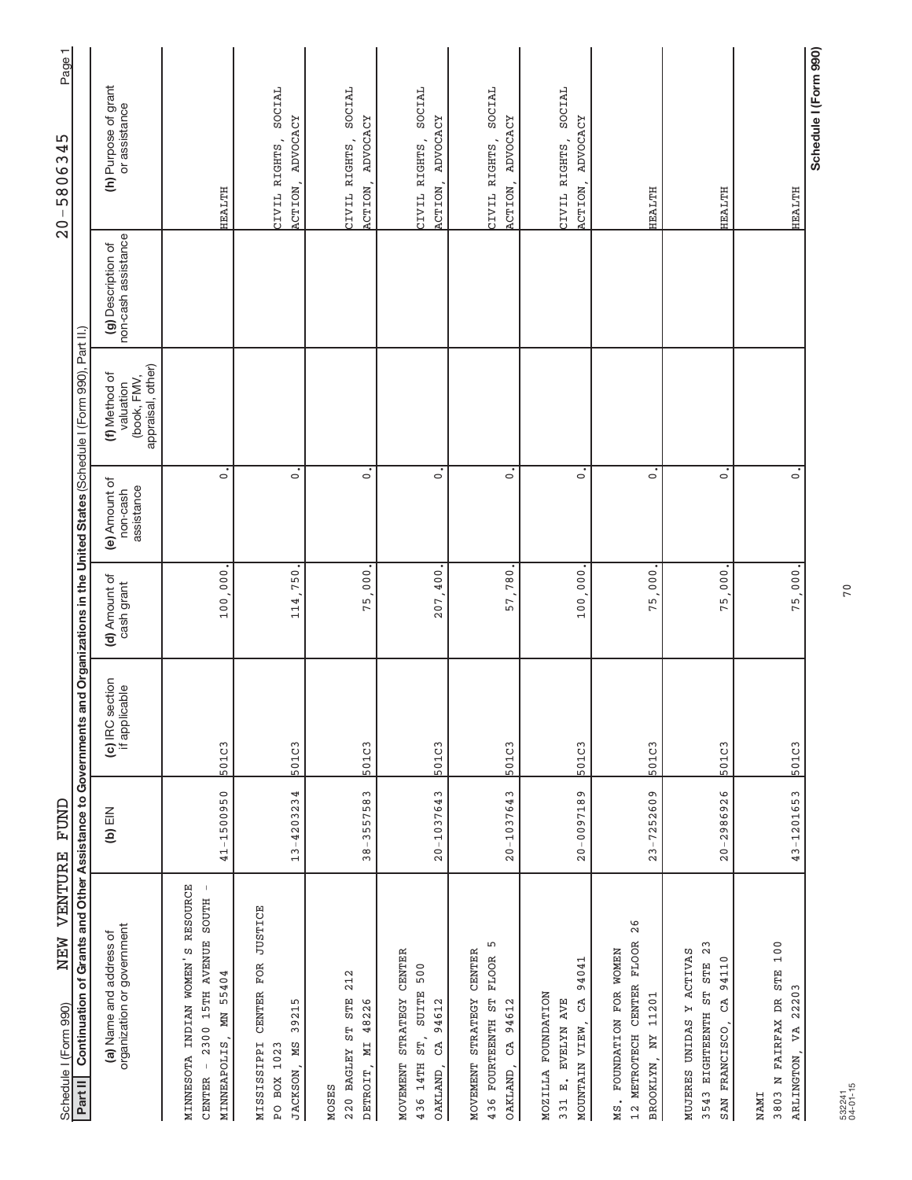Schedule I (Form 990) NEW VENTURE FUND 20-5806345

**Part II** **Continuation of Grants and Other Assistance to Governments and Organizations in the United States** (Schedule I (Form 990), Part II.)

| (a) Name and address of organization or government | (b) EIN | (c) IRC section if applicable | (d) Amount of cash grant | (e) Amount of non-cash assistance | (f) Method of valuation (book, FMV, appraisal, other) | (g) Description of non-cash assistance | (h) Purpose of grant or assistance |
|---|---|---|---|---|---|---|---|
| MINNESOTA INDIAN WOMEN'S RESOURCE CENTER - 2300 15TH AVENUE SOUTH - MINNEAPOLIS, MN 55404 | 41-1500950 | 501C3 | 100,000. | 0. | | | HEALTH |
| MISSISSIPPI CENTER FOR JUSTICE PO BOX 1023 JACKSON, MS 39215 | 13-4203234 | 501C3 | 114,750. | 0. | | | CIVIL RIGHTS, SOCIAL ACTION, ADVOCACY |
| MOSES 220 BAGLEY ST STE 212 DETROIT, MI 48226 | 38-3557583 | 501C3 | 75,000. | 0. | | | CIVIL RIGHTS, SOCIAL ACTION, ADVOCACY |
| MOVEMENT STRATEGY CENTER 436 14TH ST, SUITE 500 OAKLAND, CA 94612 | 20-1037643 | 501C3 | 207,400. | 0. | | | CIVIL RIGHTS, SOCIAL ACTION, ADVOCACY |
| MOVEMENT STRATEGY CENTER 436 FOURTEENTH ST FLOOR 5 OAKLAND, CA 94612 | 20-1037643 | 501C3 | 57,780. | 0. | | | CIVIL RIGHTS, SOCIAL ACTION, ADVOCACY |
| MOZILLA FOUNDATION 331 E. EVELYN AVE MOUNTAIN VIEW, CA 94041 | 20-0097189 | 501C3 | 100,000. | 0. | | | CIVIL RIGHTS, SOCIAL ACTION, ADVOCACY |
| MS. FOUNDATION FOR WOMEN 12 METROTECH CENTER FLOOR 26 BROOKLYN, NY 11201 | 23-7252609 | 501C3 | 75,000. | 0. | | | HEALTH |
| MUJERES UNIDAS Y ACTIVAS 3543 EIGHTEENTH ST STE 23 SAN FRANCISCO, CA 94110 | 20-2986926 | 501C3 | 75,000. | 0. | | | HEALTH |
| NAMI 3803 N FAIRFAX DR STE 100 ARLINGTON, VA 22203 | 43-1201653 | 501C3 | 75,000. | 0. | | | HEALTH |

532241 04-01-15

Schedule I (Form 990)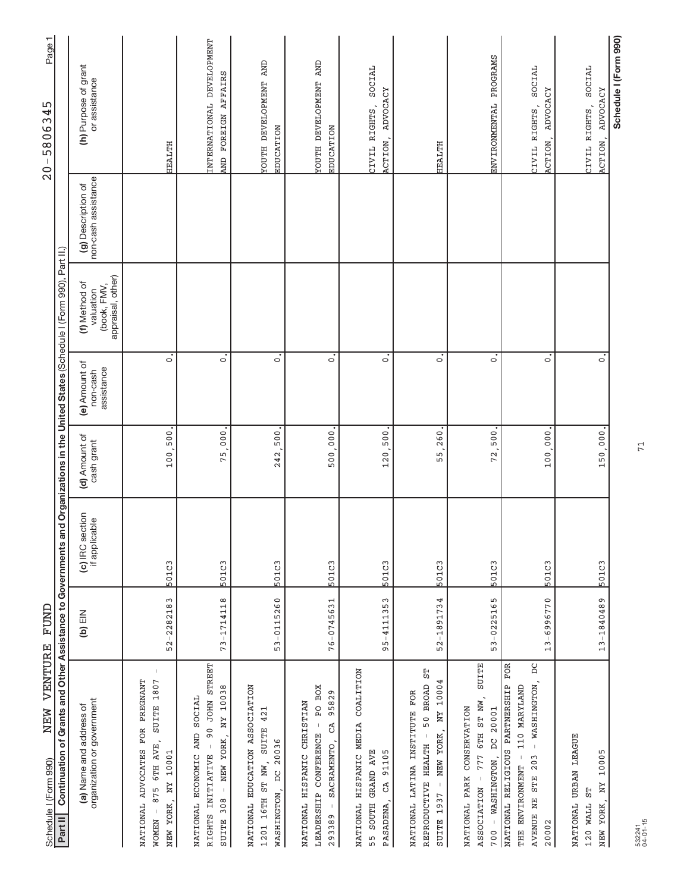Schedule I (Form 990) NEW VENTURE FUND 20-5806345

**Part II** **Continuation of Grants and Other Assistance to Governments and Organizations in the United States** (Schedule I (Form 990), Part II.)

| (a) Name and address of organization or government | (b) EIN | (c) IRC section if applicable | (d) Amount of cash grant | (e) Amount of non-cash assistance | (f) Method of valuation (book, FMV, appraisal, other) | (g) Description of non-cash assistance | (h) Purpose of grant or assistance |
|---|---|---|---|---|---|---|---|
| NATIONAL ADVOCATES FOR PREGNANT WOMEN - 875 6TH AVE, SUITE 1807 - NEW YORK, NY 10001 | 52-2282183 | 501C3 | 100,500. | 0. | | | HEALTH |
| NATIONAL ECONOMIC AND SOCIAL RIGHTS INITIATIVE - 90 JOHN STREET SUITE 308 - NEW YORK, NY 10038 | 73-1714118 | 501C3 | 75,000. | 0. | | | INTERNATIONAL DEVELOPMENT AND FOREIGN AFFAIRS |
| NATIONAL EDUCATION ASSOCIATION 1201 16TH ST NW, SUITE 421 WASHINGTON, DC 20036 | 53-0115260 | 501C3 | 242,500. | 0. | | | YOUTH DEVELOPMENT AND EDUCATION |
| NATIONAL HISPANIC CHRISTIAN LEADERSHIP CONFERENCE - PO BOX 293389 - SACRAMENTO, CA 95829 | 76-0745631 | 501C3 | 500,000. | 0. | | | YOUTH DEVELOPMENT AND EDUCATION |
| NATIONAL HISPANIC MEDIA COALITION 55 SOUTH GRAND AVE PASADENA, CA 91105 | 95-4111353 | 501C3 | 120,500. | 0. | | | CIVIL RIGHTS, SOCIAL ACTION, ADVOCACY |
| NATIONAL LATINA INSTITUTE FOR REPRODUCTIVE HEALTH - 50 BROAD ST SUITE 1937 - NEW YORK, NY 10004 | 52-1891734 | 501C3 | 55,260. | 0. | | | HEALTH |
| NATIONAL PARK CONSERVATION ASSOCIATION - 777 6TH ST NW, SUITE 700 - WASHINGTON, DC 20001 | 53-0225165 | 501C3 | 72,500. | 0. | | | ENVIRONMENTAL PROGRAMS |
| NATIONAL RELIGIOUS PARTNERSHIP FOR THE ENVIRONMENT - 110 MARYLAND AVENUE NE STE 203 - WASHINGTON, DC 20002 | 13-6996770 | 501C3 | 100,000. | 0. | | | CIVIL RIGHTS, SOCIAL ACTION, ADVOCACY |
| NATIONAL URBAN LEAGUE 120 WALL ST NEW YORK, NY 10005 | 13-1840489 | 501C3 | 150,000. | 0. | | | CIVIL RIGHTS, SOCIAL ACTION, ADVOCACY |

Schedule I (Form 990)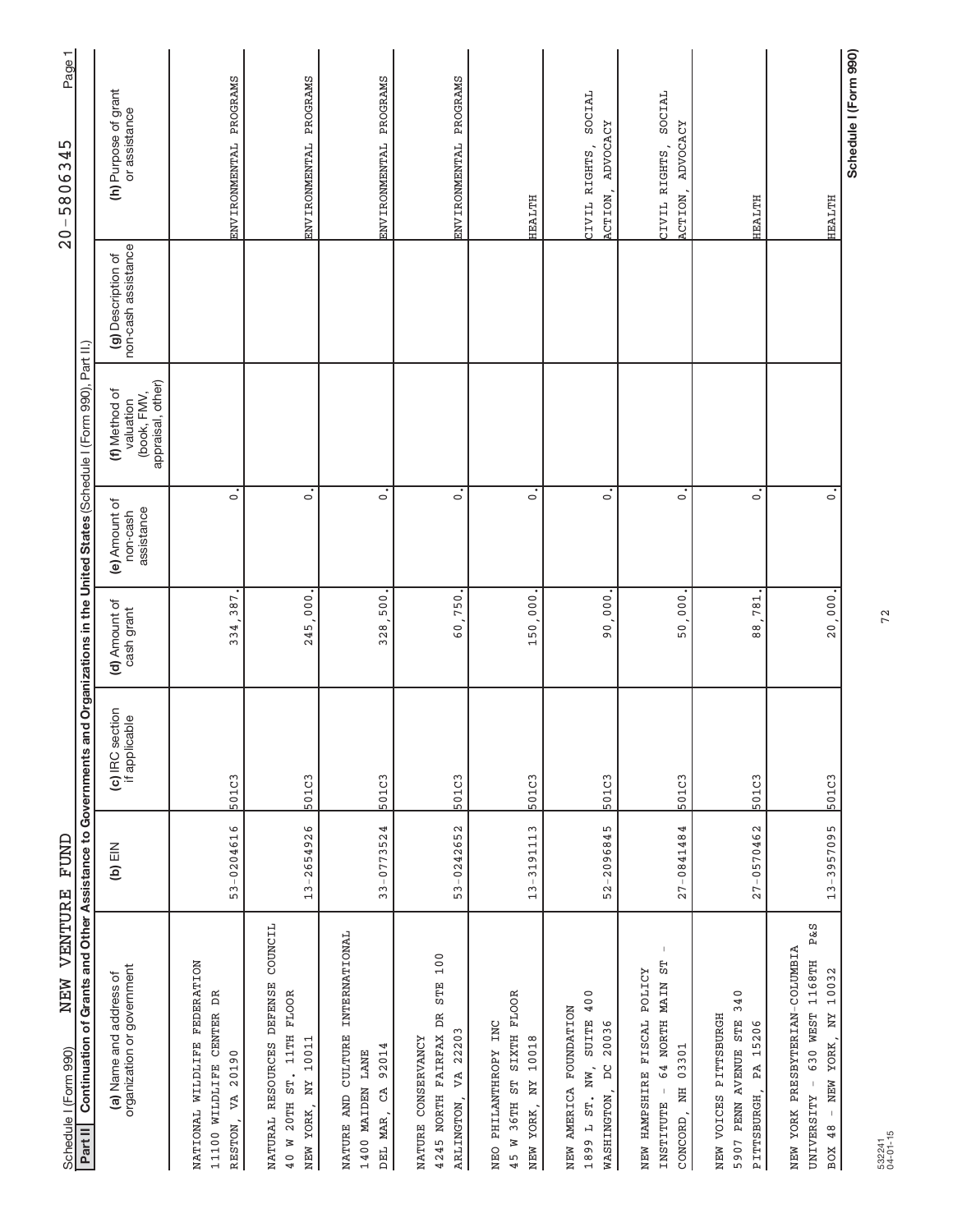Schedule I (Form 990) NEW VENTURE FUND 20-5806345

**Part II** Continuation of Grants and Other Assistance to Governments and Organizations in the United States (Schedule I (Form 990), Part II.)

| (a) Name and address of organization or government | (b) EIN | (c) IRC section if applicable | (d) Amount of cash grant | (e) Amount of non-cash assistance | (f) Method of valuation (book, FMV, appraisal, other) | (g) Description of non-cash assistance | (h) Purpose of grant or assistance |
|---|---|---|---|---|---|---|---|
| NATIONAL WILDLIFE FEDERATION<br>11100 WILDLIFE CENTER DR<br>RESTON, VA 20190 | 53-0204616 | 501C3 | 334,387. | 0. | | | ENVIRONMENTAL PROGRAMS |
| NATURAL RESOURCES DEFENSE COUNCIL<br>40 W 20TH ST. 11TH FLOOR<br>NEW YORK, NY 10011 | 13-2654926 | 501C3 | 245,000. | 0. | | | ENVIRONMENTAL PROGRAMS |
| NATURE AND CULTURE INTERNATIONAL<br>1400 MAIDEN LANE<br>DEL MAR, CA 92014 | 33-0773524 | 501C3 | 328,500. | 0. | | | ENVIRONMENTAL PROGRAMS |
| NATURE CONSERVANCY<br>4245 NORTH FAIRFAX DR STE 100<br>ARLINGTON, VA 22203 | 53-0242652 | 501C3 | 60,750. | 0. | | | ENVIRONMENTAL PROGRAMS |
| NEO PHILANTHROPY INC<br>45 W 36TH ST SIXTH FLOOR<br>NEW YORK, NY 10018 | 13-3191113 | 501C3 | 150,000. | 0. | | | HEALTH |
| NEW AMERICA FOUNDATION<br>1899 L ST. NW, SUITE 400<br>WASHINGTON, DC 20036 | 52-2096845 | 501C3 | 90,000. | 0. | | | CIVIL RIGHTS, SOCIAL ACTION, ADVOCACY |
| NEW HAMPSHIRE FISCAL POLICY INSTITUTE - 64 NORTH MAIN ST -<br>CONCORD, NH 03301 | 27-0841484 | 501C3 | 50,000. | 0. | | | CIVIL RIGHTS, SOCIAL ACTION, ADVOCACY |
| NEW VOICES PITTSBURGH<br>5907 PENN AVENUE STE 340<br>PITTSBURGH, PA 15206 | 27-0570462 | 501C3 | 88,781. | 0. | | | HEALTH |
| NEW YORK PRESBYTERIAN-COLUMBIA UNIVERSITY - 630 WEST 1168TH P&S BOX 48 - NEW YORK, NY 10032 | 13-3957095 | 501C3 | 20,000. | 0. | | | HEALTH |

Schedule I (Form 990)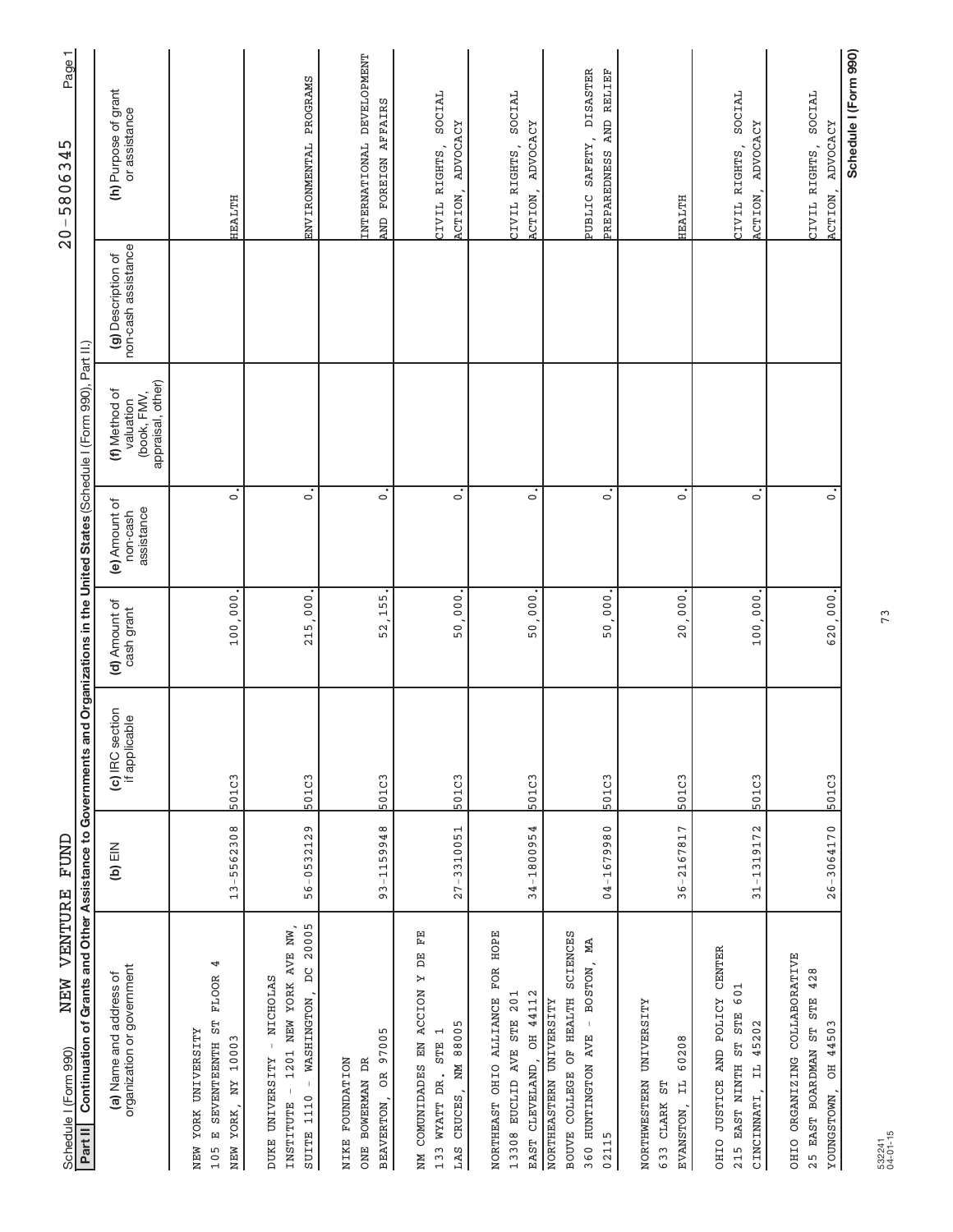Schedule I (Form 990) NEW VENTURE FUND 20-5806345

**Part II** Continuation of Grants and Other Assistance to Governments and Organizations in the United States (Schedule I (Form 990), Part II.)

| (a) Name and address of organization or government | (b) EIN | (c) IRC section if applicable | (d) Amount of cash grant | (e) Amount of non-cash assistance | (f) Method of valuation (book, FMV, appraisal, other) | (g) Description of non-cash assistance | (h) Purpose of grant or assistance |
|---|---|---|---|---|---|---|---|
| NEW YORK UNIVERSITY<br>105 E SEVENTEENTH ST FLOOR 4<br>NEW YORK, NY 10003 | 13-5562308 | 501C3 | 100,000. | 0. | | | HEALTH |
| DUKE UNIVERSITY - NICHOLAS INSTITUTE - 1201 NEW YORK AVE NW, SUITE 1110 - WASHINGTON, DC 20005 | 56-0532129 | 501C3 | 215,000. | 0. | | | ENVIRONMENTAL PROGRAMS |
| NIKE FOUNDATION<br>ONE BOWERMAN DR<br>BEAVERTON, OR 97005 | 93-1159948 | 501C3 | 52,155. | 0. | | | INTERNATIONAL DEVELOPMENT AND FOREIGN AFFAIRS |
| NM COMUNIDADES EN ACCION Y DE FE<br>133 WYATT DR. STE 1<br>LAS CRUCES, NM 88005 | 27-3310051 | 501C3 | 50,000. | 0. | | | CIVIL RIGHTS, SOCIAL ACTION, ADVOCACY |
| NORTHEAST OHIO ALLIANCE FOR HOPE<br>13308 EUCLID AVE STE 201<br>EAST CLEVELAND, OH 44112 | 34-1800954 | 501C3 | 50,000. | 0. | | | CIVIL RIGHTS, SOCIAL ACTION, ADVOCACY |
| NORTHEASTERN UNIVERSITY<br>BOUVE COLLEGE OF HEALTH SCIENCES<br>360 HUNTINGTON AVE - BOSTON, MA 02115 | 04-1679980 | 501C3 | 50,000. | 0. | | | PUBLIC SAFETY, DISASTER PREPAREDNESS AND RELIEF |
| NORTHWESTERN UNIVERSITY<br>633 CLARK ST<br>EVANSTON, IL 60208 | 36-2167817 | 501C3 | 20,000. | 0. | | | HEALTH |
| OHIO JUSTICE AND POLICY CENTER<br>215 EAST NINTH ST STE 601<br>CINCINNATI, IL 45202 | 31-1319172 | 501C3 | 100,000. | 0. | | | CIVIL RIGHTS, SOCIAL ACTION, ADVOCACY |
| OHIO ORGANIZING COLLABORATIVE<br>25 EAST BOARDMAN ST STE 428<br>YOUNGSTOWN, OH 44503 | 26-3064170 | 501C3 | 620,000. | 0. | | | CIVIL RIGHTS, SOCIAL ACTION, ADVOCACY |

Schedule I (Form 990)

532241
04-01-15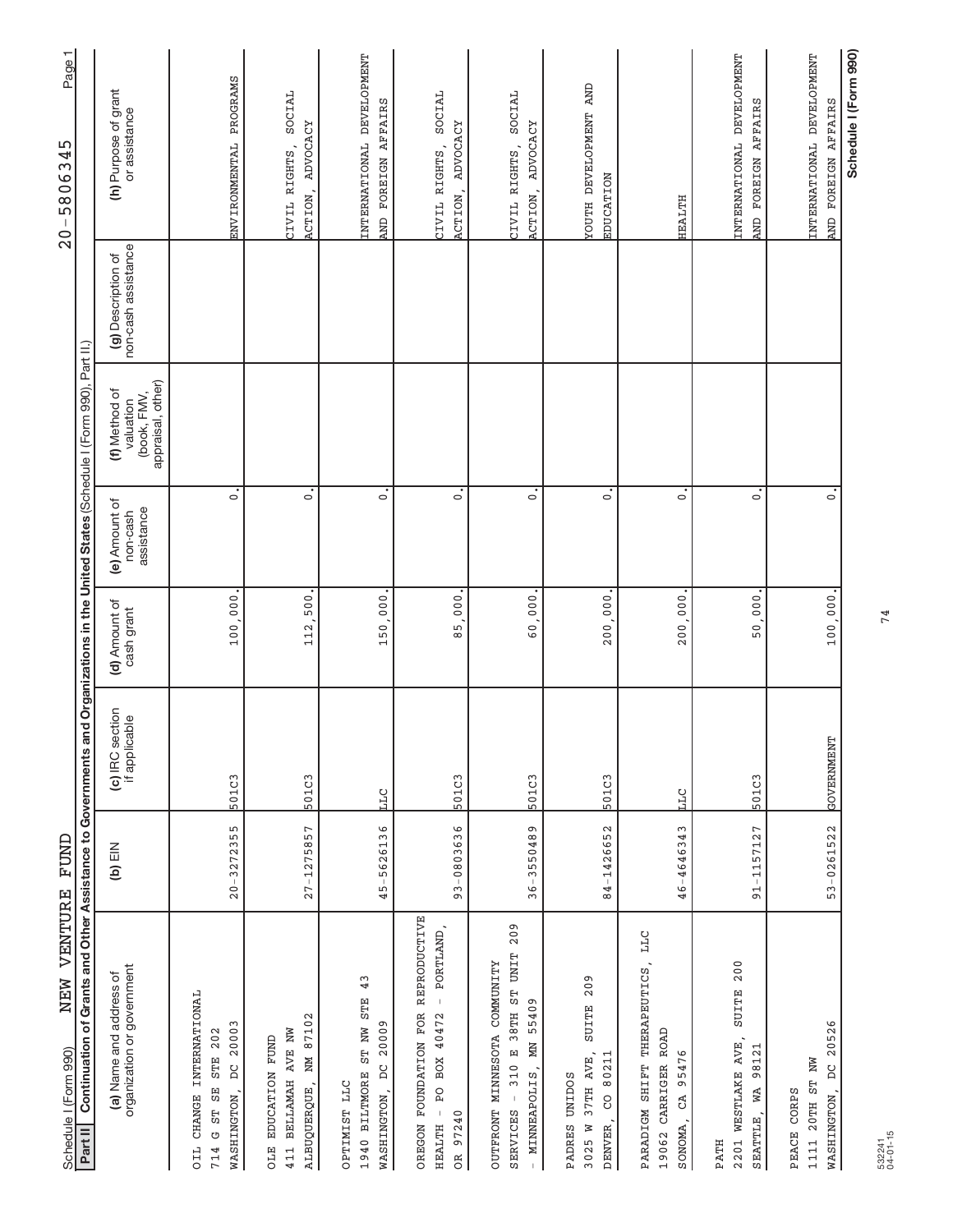Schedule I (Form 990) NEW VENTURE FUND 20-5806345

**Part II Continuation of Grants and Other Assistance to Governments and Organizations in the United States** (Schedule I (Form 990), Part II.)

| (a) Name and address of organization or government | (b) EIN | (c) IRC section if applicable | (d) Amount of cash grant | (e) Amount of non-cash assistance | (f) Method of valuation (book, FMV, appraisal, other) | (g) Description of non-cash assistance | (h) Purpose of grant or assistance |
|---|---|---|---|---|---|---|---|
| OIL CHANGE INTERNATIONAL<br>714 G ST SE STE 202<br>WASHINGTON, DC 20003 | 20-3272355 | 501C3 | 100,000. | 0. | | | ENVIRONMENTAL PROGRAMS |
| OLE EDUCATION FUND<br>411 BELLAMAH AVE NW<br>ALBUQUERQUE, NM 87102 | 27-1275857 | 501C3 | 112,500. | 0. | | | CIVIL RIGHTS, SOCIAL ACTION, ADVOCACY |
| OPTIMIST LLC<br>1940 BILTMORE ST NW STE 43<br>WASHINGTON, DC 20009 | 45-5626136 | LLC | 150,000. | 0. | | | INTERNATIONAL DEVELOPMENT AND FOREIGN AFFAIRS |
| OREGON FOUNDATION FOR REPRODUCTIVE HEALTH - PO BOX 40472 - PORTLAND, OR 97240 | 93-0803636 | 501C3 | 85,000. | 0. | | | CIVIL RIGHTS, SOCIAL ACTION, ADVOCACY |
| OUTFRONT MINNESOTA COMMUNITY SERVICES - 310 E 38TH ST UNIT 209 - MINNEAPOLIS, MN 55409 | 36-3550489 | 501C3 | 60,000. | 0. | | | CIVIL RIGHTS, SOCIAL ACTION, ADVOCACY |
| PADRES UNIDOS<br>3025 W 37TH AVE, SUITE 209<br>DENVER, CO 80211 | 84-1426652 | 501C3 | 200,000. | 0. | | | YOUTH DEVELOPMENT AND EDUCATION |
| PARADIGM SHIFT THERAPEUTICS, LLC<br>19062 CARRIGER ROAD<br>SONOMA, CA 95476 | 46-4646343 | LLC | 200,000. | 0. | | | HEALTH |
| PATH<br>2201 WESTLAKE AVE, SUITE 200<br>SEATTLE, WA 98121 | 91-1157127 | 501C3 | 50,000. | 0. | | | INTERNATIONAL DEVELOPMENT AND FOREIGN AFFAIRS |
| PEACE CORPS<br>1111 20TH ST NW<br>WASHINGTON, DC 20526 | 53-0261522 | GOVERNMENT | 100,000. | 0. | | | INTERNATIONAL DEVELOPMENT AND FOREIGN AFFAIRS |

532241
04-01-15

Schedule I (Form 990)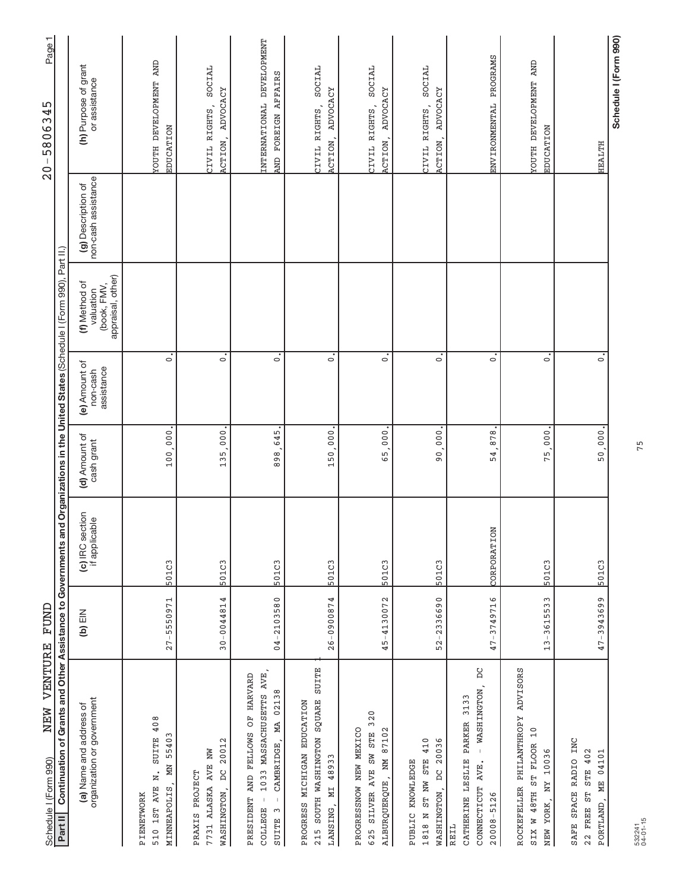Schedule I (Form 990) NEW VENTURE FUND 20-5806345

**Part II** Continuation of Grants and Other Assistance to Governments and Organizations in the United States (Schedule I (Form 990), Part II.)

| (a) Name and address of organization or government | (b) EIN | (c) IRC section if applicable | (d) Amount of cash grant | (e) Amount of non-cash assistance | (f) Method of valuation (book, FMV, appraisal, other) | (g) Description of non-cash assistance | (h) Purpose of grant or assistance |
|---|---|---|---|---|---|---|---|
| PIENETWORK 510 1ST AVE N. SUITE 408 MINNEAPOLIS, MN 55403 | 27-5550971 | 501C3 | 100,000. | 0. | | | YOUTH DEVELOPMENT AND EDUCATION |
| PRAXIS PROJECT 7731 ALASKA AVE NW WASHINGTON, DC 20012 | 30-0044814 | 501C3 | 135,000. | 0. | | | CIVIL RIGHTS, SOCIAL ACTION, ADVOCACY |
| PRESIDENT AND FELLOWS OF HARVARD COLLEGE - 1033 MASSACHUSETTS AVE, SUITE 3 - CAMBRIDGE, MA 02138 | 04-2103580 | 501C3 | 898,645. | 0. | | | INTERNATIONAL DEVELOPMENT AND FOREIGN AFFAIRS |
| PROGRESS MICHIGAN EDUCATION 215 SOUTH WASHINGTON SQUARE SUITE 1 LANSING, MI 48933 | 26-0900874 | 501C3 | 150,000. | 0. | | | CIVIL RIGHTS, SOCIAL ACTION, ADVOCACY |
| PROGRESSNOW NEW MEXICO 625 SILVER AVE SW STE 320 ALBURQUERQUE, NM 87102 | 45-4130072 | 501C3 | 65,000. | 0. | | | CIVIL RIGHTS, SOCIAL ACTION, ADVOCACY |
| PUBLIC KNOWLEDGE 1818 N ST NW STE 410 WASHINGTON, DC 20036 | 52-2336690 | 501C3 | 90,000. | 0. | | | CIVIL RIGHTS, SOCIAL ACTION, ADVOCACY |
| REIL CATHERINE LESLIE PARKER 3133 CONNECTICUT AVE. - WASHINGTON, DC 20008-5126 | 47-3749716 | CORPORATION | 54,878. | 0. | | | ENVIRONMENTAL PROGRAMS |
| ROCKEFELLER PHILANTHROPY ADVISORS SIX W 48TH ST FLOOR 10 NEW YORK, NY 10036 | 13-3615533 | 501C3 | 75,000. | 0. | | | YOUTH DEVELOPMENT AND EDUCATION |
| SAFE SPACE RADIO INC 22 FREE ST STE 402 PORTLAND, ME 04101 | 47-3943699 | 501C3 | 50,000. | 0. | | | HEALTH |

532241 04-01-15

Schedule I (Form 990)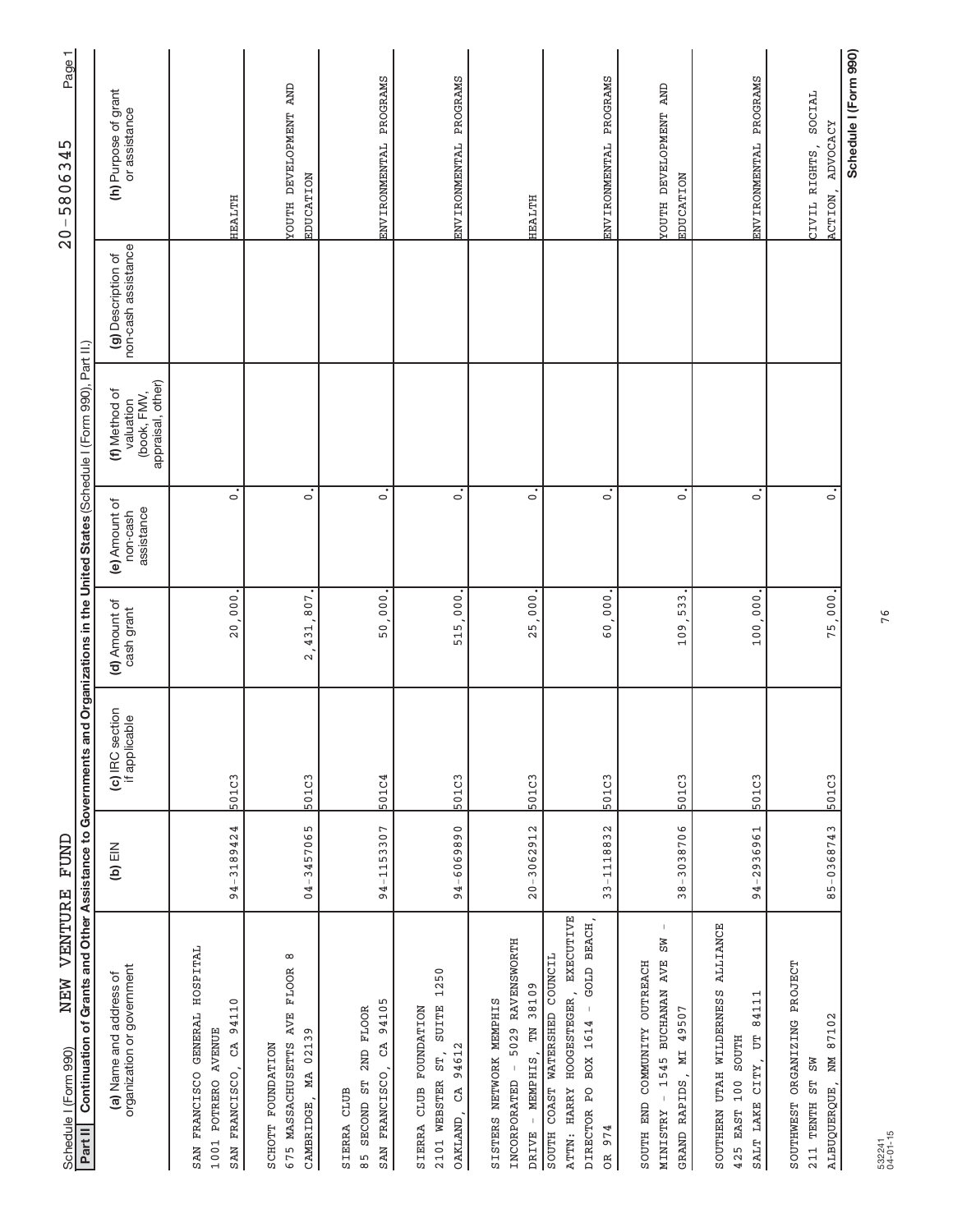Schedule I (Form 990) NEW VENTURE FUND 20-5806345

**Part II** **Continuation of Grants and Other Assistance to Governments and Organizations in the United States** (Schedule I (Form 990), Part II.)

| (a) Name and address of organization or government | (b) EIN | (c) IRC section if applicable | (d) Amount of cash grant | (e) Amount of non-cash assistance | (f) Method of valuation (book, FMV, appraisal, other) | (g) Description of non-cash assistance | (h) Purpose of grant or assistance |
|---|---|---|---|---|---|---|---|
| SAN FRANCISCO GENERAL HOSPITAL 1001 POTRERO AVENUE SAN FRANCISCO, CA 94110 | 94-3189424 | 501C3 | 20,000. | 0. | | | HEALTH |
| SCHOTT FOUNDATION 675 MASSACHUSETTS AVE FLOOR 8 CAMBRIDGE, MA 02139 | 04-3457065 | 501C3 | 2,431,807. | 0. | | | YOUTH DEVELOPMENT AND EDUCATION |
| SIERRA CLUB 85 SECOND ST 2ND FLOOR SAN FRANCISCO, CA 94105 | 94-1153307 | 501C4 | 50,000. | 0. | | | ENVIRONMENTAL PROGRAMS |
| SIERRA CLUB FOUNDATION 2101 WEBSTER ST, SUITE 1250 OAKLAND, CA 94612 | 94-6069890 | 501C3 | 515,000. | 0. | | | ENVIRONMENTAL PROGRAMS |
| SISTERS NETWORK MEMPHIS INCORPORATED - 5029 RAVENSWORTH DRIVE - MEMPHIS, TN 38109 | 20-3062912 | 501C3 | 25,000. | 0. | | | HEALTH |
| SOUTH COAST WATERSHED COUNCIL ATTN: HARRY HOOGESTEGER, EXECUTIVE DIRECTOR PO BOX 1614 - GOLD BEACH, OR 974 | 33-1118832 | 501C3 | 60,000. | 0. | | | ENVIRONMENTAL PROGRAMS |
| SOUTH END COMMUNITY OUTREACH MINISTRY - 1545 BUCHANAN AVE SW - GRAND RAPIDS, MI 49507 | 38-3038706 | 501C3 | 109,533. | 0. | | | YOUTH DEVELOPMENT AND EDUCATION |
| SOUTHERN UTAH WILDERNESS ALLIANCE 425 EAST 100 SOUTH SALT LAKE CITY, UT 84111 | 94-2936961 | 501C3 | 100,000. | 0. | | | ENVIRONMENTAL PROGRAMS |
| SOUTHWEST ORGANIZING PROJECT 211 TENTH ST SW ALBUQUERQUE, NM 87102 | 85-0368743 | 501C3 | 75,000. | 0. | | | CIVIL RIGHTS, SOCIAL ACTION, ADVOCACY |

Schedule I (Form 990)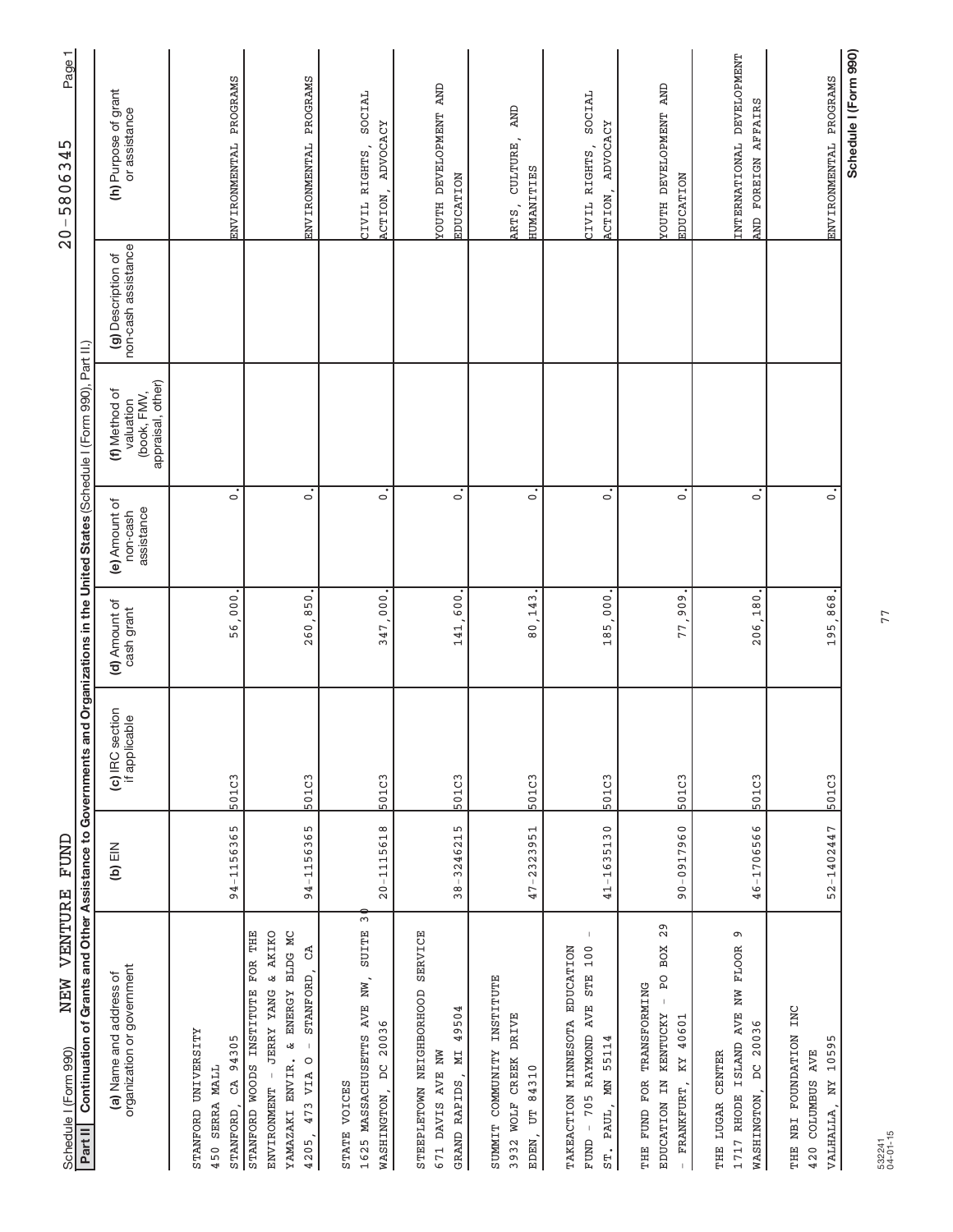Schedule I (Form 990) NEW VENTURE FUND 20-5806345 Page 1

**Part II** **Continuation of Grants and Other Assistance to Governments and Organizations in the United States** (Schedule I (Form 990), Part II.)

| (a) Name and address of organization or government | (b) EIN | (c) IRC section if applicable | (d) Amount of cash grant | (e) Amount of non-cash assistance | (f) Method of valuation (book, FMV, appraisal, other) | (g) Description of non-cash assistance | (h) Purpose of grant or assistance |
|---|---|---|---|---|---|---|---|
| STANFORD UNIVERSITY 450 SERRA MALL STANFORD, CA 94305 | 94-1156365 | 501C3 | 56,000. | 0. | | | ENVIRONMENTAL PROGRAMS |
| STANFORD WOODS INSTITUTE FOR THE ENVIRONMENT - JERRY YANG & AKIKO YAMAZAKI ENVIR. & ENERGY BLDG MC 4205, 473 VIA O - STANFORD, CA | 94-1156365 | 501C3 | 260,850. | 0. | | | ENVIRONMENTAL PROGRAMS |
| STATE VOICES 1625 MASSACHUSETTS AVE NW, SUITE 30 WASHINGTON, DC 20036 | 20-1115618 | 501C3 | 347,000. | 0. | | | CIVIL RIGHTS, SOCIAL ACTION, ADVOCACY |
| STEEPLETOWN NEIGHBORHOOD SERVICE 671 DAVIS AVE NW GRAND RAPIDS, MI 49504 | 38-3246215 | 501C3 | 141,600. | 0. | | | YOUTH DEVELOPMENT AND EDUCATION |
| SUMMIT COMMUNITY INSTITUTE 3932 WOLF CREEK DRIVE EDEN, UT 84310 | 47-2323951 | 501C3 | 80,143. | 0. | | | ARTS, CULTURE, AND HUMANITIES |
| TAKEACTION MINNESOTA EDUCATION FUND - 705 RAYMOND AVE STE 100 - ST. PAUL, MN 55114 | 41-1635130 | 501C3 | 185,000. | 0. | | | CIVIL RIGHTS, SOCIAL ACTION, ADVOCACY |
| THE FUND FOR TRANSFORMING EDUCATION IN KENTUCKY - PO BOX 29 - FRANKFURT, KY 40601 | 90-0917960 | 501C3 | 77,909. | 0. | | | YOUTH DEVELOPMENT AND EDUCATION |
| THE LUGAR CENTER 1717 RHODE ISLAND AVE NW FLOOR 9 WASHINGTON, DC 20036 | 46-1706566 | 501C3 | 206,180. | 0. | | | INTERNATIONAL DEVELOPMENT AND FOREIGN AFFAIRS |
| THE NBI FOUNDATION INC 420 COLUMBUS AVE VALHALLA, NY 10595 | 52-1402447 | 501C3 | 195,868. | 0. | | | ENVIRONMENTAL PROGRAMS |

532241 04-01-15

**Schedule I (Form 990)**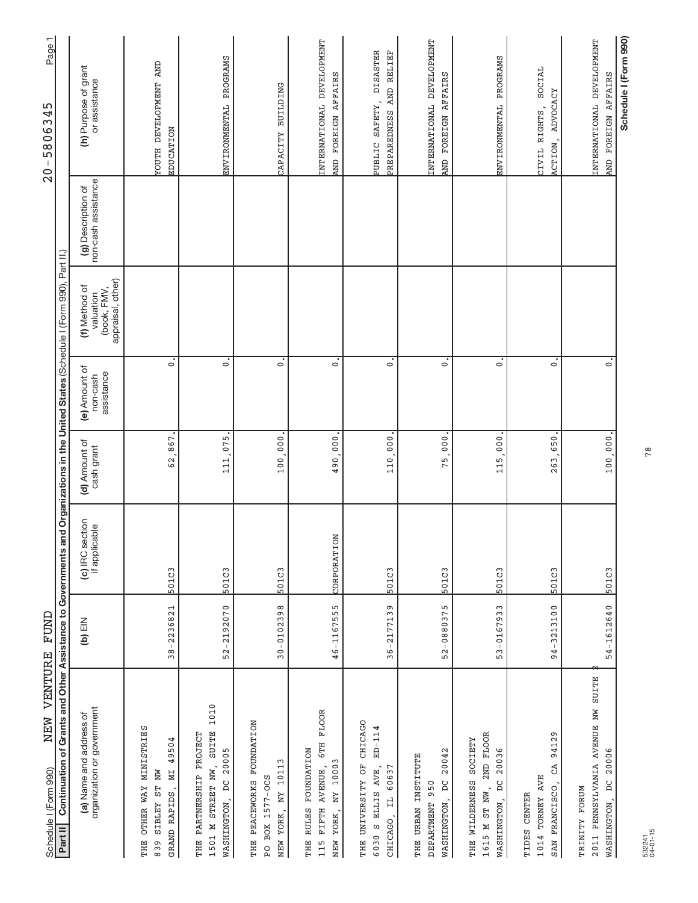Schedule I (Form 990) NEW VENTURE FUND 20-5806345 Page 1

**Part II** **Continuation of Grants and Other Assistance to Governments and Organizations in the United States** (Schedule I (Form 990), Part II.)

| (a) Name and address of organization or government | (b) EIN | (c) IRC section if applicable | (d) Amount of cash grant | (e) Amount of non-cash assistance | (f) Method of valuation (book, FMV, appraisal, other) | (g) Description of non-cash assistance | (h) Purpose of grant or assistance |
|---|---|---|---|---|---|---|---|
| THE OTHER WAY MINISTRIES<br>839 SIBLEY ST NW<br>GRAND RAPIDS, MI 49504 | 38-2236821 | 501C3 | 62,867. | 0. | | | YOUTH DEVELOPMENT AND EDUCATION |
| THE PARTNERSHIP PROJECT<br>1501 M STREET NW, SUITE 1010<br>WASHINGTON, DC 20005 | 52-2192070 | 501C3 | 111,075. | 0. | | | ENVIRONMENTAL PROGRAMS |
| THE PEACEWORKS FOUNDATION<br>PO BOX 1577-OCS<br>NEW YORK, NY 10113 | 30-0102398 | 501C3 | 100,000. | 0. | | | CAPACITY BUILDING |
| THE RULES FOUNDATION<br>115 FIFTH AVENUE, 6TH FLOOR<br>NEW YORK, NY 10003 | 46-1167555 | CORPORATION | 490,000. | 0. | | | INTERNATIONAL DEVELOPMENT AND FOREIGN AFFAIRS |
| THE UNIVERSITY OF CHICAGO<br>6030 S ELLIS AVE, ED-114<br>CHICAGO, IL 60637 | 36-2177139 | 501C3 | 110,000. | 0. | | | PUBLIC SAFETY, DISASTER PREPAREDNESS AND RELIEF |
| THE URBAN INSTITUTE<br>DEPARTMENT 950<br>WASHINGTON, DC 20042 | 52-0880375 | 501C3 | 75,000. | 0. | | | INTERNATIONAL DEVELOPMENT AND FOREIGN AFFAIRS |
| THE WILDERNESS SOCIETY<br>1615 M ST NW, 2ND FLOOR<br>WASHINGTON, DC 20036 | 53-0167933 | 501C3 | 115,000. | 0. | | | ENVIRONMENTAL PROGRAMS |
| TIDES CENTER<br>1014 TORNEY AVE<br>SAN FRANCISCO, CA 94129 | 94-3213100 | 501C3 | 263,650. | 0. | | | CIVIL RIGHTS, SOCIAL ACTION, ADVOCACY |
| TRINITY FORUM<br>2011 PENNSYLVANIA AVENUE NW SUITE 2<br>WASHINGTON, DC 20006 | 54-1612640 | 501C3 | 100,000. | 0. | | | INTERNATIONAL DEVELOPMENT AND FOREIGN AFFAIRS |

Schedule I (Form 990)

532241
04-01-15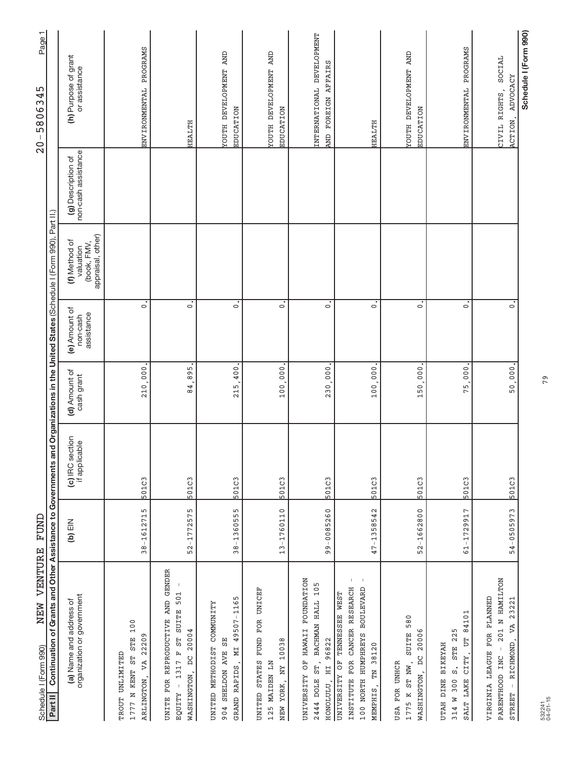Schedule I (Form 990) NEW VENTURE FUND 20-5806345

**Part II** Continuation of Grants and Other Assistance to Governments and Organizations in the United States (Schedule I (Form 990), Part II.)

| (a) Name and address of organization or government | (b) EIN | (c) IRC section if applicable | (d) Amount of cash grant | (e) Amount of non-cash assistance | (f) Method of valuation (book, FMV, appraisal, other) | (g) Description of non-cash assistance | (h) Purpose of grant or assistance |
|---|---|---|---|---|---|---|---|
| TROUT UNLIMITED<br>1777 N KENT ST STE 100<br>ARLINGTON, VA 22209 | 38-1612715 | 501C3 | 210,000. | 0. | | | ENVIRONMENTAL PROGRAMS |
| UNITE FOR REPRODUCTIVE AND GENDER EQUITY - 1317 F ST SUITE 501 - WASHINGTON, DC 20004 | 52-1772575 | 501C3 | 84,895. | 0. | | | HEALTH |
| UNITED METHODIST COMMUNITY<br>904 SHELDON AVE SE<br>GRAND RAPIDS, MI 49507-1165 | 38-1360555 | 501C3 | 215,400. | 0. | | | YOUTH DEVELOPMENT AND EDUCATION |
| UNITED STATES FUND FOR UNICEF<br>125 MAIDEN LN<br>NEW YORK, NY 10038 | 13-1760110 | 501C3 | 100,000. | 0. | | | YOUTH DEVELOPMENT AND EDUCATION |
| UNIVERSITY OF HAWAII FOUNDATION<br>2444 DOLE ST, BACHMAN HALL 105<br>HONOLULU, HI 96822 | 99-0085260 | 501C3 | 230,000. | 0. | | | INTERNATIONAL DEVELOPMENT AND FOREIGN AFFAIRS |
| UNIVERSITY OF TENNESSEE WEST INSTITUTE FOR CANCER RESEARCH - 100 NORTH HUMPHREYS BOULEVARD - MEMPHIS, TN 38120 | 47-1358542 | 501C3 | 100,000. | 0. | | | HEALTH |
| USA FOR UNHCR<br>1775 K ST NW, SUITE 580<br>WASHINGTON, DC 20006 | 52-1662800 | 501C3 | 150,000. | 0. | | | YOUTH DEVELOPMENT AND EDUCATION |
| UTAH DINE BIKEYAH<br>314 W 300 S. STE 225<br>SALT LAKE CITY, UT 84101 | 61-1729917 | 501C3 | 75,000. | 0. | | | ENVIRONMENTAL PROGRAMS |
| VIRGINIA LEAGUE FOR PLANNED PARENTHOOD INC - 201 N HAMILTON STREET - RICHMOND, VA 23221 | 54-0505973 | 501C3 | 50,000. | 0. | | | CIVIL RIGHTS, SOCIAL ACTION, ADVOCACY |

532241 04-01-15

Schedule I (Form 990)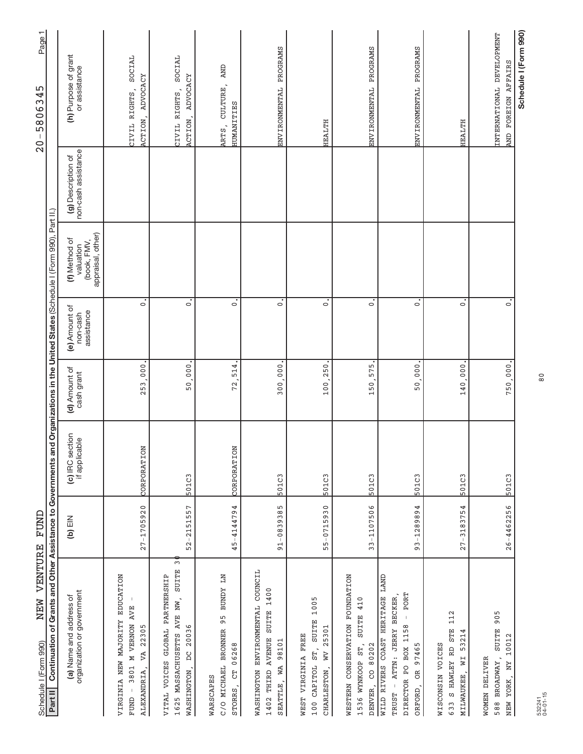Schedule I (Form 990) NEW VENTURE FUND 20-5806345

**Part II Continuation of Grants and Other Assistance to Governments and Organizations in the United States** (Schedule I (Form 990), Part II.)

| (a) Name and address of organization or government | (b) EIN | (c) IRC section if applicable | (d) Amount of cash grant | (e) Amount of non-cash assistance | (f) Method of valuation (book, FMV, appraisal, other) | (g) Description of non-cash assistance | (h) Purpose of grant or assistance |
|---|---|---|---|---|---|---|---|
| VIRGINIA NEW MAJORITY EDUCATION FUND - 3801 M VERNON AVE - ALEXANDRIA, VA 22305 | 27-1705920 | CORPORATION | 253,000. | 0. | | | CIVIL RIGHTS, SOCIAL ACTION, ADVOCACY |
| VITAL VOICES GLOBAL PARTNERSHIP 1625 MASSACHUSETTS AVE NW, SUITE 30 WASHINGTON, DC 20036 | 52-2151557 | 501C3 | 50,000. | 0. | | | CIVIL RIGHTS, SOCIAL ACTION, ADVOCACY |
| WARSCAPES C/O MICHAEL BRONNER 95 BUNDY LN STORRS, CT 06268 | 45-4144794 | CORPORATION | 72,514. | 0. | | | ARTS, CULTURE, AND HUMANITIES |
| WASHINGTON ENVIRONMENTAL COUNCIL 1402 THIRD AVENUE SUITE 1400 SEATTLE, WA 98101 | 91-0839385 | 501C3 | 300,000. | 0. | | | ENVIRONMENTAL PROGRAMS |
| WEST VIRGINIA FREE 100 CAPITOL ST, SUITE 1005 CHARLESTON, WV 25301 | 55-0715930 | 501C3 | 100,250. | 0. | | | HEALTH |
| WESTERN CONSERVATION FOUNDATION 1536 WYNKOOP ST, SUITE 410 DENVER, CO 80202 | 33-1107506 | 501C3 | 150,575. | 0. | | | ENVIRONMENTAL PROGRAMS |
| WILD RIVERS COAST HERITAGE LAND TRUST - ATTN: JERRY BECKER, DIRECTOR PO BOX 1158 - PORT ORFORD, OR 97465 | 93-1289894 | 501C3 | 50,000. | 0. | | | ENVIRONMENTAL PROGRAMS |
| WISCONSIN VOICES 633 S HAWLEY RD STE 112 MILWAUKEE, WI 53214 | 27-3183754 | 501C3 | 140,000. | 0. | | | HEALTH |
| WOMEN DELIVER 588 BROADWAY, SUITE 905 NEW YORK, NY 10012 | 26-4462256 | 501C3 | 750,000. | 0. | | | INTERNATIONAL DEVELOPMENT AND FOREIGN AFFAIRS |

Schedule I (Form 990)

532241 04-01-15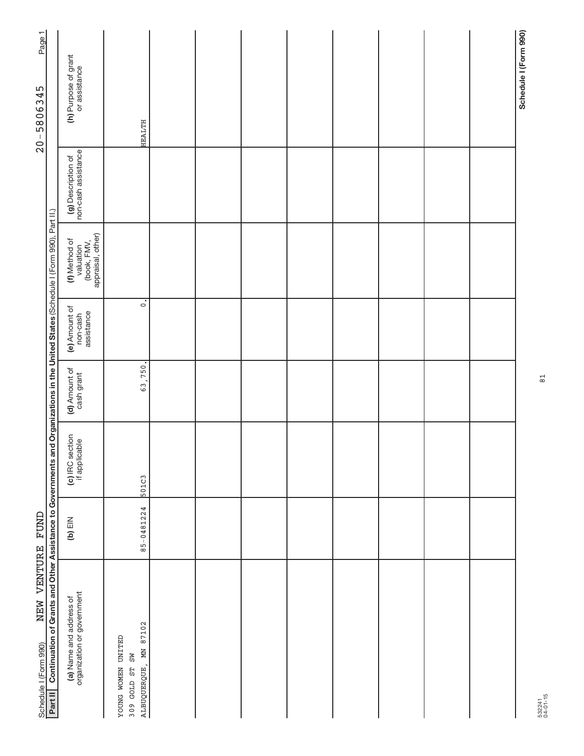Schedule I (Form 990) NEW VENTURE FUND 20-5806345

**Part II** Continuation of Grants and Other Assistance to Governments and Organizations in the United States (Schedule I (Form 990), Part II.)

| (a) Name and address of organization or government | (b) EIN | (c) IRC section if applicable | (d) Amount of cash grant | (e) Amount of non-cash assistance | (f) Method of valuation (book, FMV, appraisal, other) | (g) Description of non-cash assistance | (h) Purpose of grant or assistance |
|---|---|---|---|---|---|---|---|
| YOUNG WOMEN UNITED 309 GOLD ST SW ALBUQUERQUE, MN 87102 | 85-0481224 | 501C3 | 63,750. | 0. | | | HEALTH |
| | | | | | | | |
| | | | | | | | |
| | | | | | | | |
| | | | | | | | |
| | | | | | | | |
| | | | | | | | |
| | | | | | | | |
| | | | | | | | |

Schedule I (Form 990)

532241 04-01-15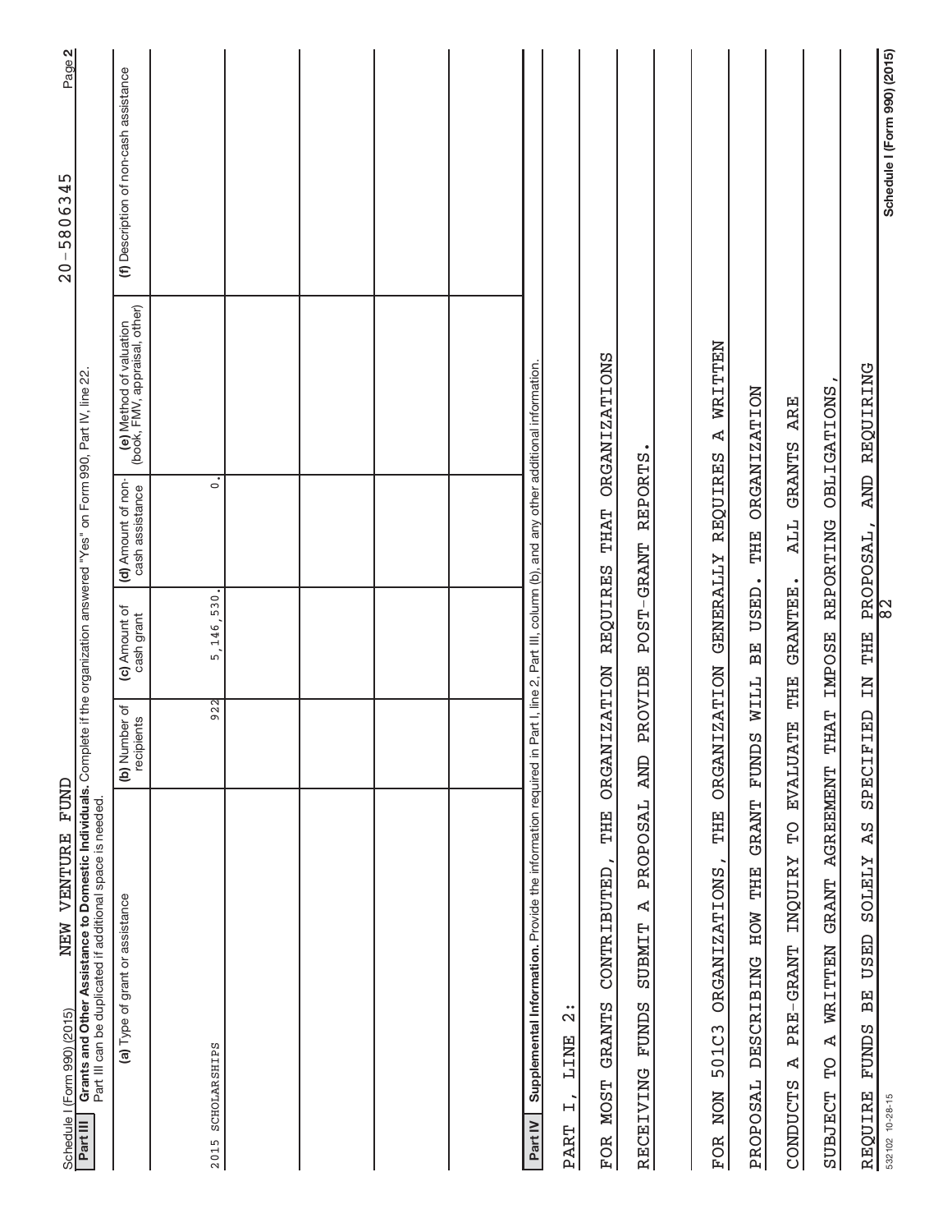Schedule I (Form 990) (2015) NEW VENTURE FUND 20-5806345 Page 2

**Part III** **Grants and Other Assistance to Domestic Individuals.** Complete if the organization answered "Yes" on Form 990, Part IV, line 22.
Part III can be duplicated if additional space is needed.

| (a) Type of grant or assistance | (b) Number of recipients | (c) Amount of cash grant | (d) Amount of non-cash assistance | (e) Method of valuation (book, FMV, appraisal, other) | (f) Description of non-cash assistance |
|---|---|---|---|---|---|
| 2015 SCHOLARSHIPS | 922 | 5,146,530. | 0. | | |
| | | | | | |
| | | | | | |
| | | | | | |
| | | | | | |

**Part IV** **Supplemental Information.** Provide the information required in Part I, line 2, Part III, column (b), and any other additional information.

PART I, LINE 2:

FOR MOST GRANTS CONTRIBUTED, THE ORGANIZATION REQUIRES THAT ORGANIZATIONS RECEIVING FUNDS SUBMIT A PROPOSAL AND PROVIDE POST-GRANT REPORTS.

FOR NON 501C3 ORGANIZATIONS, THE ORGANIZATION GENERALLY REQUIRES A WRITTEN PROPOSAL DESCRIBING HOW THE GRANT FUNDS WILL BE USED. THE ORGANIZATION CONDUCTS A PRE-GRANT INQUIRY TO EVALUATE THE GRANTEE. ALL GRANTS ARE SUBJECT TO A WRITTEN GRANT AGREEMENT THAT IMPOSE REPORTING OBLIGATIONS, REQUIRE FUNDS BE USED SOLELY AS SPECIFIED IN THE PROPOSAL, AND REQUIRING

532102 10-28-15 Schedule I (Form 990) (2015)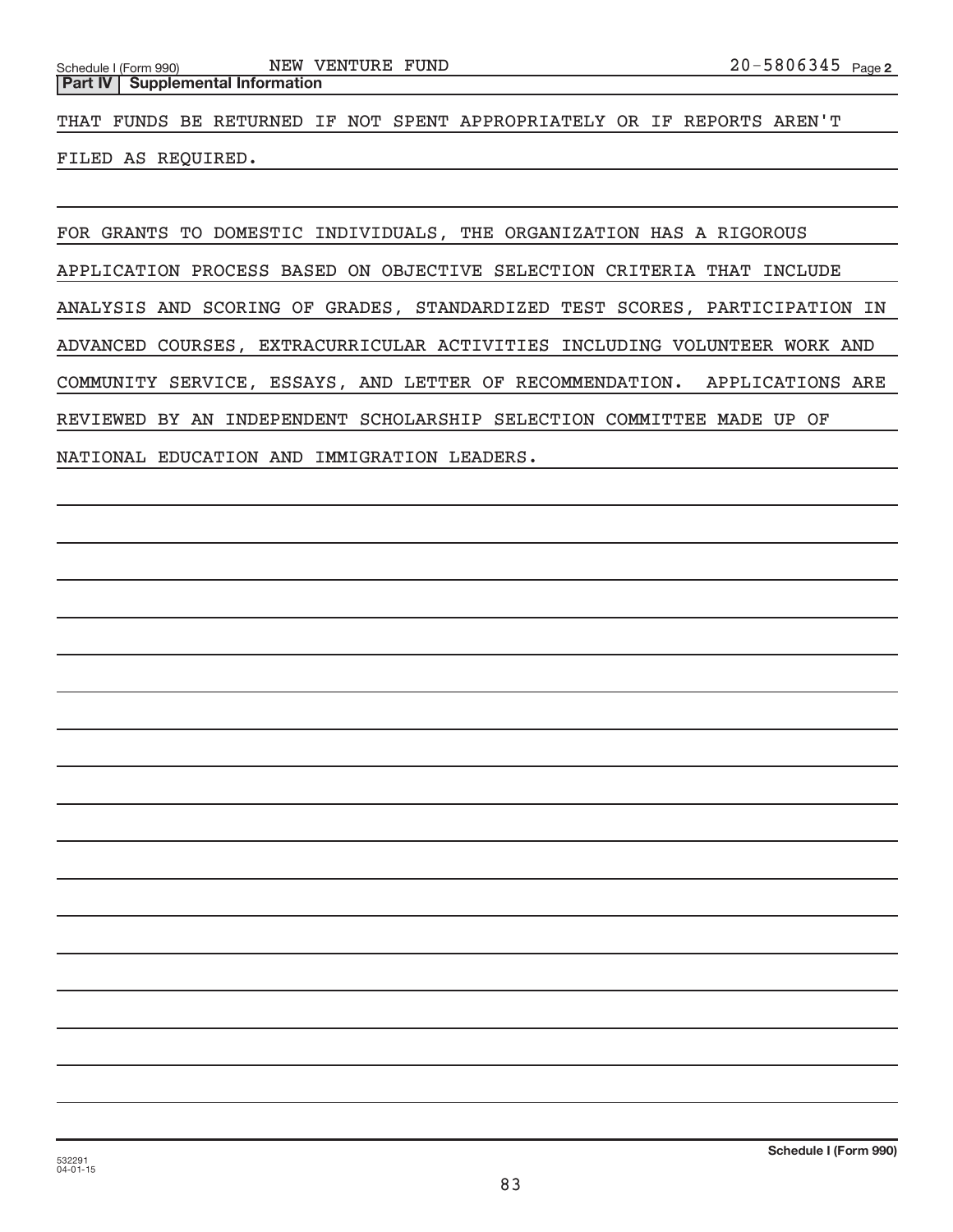Schedule I (Form 990) NEW VENTURE FUND 20-5806345 Page 2

**Part IV | Supplemental Information**

THAT FUNDS BE RETURNED IF NOT SPENT APPROPRIATELY OR IF REPORTS AREN'T FILED AS REQUIRED.

FOR GRANTS TO DOMESTIC INDIVIDUALS, THE ORGANIZATION HAS A RIGOROUS APPLICATION PROCESS BASED ON OBJECTIVE SELECTION CRITERIA THAT INCLUDE ANALYSIS AND SCORING OF GRADES, STANDARDIZED TEST SCORES, PARTICIPATION IN ADVANCED COURSES, EXTRACURRICULAR ACTIVITIES INCLUDING VOLUNTEER WORK AND COMMUNITY SERVICE, ESSAYS, AND LETTER OF RECOMMENDATION. APPLICATIONS ARE REVIEWED BY AN INDEPENDENT SCHOLARSHIP SELECTION COMMITTEE MADE UP OF NATIONAL EDUCATION AND IMMIGRATION LEADERS.

532291
04-01-15

**Schedule I (Form 990)**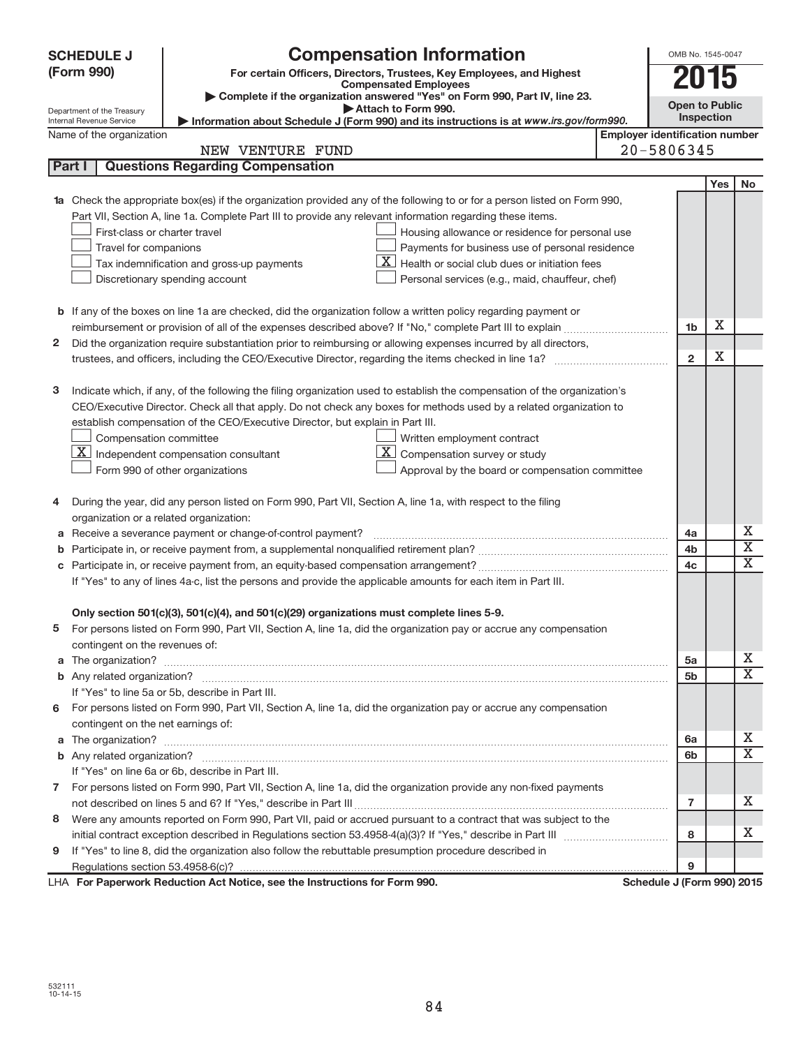**SCHEDULE J (Form 990)**

# Compensation Information

**For certain Officers, Directors, Trustees, Key Employees, and Highest Compensated Employees**

▶ Complete if the organization answered "Yes" on Form 990, Part IV, line 23.

▶ Attach to Form 990.

▶ Information about Schedule J (Form 990) and its instructions is at *www.irs.gov/form990.*

Department of the Treasury
Internal Revenue Service

OMB No. 1545-0047

**2015**

**Open to Public Inspection**

Name of the organization: NEW VENTURE FUND

Employer identification number: 20-5806345

## Part I — Questions Regarding Compensation

| | | | Yes | No |
|---|---|---|---|---|
| **1a** | Check the appropriate box(es) if the organization provided any of the following to or for a person listed on Form 990, Part VII, Section A, line 1a. Complete Part III to provide any relevant information regarding these items.<br>☐ First-class or charter travel ☐ Housing allowance or residence for personal use<br>☐ Travel for companions ☐ Payments for business use of personal residence<br>☐ Tax indemnification and gross-up payments ☒ Health or social club dues or initiation fees<br>☐ Discretionary spending account ☐ Personal services (e.g., maid, chauffeur, chef) | | | |
| **b** | If any of the boxes on line 1a are checked, did the organization follow a written policy regarding payment or reimbursement or provision of all of the expenses described above? If "No," complete Part III to explain | 1b | X | |
| **2** | Did the organization require substantiation prior to reimbursing or allowing expenses incurred by all directors, trustees, and officers, including the CEO/Executive Director, regarding the items checked in line 1a? | 2 | X | |
| **3** | Indicate which, if any, of the following the filing organization used to establish the compensation of the organization's CEO/Executive Director. Check all that apply. Do not check any boxes for methods used by a related organization to establish compensation of the CEO/Executive Director, but explain in Part III.<br>☐ Compensation committee ☐ Written employment contract<br>☒ Independent compensation consultant ☒ Compensation survey or study<br>☐ Form 990 of other organizations ☐ Approval by the board or compensation committee | | | |
| **4** | During the year, did any person listed on Form 990, Part VII, Section A, line 1a, with respect to the filing organization or a related organization: | | | |
| **a** | Receive a severance payment or change-of-control payment? | 4a | | X |
| **b** | Participate in, or receive payment from, a supplemental nonqualified retirement plan? | 4b | | X |
| **c** | Participate in, or receive payment from, an equity-based compensation arrangement? | 4c | | X |
| | If "Yes" to any of lines 4a-c, list the persons and provide the applicable amounts for each item in Part III. | | | |
| | **Only section 501(c)(3), 501(c)(4), and 501(c)(29) organizations must complete lines 5-9.** | | | |
| **5** | For persons listed on Form 990, Part VII, Section A, line 1a, did the organization pay or accrue any compensation contingent on the revenues of: | | | |
| **a** | The organization? | 5a | | X |
| **b** | Any related organization? | 5b | | X |
| | If "Yes" to line 5a or 5b, describe in Part III. | | | |
| **6** | For persons listed on Form 990, Part VII, Section A, line 1a, did the organization pay or accrue any compensation contingent on the net earnings of: | | | |
| **a** | The organization? | 6a | | X |
| **b** | Any related organization? | 6b | | X |
| | If "Yes" on line 6a or 6b, describe in Part III. | | | |
| **7** | For persons listed on Form 990, Part VII, Section A, line 1a, did the organization provide any non-fixed payments not described on lines 5 and 6? If "Yes," describe in Part III | 7 | | X |
| **8** | Were any amounts reported on Form 990, Part VII, paid or accrued pursuant to a contract that was subject to the initial contract exception described in Regulations section 53.4958-4(a)(3)? If "Yes," describe in Part III | 8 | | X |
| **9** | If "Yes" to line 8, did the organization also follow the rebuttable presumption procedure described in Regulations section 53.4958-6(c)? | 9 | | |

LHA **For Paperwork Reduction Act Notice, see the Instructions for Form 990.** **Schedule J (Form 990) 2015**

532111
10-14-15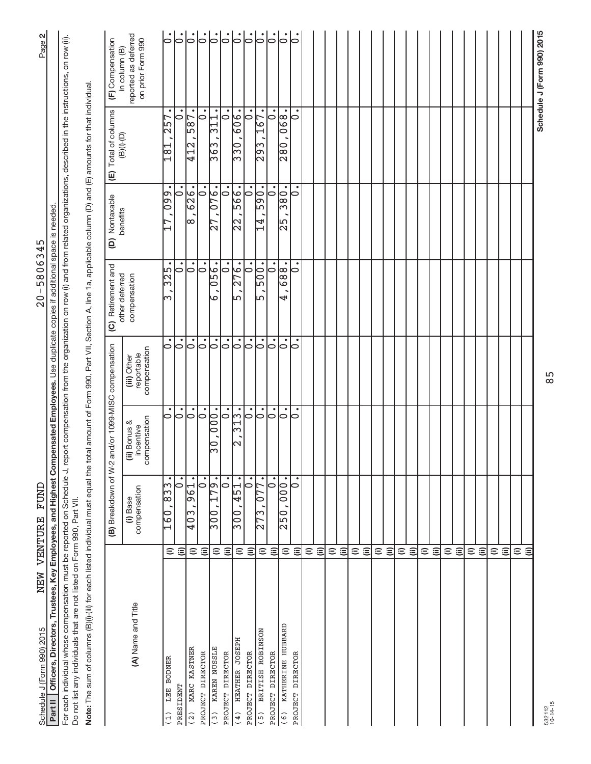Schedule J (Form 990) 2015 NEW VENTURE FUND 20-5806345 Page 2

**Part II Officers, Directors, Trustees, Key Employees, and Highest Compensated Employees.** Use duplicate copies if additional space is needed.

For each individual whose compensation must be reported on Schedule J, report compensation from the organization on row (i) and from related organizations, described in the instructions, on row (ii). Do not list any individuals that are not listed on Form 990, Part VII.

**Note:** The sum of columns (B)(i)-(iii) for each listed individual must equal the total amount of Form 990, Part VII, Section A, line 1a, applicable column (D) and (E) amounts for that individual.

| (A) Name and Title | | (B) Breakdown of W-2 and/or 1099-MISC compensation | | | (C) Retirement and other deferred compensation | (D) Nontaxable benefits | (E) Total of columns (B)(i)-(D) | (F) Compensation in column (B) reported as deferred on prior Form 990 |
|---|---|---|---|---|---|---|---|---|
| | | (i) Base compensation | (ii) Bonus & incentive compensation | (iii) Other reportable compensation | | | | |
| (1) LEE BODNER | (i) | 160,833. | 0. | 0. | 3,325. | 17,099. | 181,257. | 0. |
| PRESIDENT | (ii) | 0. | 0. | 0. | 0. | 0. | 0. | 0. |
| (2) MARC KASTNER | (i) | 403,961. | 0. | 0. | 0. | 8,626. | 412,587. | 0. |
| PROJECT DIRECTOR | (ii) | 0. | 0. | 0. | 0. | 0. | 0. | 0. |
| (3) KAREN NUSSLE | (i) | 300,179. | 30,000. | 0. | 6,056. | 27,076. | 363,311. | 0. |
| PROJECT DIRECTOR | (ii) | 0. | 0. | 0. | 0. | 0. | 0. | 0. |
| (4) HEATHER JOSEPH | (i) | 300,451. | 2,313. | 0. | 5,276. | 22,566. | 330,606. | 0. |
| PROJECT DIRECTOR | (ii) | 0. | 0. | 0. | 0. | 0. | 0. | 0. |
| (5) BRITISH ROBINSON | (i) | 273,077. | 0. | 0. | 5,500. | 14,590. | 293,167. | 0. |
| PROJECT DIRECTOR | (ii) | 0. | 0. | 0. | 0. | 0. | 0. | 0. |
| (6) KATHERINE HUBBARD | (i) | 250,000. | 0. | 0. | 4,688. | 25,380. | 280,068. | 0. |
| PROJECT DIRECTOR | (ii) | 0. | 0. | 0. | 0. | 0. | 0. | 0. |

Schedule J (Form 990) 2015

532112 10-14-15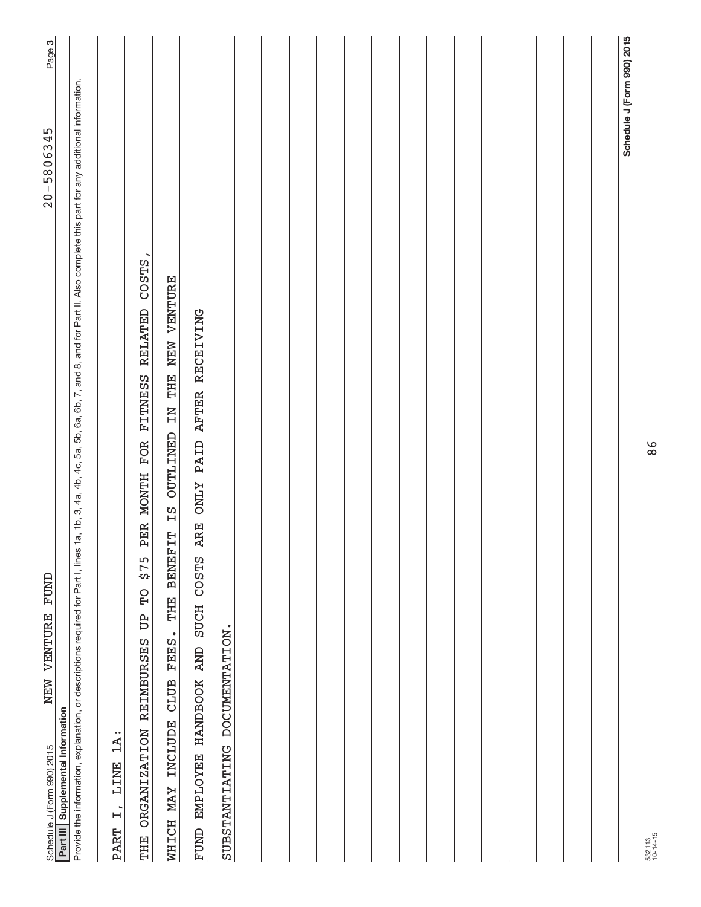Schedule J (Form 990) 2015 NEW VENTURE FUND 20-5806345

## Part III Supplemental Information

Provide the information, explanation, or descriptions required for Part I, lines 1a, 1b, 3, 4a, 4b, 4c, 5a, 5b, 6a, 6b, 7, and 8, and for Part II. Also complete this part for any additional information.

PART I, LINE 1A:

THE ORGANIZATION REIMBURSES UP TO $75 PER MONTH FOR FITNESS RELATED COSTS, WHICH MAY INCLUDE CLUB FEES. THE BENEFIT IS OUTLINED IN THE NEW VENTURE FUND EMPLOYEE HANDBOOK AND SUCH COSTS ARE ONLY PAID AFTER RECEIVING SUBSTANTIATING DOCUMENTATION.

Schedule J (Form 990) 2015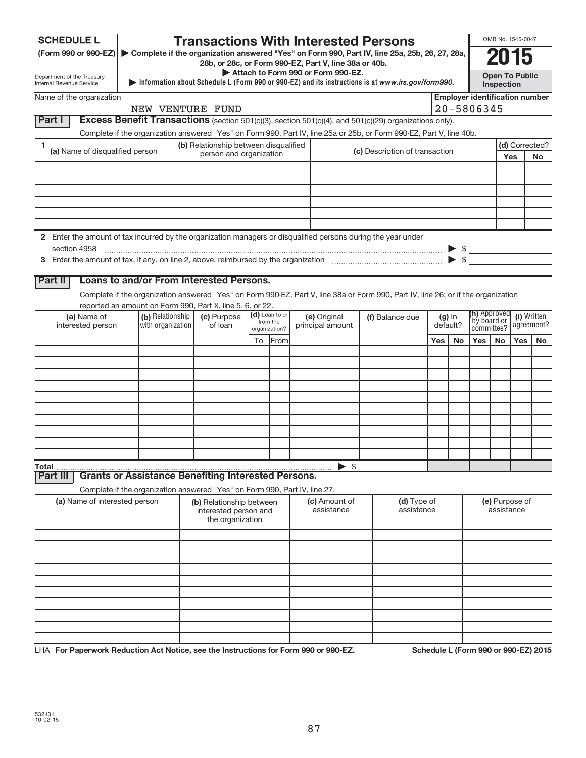**SCHEDULE L**
**(Form 990 or 990-EZ)**

Department of the Treasury
Internal Revenue Service

# Transactions With Interested Persons

▶ Complete if the organization answered "Yes" on Form 990, Part IV, line 25a, 25b, 26, 27, 28a, 28b, or 28c, or Form 990-EZ, Part V, line 38a or 40b.
▶ Attach to Form 990 or Form 990-EZ.
▶ Information about Schedule L (Form 990 or 990-EZ) and its instructions is at *www.irs.gov/form990*.

OMB No. 1545-0047
**2015**
**Open To Public Inspection**

| Name of the organization | Employer identification number |
|---|---|
| NEW VENTURE FUND | 20-5806345 |

## Part I — Excess Benefit Transactions (section 501(c)(3), section 501(c)(4), and 501(c)(29) organizations only).

Complete if the organization answered "Yes" on Form 990, Part IV, line 25a or 25b, or Form 990-EZ, Part V, line 40b.

| 1 (a) Name of disqualified person | (b) Relationship between disqualified person and organization | (c) Description of transaction | (d) Corrected? Yes | No |
|---|---|---|---|---|
| | | | | |
| | | | | |
| | | | | |
| | | | | |
| | | | | |
| | | | | |

2 Enter the amount of tax incurred by the organization managers or disqualified persons during the year under section 4958 ▶ $

3 Enter the amount of tax, if any, on line 2, above, reimbursed by the organization ▶ $

## Part II — Loans to and/or From Interested Persons.

Complete if the organization answered "Yes" on Form 990-EZ, Part V, line 38a or Form 990, Part IV, line 26; or if the organization reported an amount on Form 990, Part X, line 5, 6, or 22.

| (a) Name of interested person | (b) Relationship with organization | (c) Purpose of loan | (d) Loan to or from the organization? To | From | (e) Original principal amount | (f) Balance due | (g) In default? Yes | No | (h) Approved by board or committee? Yes | No | (i) Written agreement? Yes | No |
|---|---|---|---|---|---|---|---|---|---|---|---|---|
| | | | | | | | | | | | | |
| | | | | | | | | | | | | |
| | | | | | | | | | | | | |
| | | | | | | | | | | | | |
| | | | | | | | | | | | | |
| | | | | | | | | | | | | |
| | | | | | | | | | | | | |
| | | | | | | | | | | | | |
| | | | | | | | | | | | | |
| | | | | | | | | | | | | |
| **Total** | | | | | ▶ $ | | | | | | | |

## Part III — Grants or Assistance Benefiting Interested Persons.

Complete if the organization answered "Yes" on Form 990, Part IV, line 27.

| (a) Name of interested person | (b) Relationship between interested person and the organization | (c) Amount of assistance | (d) Type of assistance | (e) Purpose of assistance |
|---|---|---|---|---|
| | | | | |
| | | | | |
| | | | | |
| | | | | |
| | | | | |
| | | | | |
| | | | | |
| | | | | |
| | | | | |
| | | | | |

LHA **For Paperwork Reduction Act Notice, see the Instructions for Form 990 or 990-EZ.** **Schedule L (Form 990 or 990-EZ) 2015**

532131
10-02-15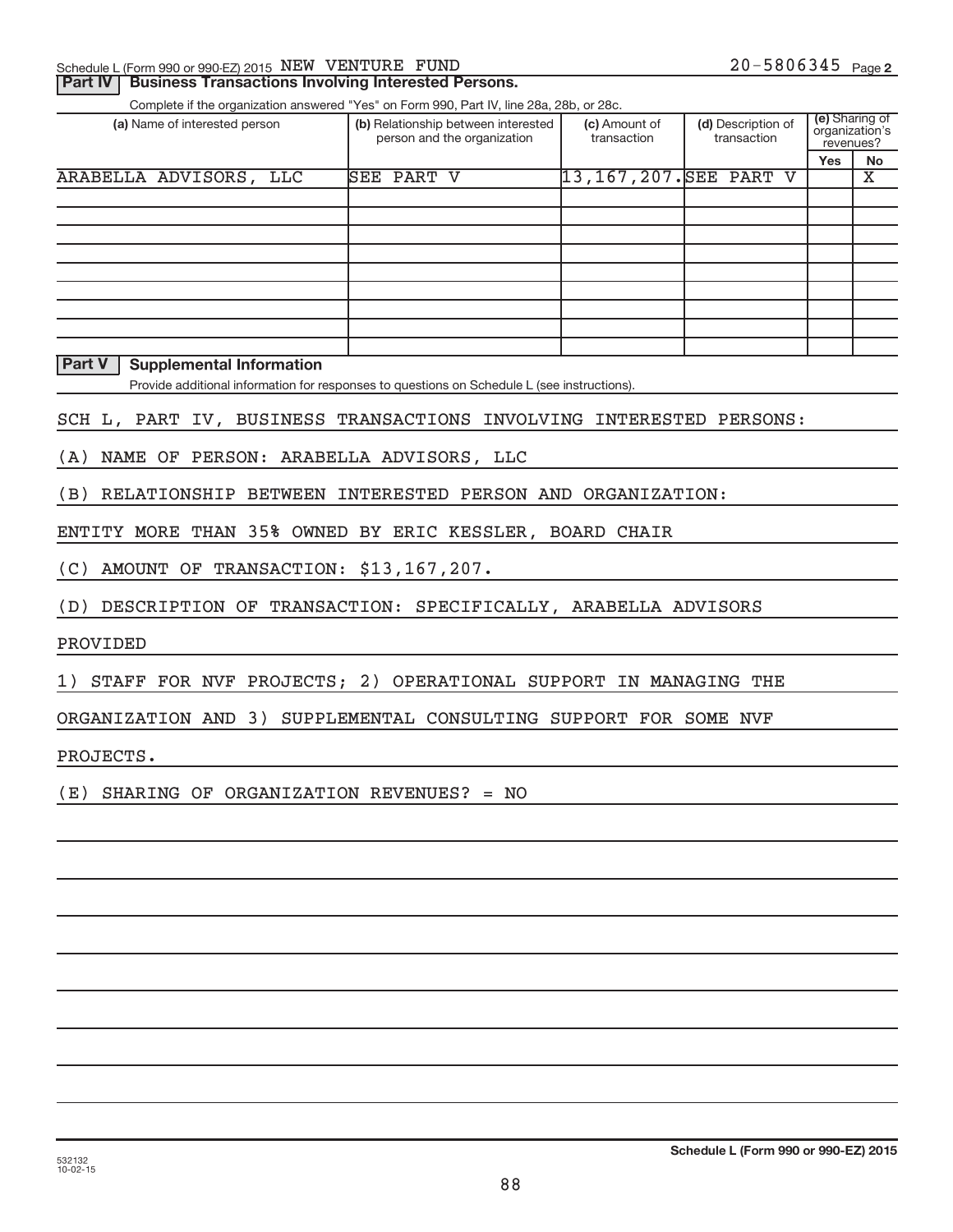Schedule L (Form 990 or 990-EZ) 2015 NEW VENTURE FUND 20-5806345 Page 2

## Part IV | Business Transactions Involving Interested Persons.

Complete if the organization answered "Yes" on Form 990, Part IV, line 28a, 28b, or 28c.

| (a) Name of interested person | (b) Relationship between interested person and the organization | (c) Amount of transaction | (d) Description of transaction | (e) Sharing of organization's revenues? Yes | No |
|---|---|---|---|---|---|
| ARABELLA ADVISORS, LLC | SEE PART V | 13,167,207. | SEE PART V | | X |
| | | | | | |
| | | | | | |
| | | | | | |
| | | | | | |
| | | | | | |
| | | | | | |
| | | | | | |
| | | | | | |

## Part V | Supplemental Information

Provide additional information for responses to questions on Schedule L (see instructions).

SCH L, PART IV, BUSINESS TRANSACTIONS INVOLVING INTERESTED PERSONS:

(A) NAME OF PERSON: ARABELLA ADVISORS, LLC

(B) RELATIONSHIP BETWEEN INTERESTED PERSON AND ORGANIZATION:

ENTITY MORE THAN 35% OWNED BY ERIC KESSLER, BOARD CHAIR

(C) AMOUNT OF TRANSACTION: $13,167,207.

(D) DESCRIPTION OF TRANSACTION: SPECIFICALLY, ARABELLA ADVISORS

PROVIDED

1) STAFF FOR NVF PROJECTS; 2) OPERATIONAL SUPPORT IN MANAGING THE

ORGANIZATION AND 3) SUPPLEMENTAL CONSULTING SUPPORT FOR SOME NVF

PROJECTS.

(E) SHARING OF ORGANIZATION REVENUES? = NO

532132
10-02-15

Schedule L (Form 990 or 990-EZ) 2015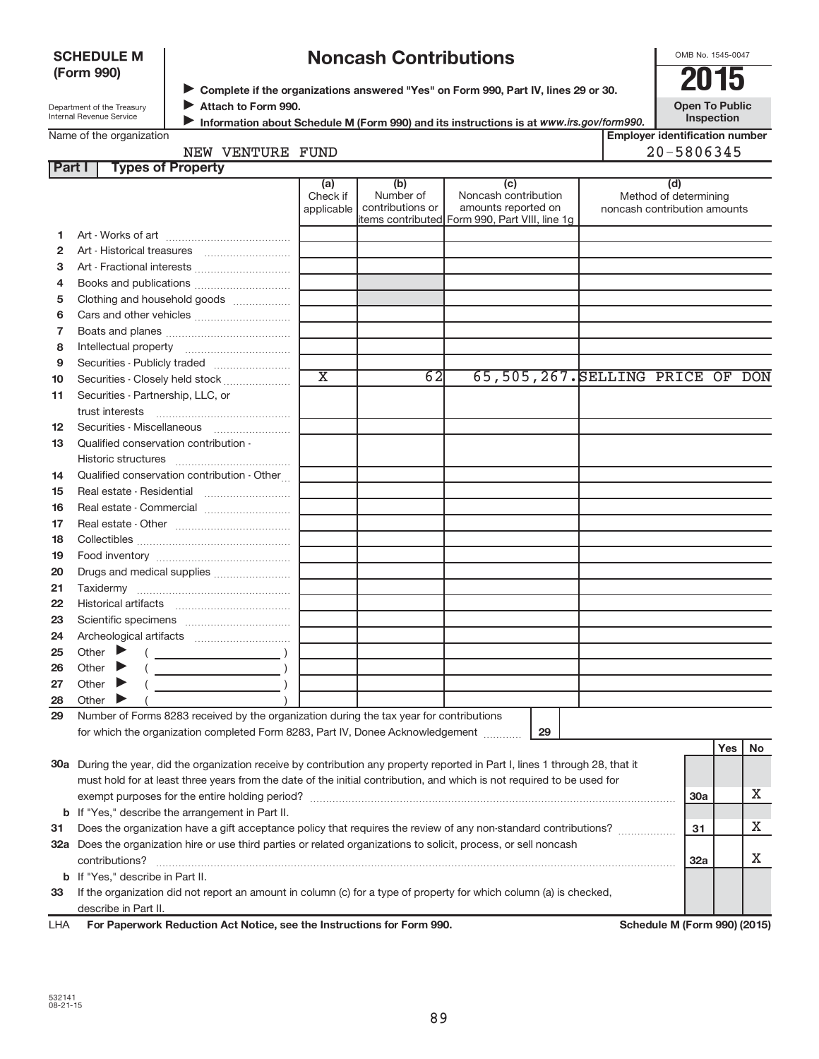**SCHEDULE M (Form 990)**

Department of the Treasury
Internal Revenue Service

# Noncash Contributions

▶ Complete if the organizations answered "Yes" on Form 990, Part IV, lines 29 or 30.
▶ Attach to Form 990.
▶ Information about Schedule M (Form 990) and its instructions is at *www.irs.gov/form990.*

OMB No. 1545-0047

**2015**

**Open To Public Inspection**

Name of the organization: NEW VENTURE FUND

Employer identification number: 20-5806345

## Part I Types of Property

| | | (a) Check if applicable | (b) Number of contributions or items contributed | (c) Noncash contribution amounts reported on Form 990, Part VIII, line 1g | (d) Method of determining noncash contribution amounts |
|---|---|---|---|---|---|
| 1 | Art - Works of art | | | | |
| 2 | Art - Historical treasures | | | | |
| 3 | Art - Fractional interests | | | | |
| 4 | Books and publications | | | | |
| 5 | Clothing and household goods | | | | |
| 6 | Cars and other vehicles | | | | |
| 7 | Boats and planes | | | | |
| 8 | Intellectual property | | | | |
| 9 | Securities - Publicly traded | | | | |
| 10 | Securities - Closely held stock | X | 62 | 65,505,267. | SELLING PRICE OF DON |
| 11 | Securities - Partnership, LLC, or trust interests | | | | |
| 12 | Securities - Miscellaneous | | | | |
| 13 | Qualified conservation contribution - Historic structures | | | | |
| 14 | Qualified conservation contribution - Other | | | | |
| 15 | Real estate - Residential | | | | |
| 16 | Real estate - Commercial | | | | |
| 17 | Real estate - Other | | | | |
| 18 | Collectibles | | | | |
| 19 | Food inventory | | | | |
| 20 | Drugs and medical supplies | | | | |
| 21 | Taxidermy | | | | |
| 22 | Historical artifacts | | | | |
| 23 | Scientific specimens | | | | |
| 24 | Archeological artifacts | | | | |
| 25 | Other ▶ ( ) | | | | |
| 26 | Other ▶ ( ) | | | | |
| 27 | Other ▶ ( ) | | | | |
| 28 | Other ▶ ( ) | | | | |

29 Number of Forms 8283 received by the organization during the tax year for contributions for which the organization completed Form 8283, Part IV, Donee Acknowledgement ........ **29**

| | | | Yes | No |
|---|---|---|---|---|
| 30a | During the year, did the organization receive by contribution any property reported in Part I, lines 1 through 28, that it must hold for at least three years from the date of the initial contribution, and which is not required to be used for exempt purposes for the entire holding period? | 30a | | X |
| b | If "Yes," describe the arrangement in Part II. | | | |
| 31 | Does the organization have a gift acceptance policy that requires the review of any non-standard contributions? | 31 | | X |
| 32a | Does the organization hire or use third parties or related organizations to solicit, process, or sell noncash contributions? | 32a | | X |
| b | If "Yes," describe in Part II. | | | |
| 33 | If the organization did not report an amount in column (c) for a type of property for which column (a) is checked, describe in Part II. | | | |

LHA **For Paperwork Reduction Act Notice, see the Instructions for Form 990.** **Schedule M (Form 990) (2015)**

532141
08-21-15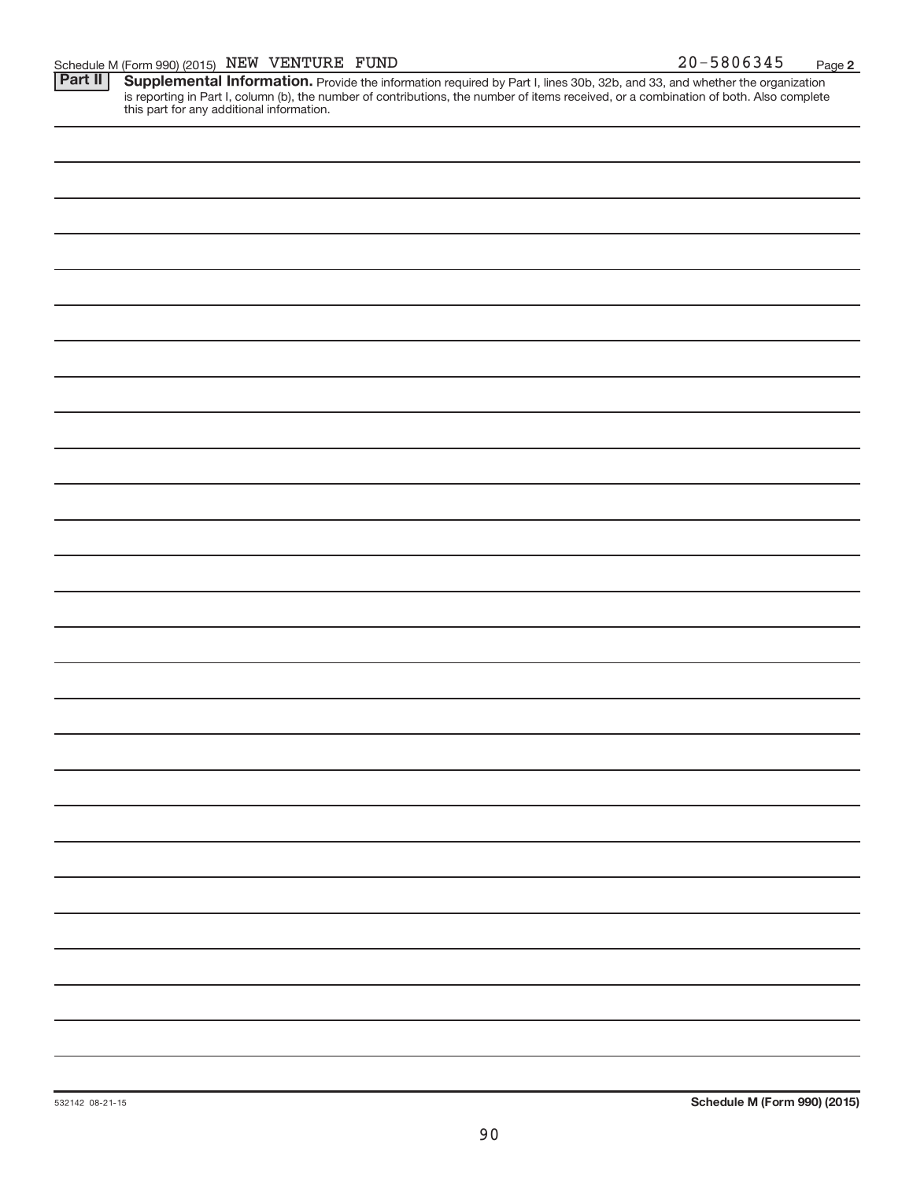Schedule M (Form 990) (2015) NEW VENTURE FUND 20-5806345 Page 2

**Part II** **Supplemental Information.** Provide the information required by Part I, lines 30b, 32b, and 33, and whether the organization is reporting in Part I, column (b), the number of contributions, the number of items received, or a combination of both. Also complete this part for any additional information.

532142 08-21-15 **Schedule M (Form 990) (2015)**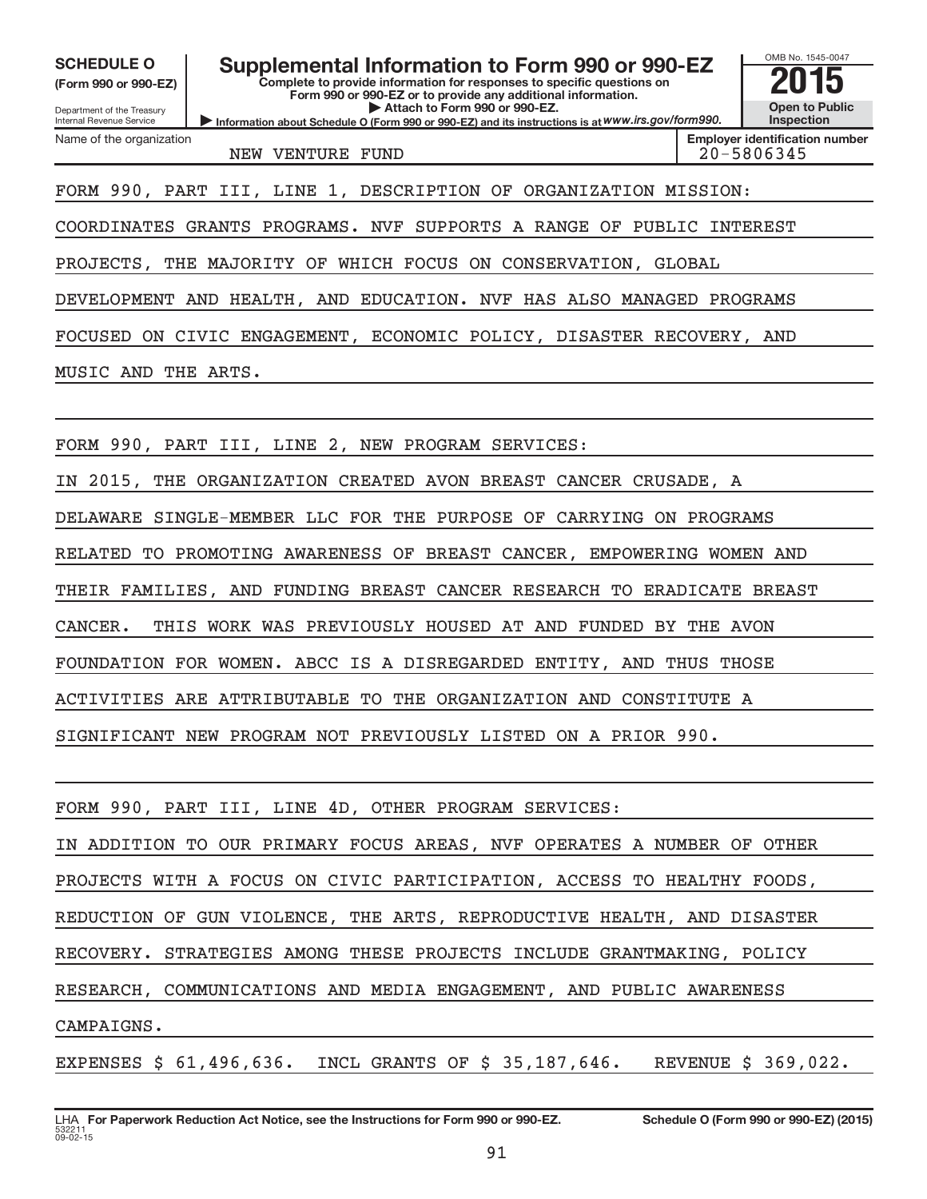**SCHEDULE O**
**(Form 990 or 990-EZ)**

Department of the Treasury
Internal Revenue Service

# Supplemental Information to Form 990 or 990-EZ

**Complete to provide information for responses to specific questions on Form 990 or 990-EZ or to provide any additional information.**
**▶ Attach to Form 990 or 990-EZ.**
**▶ Information about Schedule O (Form 990 or 990-EZ) and its instructions is at** *www.irs.gov/form990.*

OMB No. 1545-0047
**2015**
**Open to Public Inspection**

| Name of the organization | Employer identification number |
|---|---|
| NEW VENTURE FUND | 20-5806345 |

FORM 990, PART III, LINE 1, DESCRIPTION OF ORGANIZATION MISSION:

COORDINATES GRANTS PROGRAMS. NVF SUPPORTS A RANGE OF PUBLIC INTEREST PROJECTS, THE MAJORITY OF WHICH FOCUS ON CONSERVATION, GLOBAL DEVELOPMENT AND HEALTH, AND EDUCATION. NVF HAS ALSO MANAGED PROGRAMS FOCUSED ON CIVIC ENGAGEMENT, ECONOMIC POLICY, DISASTER RECOVERY, AND MUSIC AND THE ARTS.

FORM 990, PART III, LINE 2, NEW PROGRAM SERVICES:

IN 2015, THE ORGANIZATION CREATED AVON BREAST CANCER CRUSADE, A DELAWARE SINGLE-MEMBER LLC FOR THE PURPOSE OF CARRYING ON PROGRAMS RELATED TO PROMOTING AWARENESS OF BREAST CANCER, EMPOWERING WOMEN AND THEIR FAMILIES, AND FUNDING BREAST CANCER RESEARCH TO ERADICATE BREAST CANCER. THIS WORK WAS PREVIOUSLY HOUSED AT AND FUNDED BY THE AVON FOUNDATION FOR WOMEN. ABCC IS A DISREGARDED ENTITY, AND THUS THOSE ACTIVITIES ARE ATTRIBUTABLE TO THE ORGANIZATION AND CONSTITUTE A SIGNIFICANT NEW PROGRAM NOT PREVIOUSLY LISTED ON A PRIOR 990.

FORM 990, PART III, LINE 4D, OTHER PROGRAM SERVICES:

IN ADDITION TO OUR PRIMARY FOCUS AREAS, NVF OPERATES A NUMBER OF OTHER PROJECTS WITH A FOCUS ON CIVIC PARTICIPATION, ACCESS TO HEALTHY FOODS, REDUCTION OF GUN VIOLENCE, THE ARTS, REPRODUCTIVE HEALTH, AND DISASTER RECOVERY. STRATEGIES AMONG THESE PROJECTS INCLUDE GRANTMAKING, POLICY RESEARCH, COMMUNICATIONS AND MEDIA ENGAGEMENT, AND PUBLIC AWARENESS CAMPAIGNS.

EXPENSES $ 61,496,636. INCL GRANTS OF $ 35,187,646. REVENUE $ 369,022.

LHA **For Paperwork Reduction Act Notice, see the Instructions for Form 990 or 990-EZ.** **Schedule O (Form 990 or 990-EZ) (2015)**
532211 09-02-15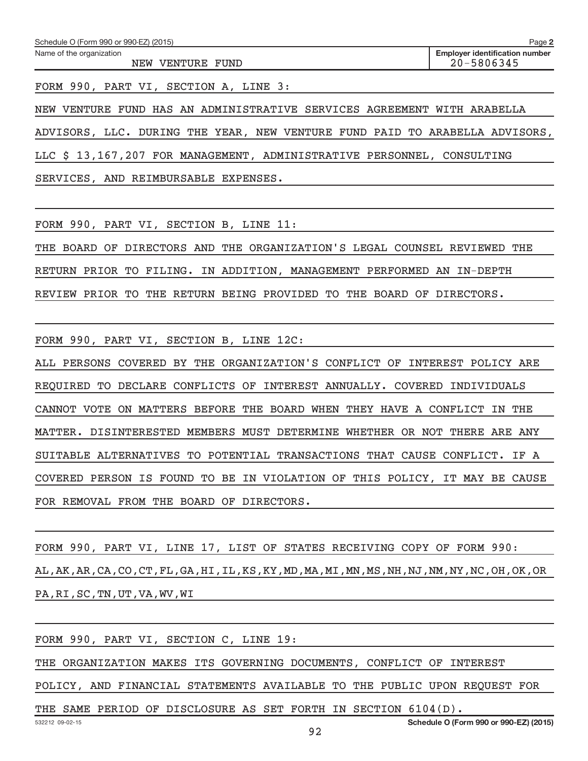Schedule O (Form 990 or 990-EZ) (2015) Page 2

| Name of the organization | Employer identification number |
| --- | --- |
| NEW VENTURE FUND | 20-5806345 |

FORM 990, PART VI, SECTION A, LINE 3:

NEW VENTURE FUND HAS AN ADMINISTRATIVE SERVICES AGREEMENT WITH ARABELLA ADVISORS, LLC. DURING THE YEAR, NEW VENTURE FUND PAID TO ARABELLA ADVISORS, LLC $ 13,167,207 FOR MANAGEMENT, ADMINISTRATIVE PERSONNEL, CONSULTING SERVICES, AND REIMBURSABLE EXPENSES.

FORM 990, PART VI, SECTION B, LINE 11:

THE BOARD OF DIRECTORS AND THE ORGANIZATION'S LEGAL COUNSEL REVIEWED THE RETURN PRIOR TO FILING. IN ADDITION, MANAGEMENT PERFORMED AN IN-DEPTH REVIEW PRIOR TO THE RETURN BEING PROVIDED TO THE BOARD OF DIRECTORS.

FORM 990, PART VI, SECTION B, LINE 12C:

ALL PERSONS COVERED BY THE ORGANIZATION'S CONFLICT OF INTEREST POLICY ARE REQUIRED TO DECLARE CONFLICTS OF INTEREST ANNUALLY. COVERED INDIVIDUALS CANNOT VOTE ON MATTERS BEFORE THE BOARD WHEN THEY HAVE A CONFLICT IN THE MATTER. DISINTERESTED MEMBERS MUST DETERMINE WHETHER OR NOT THERE ARE ANY SUITABLE ALTERNATIVES TO POTENTIAL TRANSACTIONS THAT CAUSE CONFLICT. IF A COVERED PERSON IS FOUND TO BE IN VIOLATION OF THIS POLICY, IT MAY BE CAUSE FOR REMOVAL FROM THE BOARD OF DIRECTORS.

FORM 990, PART VI, LINE 17, LIST OF STATES RECEIVING COPY OF FORM 990:

AL,AK,AR,CA,CO,CT,FL,GA,HI,IL,KS,KY,MD,MA,MI,MN,MS,NH,NJ,NM,NY,NC,OH,OK,OR PA,RI,SC,TN,UT,VA,WV,WI

FORM 990, PART VI, SECTION C, LINE 19:

THE ORGANIZATION MAKES ITS GOVERNING DOCUMENTS, CONFLICT OF INTEREST POLICY, AND FINANCIAL STATEMENTS AVAILABLE TO THE PUBLIC UPON REQUEST FOR THE SAME PERIOD OF DISCLOSURE AS SET FORTH IN SECTION 6104(D).

532212 09-02-15 Schedule O (Form 990 or 990-EZ) (2015)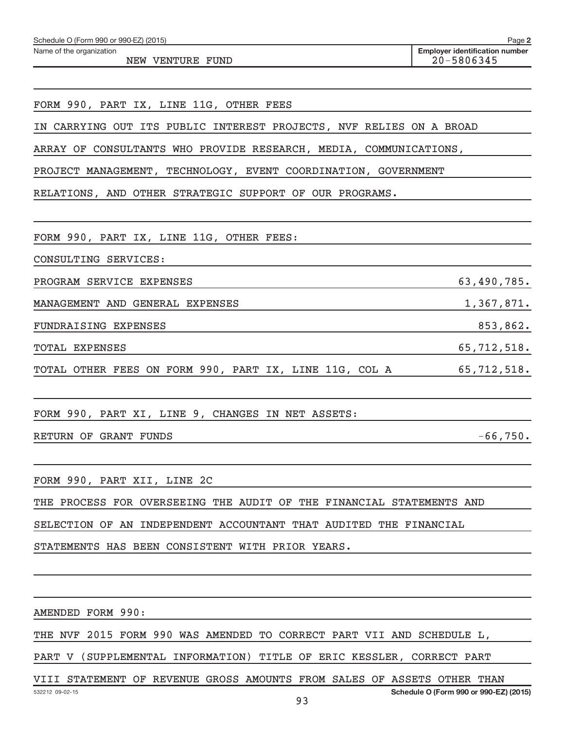Schedule O (Form 990 or 990-EZ) (2015) Page 2

Name of the organization: NEW VENTURE FUND

Employer identification number: 20-5806345

FORM 990, PART IX, LINE 11G, OTHER FEES

IN CARRYING OUT ITS PUBLIC INTEREST PROJECTS, NVF RELIES ON A BROAD ARRAY OF CONSULTANTS WHO PROVIDE RESEARCH, MEDIA, COMMUNICATIONS, PROJECT MANAGEMENT, TECHNOLOGY, EVENT COORDINATION, GOVERNMENT RELATIONS, AND OTHER STRATEGIC SUPPORT OF OUR PROGRAMS.

FORM 990, PART IX, LINE 11G, OTHER FEES:

CONSULTING SERVICES:

| | |
|---|---|
| PROGRAM SERVICE EXPENSES | 63,490,785. |
| MANAGEMENT AND GENERAL EXPENSES | 1,367,871. |
| FUNDRAISING EXPENSES | 853,862. |
| TOTAL EXPENSES | 65,712,518. |
| TOTAL OTHER FEES ON FORM 990, PART IX, LINE 11G, COL A | 65,712,518. |

FORM 990, PART XI, LINE 9, CHANGES IN NET ASSETS:

| | |
|---|---|
| RETURN OF GRANT FUNDS | -66,750. |

FORM 990, PART XII, LINE 2C

THE PROCESS FOR OVERSEEING THE AUDIT OF THE FINANCIAL STATEMENTS AND SELECTION OF AN INDEPENDENT ACCOUNTANT THAT AUDITED THE FINANCIAL STATEMENTS HAS BEEN CONSISTENT WITH PRIOR YEARS.

AMENDED FORM 990:

THE NVF 2015 FORM 990 WAS AMENDED TO CORRECT PART VII AND SCHEDULE L, PART V (SUPPLEMENTAL INFORMATION) TITLE OF ERIC KESSLER, CORRECT PART VIII STATEMENT OF REVENUE GROSS AMOUNTS FROM SALES OF ASSETS OTHER THAN

532212 09-02-15 Schedule O (Form 990 or 990-EZ) (2015)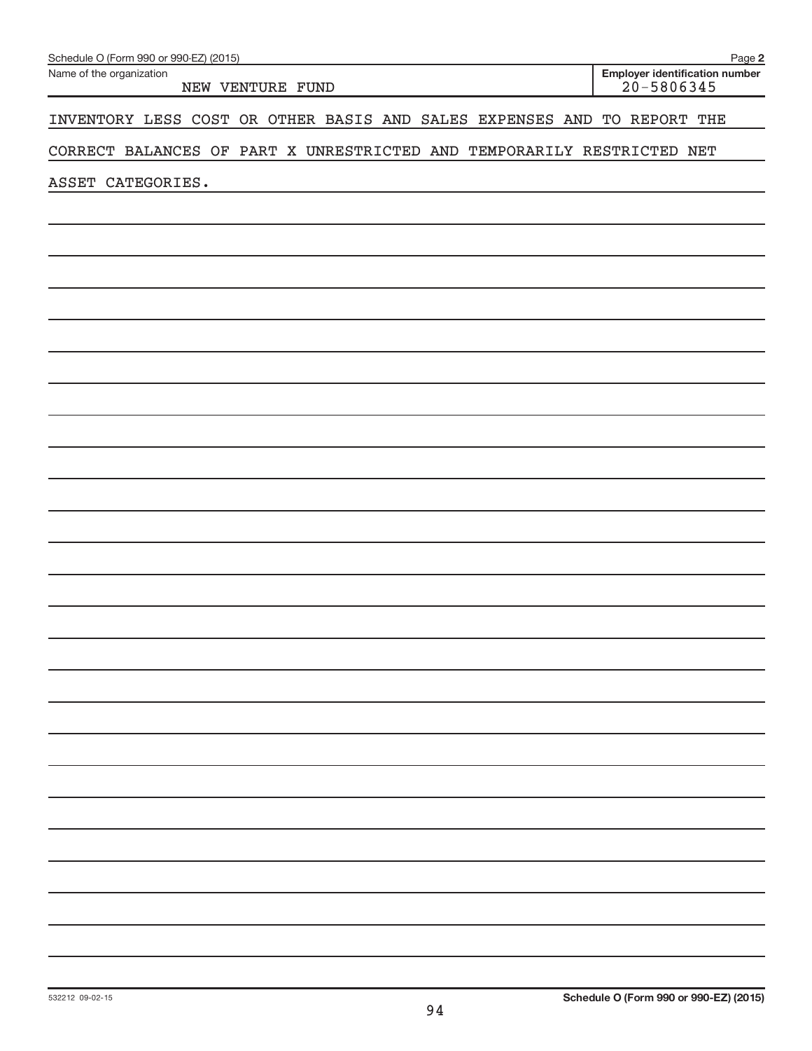Schedule O (Form 990 or 990-EZ) (2015)

| Name of the organization | Employer identification number |
|---|---|
| NEW VENTURE FUND | 20-5806345 |

INVENTORY LESS COST OR OTHER BASIS AND SALES EXPENSES AND TO REPORT THE CORRECT BALANCES OF PART X UNRESTRICTED AND TEMPORARILY RESTRICTED NET ASSET CATEGORIES.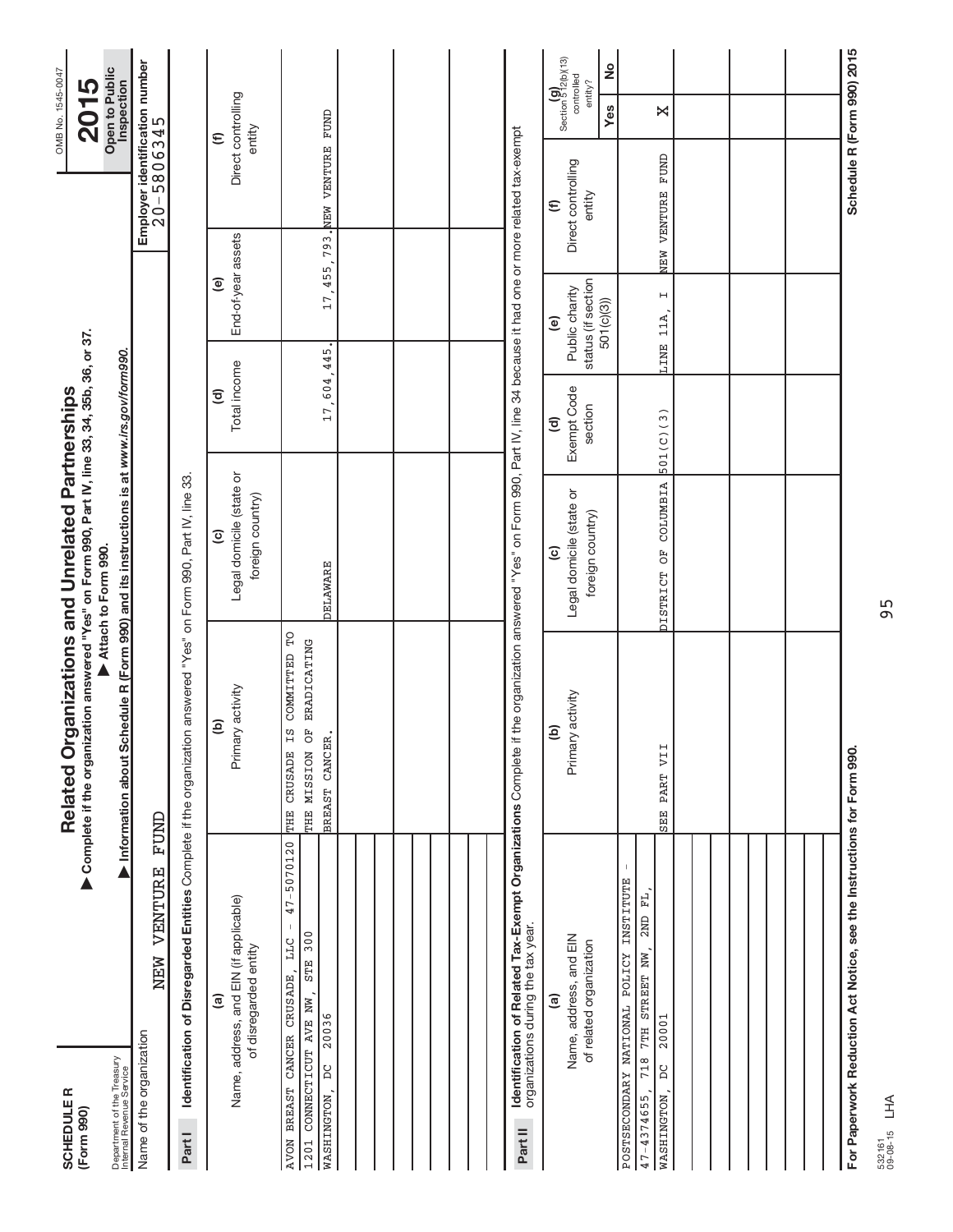**SCHEDULE R**
**(Form 990)**

Department of the Treasury
Internal Revenue Service

# Related Organizations and Unrelated Partnerships

▶ **Complete if the organization answered "Yes" on Form 990, Part IV, line 33, 34, 35b, 36, or 37.**
▶ **Attach to Form 990.**
▶ **Information about Schedule R (Form 990) and its instructions is at www.irs.gov/form990.**

OMB No. 1545-0047
**2015**
**Open to Public Inspection**

Name of the organization: NEW VENTURE FUND

**Employer identification number**: 20-5806345

## Part I Identification of Disregarded Entities Complete if the organization answered "Yes" on Form 990, Part IV, line 33.

| (a) Name, address, and EIN (if applicable) of disregarded entity | (b) Primary activity | (c) Legal domicile (state or foreign country) | (d) Total income | (e) End-of-year assets | (f) Direct controlling entity |
|---|---|---|---|---|---|
| AVON BREAST CANCER CRUSADE, LLC - 47-5070120 1201 CONNECTICUT AVE NW, STE 300 WASHINGTON, DC 20036 | THE CRUSADE IS COMMITTED TO THE MISSION OF ERADICATING BREAST CANCER. | DELAWARE | 17,604,445. | 17,455,793. | NEW VENTURE FUND |
| | | | | | |
| | | | | | |
| | | | | | |
| | | | | | |
| | | | | | |

## Part II Identification of Related Tax-Exempt Organizations Complete if the organization answered "Yes" on Form 990, Part IV, line 34 because it had one or more related tax-exempt organizations during the tax year.

| (a) Name, address, and EIN of related organization | (b) Primary activity | (c) Legal domicile (state or foreign country) | (d) Exempt Code section | (e) Public charity status (if section 501(c)(3)) | (f) Direct controlling entity | (g) Section 512(b)(13) controlled entity? Yes | No |
|---|---|---|---|---|---|---|---|
| POSTSECONDARY NATIONAL POLICY INSTITUTE - 47-4374655, 718 7TH STREET NW, 2ND FL, WASHINGTON, DC 20001 | SEE PART VII | DISTRICT OF COLUMBIA | 501(C)(3) | LINE 11A, I | NEW VENTURE FUND | X | |
| | | | | | | | |
| | | | | | | | |
| | | | | | | | |
| | | | | | | | |
| | | | | | | | |

**For Paperwork Reduction Act Notice, see the Instructions for Form 990.**

**Schedule R (Form 990) 2015**

532161 09-08-15 LHA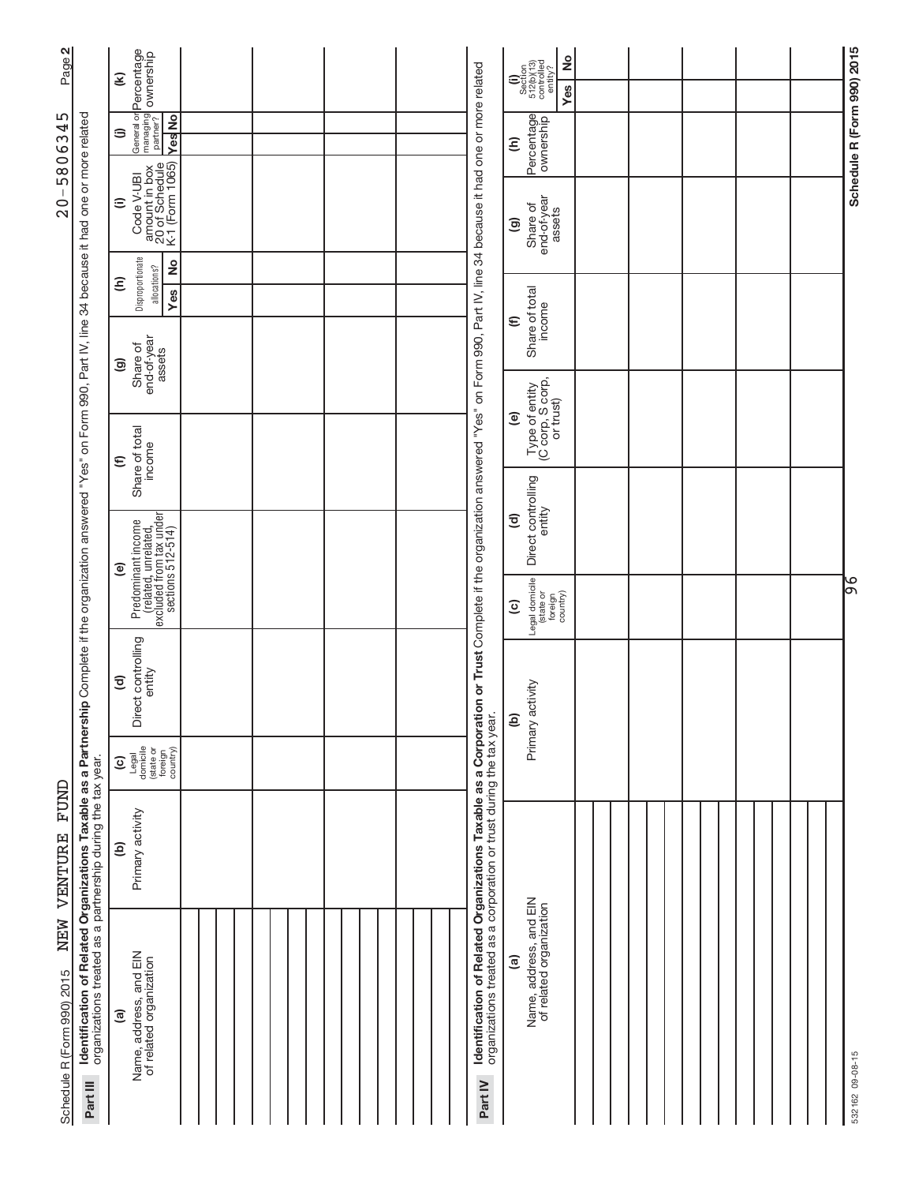Schedule R (Form 990) 2015 NEW VENTURE FUND 20-5806345 Page 2

## Part III Identification of Related Organizations Taxable as a Partnership

Complete if the organization answered "Yes" on Form 990, Part IV, line 34 because it had one or more related organizations treated as a partnership during the tax year.

| (a) Name, address, and EIN of related organization | (b) Primary activity | (c) Legal domicile (state or foreign country) | (d) Direct controlling entity | (e) Predominant income (related, unrelated, excluded from tax under sections 512-514) | (f) Share of total income | (g) Share of end-of-year assets | (h) Disproportionate allocations? Yes | (h) Disproportionate allocations? No | (i) Code V-UBI amount in box 20 of Schedule K-1 (Form 1065) | (j) General or managing partner? Yes | (j) General or managing partner? No | (k) Percentage ownership |
|---|---|---|---|---|---|---|---|---|---|---|---|---|
| | | | | | | | | | | | | |
| | | | | | | | | | | | | |
| | | | | | | | | | | | | |
| | | | | | | | | | | | | |

## Part IV Identification of Related Organizations Taxable as a Corporation or Trust

Complete if the organization answered "Yes" on Form 990, Part IV, line 34 because it had one or more related organizations treated as a corporation or trust during the tax year.

| (a) Name, address, and EIN of related organization | (b) Primary activity | (c) Legal domicile (state or foreign country) | (d) Direct controlling entity | (e) Type of entity (C corp, S corp, or trust) | (f) Share of total income | (g) Share of end-of-year assets | (h) Percentage ownership | (i) Section 512(b)(13) controlled entity? Yes | (i) Section 512(b)(13) controlled entity? No |
|---|---|---|---|---|---|---|---|---|---|
| | | | | | | | | | |
| | | | | | | | | | |
| | | | | | | | | | |
| | | | | | | | | | |
| | | | | | | | | | |
| | | | | | | | | | |

532162 09-08-15

Schedule R (Form 990) 2015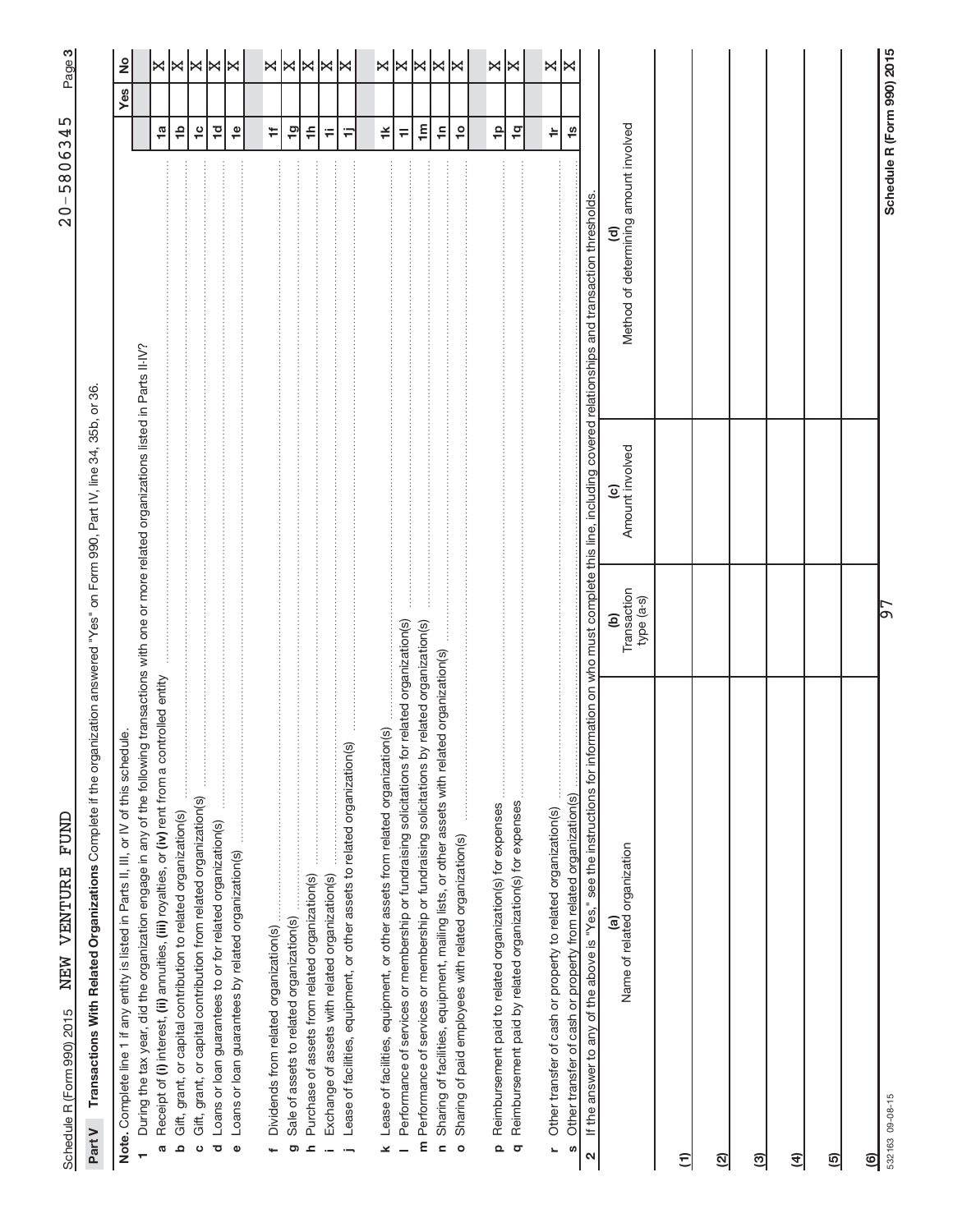Schedule R (Form 990) 2015 NEW VENTURE FUND 20-5806345 Page 3

## Part V Transactions With Related Organizations

Complete if the organization answered "Yes" on Form 990, Part IV, line 34, 35b, or 36.

**Note.** Complete line 1 if any entity is listed in Parts II, III, or IV of this schedule.

| | | | Yes | No |
|---|---|---|---|---|
| **1** | During the tax year, did the organization engage in any of the following transactions with one or more related organizations listed in Parts II-IV? | | | |
| **a** | Receipt of **(i)** interest, **(ii)** annuities, **(iii)** royalties, or **(iv)** rent from a controlled entity | 1a | | X |
| **b** | Gift, grant, or capital contribution to related organization(s) | 1b | | X |
| **c** | Gift, grant, or capital contribution from related organization(s) | 1c | | X |
| **d** | Loans or loan guarantees to or for related organization(s) | 1d | | X |
| **e** | Loans or loan guarantees by related organization(s) | 1e | | X |
| **f** | Dividends from related organization(s) | 1f | | X |
| **g** | Sale of assets to related organization(s) | 1g | | X |
| **h** | Purchase of assets from related organization(s) | 1h | | X |
| **i** | Exchange of assets with related organization(s) | 1i | | X |
| **j** | Lease of facilities, equipment, or other assets to related organization(s) | 1j | | X |
| **k** | Lease of facilities, equipment, or other assets from related organization(s) | 1k | | X |
| **l** | Performance of services or membership or fundraising solicitations for related organization(s) | 1l | | X |
| **m** | Performance of services or membership or fundraising solicitations by related organization(s) | 1m | | X |
| **n** | Sharing of facilities, equipment, mailing lists, or other assets with related organization(s) | 1n | | X |
| **o** | Sharing of paid employees with related organization(s) | 1o | | X |
| **p** | Reimbursement paid to related organization(s) for expenses | 1p | | X |
| **q** | Reimbursement paid by related organization(s) for expenses | 1q | | X |
| **r** | Other transfer of cash or property to related organization(s) | 1r | | X |
| **s** | Other transfer of cash or property from related organization(s) | 1s | | X |

**2** If the answer to any of the above is "Yes," see the instructions for information on who must complete this line, including covered relationships and transaction thresholds.

| | (a) Name of related organization | (b) Transaction type (a-s) | (c) Amount involved | (d) Method of determining amount involved |
|---|---|---|---|---|
| (1) | | | | |
| (2) | | | | |
| (3) | | | | |
| (4) | | | | |
| (5) | | | | |
| (6) | | | | |

532163 09-08-15

**Schedule R (Form 990) 2015**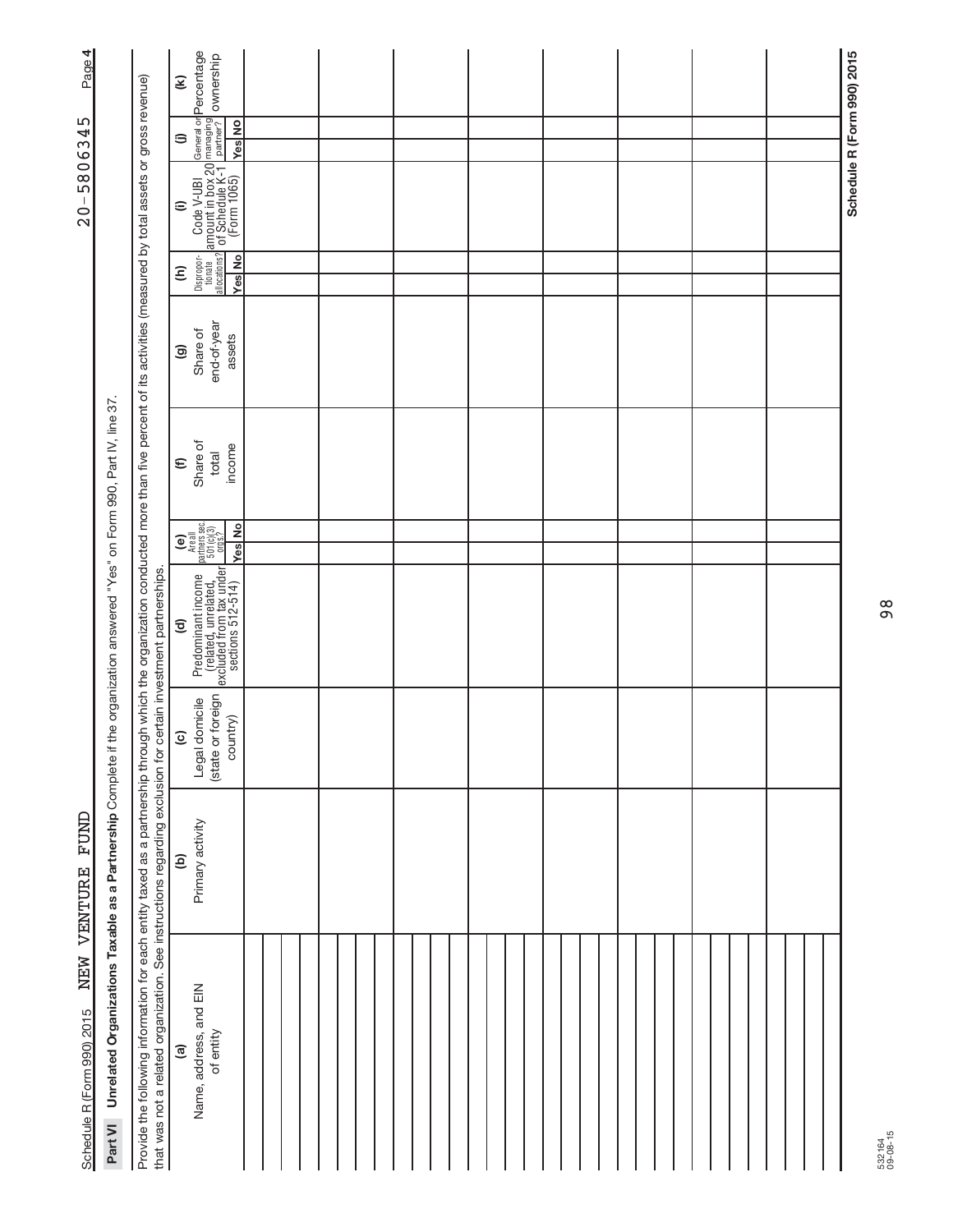Schedule R (Form 990) 2015 NEW VENTURE FUND 20-5806345

## Part VI Unrelated Organizations Taxable as a Partnership

Complete if the organization answered "Yes" on Form 990, Part IV, line 37.

Provide the following information for each entity taxed as a partnership through which the organization conducted more than five percent of its activities (measured by total assets or gross revenue) that was not a related organization. See instructions regarding exclusion for certain investment partnerships.

| (a) Name, address, and EIN of entity | (b) Primary activity | (c) Legal domicile (state or foreign country) | (d) Predominant income (related, unrelated, excluded from tax under sections 512-514) | (e) Are all partners sec. 501(c)(3) orgs.? Yes | (e) No | (f) Share of total income | (g) Share of end-of-year assets | (h) Disproportionate allocations? Yes | (h) No | (i) Code V-UBI amount in box 20 of Schedule K-1 (Form 1065) | (j) General or managing partner? Yes | (j) No | (k) Percentage ownership |
|---|---|---|---|---|---|---|---|---|---|---|---|---|---|
| | | | | | | | | | | | | | |
| | | | | | | | | | | | | | |
| | | | | | | | | | | | | | |
| | | | | | | | | | | | | | |
| | | | | | | | | | | | | | |
| | | | | | | | | | | | | | |
| | | | | | | | | | | | | | |
| | | | | | | | | | | | | | |
| | | | | | | | | | | | | | |
| | | | | | | | | | | | | | |
| | | | | | | | | | | | | | |
| | | | | | | | | | | | | | |

Schedule R (Form 990) 2015

532164 09-08-15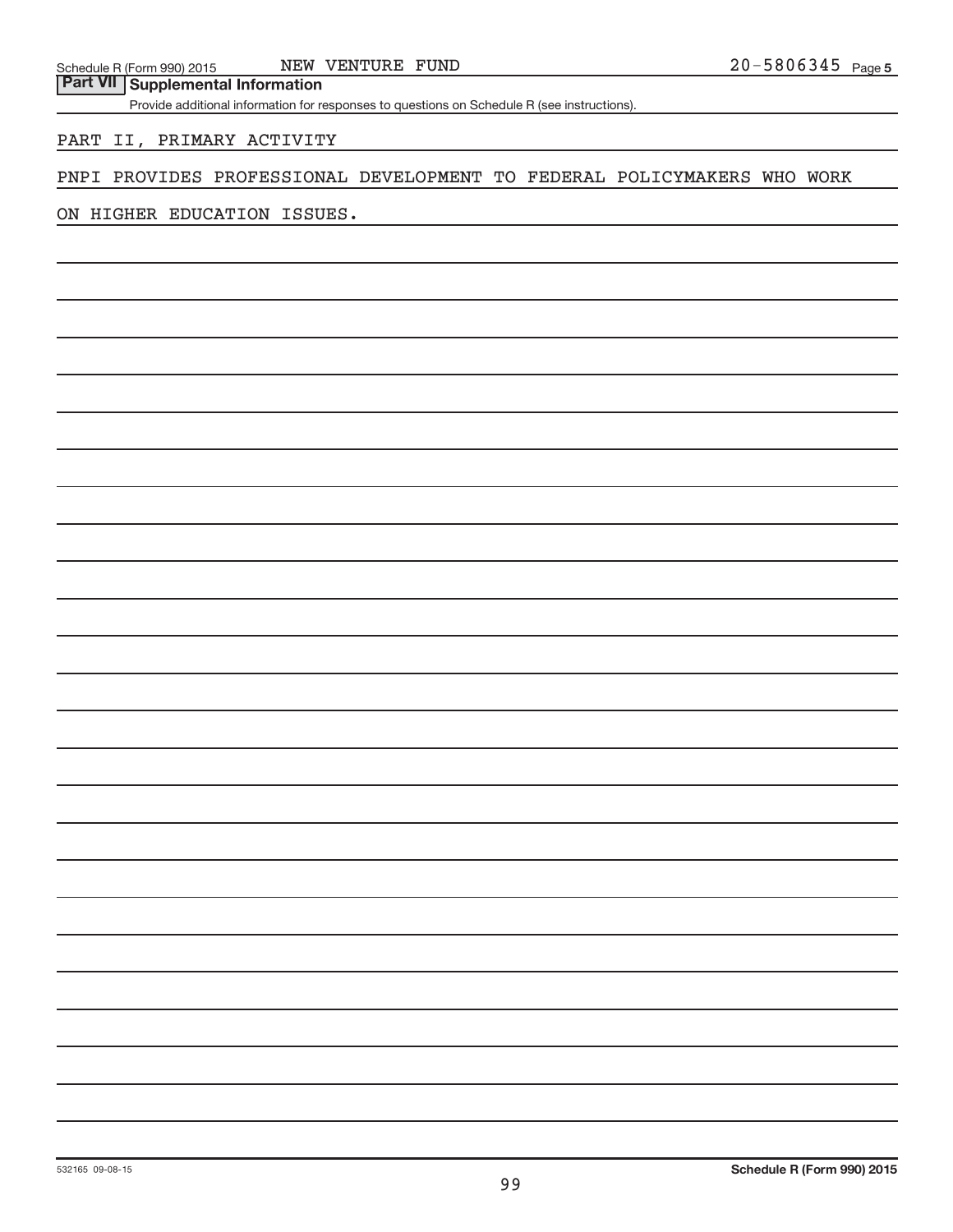Schedule R (Form 990) 2015 NEW VENTURE FUND 20-5806345 Page 5

## Part VII Supplemental Information

Provide additional information for responses to questions on Schedule R (see instructions).

PART II, PRIMARY ACTIVITY

PNPI PROVIDES PROFESSIONAL DEVELOPMENT TO FEDERAL POLICYMAKERS WHO WORK ON HIGHER EDUCATION ISSUES.

532165 09-08-15 **Schedule R (Form 990) 2015**